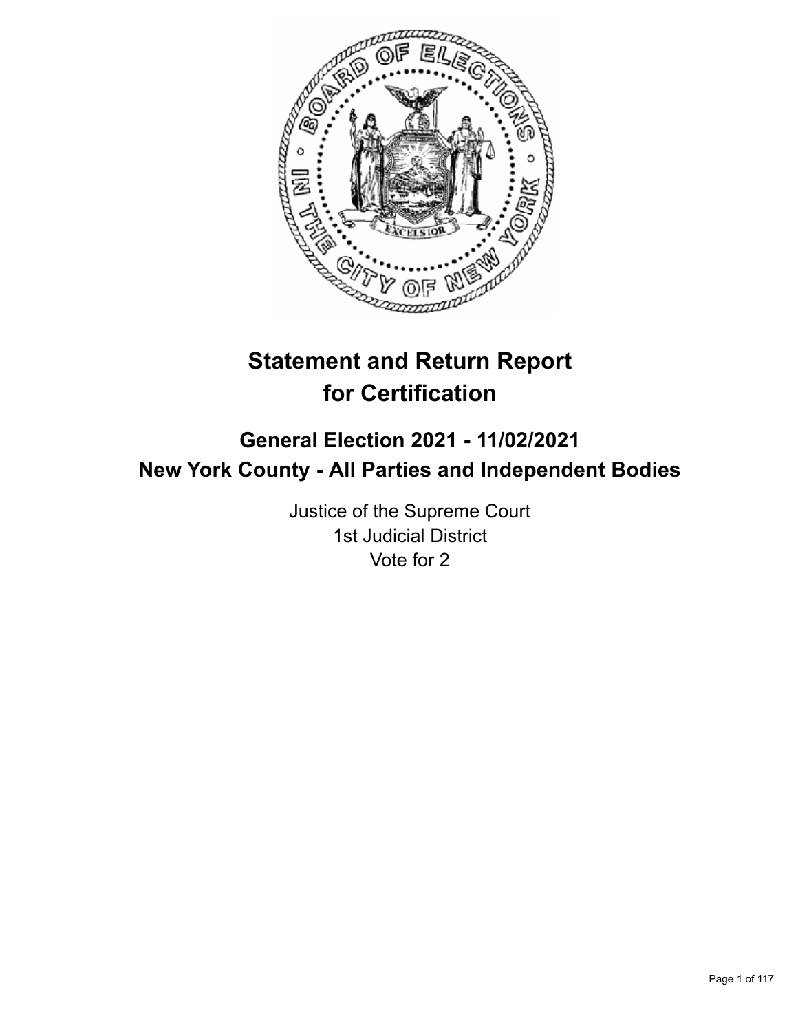# Statement and Return Report for Certification

## General Election 2021 - 11/02/2021
## New York County - All Parties and Independent Bodies

Justice of the Supreme Court
1st Judicial District
Vote for 2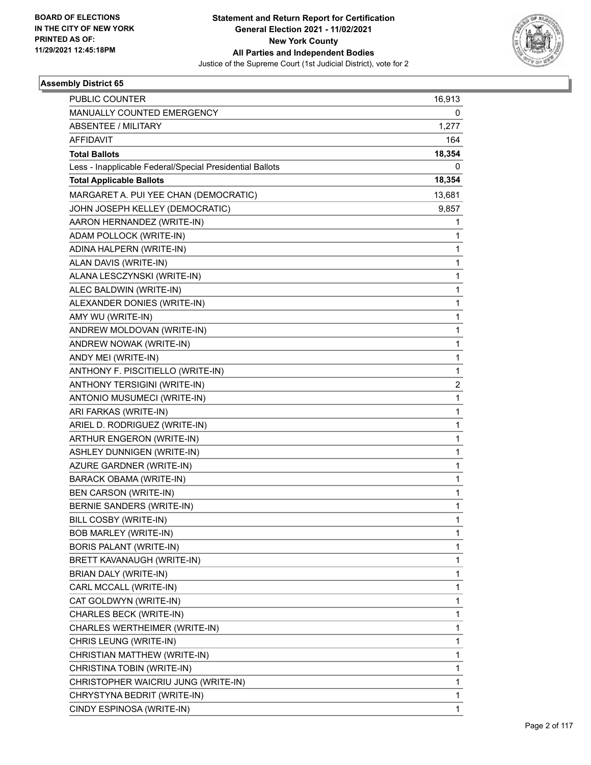**Statement and Return Report for Certification**
**General Election 2021 - 11/02/2021**
**New York County**
**All Parties and Independent Bodies**
Justice of the Supreme Court (1st Judicial District), vote for 2

BOARD OF ELECTIONS
IN THE CITY OF NEW YORK
PRINTED AS OF:
11/29/2021 12:45:18PM

### Assembly District 65

| | |
|---|---|
| PUBLIC COUNTER | 16,913 |
| MANUALLY COUNTED EMERGENCY | 0 |
| ABSENTEE / MILITARY | 1,277 |
| AFFIDAVIT | 164 |
| **Total Ballots** | **18,354** |
| Less - Inapplicable Federal/Special Presidential Ballots | 0 |
| **Total Applicable Ballots** | **18,354** |
| MARGARET A. PUI YEE CHAN (DEMOCRATIC) | 13,681 |
| JOHN JOSEPH KELLEY (DEMOCRATIC) | 9,857 |
| AARON HERNANDEZ (WRITE-IN) | 1 |
| ADAM POLLOCK (WRITE-IN) | 1 |
| ADINA HALPERN (WRITE-IN) | 1 |
| ALAN DAVIS (WRITE-IN) | 1 |
| ALANA LESCZYNSKI (WRITE-IN) | 1 |
| ALEC BALDWIN (WRITE-IN) | 1 |
| ALEXANDER DONIES (WRITE-IN) | 1 |
| AMY WU (WRITE-IN) | 1 |
| ANDREW MOLDOVAN (WRITE-IN) | 1 |
| ANDREW NOWAK (WRITE-IN) | 1 |
| ANDY MEI (WRITE-IN) | 1 |
| ANTHONY F. PISCITIELLO (WRITE-IN) | 1 |
| ANTHONY TERSIGINI (WRITE-IN) | 2 |
| ANTONIO MUSUMECI (WRITE-IN) | 1 |
| ARI FARKAS (WRITE-IN) | 1 |
| ARIEL D. RODRIGUEZ (WRITE-IN) | 1 |
| ARTHUR ENGERON (WRITE-IN) | 1 |
| ASHLEY DUNNIGEN (WRITE-IN) | 1 |
| AZURE GARDNER (WRITE-IN) | 1 |
| BARACK OBAMA (WRITE-IN) | 1 |
| BEN CARSON (WRITE-IN) | 1 |
| BERNIE SANDERS (WRITE-IN) | 1 |
| BILL COSBY (WRITE-IN) | 1 |
| BOB MARLEY (WRITE-IN) | 1 |
| BORIS PALANT (WRITE-IN) | 1 |
| BRETT KAVANAUGH (WRITE-IN) | 1 |
| BRIAN DALY (WRITE-IN) | 1 |
| CARL MCCALL (WRITE-IN) | 1 |
| CAT GOLDWYN (WRITE-IN) | 1 |
| CHARLES BECK (WRITE-IN) | 1 |
| CHARLES WERTHEIMER (WRITE-IN) | 1 |
| CHRIS LEUNG (WRITE-IN) | 1 |
| CHRISTIAN MATTHEW (WRITE-IN) | 1 |
| CHRISTINA TOBIN (WRITE-IN) | 1 |
| CHRISTOPHER WAICRIU JUNG (WRITE-IN) | 1 |
| CHRYSTYNA BEDRIT (WRITE-IN) | 1 |
| CINDY ESPINOSA (WRITE-IN) | 1 |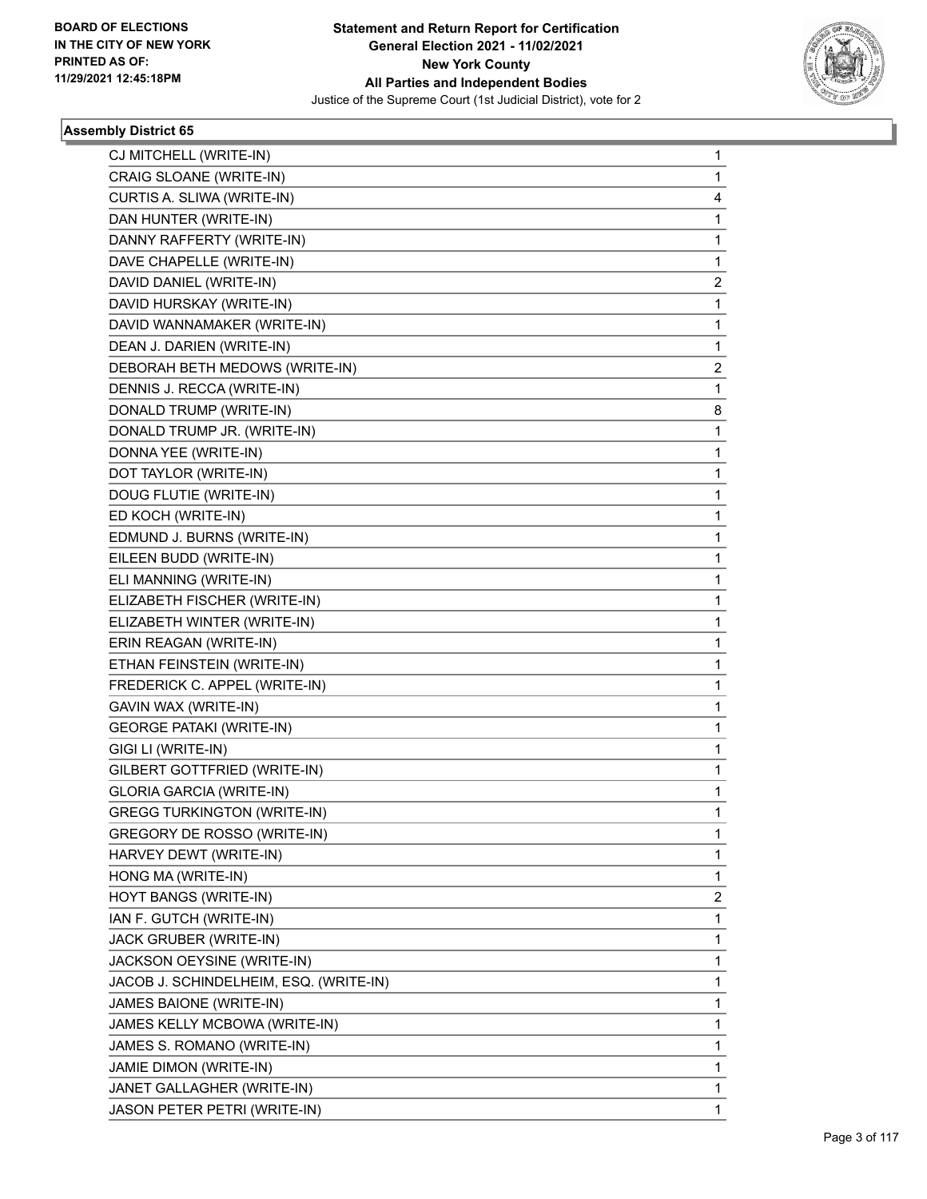**Statement and Return Report for Certification**
**General Election 2021 - 11/02/2021**
**New York County**
**All Parties and Independent Bodies**
Justice of the Supreme Court (1st Judicial District), vote for 2

BOARD OF ELECTIONS
IN THE CITY OF NEW YORK
PRINTED AS OF:
11/29/2021 12:45:18PM

### Assembly District 65

| | |
|---|---|
| CJ MITCHELL (WRITE-IN) | 1 |
| CRAIG SLOANE (WRITE-IN) | 1 |
| CURTIS A. SLIWA (WRITE-IN) | 4 |
| DAN HUNTER (WRITE-IN) | 1 |
| DANNY RAFFERTY (WRITE-IN) | 1 |
| DAVE CHAPELLE (WRITE-IN) | 1 |
| DAVID DANIEL (WRITE-IN) | 2 |
| DAVID HURSKAY (WRITE-IN) | 1 |
| DAVID WANNAMAKER (WRITE-IN) | 1 |
| DEAN J. DARIEN (WRITE-IN) | 1 |
| DEBORAH BETH MEDOWS (WRITE-IN) | 2 |
| DENNIS J. RECCA (WRITE-IN) | 1 |
| DONALD TRUMP (WRITE-IN) | 8 |
| DONALD TRUMP JR. (WRITE-IN) | 1 |
| DONNA YEE (WRITE-IN) | 1 |
| DOT TAYLOR (WRITE-IN) | 1 |
| DOUG FLUTIE (WRITE-IN) | 1 |
| ED KOCH (WRITE-IN) | 1 |
| EDMUND J. BURNS (WRITE-IN) | 1 |
| EILEEN BUDD (WRITE-IN) | 1 |
| ELI MANNING (WRITE-IN) | 1 |
| ELIZABETH FISCHER (WRITE-IN) | 1 |
| ELIZABETH WINTER (WRITE-IN) | 1 |
| ERIN REAGAN (WRITE-IN) | 1 |
| ETHAN FEINSTEIN (WRITE-IN) | 1 |
| FREDERICK C. APPEL (WRITE-IN) | 1 |
| GAVIN WAX (WRITE-IN) | 1 |
| GEORGE PATAKI (WRITE-IN) | 1 |
| GIGI LI (WRITE-IN) | 1 |
| GILBERT GOTTFRIED (WRITE-IN) | 1 |
| GLORIA GARCIA (WRITE-IN) | 1 |
| GREGG TURKINGTON (WRITE-IN) | 1 |
| GREGORY DE ROSSO (WRITE-IN) | 1 |
| HARVEY DEWT (WRITE-IN) | 1 |
| HONG MA (WRITE-IN) | 1 |
| HOYT BANGS (WRITE-IN) | 2 |
| IAN F. GUTCH (WRITE-IN) | 1 |
| JACK GRUBER (WRITE-IN) | 1 |
| JACKSON OEYSINE (WRITE-IN) | 1 |
| JACOB J. SCHINDELHEIM, ESQ. (WRITE-IN) | 1 |
| JAMES BAIONE (WRITE-IN) | 1 |
| JAMES KELLY MCBOWA (WRITE-IN) | 1 |
| JAMES S. ROMANO (WRITE-IN) | 1 |
| JAMIE DIMON (WRITE-IN) | 1 |
| JANET GALLAGHER (WRITE-IN) | 1 |
| JASON PETER PETRI (WRITE-IN) | 1 |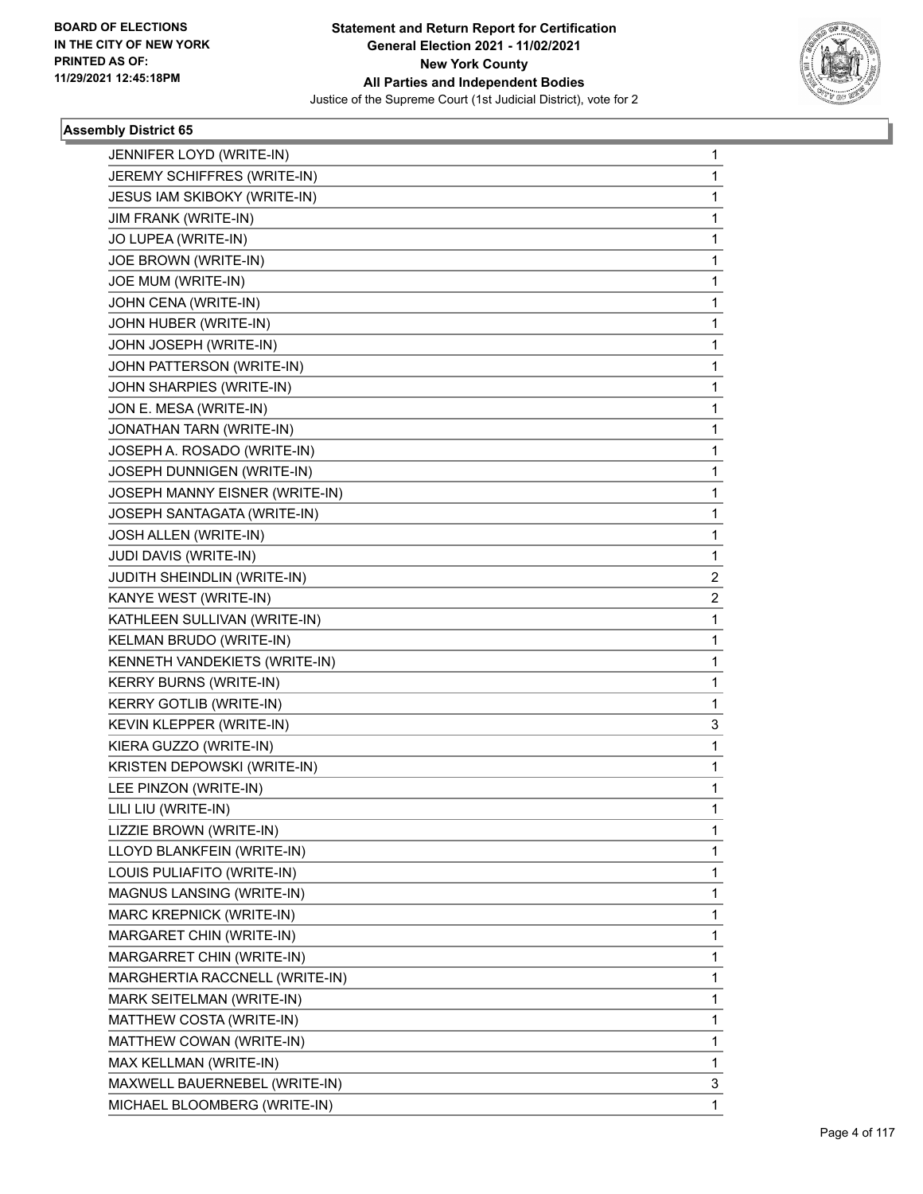**Statement and Return Report for Certification**
**General Election 2021 - 11/02/2021**
**New York County**
**All Parties and Independent Bodies**
Justice of the Supreme Court (1st Judicial District), vote for 2

BOARD OF ELECTIONS
IN THE CITY OF NEW YORK
PRINTED AS OF:
11/29/2021 12:45:18PM

### Assembly District 65

| | |
|---|---|
| JENNIFER LOYD (WRITE-IN) | 1 |
| JEREMY SCHIFFRES (WRITE-IN) | 1 |
| JESUS IAM SKIBOKY (WRITE-IN) | 1 |
| JIM FRANK (WRITE-IN) | 1 |
| JO LUPEA (WRITE-IN) | 1 |
| JOE BROWN (WRITE-IN) | 1 |
| JOE MUM (WRITE-IN) | 1 |
| JOHN CENA (WRITE-IN) | 1 |
| JOHN HUBER (WRITE-IN) | 1 |
| JOHN JOSEPH (WRITE-IN) | 1 |
| JOHN PATTERSON (WRITE-IN) | 1 |
| JOHN SHARPIES (WRITE-IN) | 1 |
| JON E. MESA (WRITE-IN) | 1 |
| JONATHAN TARN (WRITE-IN) | 1 |
| JOSEPH A. ROSADO (WRITE-IN) | 1 |
| JOSEPH DUNNIGEN (WRITE-IN) | 1 |
| JOSEPH MANNY EISNER (WRITE-IN) | 1 |
| JOSEPH SANTAGATA (WRITE-IN) | 1 |
| JOSH ALLEN (WRITE-IN) | 1 |
| JUDI DAVIS (WRITE-IN) | 1 |
| JUDITH SHEINDLIN (WRITE-IN) | 2 |
| KANYE WEST (WRITE-IN) | 2 |
| KATHLEEN SULLIVAN (WRITE-IN) | 1 |
| KELMAN BRUDO (WRITE-IN) | 1 |
| KENNETH VANDEKIETS (WRITE-IN) | 1 |
| KERRY BURNS (WRITE-IN) | 1 |
| KERRY GOTLIB (WRITE-IN) | 1 |
| KEVIN KLEPPER (WRITE-IN) | 3 |
| KIERA GUZZO (WRITE-IN) | 1 |
| KRISTEN DEPOWSKI (WRITE-IN) | 1 |
| LEE PINZON (WRITE-IN) | 1 |
| LILI LIU (WRITE-IN) | 1 |
| LIZZIE BROWN (WRITE-IN) | 1 |
| LLOYD BLANKFEIN (WRITE-IN) | 1 |
| LOUIS PULIAFITO (WRITE-IN) | 1 |
| MAGNUS LANSING (WRITE-IN) | 1 |
| MARC KREPNICK (WRITE-IN) | 1 |
| MARGARET CHIN (WRITE-IN) | 1 |
| MARGARRET CHIN (WRITE-IN) | 1 |
| MARGHERTIA RACCNELL (WRITE-IN) | 1 |
| MARK SEITELMAN (WRITE-IN) | 1 |
| MATTHEW COSTA (WRITE-IN) | 1 |
| MATTHEW COWAN (WRITE-IN) | 1 |
| MAX KELLMAN (WRITE-IN) | 1 |
| MAXWELL BAUERNEBEL (WRITE-IN) | 3 |
| MICHAEL BLOOMBERG (WRITE-IN) | 1 |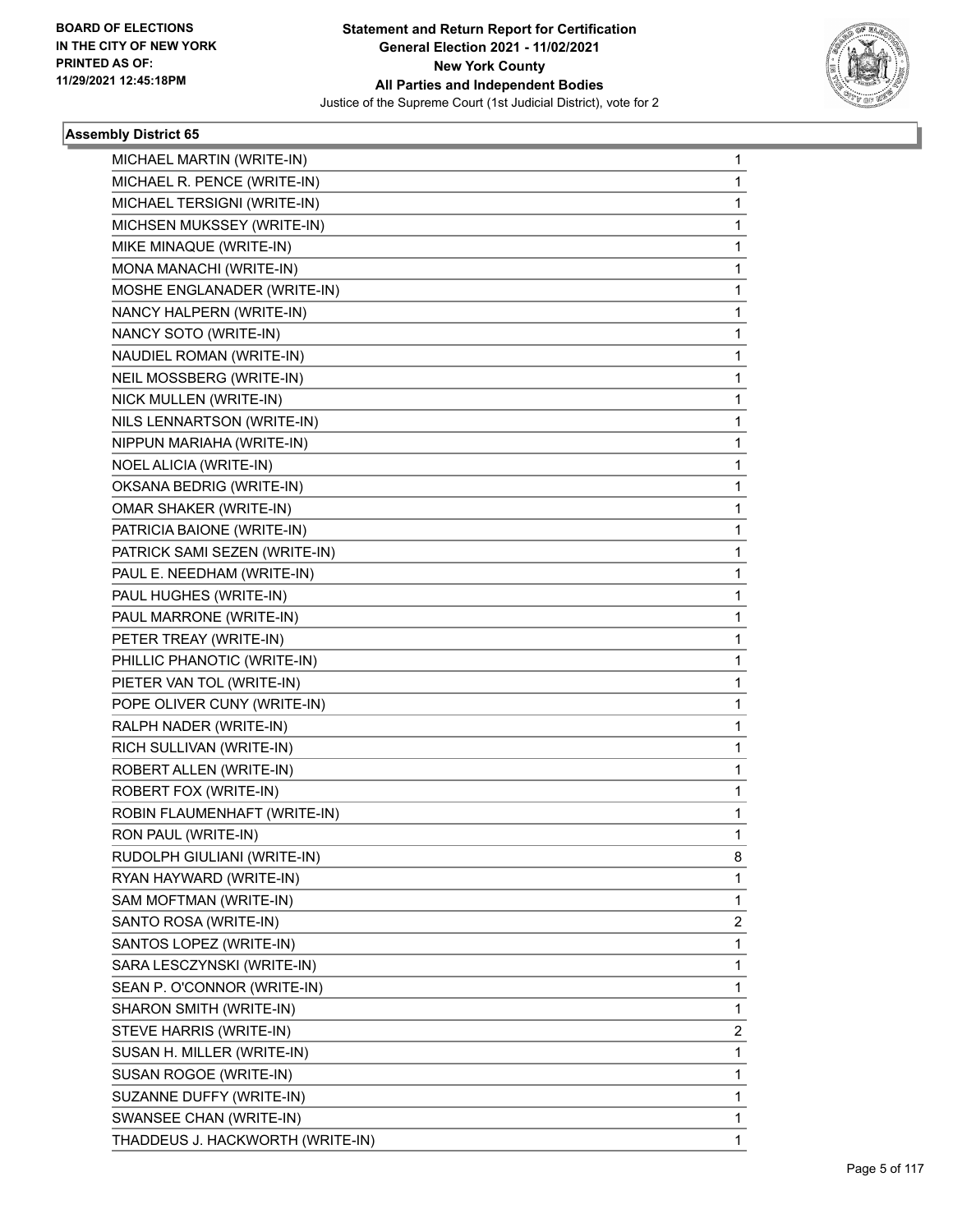**Statement and Return Report for Certification**
**General Election 2021 - 11/02/2021**
**New York County**
**All Parties and Independent Bodies**
Justice of the Supreme Court (1st Judicial District), vote for 2

BOARD OF ELECTIONS IN THE CITY OF NEW YORK PRINTED AS OF: 11/29/2021 12:45:18PM

### Assembly District 65

| | |
|---|---|
| MICHAEL MARTIN (WRITE-IN) | 1 |
| MICHAEL R. PENCE (WRITE-IN) | 1 |
| MICHAEL TERSIGNI (WRITE-IN) | 1 |
| MICHSEN MUKSSEY (WRITE-IN) | 1 |
| MIKE MINAQUE (WRITE-IN) | 1 |
| MONA MANACHI (WRITE-IN) | 1 |
| MOSHE ENGLANADER (WRITE-IN) | 1 |
| NANCY HALPERN (WRITE-IN) | 1 |
| NANCY SOTO (WRITE-IN) | 1 |
| NAUDIEL ROMAN (WRITE-IN) | 1 |
| NEIL MOSSBERG (WRITE-IN) | 1 |
| NICK MULLEN (WRITE-IN) | 1 |
| NILS LENNARTSON (WRITE-IN) | 1 |
| NIPPUN MARIAHA (WRITE-IN) | 1 |
| NOEL ALICIA (WRITE-IN) | 1 |
| OKSANA BEDRIG (WRITE-IN) | 1 |
| OMAR SHAKER (WRITE-IN) | 1 |
| PATRICIA BAIONE (WRITE-IN) | 1 |
| PATRICK SAMI SEZEN (WRITE-IN) | 1 |
| PAUL E. NEEDHAM (WRITE-IN) | 1 |
| PAUL HUGHES (WRITE-IN) | 1 |
| PAUL MARRONE (WRITE-IN) | 1 |
| PETER TREAY (WRITE-IN) | 1 |
| PHILLIC PHANOTIC (WRITE-IN) | 1 |
| PIETER VAN TOL (WRITE-IN) | 1 |
| POPE OLIVER CUNY (WRITE-IN) | 1 |
| RALPH NADER (WRITE-IN) | 1 |
| RICH SULLIVAN (WRITE-IN) | 1 |
| ROBERT ALLEN (WRITE-IN) | 1 |
| ROBERT FOX (WRITE-IN) | 1 |
| ROBIN FLAUMENHAFT (WRITE-IN) | 1 |
| RON PAUL (WRITE-IN) | 1 |
| RUDOLPH GIULIANI (WRITE-IN) | 8 |
| RYAN HAYWARD (WRITE-IN) | 1 |
| SAM MOFTMAN (WRITE-IN) | 1 |
| SANTO ROSA (WRITE-IN) | 2 |
| SANTOS LOPEZ (WRITE-IN) | 1 |
| SARA LESCZYNSKI (WRITE-IN) | 1 |
| SEAN P. O'CONNOR (WRITE-IN) | 1 |
| SHARON SMITH (WRITE-IN) | 1 |
| STEVE HARRIS (WRITE-IN) | 2 |
| SUSAN H. MILLER (WRITE-IN) | 1 |
| SUSAN ROGOE (WRITE-IN) | 1 |
| SUZANNE DUFFY (WRITE-IN) | 1 |
| SWANSEE CHAN (WRITE-IN) | 1 |
| THADDEUS J. HACKWORTH (WRITE-IN) | 1 |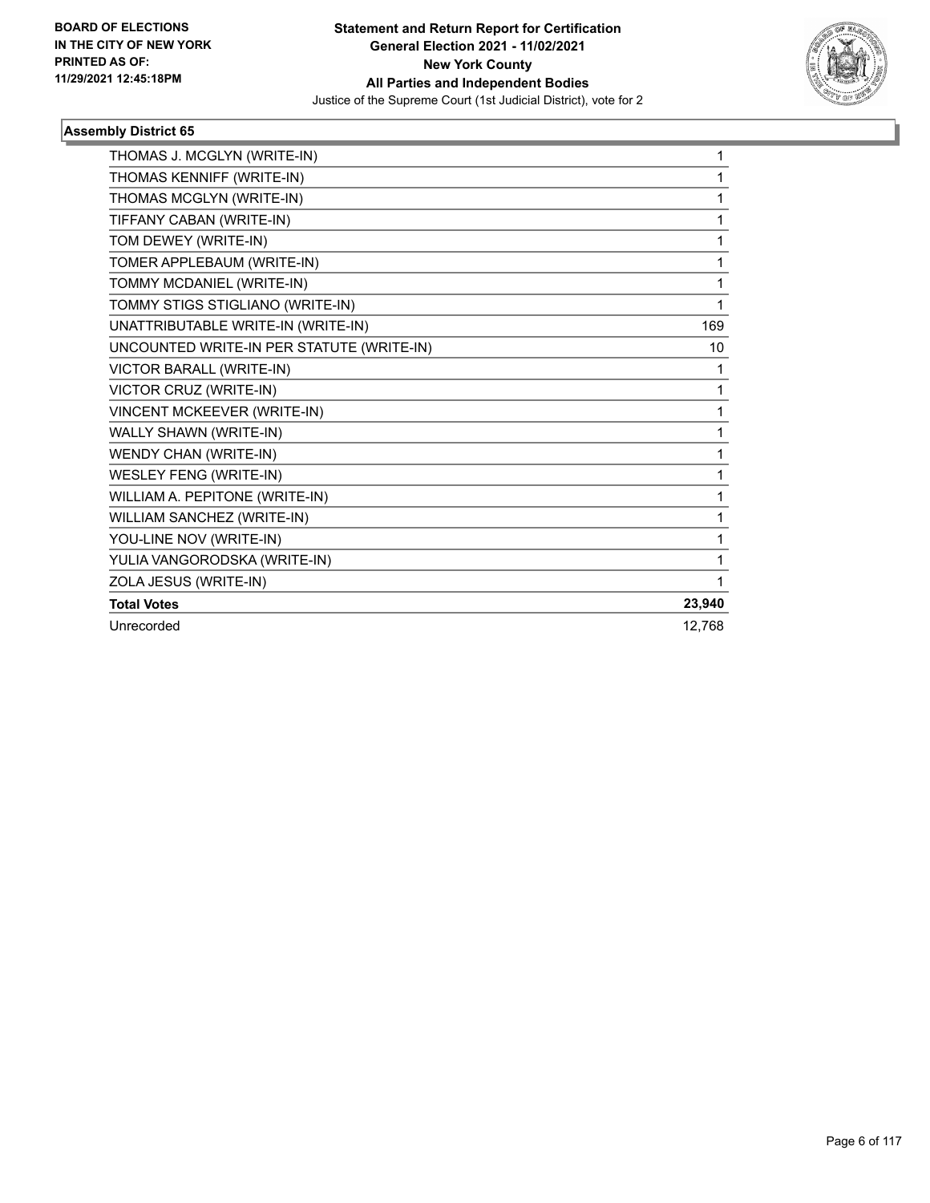BOARD OF ELECTIONS
IN THE CITY OF NEW YORK
PRINTED AS OF:
11/29/2021 12:45:18PM

**Statement and Return Report for Certification**
**General Election 2021 - 11/02/2021**
**New York County**
**All Parties and Independent Bodies**
Justice of the Supreme Court (1st Judicial District), vote for 2

### Assembly District 65

| | |
|---|---|
| THOMAS J. MCGLYN (WRITE-IN) | 1 |
| THOMAS KENNIFF (WRITE-IN) | 1 |
| THOMAS MCGLYN (WRITE-IN) | 1 |
| TIFFANY CABAN (WRITE-IN) | 1 |
| TOM DEWEY (WRITE-IN) | 1 |
| TOMER APPLEBAUM (WRITE-IN) | 1 |
| TOMMY MCDANIEL (WRITE-IN) | 1 |
| TOMMY STIGS STIGLIANO (WRITE-IN) | 1 |
| UNATTRIBUTABLE WRITE-IN (WRITE-IN) | 169 |
| UNCOUNTED WRITE-IN PER STATUTE (WRITE-IN) | 10 |
| VICTOR BARALL (WRITE-IN) | 1 |
| VICTOR CRUZ (WRITE-IN) | 1 |
| VINCENT MCKEEVER (WRITE-IN) | 1 |
| WALLY SHAWN (WRITE-IN) | 1 |
| WENDY CHAN (WRITE-IN) | 1 |
| WESLEY FENG (WRITE-IN) | 1 |
| WILLIAM A. PEPITONE (WRITE-IN) | 1 |
| WILLIAM SANCHEZ (WRITE-IN) | 1 |
| YOU-LINE NOV (WRITE-IN) | 1 |
| YULIA VANGORODSKA (WRITE-IN) | 1 |
| ZOLA JESUS (WRITE-IN) | 1 |
| **Total Votes** | **23,940** |
| Unrecorded | 12,768 |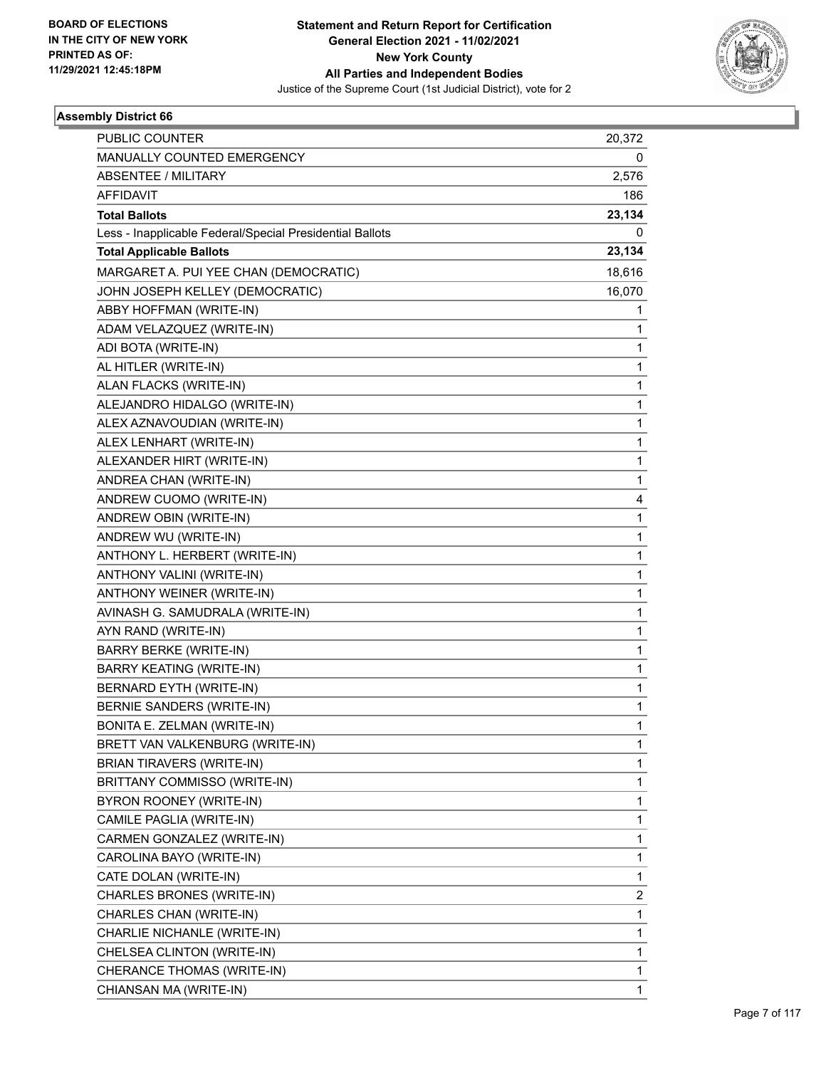BOARD OF ELECTIONS
IN THE CITY OF NEW YORK
PRINTED AS OF:
11/29/2021 12:45:18PM

**Statement and Return Report for Certification**
**General Election 2021 - 11/02/2021**
**New York County**
**All Parties and Independent Bodies**
Justice of the Supreme Court (1st Judicial District), vote for 2

### Assembly District 66

| | |
|---|---|
| PUBLIC COUNTER | 20,372 |
| MANUALLY COUNTED EMERGENCY | 0 |
| ABSENTEE / MILITARY | 2,576 |
| AFFIDAVIT | 186 |
| **Total Ballots** | **23,134** |
| Less - Inapplicable Federal/Special Presidential Ballots | 0 |
| **Total Applicable Ballots** | **23,134** |
| MARGARET A. PUI YEE CHAN (DEMOCRATIC) | 18,616 |
| JOHN JOSEPH KELLEY (DEMOCRATIC) | 16,070 |
| ABBY HOFFMAN (WRITE-IN) | 1 |
| ADAM VELAZQUEZ (WRITE-IN) | 1 |
| ADI BOTA (WRITE-IN) | 1 |
| AL HITLER (WRITE-IN) | 1 |
| ALAN FLACKS (WRITE-IN) | 1 |
| ALEJANDRO HIDALGO (WRITE-IN) | 1 |
| ALEX AZNAVOUDIAN (WRITE-IN) | 1 |
| ALEX LENHART (WRITE-IN) | 1 |
| ALEXANDER HIRT (WRITE-IN) | 1 |
| ANDREA CHAN (WRITE-IN) | 1 |
| ANDREW CUOMO (WRITE-IN) | 4 |
| ANDREW OBIN (WRITE-IN) | 1 |
| ANDREW WU (WRITE-IN) | 1 |
| ANTHONY L. HERBERT (WRITE-IN) | 1 |
| ANTHONY VALINI (WRITE-IN) | 1 |
| ANTHONY WEINER (WRITE-IN) | 1 |
| AVINASH G. SAMUDRALA (WRITE-IN) | 1 |
| AYN RAND (WRITE-IN) | 1 |
| BARRY BERKE (WRITE-IN) | 1 |
| BARRY KEATING (WRITE-IN) | 1 |
| BERNARD EYTH (WRITE-IN) | 1 |
| BERNIE SANDERS (WRITE-IN) | 1 |
| BONITA E. ZELMAN (WRITE-IN) | 1 |
| BRETT VAN VALKENBURG (WRITE-IN) | 1 |
| BRIAN TIRAVERS (WRITE-IN) | 1 |
| BRITTANY COMMISSO (WRITE-IN) | 1 |
| BYRON ROONEY (WRITE-IN) | 1 |
| CAMILE PAGLIA (WRITE-IN) | 1 |
| CARMEN GONZALEZ (WRITE-IN) | 1 |
| CAROLINA BAYO (WRITE-IN) | 1 |
| CATE DOLAN (WRITE-IN) | 1 |
| CHARLES BRONES (WRITE-IN) | 2 |
| CHARLES CHAN (WRITE-IN) | 1 |
| CHARLIE NICHANLE (WRITE-IN) | 1 |
| CHELSEA CLINTON (WRITE-IN) | 1 |
| CHERANCE THOMAS (WRITE-IN) | 1 |
| CHIANSAN MA (WRITE-IN) | 1 |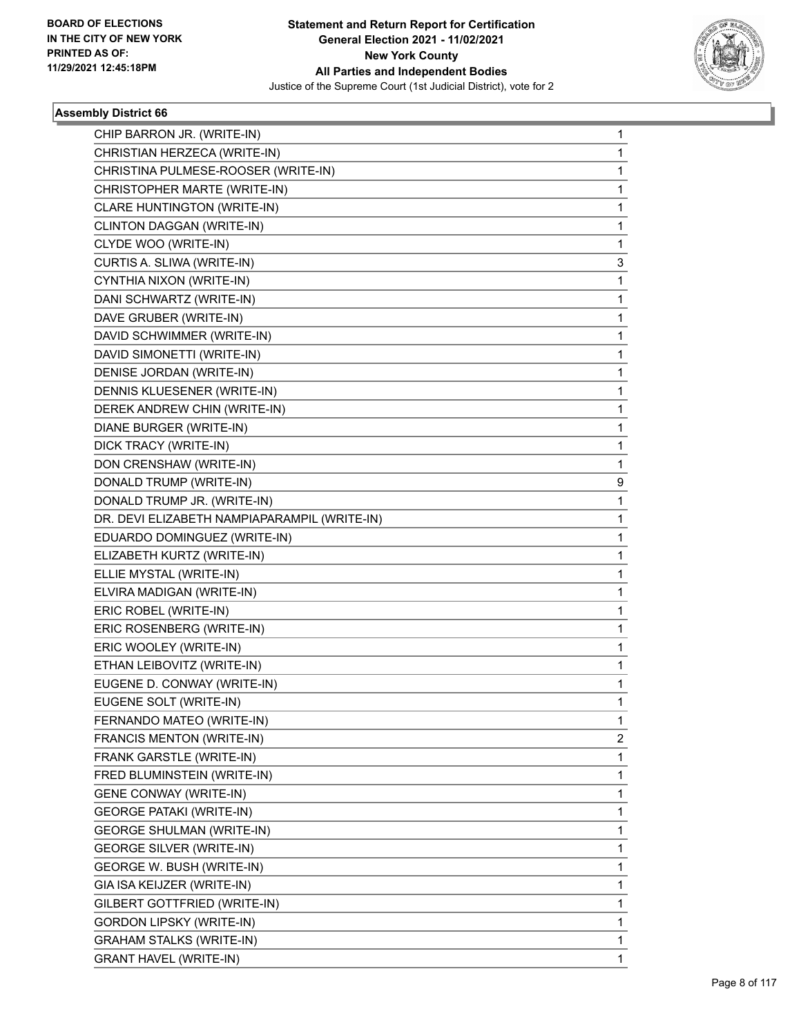## Assembly District 66

| | |
|---|---|
| CHIP BARRON JR. (WRITE-IN) | 1 |
| CHRISTIAN HERZECA (WRITE-IN) | 1 |
| CHRISTINA PULMESE-ROOSER (WRITE-IN) | 1 |
| CHRISTOPHER MARTE (WRITE-IN) | 1 |
| CLARE HUNTINGTON (WRITE-IN) | 1 |
| CLINTON DAGGAN (WRITE-IN) | 1 |
| CLYDE WOO (WRITE-IN) | 1 |
| CURTIS A. SLIWA (WRITE-IN) | 3 |
| CYNTHIA NIXON (WRITE-IN) | 1 |
| DANI SCHWARTZ (WRITE-IN) | 1 |
| DAVE GRUBER (WRITE-IN) | 1 |
| DAVID SCHWIMMER (WRITE-IN) | 1 |
| DAVID SIMONETTI (WRITE-IN) | 1 |
| DENISE JORDAN (WRITE-IN) | 1 |
| DENNIS KLUESENER (WRITE-IN) | 1 |
| DEREK ANDREW CHIN (WRITE-IN) | 1 |
| DIANE BURGER (WRITE-IN) | 1 |
| DICK TRACY (WRITE-IN) | 1 |
| DON CRENSHAW (WRITE-IN) | 1 |
| DONALD TRUMP (WRITE-IN) | 9 |
| DONALD TRUMP JR. (WRITE-IN) | 1 |
| DR. DEVI ELIZABETH NAMPIAPARAMPIL (WRITE-IN) | 1 |
| EDUARDO DOMINGUEZ (WRITE-IN) | 1 |
| ELIZABETH KURTZ (WRITE-IN) | 1 |
| ELLIE MYSTAL (WRITE-IN) | 1 |
| ELVIRA MADIGAN (WRITE-IN) | 1 |
| ERIC ROBEL (WRITE-IN) | 1 |
| ERIC ROSENBERG (WRITE-IN) | 1 |
| ERIC WOOLEY (WRITE-IN) | 1 |
| ETHAN LEIBOVITZ (WRITE-IN) | 1 |
| EUGENE D. CONWAY (WRITE-IN) | 1 |
| EUGENE SOLT (WRITE-IN) | 1 |
| FERNANDO MATEO (WRITE-IN) | 1 |
| FRANCIS MENTON (WRITE-IN) | 2 |
| FRANK GARSTLE (WRITE-IN) | 1 |
| FRED BLUMINSTEIN (WRITE-IN) | 1 |
| GENE CONWAY (WRITE-IN) | 1 |
| GEORGE PATAKI (WRITE-IN) | 1 |
| GEORGE SHULMAN (WRITE-IN) | 1 |
| GEORGE SILVER (WRITE-IN) | 1 |
| GEORGE W. BUSH (WRITE-IN) | 1 |
| GIA ISA KEIJZER (WRITE-IN) | 1 |
| GILBERT GOTTFRIED (WRITE-IN) | 1 |
| GORDON LIPSKY (WRITE-IN) | 1 |
| GRAHAM STALKS (WRITE-IN) | 1 |
| GRANT HAVEL (WRITE-IN) | 1 |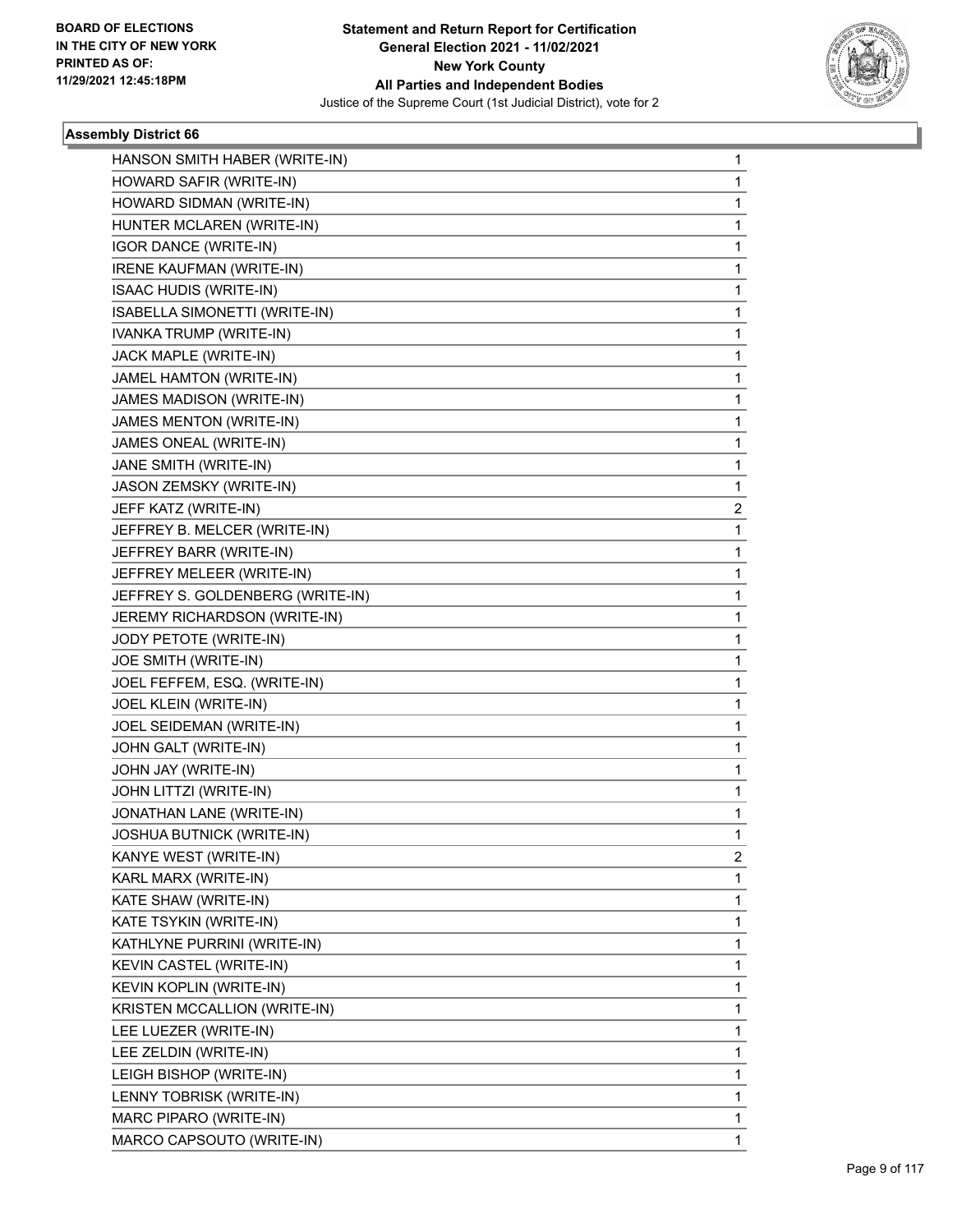**Statement and Return Report for Certification**
**General Election 2021 - 11/02/2021**
**New York County**
**All Parties and Independent Bodies**
Justice of the Supreme Court (1st Judicial District), vote for 2

BOARD OF ELECTIONS
IN THE CITY OF NEW YORK
PRINTED AS OF:
11/29/2021 12:45:18PM

### Assembly District 66

| | |
|---|---|
| HANSON SMITH HABER (WRITE-IN) | 1 |
| HOWARD SAFIR (WRITE-IN) | 1 |
| HOWARD SIDMAN (WRITE-IN) | 1 |
| HUNTER MCLAREN (WRITE-IN) | 1 |
| IGOR DANCE (WRITE-IN) | 1 |
| IRENE KAUFMAN (WRITE-IN) | 1 |
| ISAAC HUDIS (WRITE-IN) | 1 |
| ISABELLA SIMONETTI (WRITE-IN) | 1 |
| IVANKA TRUMP (WRITE-IN) | 1 |
| JACK MAPLE (WRITE-IN) | 1 |
| JAMEL HAMTON (WRITE-IN) | 1 |
| JAMES MADISON (WRITE-IN) | 1 |
| JAMES MENTON (WRITE-IN) | 1 |
| JAMES ONEAL (WRITE-IN) | 1 |
| JANE SMITH (WRITE-IN) | 1 |
| JASON ZEMSKY (WRITE-IN) | 1 |
| JEFF KATZ (WRITE-IN) | 2 |
| JEFFREY B. MELCER (WRITE-IN) | 1 |
| JEFFREY BARR (WRITE-IN) | 1 |
| JEFFREY MELEER (WRITE-IN) | 1 |
| JEFFREY S. GOLDENBERG (WRITE-IN) | 1 |
| JEREMY RICHARDSON (WRITE-IN) | 1 |
| JODY PETOTE (WRITE-IN) | 1 |
| JOE SMITH (WRITE-IN) | 1 |
| JOEL FEFFEM, ESQ. (WRITE-IN) | 1 |
| JOEL KLEIN (WRITE-IN) | 1 |
| JOEL SEIDEMAN (WRITE-IN) | 1 |
| JOHN GALT (WRITE-IN) | 1 |
| JOHN JAY (WRITE-IN) | 1 |
| JOHN LITTZI (WRITE-IN) | 1 |
| JONATHAN LANE (WRITE-IN) | 1 |
| JOSHUA BUTNICK (WRITE-IN) | 1 |
| KANYE WEST (WRITE-IN) | 2 |
| KARL MARX (WRITE-IN) | 1 |
| KATE SHAW (WRITE-IN) | 1 |
| KATE TSYKIN (WRITE-IN) | 1 |
| KATHLYNE PURRINI (WRITE-IN) | 1 |
| KEVIN CASTEL (WRITE-IN) | 1 |
| KEVIN KOPLIN (WRITE-IN) | 1 |
| KRISTEN MCCALLION (WRITE-IN) | 1 |
| LEE LUEZER (WRITE-IN) | 1 |
| LEE ZELDIN (WRITE-IN) | 1 |
| LEIGH BISHOP (WRITE-IN) | 1 |
| LENNY TOBRISK (WRITE-IN) | 1 |
| MARC PIPARO (WRITE-IN) | 1 |
| MARCO CAPSOUTO (WRITE-IN) | 1 |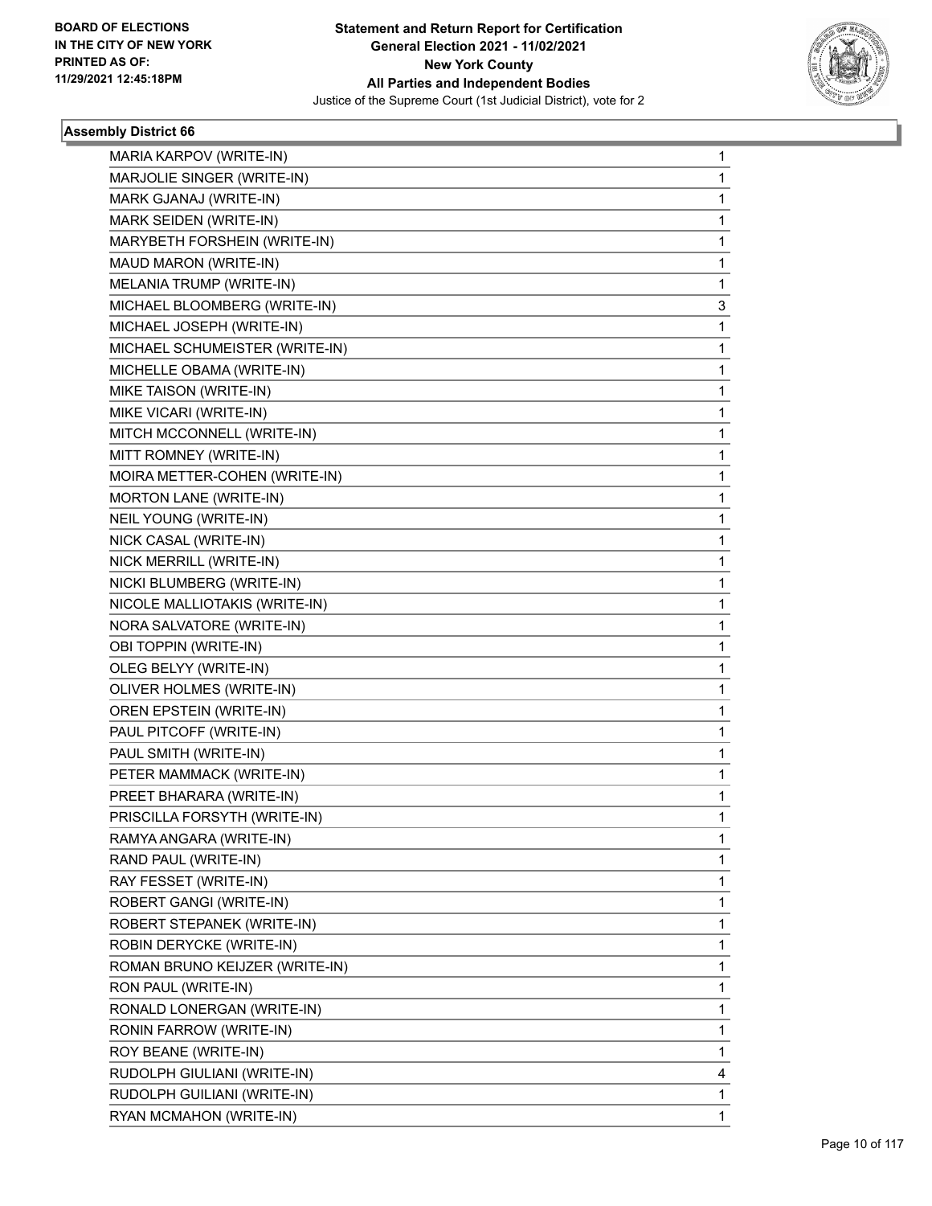**Statement and Return Report for Certification**
**General Election 2021 - 11/02/2021**
**New York County**
**All Parties and Independent Bodies**
Justice of the Supreme Court (1st Judicial District), vote for 2

BOARD OF ELECTIONS
IN THE CITY OF NEW YORK
PRINTED AS OF:
11/29/2021 12:45:18PM

### Assembly District 66

| | |
|---|---|
| MARIA KARPOV (WRITE-IN) | 1 |
| MARJOLIE SINGER (WRITE-IN) | 1 |
| MARK GJANAJ (WRITE-IN) | 1 |
| MARK SEIDEN (WRITE-IN) | 1 |
| MARYBETH FORSHEIN (WRITE-IN) | 1 |
| MAUD MARON (WRITE-IN) | 1 |
| MELANIA TRUMP (WRITE-IN) | 1 |
| MICHAEL BLOOMBERG (WRITE-IN) | 3 |
| MICHAEL JOSEPH (WRITE-IN) | 1 |
| MICHAEL SCHUMEISTER (WRITE-IN) | 1 |
| MICHELLE OBAMA (WRITE-IN) | 1 |
| MIKE TAISON (WRITE-IN) | 1 |
| MIKE VICARI (WRITE-IN) | 1 |
| MITCH MCCONNELL (WRITE-IN) | 1 |
| MITT ROMNEY (WRITE-IN) | 1 |
| MOIRA METTER-COHEN (WRITE-IN) | 1 |
| MORTON LANE (WRITE-IN) | 1 |
| NEIL YOUNG (WRITE-IN) | 1 |
| NICK CASAL (WRITE-IN) | 1 |
| NICK MERRILL (WRITE-IN) | 1 |
| NICKI BLUMBERG (WRITE-IN) | 1 |
| NICOLE MALLIOTAKIS (WRITE-IN) | 1 |
| NORA SALVATORE (WRITE-IN) | 1 |
| OBI TOPPIN (WRITE-IN) | 1 |
| OLEG BELYY (WRITE-IN) | 1 |
| OLIVER HOLMES (WRITE-IN) | 1 |
| OREN EPSTEIN (WRITE-IN) | 1 |
| PAUL PITCOFF (WRITE-IN) | 1 |
| PAUL SMITH (WRITE-IN) | 1 |
| PETER MAMMACK (WRITE-IN) | 1 |
| PREET BHARARA (WRITE-IN) | 1 |
| PRISCILLA FORSYTH (WRITE-IN) | 1 |
| RAMYA ANGARA (WRITE-IN) | 1 |
| RAND PAUL (WRITE-IN) | 1 |
| RAY FESSET (WRITE-IN) | 1 |
| ROBERT GANGI (WRITE-IN) | 1 |
| ROBERT STEPANEK (WRITE-IN) | 1 |
| ROBIN DERYCKE (WRITE-IN) | 1 |
| ROMAN BRUNO KEIJZER (WRITE-IN) | 1 |
| RON PAUL (WRITE-IN) | 1 |
| RONALD LONERGAN (WRITE-IN) | 1 |
| RONIN FARROW (WRITE-IN) | 1 |
| ROY BEANE (WRITE-IN) | 1 |
| RUDOLPH GIULIANI (WRITE-IN) | 4 |
| RUDOLPH GUILIANI (WRITE-IN) | 1 |
| RYAN MCMAHON (WRITE-IN) | 1 |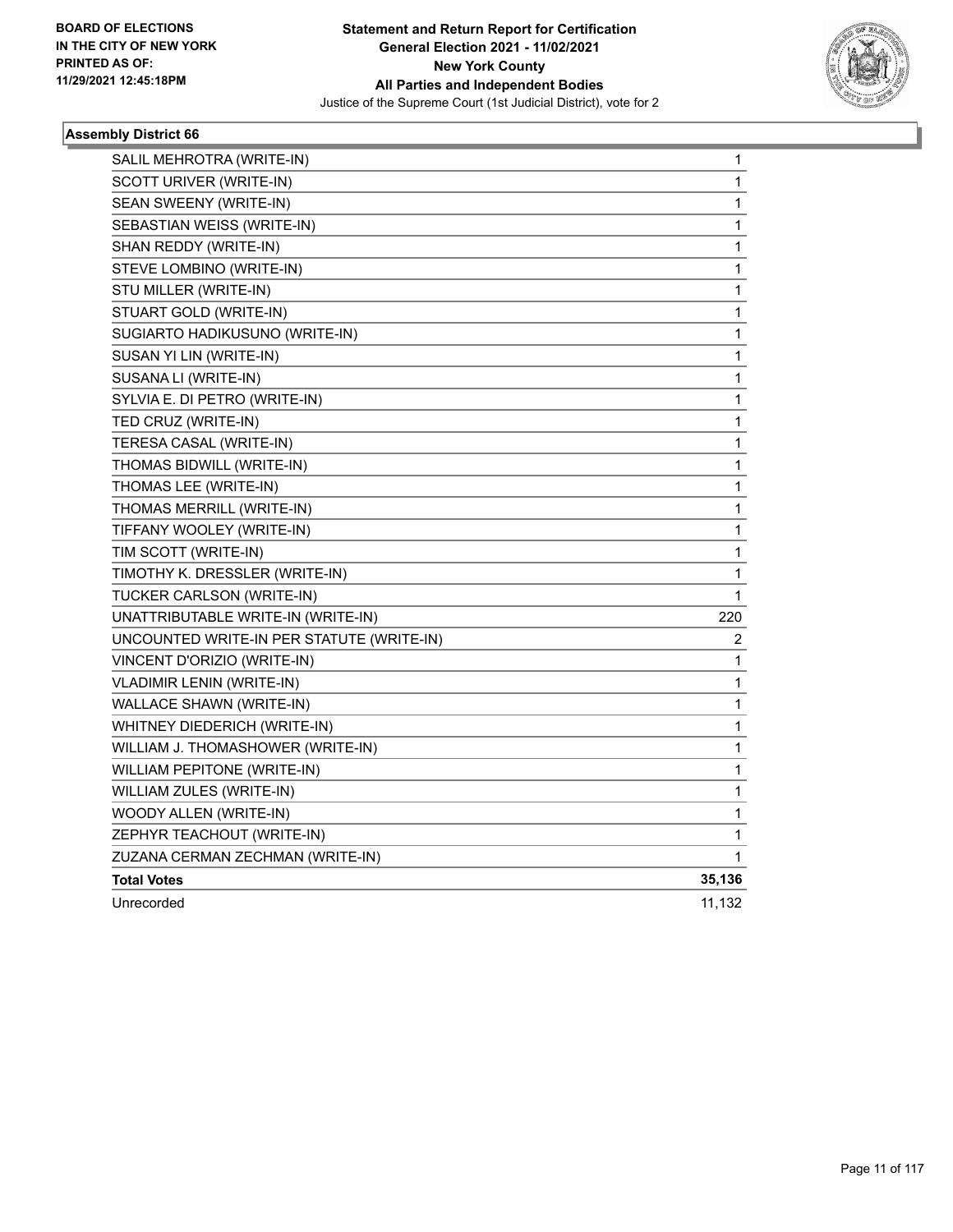**BOARD OF ELECTIONS IN THE CITY OF NEW YORK PRINTED AS OF: 11/29/2021 12:45:18PM**

**Statement and Return Report for Certification General Election 2021 - 11/02/2021 New York County All Parties and Independent Bodies**

Justice of the Supreme Court (1st Judicial District), vote for 2

**Assembly District 66**

| | |
|---|---|
| SALIL MEHROTRA (WRITE-IN) | 1 |
| SCOTT URIVER (WRITE-IN) | 1 |
| SEAN SWEENY (WRITE-IN) | 1 |
| SEBASTIAN WEISS (WRITE-IN) | 1 |
| SHAN REDDY (WRITE-IN) | 1 |
| STEVE LOMBINO (WRITE-IN) | 1 |
| STU MILLER (WRITE-IN) | 1 |
| STUART GOLD (WRITE-IN) | 1 |
| SUGIARTO HADIKUSUNO (WRITE-IN) | 1 |
| SUSAN YI LIN (WRITE-IN) | 1 |
| SUSANA LI (WRITE-IN) | 1 |
| SYLVIA E. DI PETRO (WRITE-IN) | 1 |
| TED CRUZ (WRITE-IN) | 1 |
| TERESA CASAL (WRITE-IN) | 1 |
| THOMAS BIDWILL (WRITE-IN) | 1 |
| THOMAS LEE (WRITE-IN) | 1 |
| THOMAS MERRILL (WRITE-IN) | 1 |
| TIFFANY WOOLEY (WRITE-IN) | 1 |
| TIM SCOTT (WRITE-IN) | 1 |
| TIMOTHY K. DRESSLER (WRITE-IN) | 1 |
| TUCKER CARLSON (WRITE-IN) | 1 |
| UNATTRIBUTABLE WRITE-IN (WRITE-IN) | 220 |
| UNCOUNTED WRITE-IN PER STATUTE (WRITE-IN) | 2 |
| VINCENT D'ORIZIO (WRITE-IN) | 1 |
| VLADIMIR LENIN (WRITE-IN) | 1 |
| WALLACE SHAWN (WRITE-IN) | 1 |
| WHITNEY DIEDERICH (WRITE-IN) | 1 |
| WILLIAM J. THOMASHOWER (WRITE-IN) | 1 |
| WILLIAM PEPITONE (WRITE-IN) | 1 |
| WILLIAM ZULES (WRITE-IN) | 1 |
| WOODY ALLEN (WRITE-IN) | 1 |
| ZEPHYR TEACHOUT (WRITE-IN) | 1 |
| ZUZANA CERMAN ZECHMAN (WRITE-IN) | 1 |
| **Total Votes** | **35,136** |
| Unrecorded | 11,132 |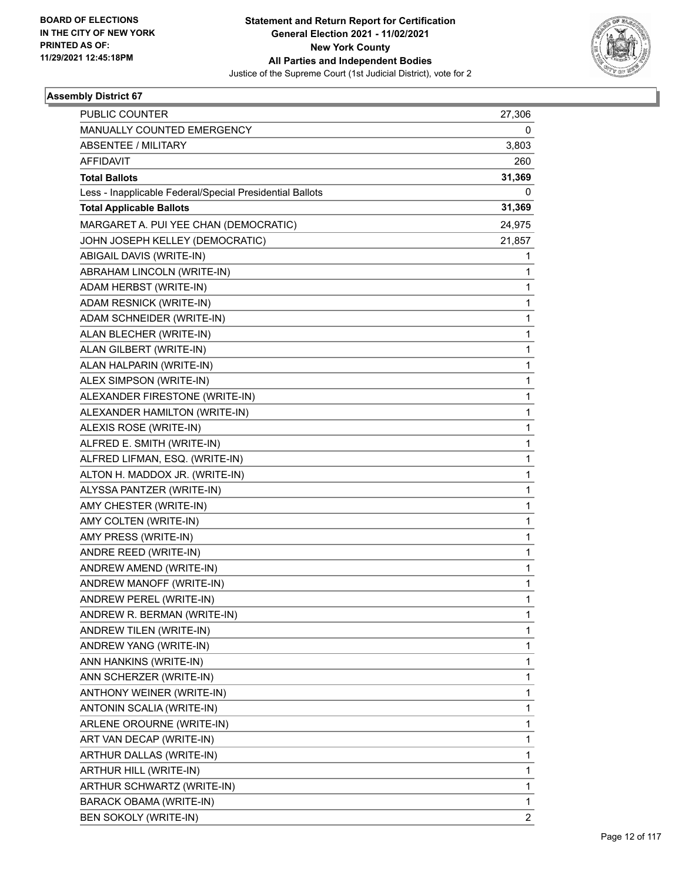BOARD OF ELECTIONS
IN THE CITY OF NEW YORK
PRINTED AS OF:
11/29/2021 12:45:18PM

**Statement and Return Report for Certification**
**General Election 2021 - 11/02/2021**
**New York County**
**All Parties and Independent Bodies**
Justice of the Supreme Court (1st Judicial District), vote for 2

### Assembly District 67

| | |
|---|---|
| PUBLIC COUNTER | 27,306 |
| MANUALLY COUNTED EMERGENCY | 0 |
| ABSENTEE / MILITARY | 3,803 |
| AFFIDAVIT | 260 |
| **Total Ballots** | **31,369** |
| Less - Inapplicable Federal/Special Presidential Ballots | 0 |
| **Total Applicable Ballots** | **31,369** |
| MARGARET A. PUI YEE CHAN (DEMOCRATIC) | 24,975 |
| JOHN JOSEPH KELLEY (DEMOCRATIC) | 21,857 |
| ABIGAIL DAVIS (WRITE-IN) | 1 |
| ABRAHAM LINCOLN (WRITE-IN) | 1 |
| ADAM HERBST (WRITE-IN) | 1 |
| ADAM RESNICK (WRITE-IN) | 1 |
| ADAM SCHNEIDER (WRITE-IN) | 1 |
| ALAN BLECHER (WRITE-IN) | 1 |
| ALAN GILBERT (WRITE-IN) | 1 |
| ALAN HALPARIN (WRITE-IN) | 1 |
| ALEX SIMPSON (WRITE-IN) | 1 |
| ALEXANDER FIRESTONE (WRITE-IN) | 1 |
| ALEXANDER HAMILTON (WRITE-IN) | 1 |
| ALEXIS ROSE (WRITE-IN) | 1 |
| ALFRED E. SMITH (WRITE-IN) | 1 |
| ALFRED LIFMAN, ESQ. (WRITE-IN) | 1 |
| ALTON H. MADDOX JR. (WRITE-IN) | 1 |
| ALYSSA PANTZER (WRITE-IN) | 1 |
| AMY CHESTER (WRITE-IN) | 1 |
| AMY COLTEN (WRITE-IN) | 1 |
| AMY PRESS (WRITE-IN) | 1 |
| ANDRE REED (WRITE-IN) | 1 |
| ANDREW AMEND (WRITE-IN) | 1 |
| ANDREW MANOFF (WRITE-IN) | 1 |
| ANDREW PEREL (WRITE-IN) | 1 |
| ANDREW R. BERMAN (WRITE-IN) | 1 |
| ANDREW TILEN (WRITE-IN) | 1 |
| ANDREW YANG (WRITE-IN) | 1 |
| ANN HANKINS (WRITE-IN) | 1 |
| ANN SCHERZER (WRITE-IN) | 1 |
| ANTHONY WEINER (WRITE-IN) | 1 |
| ANTONIN SCALIA (WRITE-IN) | 1 |
| ARLENE OROURNE (WRITE-IN) | 1 |
| ART VAN DECAP (WRITE-IN) | 1 |
| ARTHUR DALLAS (WRITE-IN) | 1 |
| ARTHUR HILL (WRITE-IN) | 1 |
| ARTHUR SCHWARTZ (WRITE-IN) | 1 |
| BARACK OBAMA (WRITE-IN) | 1 |
| BEN SOKOLY (WRITE-IN) | 2 |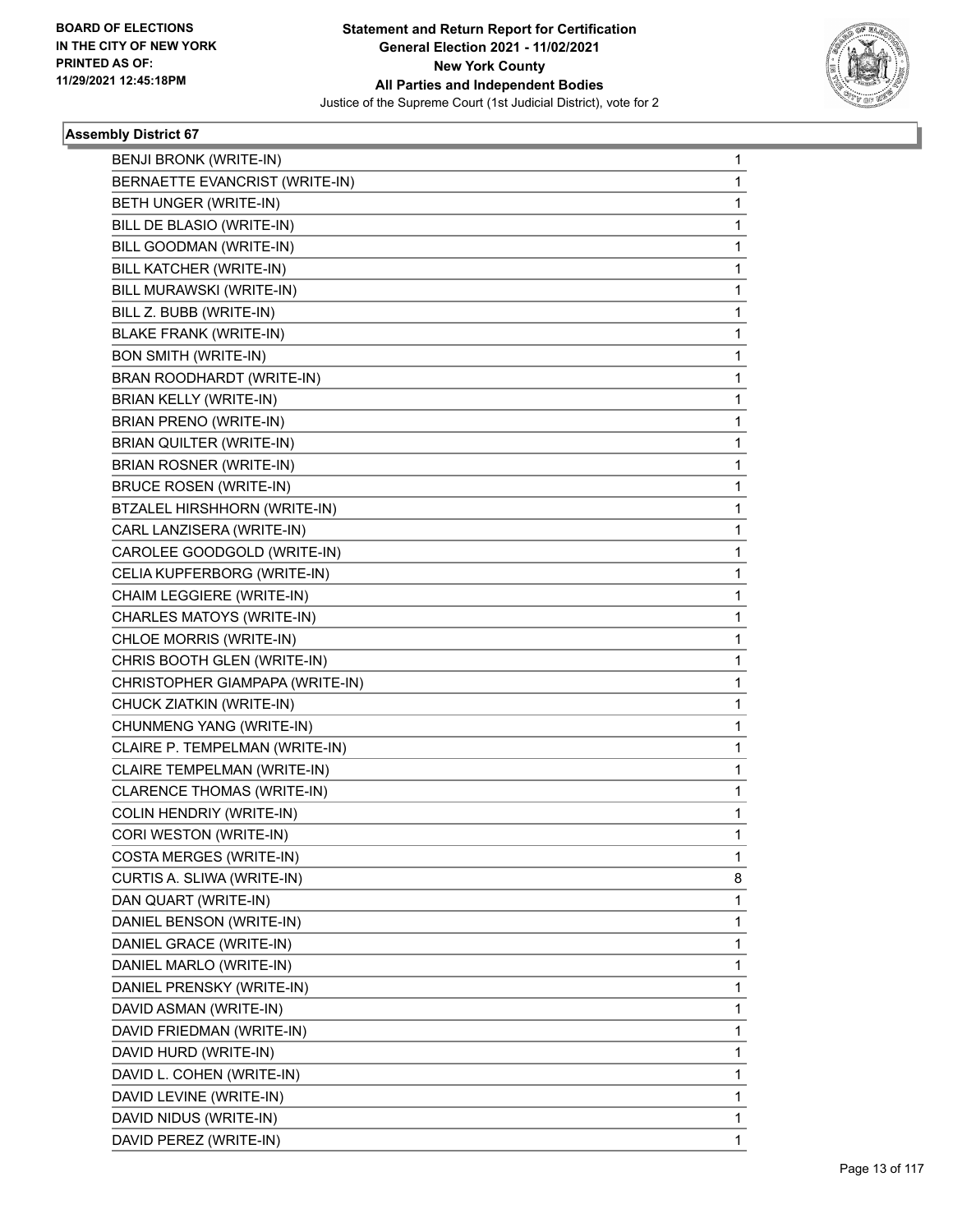## Assembly District 67

| Name | Votes |
|---|---|
| BENJI BRONK (WRITE-IN) | 1 |
| BERNAETTE EVANCRIST (WRITE-IN) | 1 |
| BETH UNGER (WRITE-IN) | 1 |
| BILL DE BLASIO (WRITE-IN) | 1 |
| BILL GOODMAN (WRITE-IN) | 1 |
| BILL KATCHER (WRITE-IN) | 1 |
| BILL MURAWSKI (WRITE-IN) | 1 |
| BILL Z. BUBB (WRITE-IN) | 1 |
| BLAKE FRANK (WRITE-IN) | 1 |
| BON SMITH (WRITE-IN) | 1 |
| BRAN ROODHARDT (WRITE-IN) | 1 |
| BRIAN KELLY (WRITE-IN) | 1 |
| BRIAN PRENO (WRITE-IN) | 1 |
| BRIAN QUILTER (WRITE-IN) | 1 |
| BRIAN ROSNER (WRITE-IN) | 1 |
| BRUCE ROSEN (WRITE-IN) | 1 |
| BTZALEL HIRSHHORN (WRITE-IN) | 1 |
| CARL LANZISERA (WRITE-IN) | 1 |
| CAROLEE GOODGOLD (WRITE-IN) | 1 |
| CELIA KUPFERBORG (WRITE-IN) | 1 |
| CHAIM LEGGIERE (WRITE-IN) | 1 |
| CHARLES MATOYS (WRITE-IN) | 1 |
| CHLOE MORRIS (WRITE-IN) | 1 |
| CHRIS BOOTH GLEN (WRITE-IN) | 1 |
| CHRISTOPHER GIAMPAPA (WRITE-IN) | 1 |
| CHUCK ZIATKIN (WRITE-IN) | 1 |
| CHUNMENG YANG (WRITE-IN) | 1 |
| CLAIRE P. TEMPELMAN (WRITE-IN) | 1 |
| CLAIRE TEMPELMAN (WRITE-IN) | 1 |
| CLARENCE THOMAS (WRITE-IN) | 1 |
| COLIN HENDRIY (WRITE-IN) | 1 |
| CORI WESTON (WRITE-IN) | 1 |
| COSTA MERGES (WRITE-IN) | 1 |
| CURTIS A. SLIWA (WRITE-IN) | 8 |
| DAN QUART (WRITE-IN) | 1 |
| DANIEL BENSON (WRITE-IN) | 1 |
| DANIEL GRACE (WRITE-IN) | 1 |
| DANIEL MARLO (WRITE-IN) | 1 |
| DANIEL PRENSKY (WRITE-IN) | 1 |
| DAVID ASMAN (WRITE-IN) | 1 |
| DAVID FRIEDMAN (WRITE-IN) | 1 |
| DAVID HURD (WRITE-IN) | 1 |
| DAVID L. COHEN (WRITE-IN) | 1 |
| DAVID LEVINE (WRITE-IN) | 1 |
| DAVID NIDUS (WRITE-IN) | 1 |
| DAVID PEREZ (WRITE-IN) | 1 |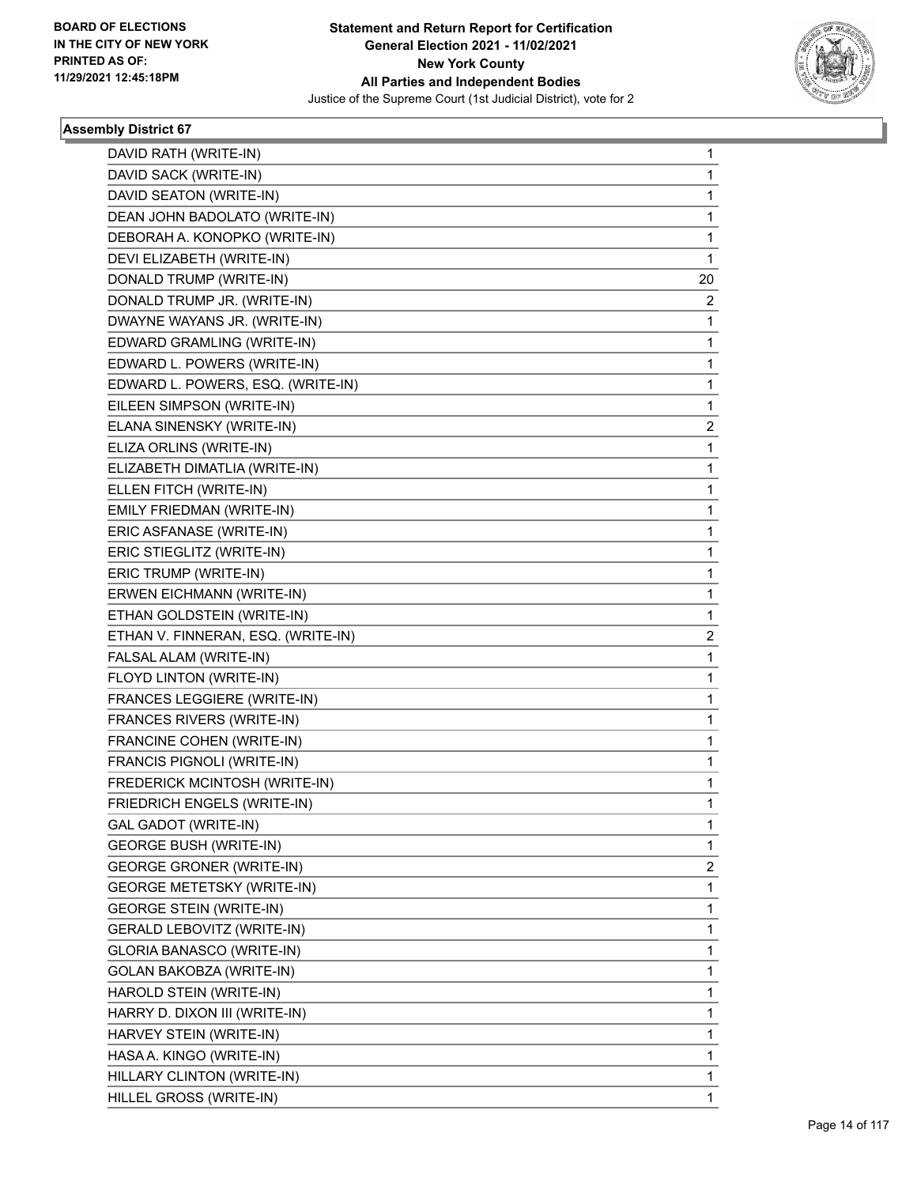**BOARD OF ELECTIONS IN THE CITY OF NEW YORK PRINTED AS OF: 11/29/2021 12:45:18PM**

# Statement and Return Report for Certification
## General Election 2021 - 11/02/2021
## New York County
## All Parties and Independent Bodies
### Justice of the Supreme Court (1st Judicial District), vote for 2

**Assembly District 67**

| Candidate | Votes |
|---|---|
| DAVID RATH (WRITE-IN) | 1 |
| DAVID SACK (WRITE-IN) | 1 |
| DAVID SEATON (WRITE-IN) | 1 |
| DEAN JOHN BADOLATO (WRITE-IN) | 1 |
| DEBORAH A. KONOPKO (WRITE-IN) | 1 |
| DEVI ELIZABETH (WRITE-IN) | 1 |
| DONALD TRUMP (WRITE-IN) | 20 |
| DONALD TRUMP JR. (WRITE-IN) | 2 |
| DWAYNE WAYANS JR. (WRITE-IN) | 1 |
| EDWARD GRAMLING (WRITE-IN) | 1 |
| EDWARD L. POWERS (WRITE-IN) | 1 |
| EDWARD L. POWERS, ESQ. (WRITE-IN) | 1 |
| EILEEN SIMPSON (WRITE-IN) | 1 |
| ELANA SINENSKY (WRITE-IN) | 2 |
| ELIZA ORLINS (WRITE-IN) | 1 |
| ELIZABETH DIMATLIA (WRITE-IN) | 1 |
| ELLEN FITCH (WRITE-IN) | 1 |
| EMILY FRIEDMAN (WRITE-IN) | 1 |
| ERIC ASFANASE (WRITE-IN) | 1 |
| ERIC STIEGLITZ (WRITE-IN) | 1 |
| ERIC TRUMP (WRITE-IN) | 1 |
| ERWEN EICHMANN (WRITE-IN) | 1 |
| ETHAN GOLDSTEIN (WRITE-IN) | 1 |
| ETHAN V. FINNERAN, ESQ. (WRITE-IN) | 2 |
| FALSAL ALAM (WRITE-IN) | 1 |
| FLOYD LINTON (WRITE-IN) | 1 |
| FRANCES LEGGIERE (WRITE-IN) | 1 |
| FRANCES RIVERS (WRITE-IN) | 1 |
| FRANCINE COHEN (WRITE-IN) | 1 |
| FRANCIS PIGNOLI (WRITE-IN) | 1 |
| FREDERICK MCINTOSH (WRITE-IN) | 1 |
| FRIEDRICH ENGELS (WRITE-IN) | 1 |
| GAL GADOT (WRITE-IN) | 1 |
| GEORGE BUSH (WRITE-IN) | 1 |
| GEORGE GRONER (WRITE-IN) | 2 |
| GEORGE METETSKY (WRITE-IN) | 1 |
| GEORGE STEIN (WRITE-IN) | 1 |
| GERALD LEBOVITZ (WRITE-IN) | 1 |
| GLORIA BANASCO (WRITE-IN) | 1 |
| GOLAN BAKOBZA (WRITE-IN) | 1 |
| HAROLD STEIN (WRITE-IN) | 1 |
| HARRY D. DIXON III (WRITE-IN) | 1 |
| HARVEY STEIN (WRITE-IN) | 1 |
| HASA A. KINGO (WRITE-IN) | 1 |
| HILLARY CLINTON (WRITE-IN) | 1 |
| HILLEL GROSS (WRITE-IN) | 1 |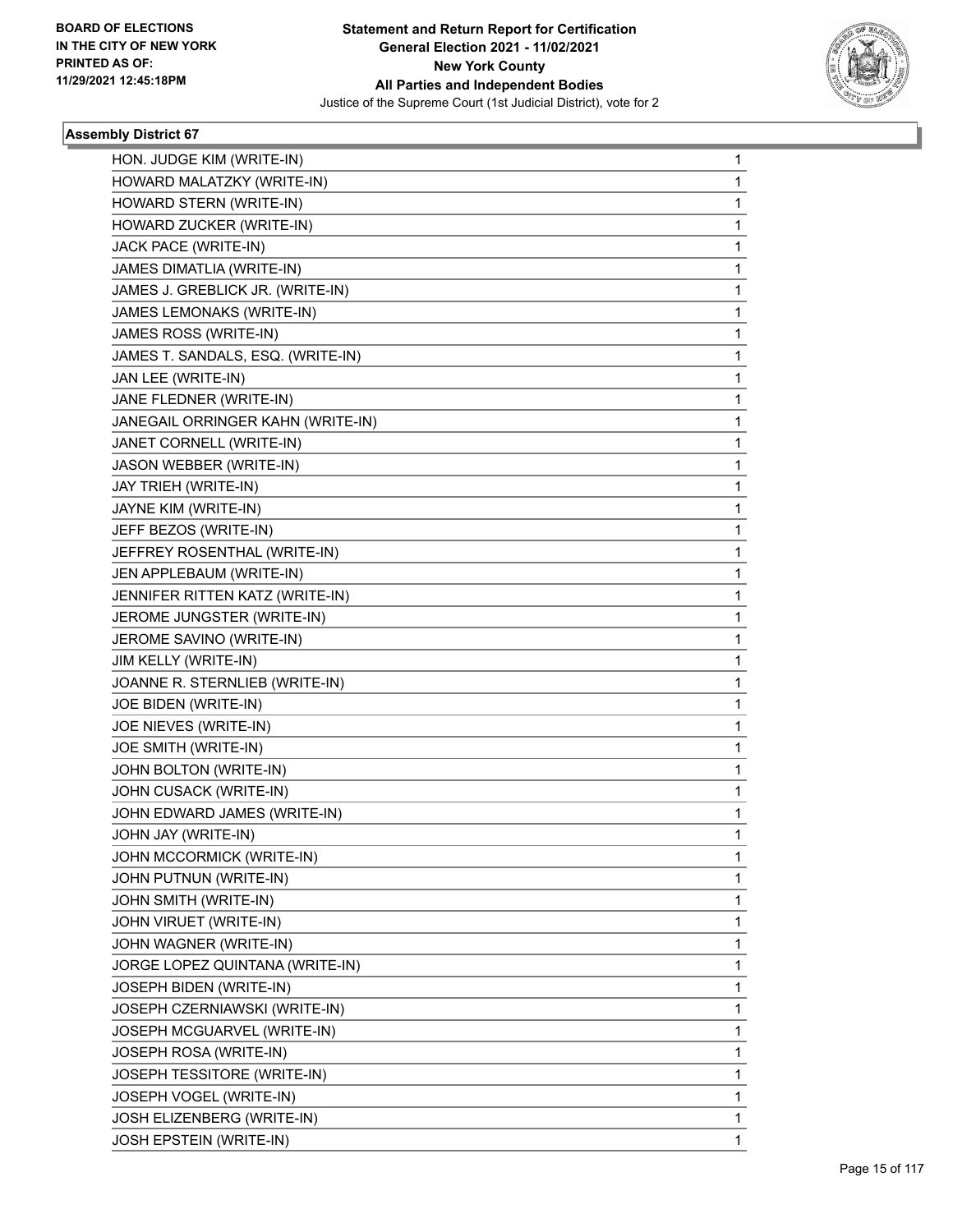**Statement and Return Report for Certification**
**General Election 2021 - 11/02/2021**
**New York County**
**All Parties and Independent Bodies**
Justice of the Supreme Court (1st Judicial District), vote for 2

BOARD OF ELECTIONS
IN THE CITY OF NEW YORK
PRINTED AS OF:
11/29/2021 12:45:18PM

### Assembly District 67

| | |
|---|---|
| HON. JUDGE KIM (WRITE-IN) | 1 |
| HOWARD MALATZKY (WRITE-IN) | 1 |
| HOWARD STERN (WRITE-IN) | 1 |
| HOWARD ZUCKER (WRITE-IN) | 1 |
| JACK PACE (WRITE-IN) | 1 |
| JAMES DIMATLIA (WRITE-IN) | 1 |
| JAMES J. GREBLICK JR. (WRITE-IN) | 1 |
| JAMES LEMONAKS (WRITE-IN) | 1 |
| JAMES ROSS (WRITE-IN) | 1 |
| JAMES T. SANDALS, ESQ. (WRITE-IN) | 1 |
| JAN LEE (WRITE-IN) | 1 |
| JANE FLEDNER (WRITE-IN) | 1 |
| JANEGAIL ORRINGER KAHN (WRITE-IN) | 1 |
| JANET CORNELL (WRITE-IN) | 1 |
| JASON WEBBER (WRITE-IN) | 1 |
| JAY TRIEH (WRITE-IN) | 1 |
| JAYNE KIM (WRITE-IN) | 1 |
| JEFF BEZOS (WRITE-IN) | 1 |
| JEFFREY ROSENTHAL (WRITE-IN) | 1 |
| JEN APPLEBAUM (WRITE-IN) | 1 |
| JENNIFER RITTEN KATZ (WRITE-IN) | 1 |
| JEROME JUNGSTER (WRITE-IN) | 1 |
| JEROME SAVINO (WRITE-IN) | 1 |
| JIM KELLY (WRITE-IN) | 1 |
| JOANNE R. STERNLIEB (WRITE-IN) | 1 |
| JOE BIDEN (WRITE-IN) | 1 |
| JOE NIEVES (WRITE-IN) | 1 |
| JOE SMITH (WRITE-IN) | 1 |
| JOHN BOLTON (WRITE-IN) | 1 |
| JOHN CUSACK (WRITE-IN) | 1 |
| JOHN EDWARD JAMES (WRITE-IN) | 1 |
| JOHN JAY (WRITE-IN) | 1 |
| JOHN MCCORMICK (WRITE-IN) | 1 |
| JOHN PUTNUN (WRITE-IN) | 1 |
| JOHN SMITH (WRITE-IN) | 1 |
| JOHN VIRUET (WRITE-IN) | 1 |
| JOHN WAGNER (WRITE-IN) | 1 |
| JORGE LOPEZ QUINTANA (WRITE-IN) | 1 |
| JOSEPH BIDEN (WRITE-IN) | 1 |
| JOSEPH CZERNIAWSKI (WRITE-IN) | 1 |
| JOSEPH MCGUARVEL (WRITE-IN) | 1 |
| JOSEPH ROSA (WRITE-IN) | 1 |
| JOSEPH TESSITORE (WRITE-IN) | 1 |
| JOSEPH VOGEL (WRITE-IN) | 1 |
| JOSH ELIZENBERG (WRITE-IN) | 1 |
| JOSH EPSTEIN (WRITE-IN) | 1 |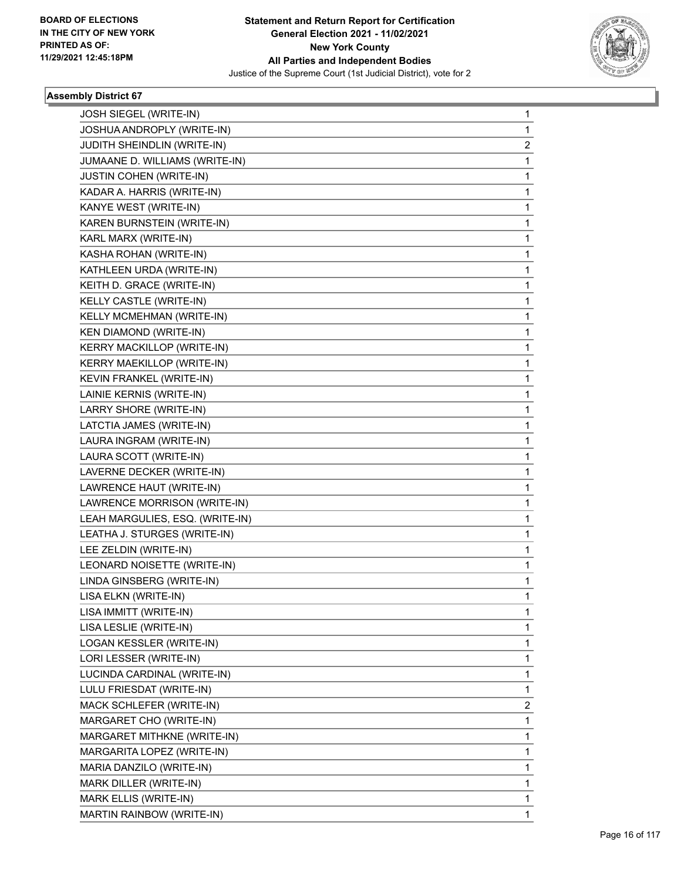BOARD OF ELECTIONS
IN THE CITY OF NEW YORK
PRINTED AS OF:
11/29/2021 12:45:18PM

**Statement and Return Report for Certification**
**General Election 2021 - 11/02/2021**
**New York County**
**All Parties and Independent Bodies**
Justice of the Supreme Court (1st Judicial District), vote for 2

### Assembly District 67

| | |
|---|---|
| JOSH SIEGEL (WRITE-IN) | 1 |
| JOSHUA ANDROPLY (WRITE-IN) | 1 |
| JUDITH SHEINDLIN (WRITE-IN) | 2 |
| JUMAANE D. WILLIAMS (WRITE-IN) | 1 |
| JUSTIN COHEN (WRITE-IN) | 1 |
| KADAR A. HARRIS (WRITE-IN) | 1 |
| KANYE WEST (WRITE-IN) | 1 |
| KAREN BURNSTEIN (WRITE-IN) | 1 |
| KARL MARX (WRITE-IN) | 1 |
| KASHA ROHAN (WRITE-IN) | 1 |
| KATHLEEN URDA (WRITE-IN) | 1 |
| KEITH D. GRACE (WRITE-IN) | 1 |
| KELLY CASTLE (WRITE-IN) | 1 |
| KELLY MCMEHMAN (WRITE-IN) | 1 |
| KEN DIAMOND (WRITE-IN) | 1 |
| KERRY MACKILLOP (WRITE-IN) | 1 |
| KERRY MAEKILLOP (WRITE-IN) | 1 |
| KEVIN FRANKEL (WRITE-IN) | 1 |
| LAINIE KERNIS (WRITE-IN) | 1 |
| LARRY SHORE (WRITE-IN) | 1 |
| LATCTIA JAMES (WRITE-IN) | 1 |
| LAURA INGRAM (WRITE-IN) | 1 |
| LAURA SCOTT (WRITE-IN) | 1 |
| LAVERNE DECKER (WRITE-IN) | 1 |
| LAWRENCE HAUT (WRITE-IN) | 1 |
| LAWRENCE MORRISON (WRITE-IN) | 1 |
| LEAH MARGULIES, ESQ. (WRITE-IN) | 1 |
| LEATHA J. STURGES (WRITE-IN) | 1 |
| LEE ZELDIN (WRITE-IN) | 1 |
| LEONARD NOISETTE (WRITE-IN) | 1 |
| LINDA GINSBERG (WRITE-IN) | 1 |
| LISA ELKN (WRITE-IN) | 1 |
| LISA IMMITT (WRITE-IN) | 1 |
| LISA LESLIE (WRITE-IN) | 1 |
| LOGAN KESSLER (WRITE-IN) | 1 |
| LORI LESSER (WRITE-IN) | 1 |
| LUCINDA CARDINAL (WRITE-IN) | 1 |
| LULU FRIESDAT (WRITE-IN) | 1 |
| MACK SCHLEFER (WRITE-IN) | 2 |
| MARGARET CHO (WRITE-IN) | 1 |
| MARGARET MITHKNE (WRITE-IN) | 1 |
| MARGARITA LOPEZ (WRITE-IN) | 1 |
| MARIA DANZILO (WRITE-IN) | 1 |
| MARK DILLER (WRITE-IN) | 1 |
| MARK ELLIS (WRITE-IN) | 1 |
| MARTIN RAINBOW (WRITE-IN) | 1 |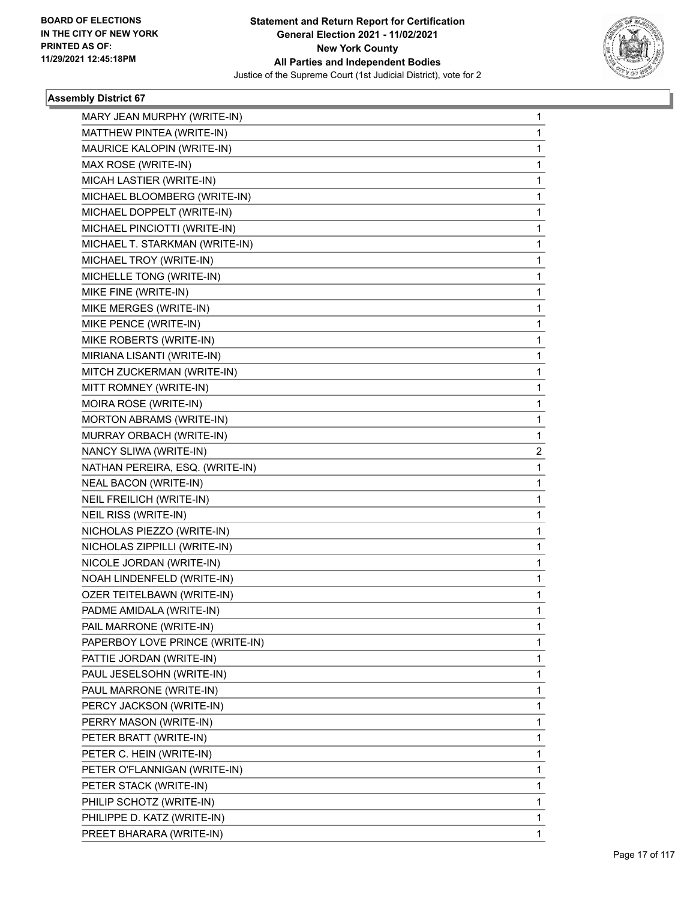BOARD OF ELECTIONS
IN THE CITY OF NEW YORK
PRINTED AS OF:
11/29/2021 12:45:18PM

**Statement and Return Report for Certification**
**General Election 2021 - 11/02/2021**
**New York County**
**All Parties and Independent Bodies**
Justice of the Supreme Court (1st Judicial District), vote for 2

### Assembly District 67

| | |
|---|---|
| MARY JEAN MURPHY (WRITE-IN) | 1 |
| MATTHEW PINTEA (WRITE-IN) | 1 |
| MAURICE KALOPIN (WRITE-IN) | 1 |
| MAX ROSE (WRITE-IN) | 1 |
| MICAH LASTIER (WRITE-IN) | 1 |
| MICHAEL BLOOMBERG (WRITE-IN) | 1 |
| MICHAEL DOPPELT (WRITE-IN) | 1 |
| MICHAEL PINCIOTTI (WRITE-IN) | 1 |
| MICHAEL T. STARKMAN (WRITE-IN) | 1 |
| MICHAEL TROY (WRITE-IN) | 1 |
| MICHELLE TONG (WRITE-IN) | 1 |
| MIKE FINE (WRITE-IN) | 1 |
| MIKE MERGES (WRITE-IN) | 1 |
| MIKE PENCE (WRITE-IN) | 1 |
| MIKE ROBERTS (WRITE-IN) | 1 |
| MIRIANA LISANTI (WRITE-IN) | 1 |
| MITCH ZUCKERMAN (WRITE-IN) | 1 |
| MITT ROMNEY (WRITE-IN) | 1 |
| MOIRA ROSE (WRITE-IN) | 1 |
| MORTON ABRAMS (WRITE-IN) | 1 |
| MURRAY ORBACH (WRITE-IN) | 1 |
| NANCY SLIWA (WRITE-IN) | 2 |
| NATHAN PEREIRA, ESQ. (WRITE-IN) | 1 |
| NEAL BACON (WRITE-IN) | 1 |
| NEIL FREILICH (WRITE-IN) | 1 |
| NEIL RISS (WRITE-IN) | 1 |
| NICHOLAS PIEZZO (WRITE-IN) | 1 |
| NICHOLAS ZIPPILLI (WRITE-IN) | 1 |
| NICOLE JORDAN (WRITE-IN) | 1 |
| NOAH LINDENFELD (WRITE-IN) | 1 |
| OZER TEITELBAWN (WRITE-IN) | 1 |
| PADME AMIDALA (WRITE-IN) | 1 |
| PAIL MARRONE (WRITE-IN) | 1 |
| PAPERBOY LOVE PRINCE (WRITE-IN) | 1 |
| PATTIE JORDAN (WRITE-IN) | 1 |
| PAUL JESELSOHN (WRITE-IN) | 1 |
| PAUL MARRONE (WRITE-IN) | 1 |
| PERCY JACKSON (WRITE-IN) | 1 |
| PERRY MASON (WRITE-IN) | 1 |
| PETER BRATT (WRITE-IN) | 1 |
| PETER C. HEIN (WRITE-IN) | 1 |
| PETER O'FLANNIGAN (WRITE-IN) | 1 |
| PETER STACK (WRITE-IN) | 1 |
| PHILIP SCHOTZ (WRITE-IN) | 1 |
| PHILIPPE D. KATZ (WRITE-IN) | 1 |
| PREET BHARARA (WRITE-IN) | 1 |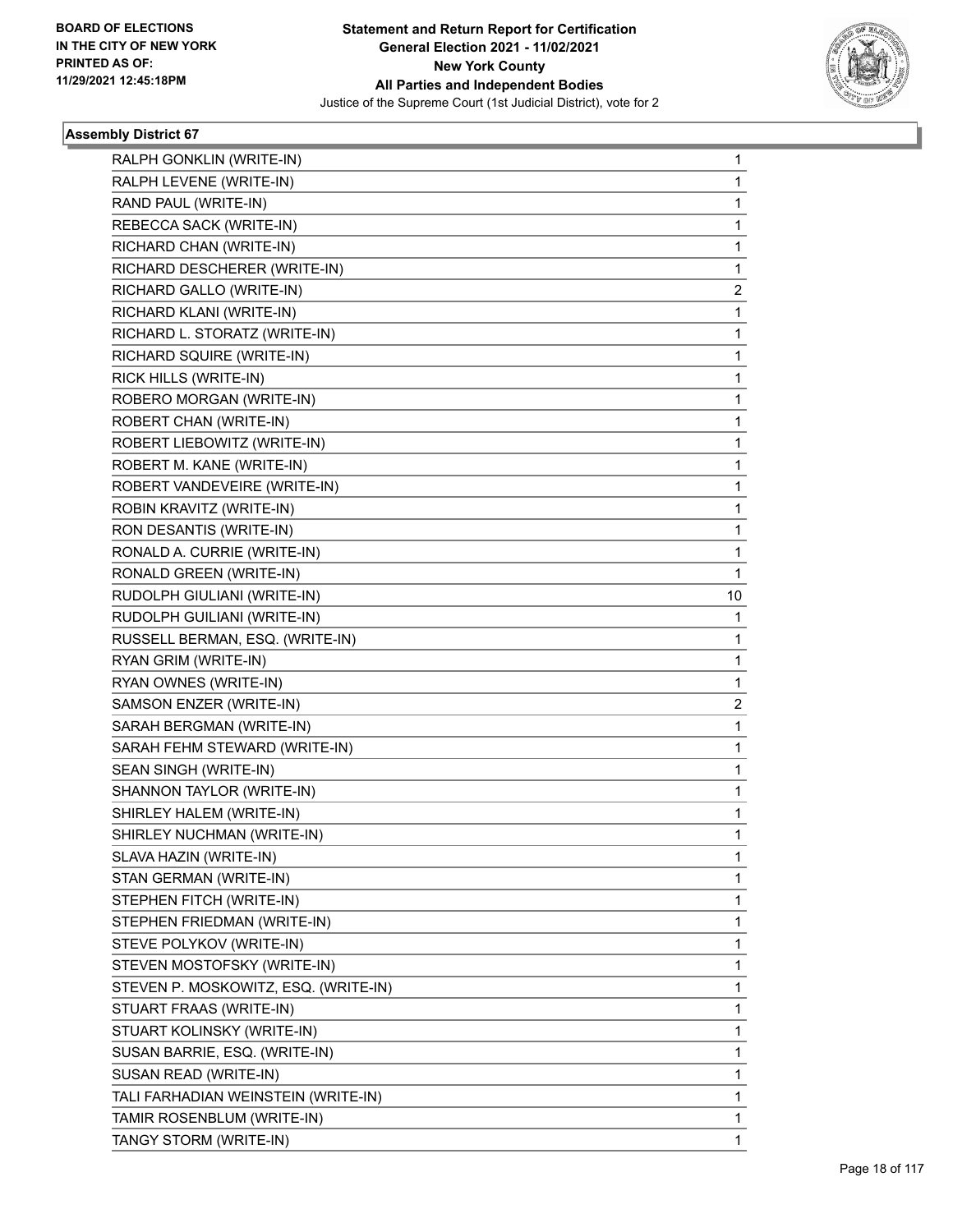**Assembly District 67**

| | |
|---|---|
| RALPH GONKLIN (WRITE-IN) | 1 |
| RALPH LEVENE (WRITE-IN) | 1 |
| RAND PAUL (WRITE-IN) | 1 |
| REBECCA SACK (WRITE-IN) | 1 |
| RICHARD CHAN (WRITE-IN) | 1 |
| RICHARD DESCHERER (WRITE-IN) | 1 |
| RICHARD GALLO (WRITE-IN) | 2 |
| RICHARD KLANI (WRITE-IN) | 1 |
| RICHARD L. STORATZ (WRITE-IN) | 1 |
| RICHARD SQUIRE (WRITE-IN) | 1 |
| RICK HILLS (WRITE-IN) | 1 |
| ROBERO MORGAN (WRITE-IN) | 1 |
| ROBERT CHAN (WRITE-IN) | 1 |
| ROBERT LIEBOWITZ (WRITE-IN) | 1 |
| ROBERT M. KANE (WRITE-IN) | 1 |
| ROBERT VANDEVEIRE (WRITE-IN) | 1 |
| ROBIN KRAVITZ (WRITE-IN) | 1 |
| RON DESANTIS (WRITE-IN) | 1 |
| RONALD A. CURRIE (WRITE-IN) | 1 |
| RONALD GREEN (WRITE-IN) | 1 |
| RUDOLPH GIULIANI (WRITE-IN) | 10 |
| RUDOLPH GUILIANI (WRITE-IN) | 1 |
| RUSSELL BERMAN, ESQ. (WRITE-IN) | 1 |
| RYAN GRIM (WRITE-IN) | 1 |
| RYAN OWNES (WRITE-IN) | 1 |
| SAMSON ENZER (WRITE-IN) | 2 |
| SARAH BERGMAN (WRITE-IN) | 1 |
| SARAH FEHM STEWARD (WRITE-IN) | 1 |
| SEAN SINGH (WRITE-IN) | 1 |
| SHANNON TAYLOR (WRITE-IN) | 1 |
| SHIRLEY HALEM (WRITE-IN) | 1 |
| SHIRLEY NUCHMAN (WRITE-IN) | 1 |
| SLAVA HAZIN (WRITE-IN) | 1 |
| STAN GERMAN (WRITE-IN) | 1 |
| STEPHEN FITCH (WRITE-IN) | 1 |
| STEPHEN FRIEDMAN (WRITE-IN) | 1 |
| STEVE POLYKOV (WRITE-IN) | 1 |
| STEVEN MOSTOFSKY (WRITE-IN) | 1 |
| STEVEN P. MOSKOWITZ, ESQ. (WRITE-IN) | 1 |
| STUART FRAAS (WRITE-IN) | 1 |
| STUART KOLINSKY (WRITE-IN) | 1 |
| SUSAN BARRIE, ESQ. (WRITE-IN) | 1 |
| SUSAN READ (WRITE-IN) | 1 |
| TALI FARHADIAN WEINSTEIN (WRITE-IN) | 1 |
| TAMIR ROSENBLUM (WRITE-IN) | 1 |
| TANGY STORM (WRITE-IN) | 1 |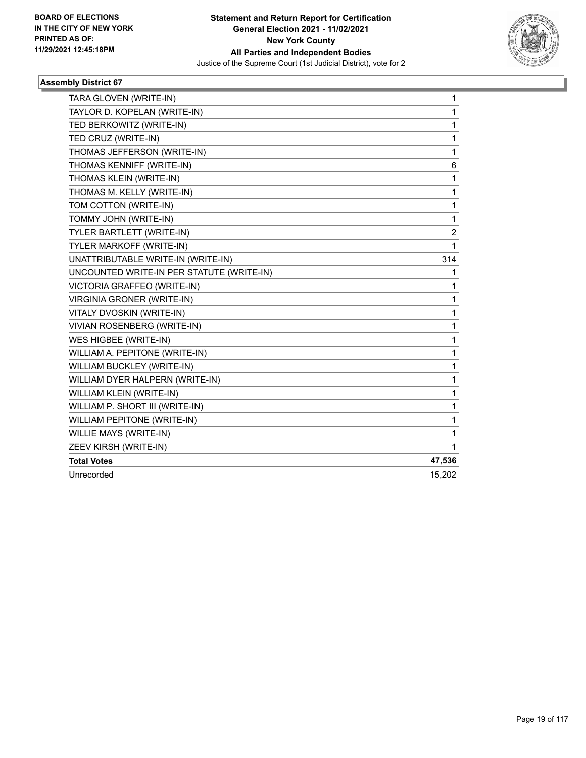**BOARD OF ELECTIONS IN THE CITY OF NEW YORK PRINTED AS OF: 11/29/2021 12:45:18PM**

**Statement and Return Report for Certification General Election 2021 - 11/02/2021 New York County All Parties and Independent Bodies**
Justice of the Supreme Court (1st Judicial District), vote for 2

### Assembly District 67

| | |
|---|---|
| TARA GLOVEN (WRITE-IN) | 1 |
| TAYLOR D. KOPELAN (WRITE-IN) | 1 |
| TED BERKOWITZ (WRITE-IN) | 1 |
| TED CRUZ (WRITE-IN) | 1 |
| THOMAS JEFFERSON (WRITE-IN) | 1 |
| THOMAS KENNIFF (WRITE-IN) | 6 |
| THOMAS KLEIN (WRITE-IN) | 1 |
| THOMAS M. KELLY (WRITE-IN) | 1 |
| TOM COTTON (WRITE-IN) | 1 |
| TOMMY JOHN (WRITE-IN) | 1 |
| TYLER BARTLETT (WRITE-IN) | 2 |
| TYLER MARKOFF (WRITE-IN) | 1 |
| UNATTRIBUTABLE WRITE-IN (WRITE-IN) | 314 |
| UNCOUNTED WRITE-IN PER STATUTE (WRITE-IN) | 1 |
| VICTORIA GRAFFEO (WRITE-IN) | 1 |
| VIRGINIA GRONER (WRITE-IN) | 1 |
| VITALY DVOSKIN (WRITE-IN) | 1 |
| VIVIAN ROSENBERG (WRITE-IN) | 1 |
| WES HIGBEE (WRITE-IN) | 1 |
| WILLIAM A. PEPITONE (WRITE-IN) | 1 |
| WILLIAM BUCKLEY (WRITE-IN) | 1 |
| WILLIAM DYER HALPERN (WRITE-IN) | 1 |
| WILLIAM KLEIN (WRITE-IN) | 1 |
| WILLIAM P. SHORT III (WRITE-IN) | 1 |
| WILLIAM PEPITONE (WRITE-IN) | 1 |
| WILLIE MAYS (WRITE-IN) | 1 |
| ZEEV KIRSH (WRITE-IN) | 1 |
| **Total Votes** | **47,536** |
| Unrecorded | 15,202 |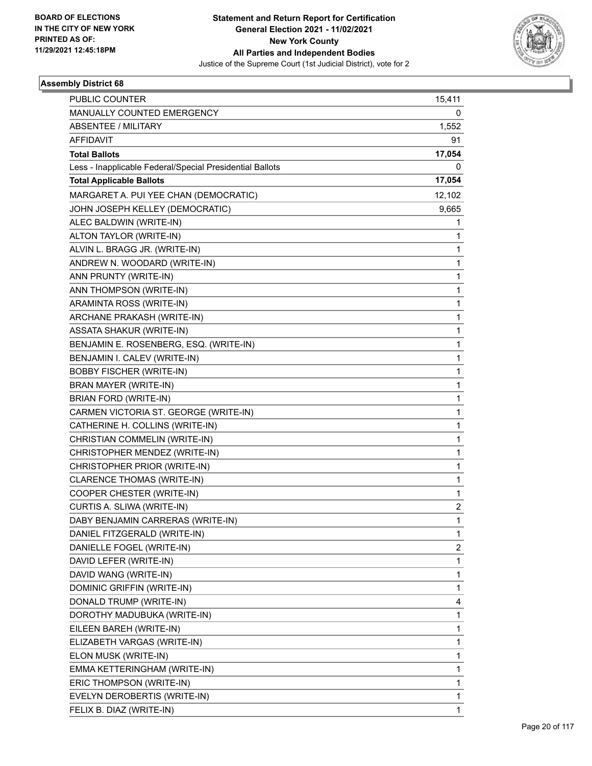**BOARD OF ELECTIONS IN THE CITY OF NEW YORK PRINTED AS OF: 11/29/2021 12:45:18PM**

# Statement and Return Report for Certification
## General Election 2021 - 11/02/2021
## New York County
## All Parties and Independent Bodies
### Justice of the Supreme Court (1st Judicial District), vote for 2

**Assembly District 68**

| | |
|---|---|
| PUBLIC COUNTER | 15,411 |
| MANUALLY COUNTED EMERGENCY | 0 |
| ABSENTEE / MILITARY | 1,552 |
| AFFIDAVIT | 91 |
| **Total Ballots** | **17,054** |
| Less - Inapplicable Federal/Special Presidential Ballots | 0 |
| **Total Applicable Ballots** | **17,054** |
| MARGARET A. PUI YEE CHAN (DEMOCRATIC) | 12,102 |
| JOHN JOSEPH KELLEY (DEMOCRATIC) | 9,665 |
| ALEC BALDWIN (WRITE-IN) | 1 |
| ALTON TAYLOR (WRITE-IN) | 1 |
| ALVIN L. BRAGG JR. (WRITE-IN) | 1 |
| ANDREW N. WOODARD (WRITE-IN) | 1 |
| ANN PRUNTY (WRITE-IN) | 1 |
| ANN THOMPSON (WRITE-IN) | 1 |
| ARAMINTA ROSS (WRITE-IN) | 1 |
| ARCHANE PRAKASH (WRITE-IN) | 1 |
| ASSATA SHAKUR (WRITE-IN) | 1 |
| BENJAMIN E. ROSENBERG, ESQ. (WRITE-IN) | 1 |
| BENJAMIN I. CALEV (WRITE-IN) | 1 |
| BOBBY FISCHER (WRITE-IN) | 1 |
| BRAN MAYER (WRITE-IN) | 1 |
| BRIAN FORD (WRITE-IN) | 1 |
| CARMEN VICTORIA ST. GEORGE (WRITE-IN) | 1 |
| CATHERINE H. COLLINS (WRITE-IN) | 1 |
| CHRISTIAN COMMELIN (WRITE-IN) | 1 |
| CHRISTOPHER MENDEZ (WRITE-IN) | 1 |
| CHRISTOPHER PRIOR (WRITE-IN) | 1 |
| CLARENCE THOMAS (WRITE-IN) | 1 |
| COOPER CHESTER (WRITE-IN) | 1 |
| CURTIS A. SLIWA (WRITE-IN) | 2 |
| DABY BENJAMIN CARRERAS (WRITE-IN) | 1 |
| DANIEL FITZGERALD (WRITE-IN) | 1 |
| DANIELLE FOGEL (WRITE-IN) | 2 |
| DAVID LEFER (WRITE-IN) | 1 |
| DAVID WANG (WRITE-IN) | 1 |
| DOMINIC GRIFFIN (WRITE-IN) | 1 |
| DONALD TRUMP (WRITE-IN) | 4 |
| DOROTHY MADUBUKA (WRITE-IN) | 1 |
| EILEEN BAREH (WRITE-IN) | 1 |
| ELIZABETH VARGAS (WRITE-IN) | 1 |
| ELON MUSK (WRITE-IN) | 1 |
| EMMA KETTERINGHAM (WRITE-IN) | 1 |
| ERIC THOMPSON (WRITE-IN) | 1 |
| EVELYN DEROBERTIS (WRITE-IN) | 1 |
| FELIX B. DIAZ (WRITE-IN) | 1 |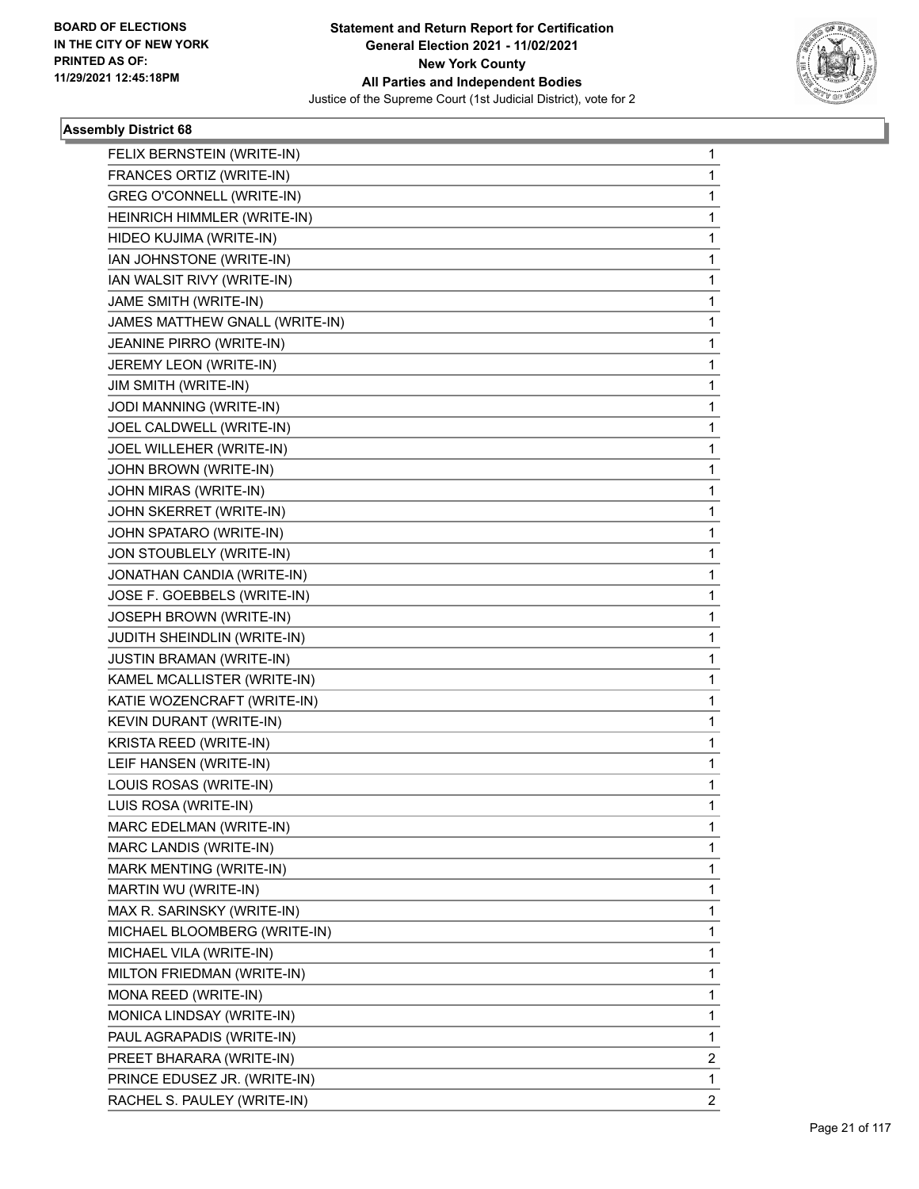BOARD OF ELECTIONS
IN THE CITY OF NEW YORK
PRINTED AS OF:
11/29/2021 12:45:18PM

**Statement and Return Report for Certification**
**General Election 2021 - 11/02/2021**
**New York County**
**All Parties and Independent Bodies**
Justice of the Supreme Court (1st Judicial District), vote for 2

### Assembly District 68

| | |
|---|---|
| FELIX BERNSTEIN (WRITE-IN) | 1 |
| FRANCES ORTIZ (WRITE-IN) | 1 |
| GREG O'CONNELL (WRITE-IN) | 1 |
| HEINRICH HIMMLER (WRITE-IN) | 1 |
| HIDEO KUJIMA (WRITE-IN) | 1 |
| IAN JOHNSTONE (WRITE-IN) | 1 |
| IAN WALSIT RIVY (WRITE-IN) | 1 |
| JAME SMITH (WRITE-IN) | 1 |
| JAMES MATTHEW GNALL (WRITE-IN) | 1 |
| JEANINE PIRRO (WRITE-IN) | 1 |
| JEREMY LEON (WRITE-IN) | 1 |
| JIM SMITH (WRITE-IN) | 1 |
| JODI MANNING (WRITE-IN) | 1 |
| JOEL CALDWELL (WRITE-IN) | 1 |
| JOEL WILLEHER (WRITE-IN) | 1 |
| JOHN BROWN (WRITE-IN) | 1 |
| JOHN MIRAS (WRITE-IN) | 1 |
| JOHN SKERRET (WRITE-IN) | 1 |
| JOHN SPATARO (WRITE-IN) | 1 |
| JON STOUBLEY (WRITE-IN) | 1 |
| JONATHAN CANDIA (WRITE-IN) | 1 |
| JOSE F. GOEBBELS (WRITE-IN) | 1 |
| JOSEPH BROWN (WRITE-IN) | 1 |
| JUDITH SHEINDLIN (WRITE-IN) | 1 |
| JUSTIN BRAMAN (WRITE-IN) | 1 |
| KAMEL MCALLISTER (WRITE-IN) | 1 |
| KATIE WOZENCRAFT (WRITE-IN) | 1 |
| KEVIN DURANT (WRITE-IN) | 1 |
| KRISTA REED (WRITE-IN) | 1 |
| LEIF HANSEN (WRITE-IN) | 1 |
| LOUIS ROSAS (WRITE-IN) | 1 |
| LUIS ROSA (WRITE-IN) | 1 |
| MARC EDELMAN (WRITE-IN) | 1 |
| MARC LANDIS (WRITE-IN) | 1 |
| MARK MENTING (WRITE-IN) | 1 |
| MARTIN WU (WRITE-IN) | 1 |
| MAX R. SARINSKY (WRITE-IN) | 1 |
| MICHAEL BLOOMBERG (WRITE-IN) | 1 |
| MICHAEL VILA (WRITE-IN) | 1 |
| MILTON FRIEDMAN (WRITE-IN) | 1 |
| MONA REED (WRITE-IN) | 1 |
| MONICA LINDSAY (WRITE-IN) | 1 |
| PAUL AGRAPADIS (WRITE-IN) | 1 |
| PREET BHARARA (WRITE-IN) | 2 |
| PRINCE EDUSEZ JR. (WRITE-IN) | 1 |
| RACHEL S. PAULEY (WRITE-IN) | 2 |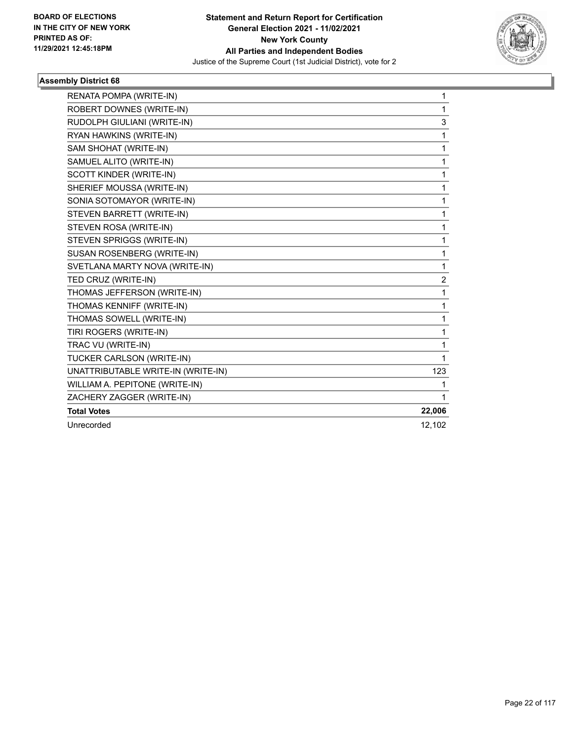**Statement and Return Report for Certification**
**General Election 2021 - 11/02/2021**
**New York County**
**All Parties and Independent Bodies**
Justice of the Supreme Court (1st Judicial District), vote for 2

BOARD OF ELECTIONS IN THE CITY OF NEW YORK PRINTED AS OF: 11/29/2021 12:45:18PM

### Assembly District 68

| | |
|---|---|
| RENATA POMPA (WRITE-IN) | 1 |
| ROBERT DOWNES (WRITE-IN) | 1 |
| RUDOLPH GIULIANI (WRITE-IN) | 3 |
| RYAN HAWKINS (WRITE-IN) | 1 |
| SAM SHOHAT (WRITE-IN) | 1 |
| SAMUEL ALITO (WRITE-IN) | 1 |
| SCOTT KINDER (WRITE-IN) | 1 |
| SHERIEF MOUSSA (WRITE-IN) | 1 |
| SONIA SOTOMAYOR (WRITE-IN) | 1 |
| STEVEN BARRETT (WRITE-IN) | 1 |
| STEVEN ROSA (WRITE-IN) | 1 |
| STEVEN SPRIGGS (WRITE-IN) | 1 |
| SUSAN ROSENBERG (WRITE-IN) | 1 |
| SVETLANA MARTY NOVA (WRITE-IN) | 1 |
| TED CRUZ (WRITE-IN) | 2 |
| THOMAS JEFFERSON (WRITE-IN) | 1 |
| THOMAS KENNIFF (WRITE-IN) | 1 |
| THOMAS SOWELL (WRITE-IN) | 1 |
| TIRI ROGERS (WRITE-IN) | 1 |
| TRAC VU (WRITE-IN) | 1 |
| TUCKER CARLSON (WRITE-IN) | 1 |
| UNATTRIBUTABLE WRITE-IN (WRITE-IN) | 123 |
| WILLIAM A. PEPITONE (WRITE-IN) | 1 |
| ZACHERY ZAGGER (WRITE-IN) | 1 |
| **Total Votes** | **22,006** |
| Unrecorded | 12,102 |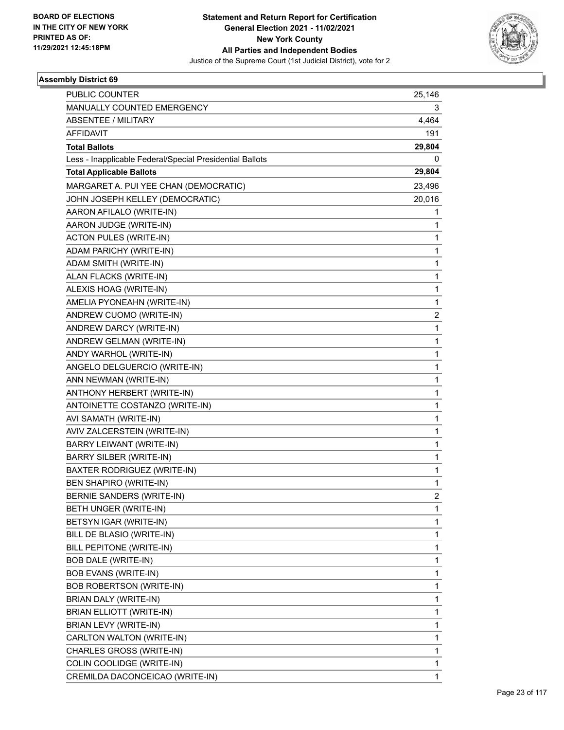BOARD OF ELECTIONS
IN THE CITY OF NEW YORK
PRINTED AS OF:
11/29/2021 12:45:18PM

**Statement and Return Report for Certification**
**General Election 2021 - 11/02/2021**
**New York County**
**All Parties and Independent Bodies**
Justice of the Supreme Court (1st Judicial District), vote for 2

### Assembly District 69

| | |
|---|---|
| PUBLIC COUNTER | 25,146 |
| MANUALLY COUNTED EMERGENCY | 3 |
| ABSENTEE / MILITARY | 4,464 |
| AFFIDAVIT | 191 |
| **Total Ballots** | **29,804** |
| Less - Inapplicable Federal/Special Presidential Ballots | 0 |
| **Total Applicable Ballots** | **29,804** |
| MARGARET A. PUI YEE CHAN (DEMOCRATIC) | 23,496 |
| JOHN JOSEPH KELLEY (DEMOCRATIC) | 20,016 |
| AARON AFILALO (WRITE-IN) | 1 |
| AARON JUDGE (WRITE-IN) | 1 |
| ACTON PULES (WRITE-IN) | 1 |
| ADAM PARICHY (WRITE-IN) | 1 |
| ADAM SMITH (WRITE-IN) | 1 |
| ALAN FLACKS (WRITE-IN) | 1 |
| ALEXIS HOAG (WRITE-IN) | 1 |
| AMELIA PYONEAHN (WRITE-IN) | 1 |
| ANDREW CUOMO (WRITE-IN) | 2 |
| ANDREW DARCY (WRITE-IN) | 1 |
| ANDREW GELMAN (WRITE-IN) | 1 |
| ANDY WARHOL (WRITE-IN) | 1 |
| ANGELO DELGUERCIO (WRITE-IN) | 1 |
| ANN NEWMAN (WRITE-IN) | 1 |
| ANTHONY HERBERT (WRITE-IN) | 1 |
| ANTOINETTE COSTANZO (WRITE-IN) | 1 |
| AVI SAMATH (WRITE-IN) | 1 |
| AVIV ZALCERSTEIN (WRITE-IN) | 1 |
| BARRY LEIWANT (WRITE-IN) | 1 |
| BARRY SILBER (WRITE-IN) | 1 |
| BAXTER RODRIGUEZ (WRITE-IN) | 1 |
| BEN SHAPIRO (WRITE-IN) | 1 |
| BERNIE SANDERS (WRITE-IN) | 2 |
| BETH UNGER (WRITE-IN) | 1 |
| BETSYN IGAR (WRITE-IN) | 1 |
| BILL DE BLASIO (WRITE-IN) | 1 |
| BILL PEPITONE (WRITE-IN) | 1 |
| BOB DALE (WRITE-IN) | 1 |
| BOB EVANS (WRITE-IN) | 1 |
| BOB ROBERTSON (WRITE-IN) | 1 |
| BRIAN DALY (WRITE-IN) | 1 |
| BRIAN ELLIOTT (WRITE-IN) | 1 |
| BRIAN LEVY (WRITE-IN) | 1 |
| CARLTON WALTON (WRITE-IN) | 1 |
| CHARLES GROSS (WRITE-IN) | 1 |
| COLIN COOLIDGE (WRITE-IN) | 1 |
| CREMILDA DACONCEICAO (WRITE-IN) | 1 |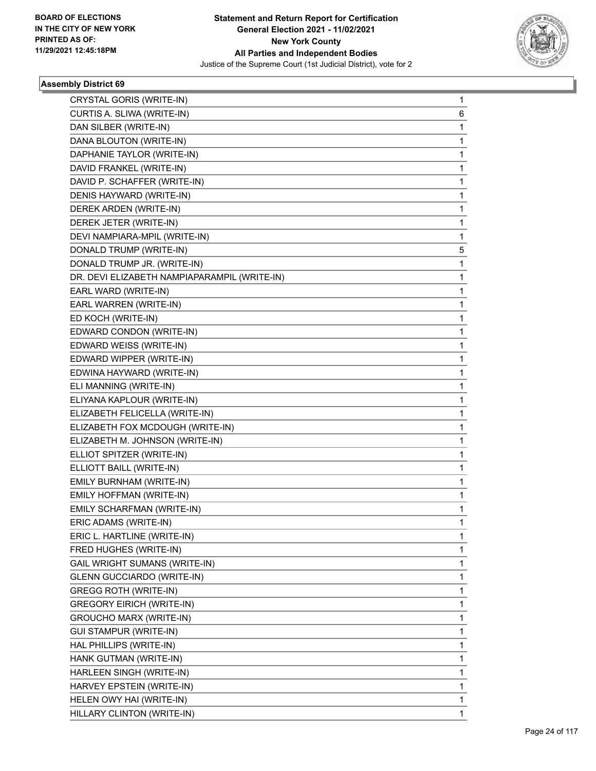## Assembly District 69

| Candidate | Votes |
|---|---|
| CRYSTAL GORIS (WRITE-IN) | 1 |
| CURTIS A. SLIWA (WRITE-IN) | 6 |
| DAN SILBER (WRITE-IN) | 1 |
| DANA BLOUTON (WRITE-IN) | 1 |
| DAPHANIE TAYLOR (WRITE-IN) | 1 |
| DAVID FRANKEL (WRITE-IN) | 1 |
| DAVID P. SCHAFFER (WRITE-IN) | 1 |
| DENIS HAYWARD (WRITE-IN) | 1 |
| DEREK ARDEN (WRITE-IN) | 1 |
| DEREK JETER (WRITE-IN) | 1 |
| DEVI NAMPIARA-MPIL (WRITE-IN) | 1 |
| DONALD TRUMP (WRITE-IN) | 5 |
| DONALD TRUMP JR. (WRITE-IN) | 1 |
| DR. DEVI ELIZABETH NAMPIAPARAMPIL (WRITE-IN) | 1 |
| EARL WARD (WRITE-IN) | 1 |
| EARL WARREN (WRITE-IN) | 1 |
| ED KOCH (WRITE-IN) | 1 |
| EDWARD CONDON (WRITE-IN) | 1 |
| EDWARD WEISS (WRITE-IN) | 1 |
| EDWARD WIPPER (WRITE-IN) | 1 |
| EDWINA HAYWARD (WRITE-IN) | 1 |
| ELI MANNING (WRITE-IN) | 1 |
| ELIYANA KAPLOUR (WRITE-IN) | 1 |
| ELIZABETH FELICELLA (WRITE-IN) | 1 |
| ELIZABETH FOX MCDOUGH (WRITE-IN) | 1 |
| ELIZABETH M. JOHNSON (WRITE-IN) | 1 |
| ELLIOT SPITZER (WRITE-IN) | 1 |
| ELLIOTT BAILL (WRITE-IN) | 1 |
| EMILY BURNHAM (WRITE-IN) | 1 |
| EMILY HOFFMAN (WRITE-IN) | 1 |
| EMILY SCHARFMAN (WRITE-IN) | 1 |
| ERIC ADAMS (WRITE-IN) | 1 |
| ERIC L. HARTLINE (WRITE-IN) | 1 |
| FRED HUGHES (WRITE-IN) | 1 |
| GAIL WRIGHT SUMANS (WRITE-IN) | 1 |
| GLENN GUCCIARDO (WRITE-IN) | 1 |
| GREGG ROTH (WRITE-IN) | 1 |
| GREGORY EIRICH (WRITE-IN) | 1 |
| GROUCHO MARX (WRITE-IN) | 1 |
| GUI STAMPUR (WRITE-IN) | 1 |
| HAL PHILLIPS (WRITE-IN) | 1 |
| HANK GUTMAN (WRITE-IN) | 1 |
| HARLEEN SINGH (WRITE-IN) | 1 |
| HARVEY EPSTEIN (WRITE-IN) | 1 |
| HELEN OWY HAI (WRITE-IN) | 1 |
| HILLARY CLINTON (WRITE-IN) | 1 |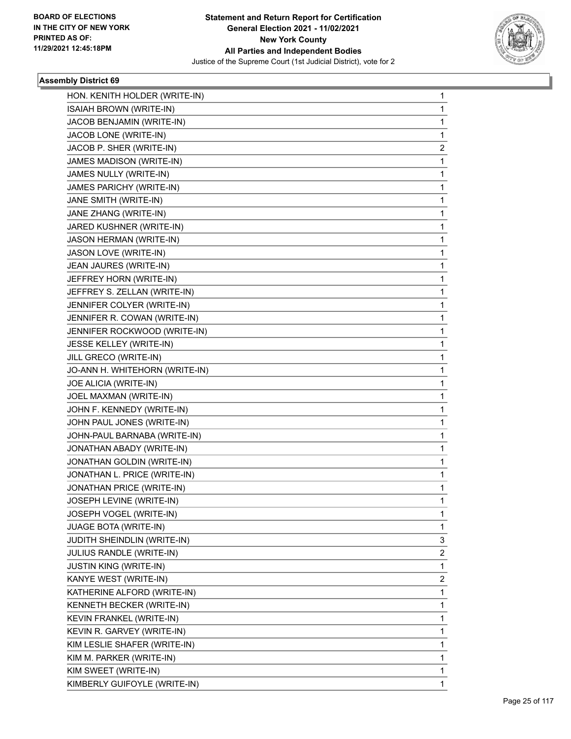**BOARD OF ELECTIONS IN THE CITY OF NEW YORK PRINTED AS OF: 11/29/2021 12:45:18PM**

**Statement and Return Report for Certification General Election 2021 - 11/02/2021 New York County All Parties and Independent Bodies**

Justice of the Supreme Court (1st Judicial District), vote for 2

### Assembly District 69

| | |
|---|---|
| HON. KENITH HOLDER (WRITE-IN) | 1 |
| ISAIAH BROWN (WRITE-IN) | 1 |
| JACOB BENJAMIN (WRITE-IN) | 1 |
| JACOB LONE (WRITE-IN) | 1 |
| JACOB P. SHER (WRITE-IN) | 2 |
| JAMES MADISON (WRITE-IN) | 1 |
| JAMES NULLY (WRITE-IN) | 1 |
| JAMES PARICHY (WRITE-IN) | 1 |
| JANE SMITH (WRITE-IN) | 1 |
| JANE ZHANG (WRITE-IN) | 1 |
| JARED KUSHNER (WRITE-IN) | 1 |
| JASON HERMAN (WRITE-IN) | 1 |
| JASON LOVE (WRITE-IN) | 1 |
| JEAN JAURES (WRITE-IN) | 1 |
| JEFFREY HORN (WRITE-IN) | 1 |
| JEFFREY S. ZELLAN (WRITE-IN) | 1 |
| JENNIFER COLYER (WRITE-IN) | 1 |
| JENNIFER R. COWAN (WRITE-IN) | 1 |
| JENNIFER ROCKWOOD (WRITE-IN) | 1 |
| JESSE KELLEY (WRITE-IN) | 1 |
| JILL GRECO (WRITE-IN) | 1 |
| JO-ANN H. WHITEHORN (WRITE-IN) | 1 |
| JOE ALICIA (WRITE-IN) | 1 |
| JOEL MAXMAN (WRITE-IN) | 1 |
| JOHN F. KENNEDY (WRITE-IN) | 1 |
| JOHN PAUL JONES (WRITE-IN) | 1 |
| JOHN-PAUL BARNABA (WRITE-IN) | 1 |
| JONATHAN ABADY (WRITE-IN) | 1 |
| JONATHAN GOLDIN (WRITE-IN) | 1 |
| JONATHAN L. PRICE (WRITE-IN) | 1 |
| JONATHAN PRICE (WRITE-IN) | 1 |
| JOSEPH LEVINE (WRITE-IN) | 1 |
| JOSEPH VOGEL (WRITE-IN) | 1 |
| JUAGE BOTA (WRITE-IN) | 1 |
| JUDITH SHEINDLIN (WRITE-IN) | 3 |
| JULIUS RANDLE (WRITE-IN) | 2 |
| JUSTIN KING (WRITE-IN) | 1 |
| KANYE WEST (WRITE-IN) | 2 |
| KATHERINE ALFORD (WRITE-IN) | 1 |
| KENNETH BECKER (WRITE-IN) | 1 |
| KEVIN FRANKEL (WRITE-IN) | 1 |
| KEVIN R. GARVEY (WRITE-IN) | 1 |
| KIM LESLIE SHAFER (WRITE-IN) | 1 |
| KIM M. PARKER (WRITE-IN) | 1 |
| KIM SWEET (WRITE-IN) | 1 |
| KIMBERLY GUIFOYLE (WRITE-IN) | 1 |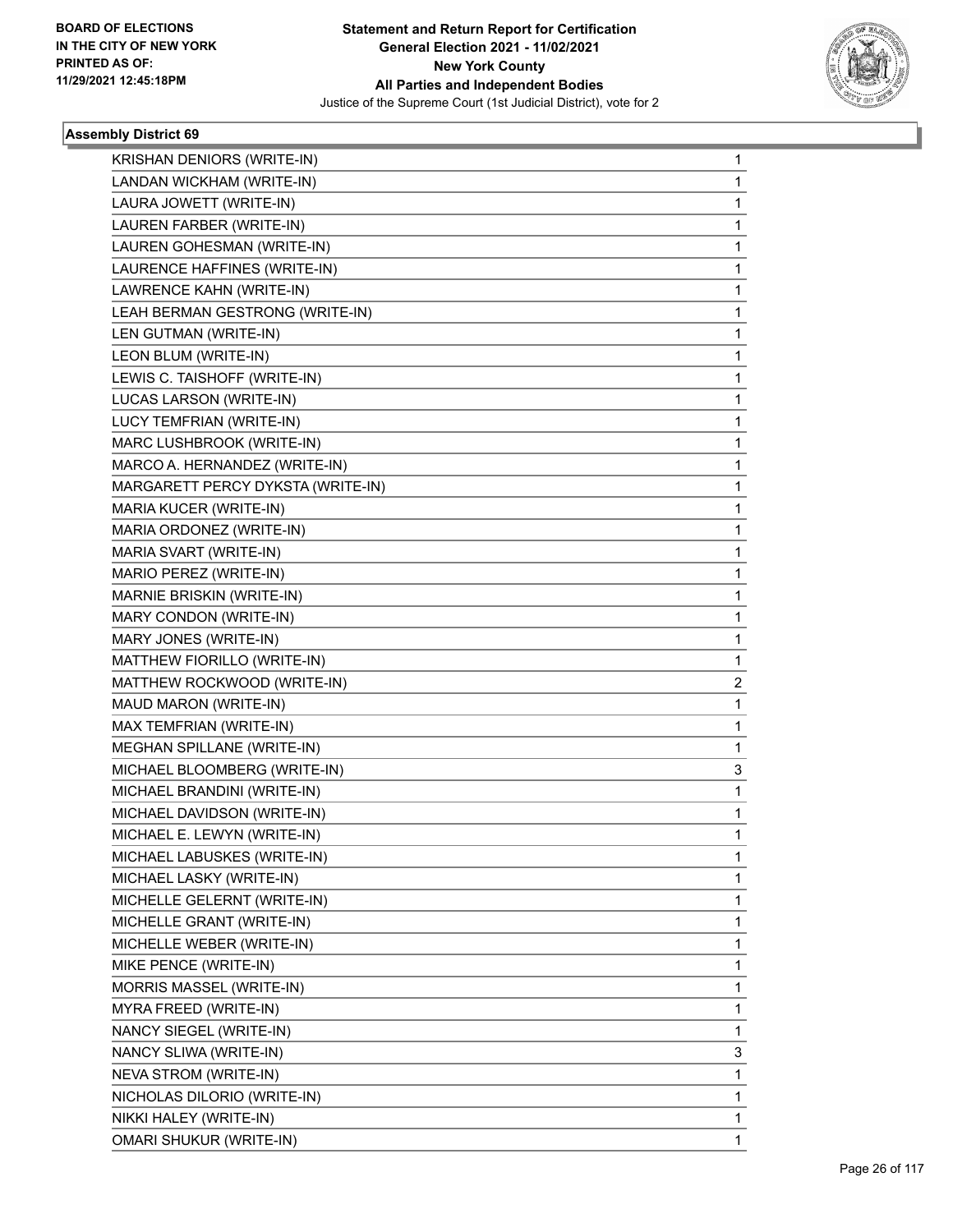BOARD OF ELECTIONS
IN THE CITY OF NEW YORK
PRINTED AS OF:
11/29/2021 12:45:18PM

**Statement and Return Report for Certification**
**General Election 2021 - 11/02/2021**
**New York County**
**All Parties and Independent Bodies**
Justice of the Supreme Court (1st Judicial District), vote for 2

### Assembly District 69

| | |
|---|---|
| KRISHAN DENIORS (WRITE-IN) | 1 |
| LANDAN WICKHAM (WRITE-IN) | 1 |
| LAURA JOWETT (WRITE-IN) | 1 |
| LAUREN FARBER (WRITE-IN) | 1 |
| LAUREN GOHESMAN (WRITE-IN) | 1 |
| LAURENCE HAFFINES (WRITE-IN) | 1 |
| LAWRENCE KAHN (WRITE-IN) | 1 |
| LEAH BERMAN GESTRONG (WRITE-IN) | 1 |
| LEN GUTMAN (WRITE-IN) | 1 |
| LEON BLUM (WRITE-IN) | 1 |
| LEWIS C. TAISHOFF (WRITE-IN) | 1 |
| LUCAS LARSON (WRITE-IN) | 1 |
| LUCY TEMFRIAN (WRITE-IN) | 1 |
| MARC LUSHBROOK (WRITE-IN) | 1 |
| MARCO A. HERNANDEZ (WRITE-IN) | 1 |
| MARGARETT PERCY DYKSTA (WRITE-IN) | 1 |
| MARIA KUCER (WRITE-IN) | 1 |
| MARIA ORDONEZ (WRITE-IN) | 1 |
| MARIA SVART (WRITE-IN) | 1 |
| MARIO PEREZ (WRITE-IN) | 1 |
| MARNIE BRISKIN (WRITE-IN) | 1 |
| MARY CONDON (WRITE-IN) | 1 |
| MARY JONES (WRITE-IN) | 1 |
| MATTHEW FIORILLO (WRITE-IN) | 1 |
| MATTHEW ROCKWOOD (WRITE-IN) | 2 |
| MAUD MARON (WRITE-IN) | 1 |
| MAX TEMFRIAN (WRITE-IN) | 1 |
| MEGHAN SPILLANE (WRITE-IN) | 1 |
| MICHAEL BLOOMBERG (WRITE-IN) | 3 |
| MICHAEL BRANDINI (WRITE-IN) | 1 |
| MICHAEL DAVIDSON (WRITE-IN) | 1 |
| MICHAEL E. LEWYN (WRITE-IN) | 1 |
| MICHAEL LABUSKES (WRITE-IN) | 1 |
| MICHAEL LASKY (WRITE-IN) | 1 |
| MICHELLE GELERNT (WRITE-IN) | 1 |
| MICHELLE GRANT (WRITE-IN) | 1 |
| MICHELLE WEBER (WRITE-IN) | 1 |
| MIKE PENCE (WRITE-IN) | 1 |
| MORRIS MASSEL (WRITE-IN) | 1 |
| MYRA FREED (WRITE-IN) | 1 |
| NANCY SIEGEL (WRITE-IN) | 1 |
| NANCY SLIWA (WRITE-IN) | 3 |
| NEVA STROM (WRITE-IN) | 1 |
| NICHOLAS DILORIO (WRITE-IN) | 1 |
| NIKKI HALEY (WRITE-IN) | 1 |
| OMARI SHUKUR (WRITE-IN) | 1 |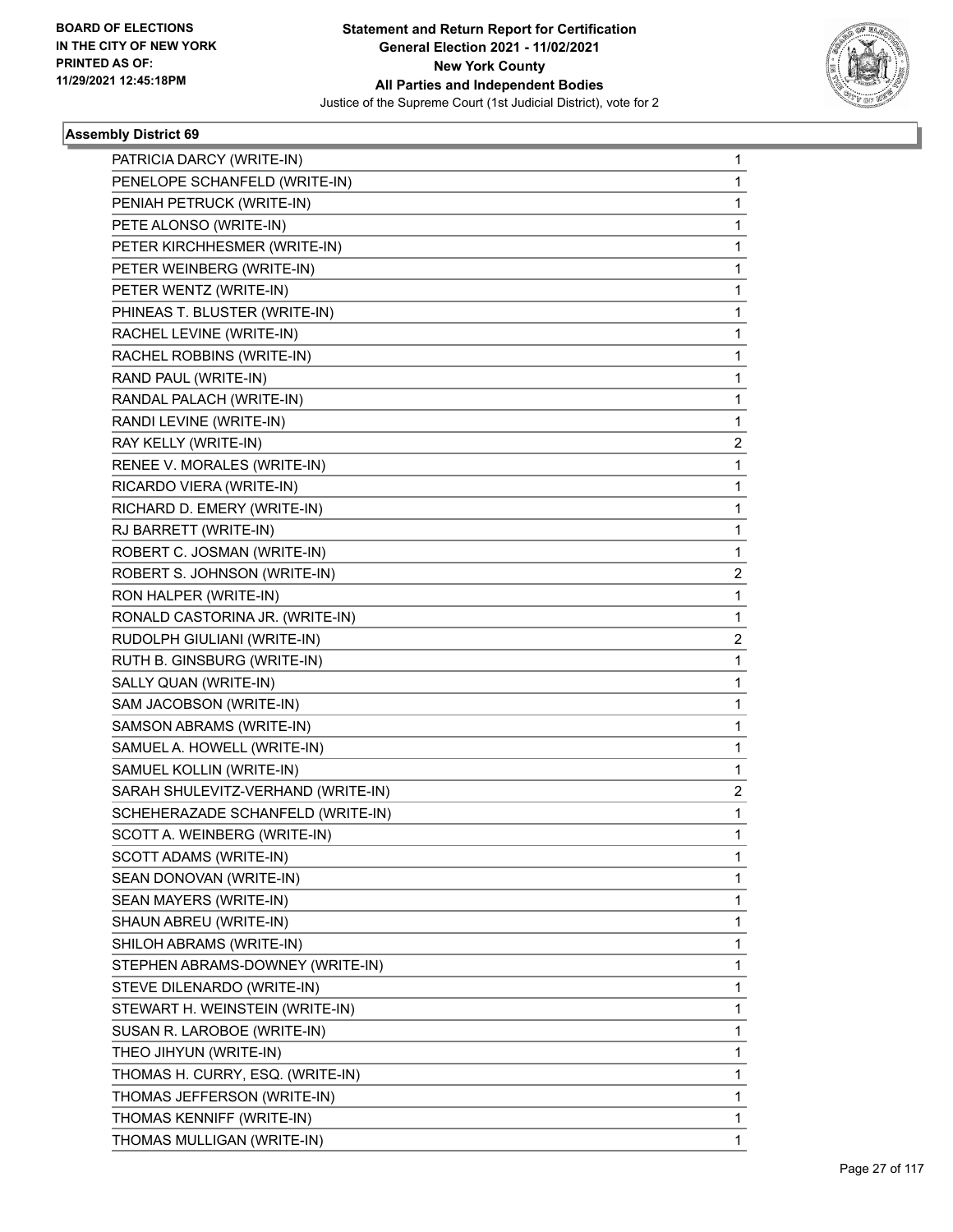**Statement and Return Report for Certification**
**General Election 2021 - 11/02/2021**
**New York County**
**All Parties and Independent Bodies**
Justice of the Supreme Court (1st Judicial District), vote for 2

BOARD OF ELECTIONS IN THE CITY OF NEW YORK PRINTED AS OF: 11/29/2021 12:45:18PM

### Assembly District 69

| | |
|---|---|
| PATRICIA DARCY (WRITE-IN) | 1 |
| PENELOPE SCHANFELD (WRITE-IN) | 1 |
| PENIAH PETRUCK (WRITE-IN) | 1 |
| PETE ALONSO (WRITE-IN) | 1 |
| PETER KIRCHHESMER (WRITE-IN) | 1 |
| PETER WEINBERG (WRITE-IN) | 1 |
| PETER WENTZ (WRITE-IN) | 1 |
| PHINEAS T. BLUSTER (WRITE-IN) | 1 |
| RACHEL LEVINE (WRITE-IN) | 1 |
| RACHEL ROBBINS (WRITE-IN) | 1 |
| RAND PAUL (WRITE-IN) | 1 |
| RANDAL PALACH (WRITE-IN) | 1 |
| RANDI LEVINE (WRITE-IN) | 1 |
| RAY KELLY (WRITE-IN) | 2 |
| RENEE V. MORALES (WRITE-IN) | 1 |
| RICARDO VIERA (WRITE-IN) | 1 |
| RICHARD D. EMERY (WRITE-IN) | 1 |
| RJ BARRETT (WRITE-IN) | 1 |
| ROBERT C. JOSMAN (WRITE-IN) | 1 |
| ROBERT S. JOHNSON (WRITE-IN) | 2 |
| RON HALPER (WRITE-IN) | 1 |
| RONALD CASTORINA JR. (WRITE-IN) | 1 |
| RUDOLPH GIULIANI (WRITE-IN) | 2 |
| RUTH B. GINSBURG (WRITE-IN) | 1 |
| SALLY QUAN (WRITE-IN) | 1 |
| SAM JACOBSON (WRITE-IN) | 1 |
| SAMSON ABRAMS (WRITE-IN) | 1 |
| SAMUEL A. HOWELL (WRITE-IN) | 1 |
| SAMUEL KOLLIN (WRITE-IN) | 1 |
| SARAH SHULEVITZ-VERHAND (WRITE-IN) | 2 |
| SCHEHERAZADE SCHANFELD (WRITE-IN) | 1 |
| SCOTT A. WEINBERG (WRITE-IN) | 1 |
| SCOTT ADAMS (WRITE-IN) | 1 |
| SEAN DONOVAN (WRITE-IN) | 1 |
| SEAN MAYERS (WRITE-IN) | 1 |
| SHAUN ABREU (WRITE-IN) | 1 |
| SHILOH ABRAMS (WRITE-IN) | 1 |
| STEPHEN ABRAMS-DOWNEY (WRITE-IN) | 1 |
| STEVE DILENARDO (WRITE-IN) | 1 |
| STEWART H. WEINSTEIN (WRITE-IN) | 1 |
| SUSAN R. LAROBOE (WRITE-IN) | 1 |
| THEO JIHYUN (WRITE-IN) | 1 |
| THOMAS H. CURRY, ESQ. (WRITE-IN) | 1 |
| THOMAS JEFFERSON (WRITE-IN) | 1 |
| THOMAS KENNIFF (WRITE-IN) | 1 |
| THOMAS MULLIGAN (WRITE-IN) | 1 |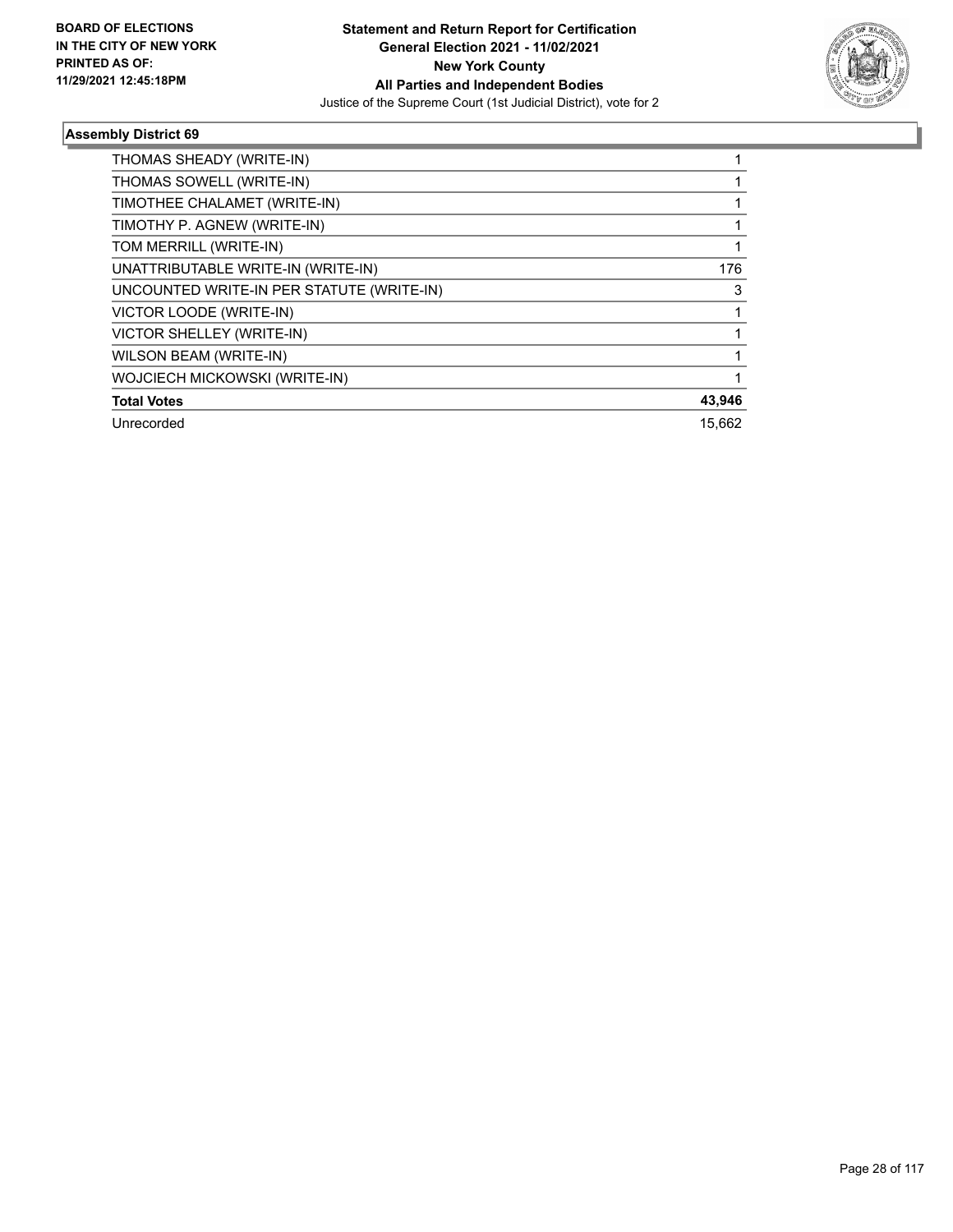## Assembly District 69

| | |
|---|---|
| THOMAS SHEADY (WRITE-IN) | 1 |
| THOMAS SOWELL (WRITE-IN) | 1 |
| TIMOTHEE CHALAMET (WRITE-IN) | 1 |
| TIMOTHY P. AGNEW (WRITE-IN) | 1 |
| TOM MERRILL (WRITE-IN) | 1 |
| UNATTRIBUTABLE WRITE-IN (WRITE-IN) | 176 |
| UNCOUNTED WRITE-IN PER STATUTE (WRITE-IN) | 3 |
| VICTOR LOODE (WRITE-IN) | 1 |
| VICTOR SHELLEY (WRITE-IN) | 1 |
| WILSON BEAM (WRITE-IN) | 1 |
| WOJCIECH MICKOWSKI (WRITE-IN) | 1 |
| **Total Votes** | **43,946** |
| Unrecorded | 15,662 |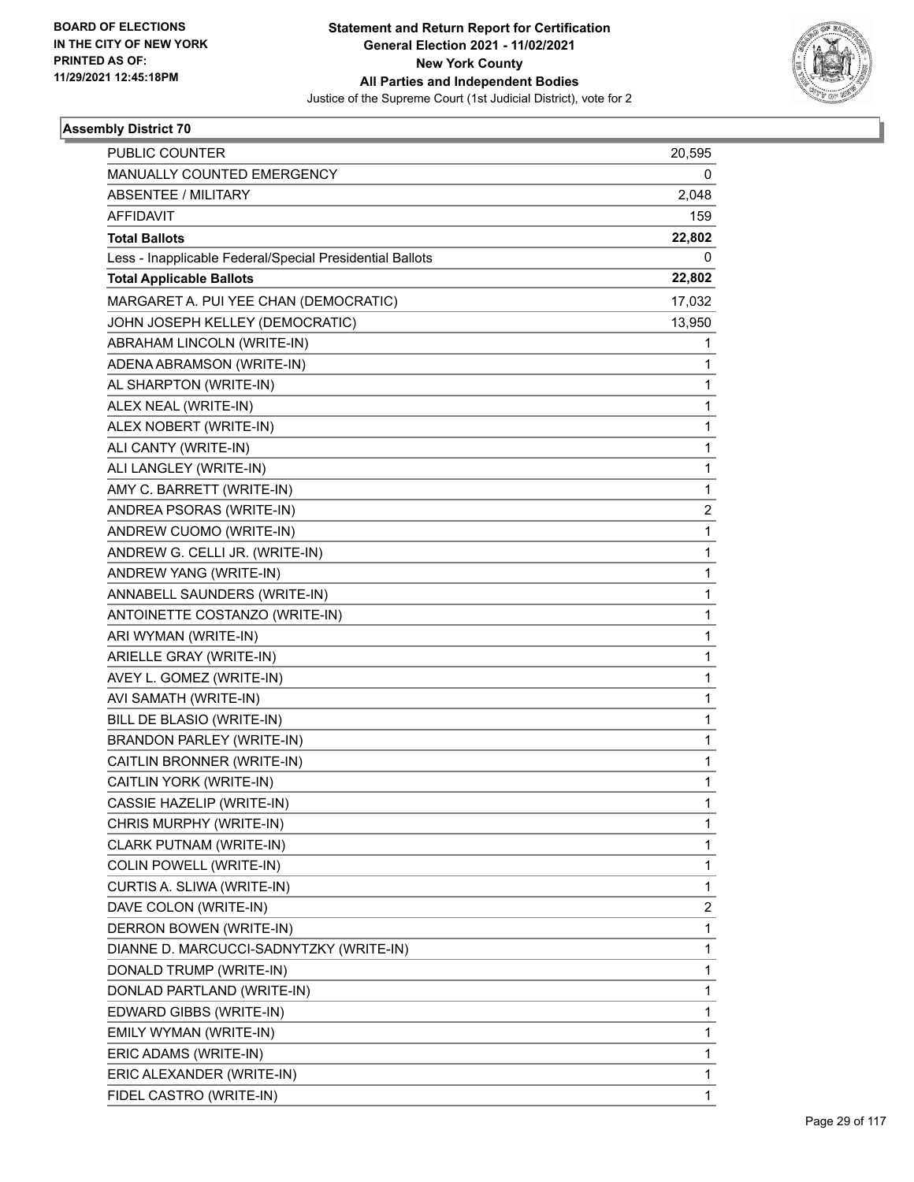**BOARD OF ELECTIONS IN THE CITY OF NEW YORK PRINTED AS OF: 11/29/2021 12:45:18PM**

**Statement and Return Report for Certification General Election 2021 - 11/02/2021 New York County All Parties and Independent Bodies**

Justice of the Supreme Court (1st Judicial District), vote for 2

**Assembly District 70**

| | |
|---|---|
| PUBLIC COUNTER | 20,595 |
| MANUALLY COUNTED EMERGENCY | 0 |
| ABSENTEE / MILITARY | 2,048 |
| AFFIDAVIT | 159 |
| **Total Ballots** | **22,802** |
| Less - Inapplicable Federal/Special Presidential Ballots | 0 |
| **Total Applicable Ballots** | **22,802** |
| MARGARET A. PUI YEE CHAN (DEMOCRATIC) | 17,032 |
| JOHN JOSEPH KELLEY (DEMOCRATIC) | 13,950 |
| ABRAHAM LINCOLN (WRITE-IN) | 1 |
| ADENA ABRAMSON (WRITE-IN) | 1 |
| AL SHARPTON (WRITE-IN) | 1 |
| ALEX NEAL (WRITE-IN) | 1 |
| ALEX NOBERT (WRITE-IN) | 1 |
| ALI CANTY (WRITE-IN) | 1 |
| ALI LANGLEY (WRITE-IN) | 1 |
| AMY C. BARRETT (WRITE-IN) | 1 |
| ANDREA PSORAS (WRITE-IN) | 2 |
| ANDREW CUOMO (WRITE-IN) | 1 |
| ANDREW G. CELLI JR. (WRITE-IN) | 1 |
| ANDREW YANG (WRITE-IN) | 1 |
| ANNABELL SAUNDERS (WRITE-IN) | 1 |
| ANTOINETTE COSTANZO (WRITE-IN) | 1 |
| ARI WYMAN (WRITE-IN) | 1 |
| ARIELLE GRAY (WRITE-IN) | 1 |
| AVEY L. GOMEZ (WRITE-IN) | 1 |
| AVI SAMATH (WRITE-IN) | 1 |
| BILL DE BLASIO (WRITE-IN) | 1 |
| BRANDON PARLEY (WRITE-IN) | 1 |
| CAITLIN BRONNER (WRITE-IN) | 1 |
| CAITLIN YORK (WRITE-IN) | 1 |
| CASSIE HAZELIP (WRITE-IN) | 1 |
| CHRIS MURPHY (WRITE-IN) | 1 |
| CLARK PUTNAM (WRITE-IN) | 1 |
| COLIN POWELL (WRITE-IN) | 1 |
| CURTIS A. SLIWA (WRITE-IN) | 1 |
| DAVE COLON (WRITE-IN) | 2 |
| DERRON BOWEN (WRITE-IN) | 1 |
| DIANNE D. MARCUCCI-SADNYTZKY (WRITE-IN) | 1 |
| DONALD TRUMP (WRITE-IN) | 1 |
| DONLAD PARTLAND (WRITE-IN) | 1 |
| EDWARD GIBBS (WRITE-IN) | 1 |
| EMILY WYMAN (WRITE-IN) | 1 |
| ERIC ADAMS (WRITE-IN) | 1 |
| ERIC ALEXANDER (WRITE-IN) | 1 |
| FIDEL CASTRO (WRITE-IN) | 1 |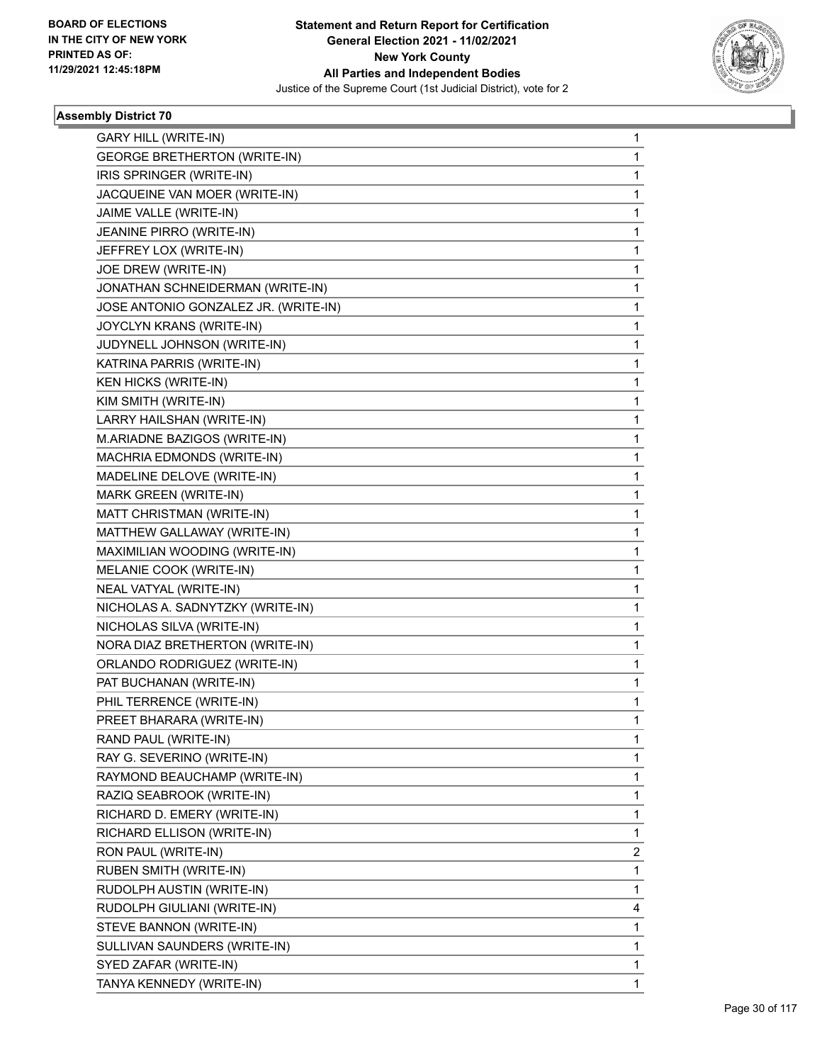**BOARD OF ELECTIONS IN THE CITY OF NEW YORK PRINTED AS OF: 11/29/2021 12:45:18PM**

**Statement and Return Report for Certification General Election 2021 - 11/02/2021 New York County All Parties and Independent Bodies**

Justice of the Supreme Court (1st Judicial District), vote for 2

### Assembly District 70

| | |
|---|---|
| GARY HILL (WRITE-IN) | 1 |
| GEORGE BRETHERTON (WRITE-IN) | 1 |
| IRIS SPRINGER (WRITE-IN) | 1 |
| JACQUEINE VAN MOER (WRITE-IN) | 1 |
| JAIME VALLE (WRITE-IN) | 1 |
| JEANINE PIRRO (WRITE-IN) | 1 |
| JEFFREY LOX (WRITE-IN) | 1 |
| JOE DREW (WRITE-IN) | 1 |
| JONATHAN SCHNEIDERMAN (WRITE-IN) | 1 |
| JOSE ANTONIO GONZALEZ JR. (WRITE-IN) | 1 |
| JOYCLYN KRANS (WRITE-IN) | 1 |
| JUDYNELL JOHNSON (WRITE-IN) | 1 |
| KATRINA PARRIS (WRITE-IN) | 1 |
| KEN HICKS (WRITE-IN) | 1 |
| KIM SMITH (WRITE-IN) | 1 |
| LARRY HAILSHAN (WRITE-IN) | 1 |
| M.ARIADNE BAZIGOS (WRITE-IN) | 1 |
| MACHRIA EDMONDS (WRITE-IN) | 1 |
| MADELINE DELOVE (WRITE-IN) | 1 |
| MARK GREEN (WRITE-IN) | 1 |
| MATT CHRISTMAN (WRITE-IN) | 1 |
| MATTHEW GALLAWAY (WRITE-IN) | 1 |
| MAXIMILIAN WOODING (WRITE-IN) | 1 |
| MELANIE COOK (WRITE-IN) | 1 |
| NEAL VATYAL (WRITE-IN) | 1 |
| NICHOLAS A. SADNYTZKY (WRITE-IN) | 1 |
| NICHOLAS SILVA (WRITE-IN) | 1 |
| NORA DIAZ BRETHERTON (WRITE-IN) | 1 |
| ORLANDO RODRIGUEZ (WRITE-IN) | 1 |
| PAT BUCHANAN (WRITE-IN) | 1 |
| PHIL TERRENCE (WRITE-IN) | 1 |
| PREET BHARARA (WRITE-IN) | 1 |
| RAND PAUL (WRITE-IN) | 1 |
| RAY G. SEVERINO (WRITE-IN) | 1 |
| RAYMOND BEAUCHAMP (WRITE-IN) | 1 |
| RAZIQ SEABROOK (WRITE-IN) | 1 |
| RICHARD D. EMERY (WRITE-IN) | 1 |
| RICHARD ELLISON (WRITE-IN) | 1 |
| RON PAUL (WRITE-IN) | 2 |
| RUBEN SMITH (WRITE-IN) | 1 |
| RUDOLPH AUSTIN (WRITE-IN) | 1 |
| RUDOLPH GIULIANI (WRITE-IN) | 4 |
| STEVE BANNON (WRITE-IN) | 1 |
| SULLIVAN SAUNDERS (WRITE-IN) | 1 |
| SYED ZAFAR (WRITE-IN) | 1 |
| TANYA KENNEDY (WRITE-IN) | 1 |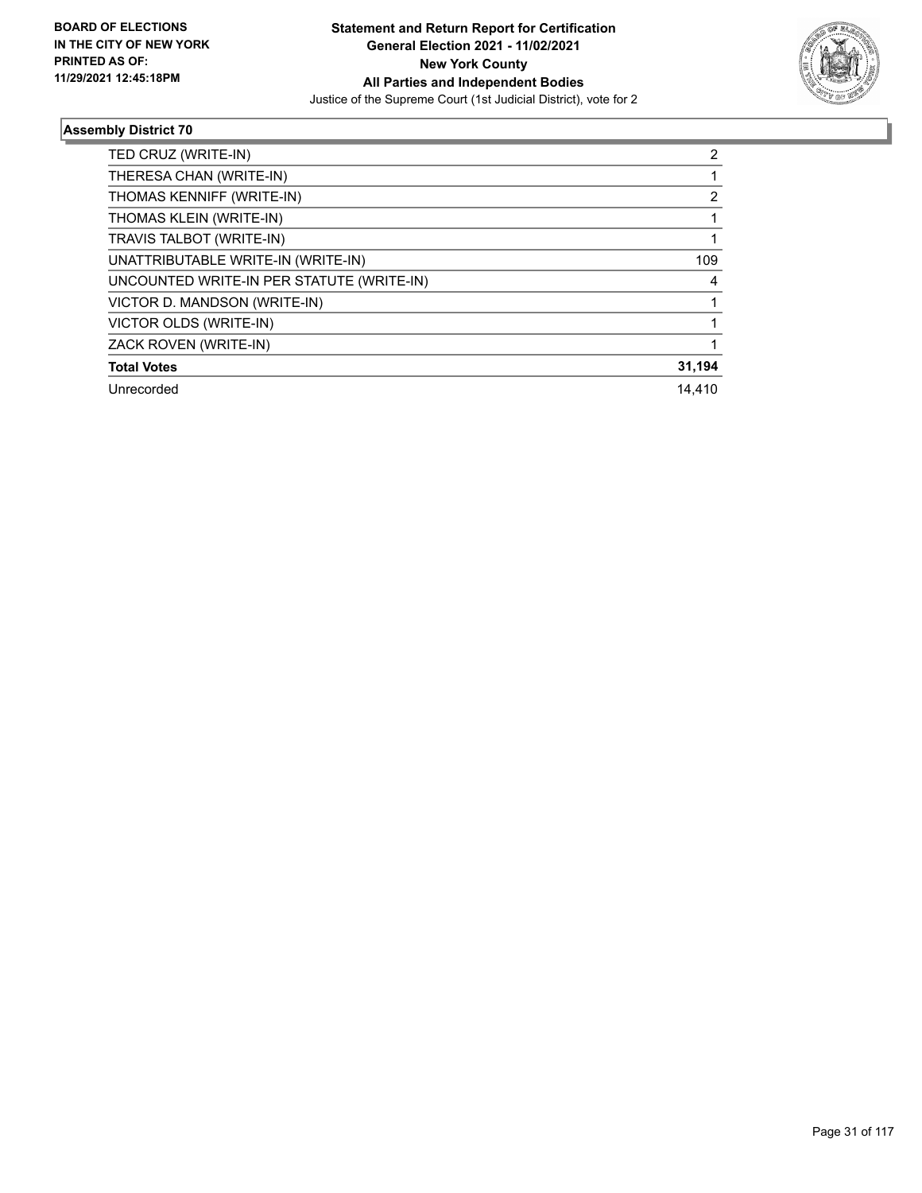## Assembly District 70

| | |
|---|---|
| TED CRUZ (WRITE-IN) | 2 |
| THERESA CHAN (WRITE-IN) | 1 |
| THOMAS KENNIFF (WRITE-IN) | 2 |
| THOMAS KLEIN (WRITE-IN) | 1 |
| TRAVIS TALBOT (WRITE-IN) | 1 |
| UNATTRIBUTABLE WRITE-IN (WRITE-IN) | 109 |
| UNCOUNTED WRITE-IN PER STATUTE (WRITE-IN) | 4 |
| VICTOR D. MANDSON (WRITE-IN) | 1 |
| VICTOR OLDS (WRITE-IN) | 1 |
| ZACK ROVEN (WRITE-IN) | 1 |
| **Total Votes** | **31,194** |
| Unrecorded | 14,410 |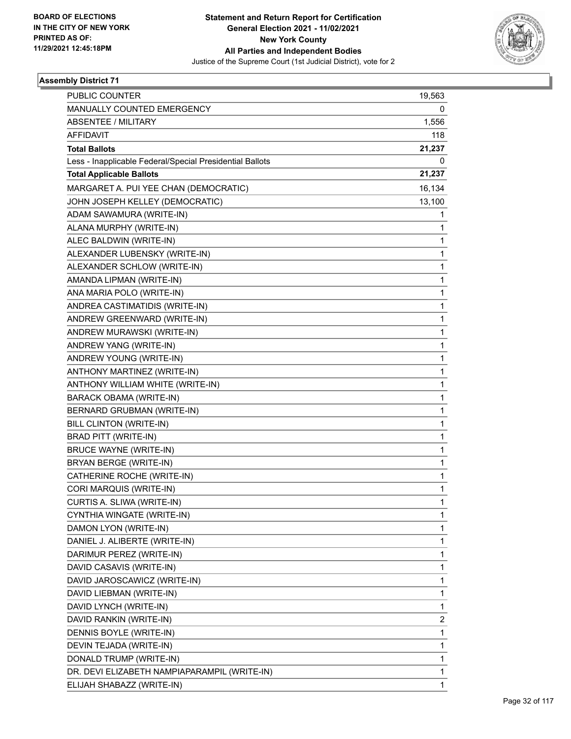**BOARD OF ELECTIONS IN THE CITY OF NEW YORK**
**PRINTED AS OF: 11/29/2021 12:45:18PM**

**Statement and Return Report for Certification**
**General Election 2021 - 11/02/2021**
**New York County**
**All Parties and Independent Bodies**
Justice of the Supreme Court (1st Judicial District), vote for 2

### Assembly District 71

| | |
|---|---|
| PUBLIC COUNTER | 19,563 |
| MANUALLY COUNTED EMERGENCY | 0 |
| ABSENTEE / MILITARY | 1,556 |
| AFFIDAVIT | 118 |
| **Total Ballots** | **21,237** |
| Less - Inapplicable Federal/Special Presidential Ballots | 0 |
| **Total Applicable Ballots** | **21,237** |
| MARGARET A. PUI YEE CHAN (DEMOCRATIC) | 16,134 |
| JOHN JOSEPH KELLEY (DEMOCRATIC) | 13,100 |
| ADAM SAWAMURA (WRITE-IN) | 1 |
| ALANA MURPHY (WRITE-IN) | 1 |
| ALEC BALDWIN (WRITE-IN) | 1 |
| ALEXANDER LUBENSKY (WRITE-IN) | 1 |
| ALEXANDER SCHLOW (WRITE-IN) | 1 |
| AMANDA LIPMAN (WRITE-IN) | 1 |
| ANA MARIA POLO (WRITE-IN) | 1 |
| ANDREA CASTIMATIDIS (WRITE-IN) | 1 |
| ANDREW GREENWARD (WRITE-IN) | 1 |
| ANDREW MURAWSKI (WRITE-IN) | 1 |
| ANDREW YANG (WRITE-IN) | 1 |
| ANDREW YOUNG (WRITE-IN) | 1 |
| ANTHONY MARTINEZ (WRITE-IN) | 1 |
| ANTHONY WILLIAM WHITE (WRITE-IN) | 1 |
| BARACK OBAMA (WRITE-IN) | 1 |
| BERNARD GRUBMAN (WRITE-IN) | 1 |
| BILL CLINTON (WRITE-IN) | 1 |
| BRAD PITT (WRITE-IN) | 1 |
| BRUCE WAYNE (WRITE-IN) | 1 |
| BRYAN BERGE (WRITE-IN) | 1 |
| CATHERINE ROCHE (WRITE-IN) | 1 |
| CORI MARQUIS (WRITE-IN) | 1 |
| CURTIS A. SLIWA (WRITE-IN) | 1 |
| CYNTHIA WINGATE (WRITE-IN) | 1 |
| DAMON LYON (WRITE-IN) | 1 |
| DANIEL J. ALIBERTE (WRITE-IN) | 1 |
| DARIMUR PEREZ (WRITE-IN) | 1 |
| DAVID CASAVIS (WRITE-IN) | 1 |
| DAVID JAROSCAWICZ (WRITE-IN) | 1 |
| DAVID LIEBMAN (WRITE-IN) | 1 |
| DAVID LYNCH (WRITE-IN) | 1 |
| DAVID RANKIN (WRITE-IN) | 2 |
| DENNIS BOYLE (WRITE-IN) | 1 |
| DEVIN TEJADA (WRITE-IN) | 1 |
| DONALD TRUMP (WRITE-IN) | 1 |
| DR. DEVI ELIZABETH NAMPIAPARAMPIL (WRITE-IN) | 1 |
| ELIJAH SHABAZZ (WRITE-IN) | 1 |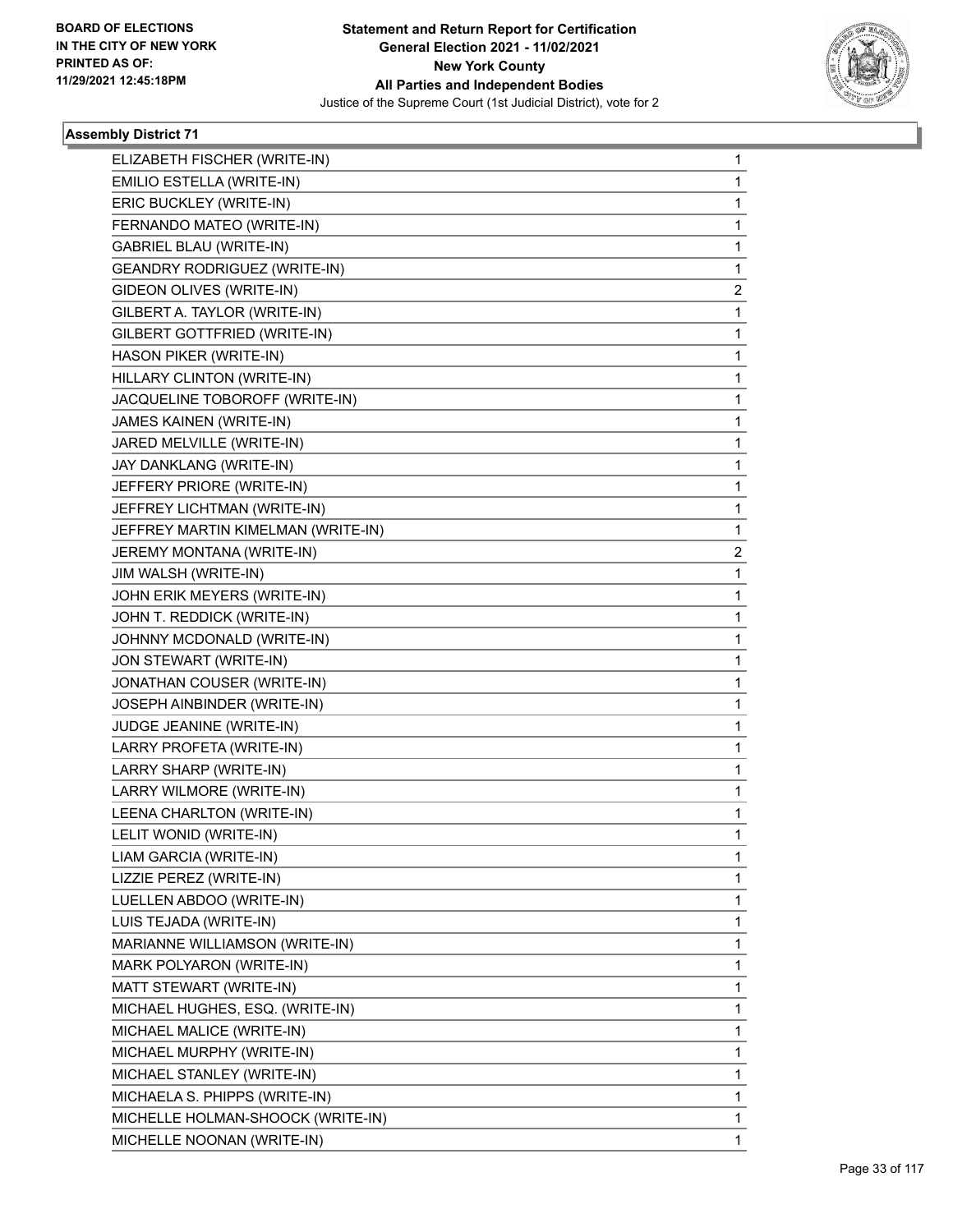**Statement and Return Report for Certification**
**General Election 2021 - 11/02/2021**
**New York County**
**All Parties and Independent Bodies**
Justice of the Supreme Court (1st Judicial District), vote for 2

BOARD OF ELECTIONS
IN THE CITY OF NEW YORK
PRINTED AS OF:
11/29/2021 12:45:18PM

### Assembly District 71

| | |
|---|---|
| ELIZABETH FISCHER (WRITE-IN) | 1 |
| EMILIO ESTELLA (WRITE-IN) | 1 |
| ERIC BUCKLEY (WRITE-IN) | 1 |
| FERNANDO MATEO (WRITE-IN) | 1 |
| GABRIEL BLAU (WRITE-IN) | 1 |
| GEANDRY RODRIGUEZ (WRITE-IN) | 1 |
| GIDEON OLIVES (WRITE-IN) | 2 |
| GILBERT A. TAYLOR (WRITE-IN) | 1 |
| GILBERT GOTTFRIED (WRITE-IN) | 1 |
| HASON PIKER (WRITE-IN) | 1 |
| HILLARY CLINTON (WRITE-IN) | 1 |
| JACQUELINE TOBOROFF (WRITE-IN) | 1 |
| JAMES KAINEN (WRITE-IN) | 1 |
| JARED MELVILLE (WRITE-IN) | 1 |
| JAY DANKLANG (WRITE-IN) | 1 |
| JEFFERY PRIORE (WRITE-IN) | 1 |
| JEFFREY LICHTMAN (WRITE-IN) | 1 |
| JEFFREY MARTIN KIMELMAN (WRITE-IN) | 1 |
| JEREMY MONTANA (WRITE-IN) | 2 |
| JIM WALSH (WRITE-IN) | 1 |
| JOHN ERIK MEYERS (WRITE-IN) | 1 |
| JOHN T. REDDICK (WRITE-IN) | 1 |
| JOHNNY MCDONALD (WRITE-IN) | 1 |
| JON STEWART (WRITE-IN) | 1 |
| JONATHAN COUSER (WRITE-IN) | 1 |
| JOSEPH AINBINDER (WRITE-IN) | 1 |
| JUDGE JEANINE (WRITE-IN) | 1 |
| LARRY PROFETA (WRITE-IN) | 1 |
| LARRY SHARP (WRITE-IN) | 1 |
| LARRY WILMORE (WRITE-IN) | 1 |
| LEENA CHARLTON (WRITE-IN) | 1 |
| LELIT WONID (WRITE-IN) | 1 |
| LIAM GARCIA (WRITE-IN) | 1 |
| LIZZIE PEREZ (WRITE-IN) | 1 |
| LUELLEN ABDOO (WRITE-IN) | 1 |
| LUIS TEJADA (WRITE-IN) | 1 |
| MARIANNE WILLIAMSON (WRITE-IN) | 1 |
| MARK POLYARON (WRITE-IN) | 1 |
| MATT STEWART (WRITE-IN) | 1 |
| MICHAEL HUGHES, ESQ. (WRITE-IN) | 1 |
| MICHAEL MALICE (WRITE-IN) | 1 |
| MICHAEL MURPHY (WRITE-IN) | 1 |
| MICHAEL STANLEY (WRITE-IN) | 1 |
| MICHAELA S. PHIPPS (WRITE-IN) | 1 |
| MICHELLE HOLMAN-SHOOCK (WRITE-IN) | 1 |
| MICHELLE NOONAN (WRITE-IN) | 1 |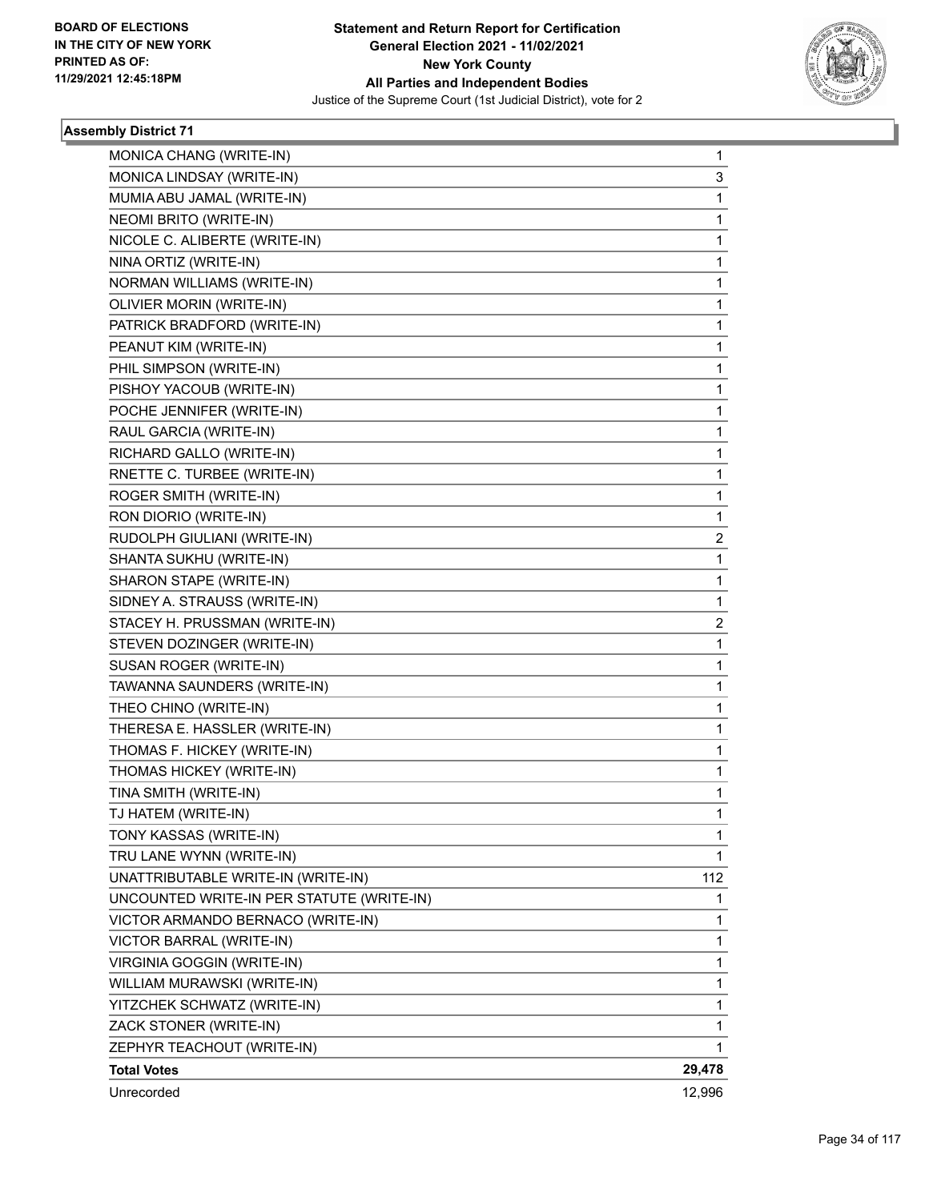**Statement and Return Report for Certification**
**General Election 2021 - 11/02/2021**
**New York County**
**All Parties and Independent Bodies**
Justice of the Supreme Court (1st Judicial District), vote for 2

BOARD OF ELECTIONS IN THE CITY OF NEW YORK PRINTED AS OF: 11/29/2021 12:45:18PM

### Assembly District 71

| | |
|---|---|
| MONICA CHANG (WRITE-IN) | 1 |
| MONICA LINDSAY (WRITE-IN) | 3 |
| MUMIA ABU JAMAL (WRITE-IN) | 1 |
| NEOMI BRITO (WRITE-IN) | 1 |
| NICOLE C. ALIBERTE (WRITE-IN) | 1 |
| NINA ORTIZ (WRITE-IN) | 1 |
| NORMAN WILLIAMS (WRITE-IN) | 1 |
| OLIVIER MORIN (WRITE-IN) | 1 |
| PATRICK BRADFORD (WRITE-IN) | 1 |
| PEANUT KIM (WRITE-IN) | 1 |
| PHIL SIMPSON (WRITE-IN) | 1 |
| PISHOY YACOUB (WRITE-IN) | 1 |
| POCHE JENNIFER (WRITE-IN) | 1 |
| RAUL GARCIA (WRITE-IN) | 1 |
| RICHARD GALLO (WRITE-IN) | 1 |
| RNETTE C. TURBEE (WRITE-IN) | 1 |
| ROGER SMITH (WRITE-IN) | 1 |
| RON DIORIO (WRITE-IN) | 1 |
| RUDOLPH GIULIANI (WRITE-IN) | 2 |
| SHANTA SUKHU (WRITE-IN) | 1 |
| SHARON STAPE (WRITE-IN) | 1 |
| SIDNEY A. STRAUSS (WRITE-IN) | 1 |
| STACEY H. PRUSSMAN (WRITE-IN) | 2 |
| STEVEN DOZINGER (WRITE-IN) | 1 |
| SUSAN ROGER (WRITE-IN) | 1 |
| TAWANNA SAUNDERS (WRITE-IN) | 1 |
| THEO CHINO (WRITE-IN) | 1 |
| THERESA E. HASSLER (WRITE-IN) | 1 |
| THOMAS F. HICKEY (WRITE-IN) | 1 |
| THOMAS HICKEY (WRITE-IN) | 1 |
| TINA SMITH (WRITE-IN) | 1 |
| TJ HATEM (WRITE-IN) | 1 |
| TONY KASSAS (WRITE-IN) | 1 |
| TRU LANE WYNN (WRITE-IN) | 1 |
| UNATTRIBUTABLE WRITE-IN (WRITE-IN) | 112 |
| UNCOUNTED WRITE-IN PER STATUTE (WRITE-IN) | 1 |
| VICTOR ARMANDO BERNACO (WRITE-IN) | 1 |
| VICTOR BARRAL (WRITE-IN) | 1 |
| VIRGINIA GOGGIN (WRITE-IN) | 1 |
| WILLIAM MURAWSKI (WRITE-IN) | 1 |
| YITZCHEK SCHWATZ (WRITE-IN) | 1 |
| ZACK STONER (WRITE-IN) | 1 |
| ZEPHYR TEACHOUT (WRITE-IN) | 1 |
| **Total Votes** | **29,478** |
| Unrecorded | 12,996 |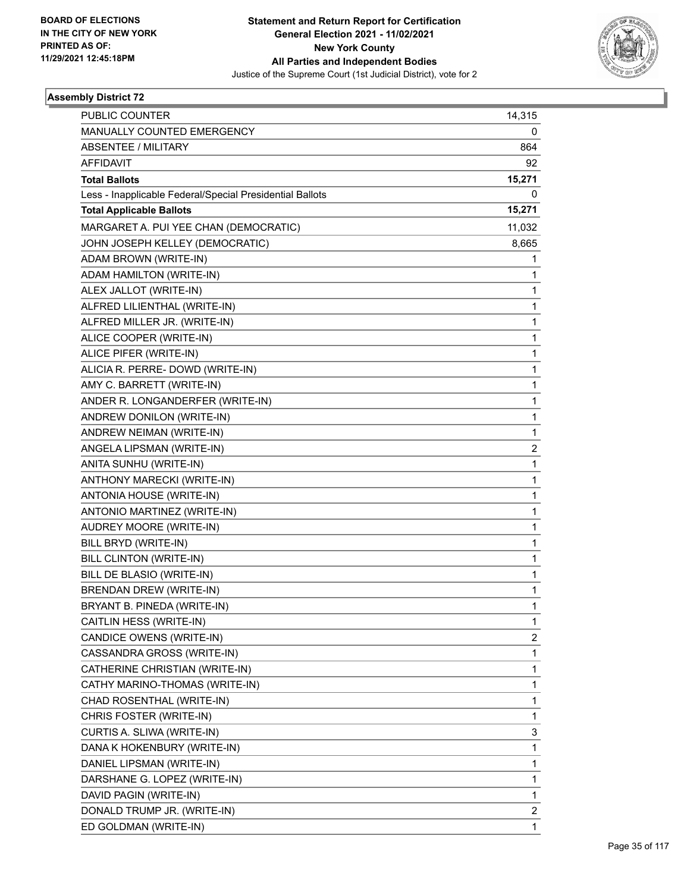**Statement and Return Report for Certification**
**General Election 2021 - 11/02/2021**
**New York County**
**All Parties and Independent Bodies**
Justice of the Supreme Court (1st Judicial District), vote for 2

BOARD OF ELECTIONS IN THE CITY OF NEW YORK PRINTED AS OF: 11/29/2021 12:45:18PM

### Assembly District 72

| | |
|---|---|
| PUBLIC COUNTER | 14,315 |
| MANUALLY COUNTED EMERGENCY | 0 |
| ABSENTEE / MILITARY | 864 |
| AFFIDAVIT | 92 |
| **Total Ballots** | **15,271** |
| Less - Inapplicable Federal/Special Presidential Ballots | 0 |
| **Total Applicable Ballots** | **15,271** |
| MARGARET A. PUI YEE CHAN (DEMOCRATIC) | 11,032 |
| JOHN JOSEPH KELLEY (DEMOCRATIC) | 8,665 |
| ADAM BROWN (WRITE-IN) | 1 |
| ADAM HAMILTON (WRITE-IN) | 1 |
| ALEX JALLOT (WRITE-IN) | 1 |
| ALFRED LILIENTHAL (WRITE-IN) | 1 |
| ALFRED MILLER JR. (WRITE-IN) | 1 |
| ALICE COOPER (WRITE-IN) | 1 |
| ALICE PIFER (WRITE-IN) | 1 |
| ALICIA R. PERRE- DOWD (WRITE-IN) | 1 |
| AMY C. BARRETT (WRITE-IN) | 1 |
| ANDER R. LONGANDERFER (WRITE-IN) | 1 |
| ANDREW DONILON (WRITE-IN) | 1 |
| ANDREW NEIMAN (WRITE-IN) | 1 |
| ANGELA LIPSMAN (WRITE-IN) | 2 |
| ANITA SUNHU (WRITE-IN) | 1 |
| ANTHONY MARECKI (WRITE-IN) | 1 |
| ANTONIA HOUSE (WRITE-IN) | 1 |
| ANTONIO MARTINEZ (WRITE-IN) | 1 |
| AUDREY MOORE (WRITE-IN) | 1 |
| BILL BRYD (WRITE-IN) | 1 |
| BILL CLINTON (WRITE-IN) | 1 |
| BILL DE BLASIO (WRITE-IN) | 1 |
| BRENDAN DREW (WRITE-IN) | 1 |
| BRYANT B. PINEDA (WRITE-IN) | 1 |
| CAITLIN HESS (WRITE-IN) | 1 |
| CANDICE OWENS (WRITE-IN) | 2 |
| CASSANDRA GROSS (WRITE-IN) | 1 |
| CATHERINE CHRISTIAN (WRITE-IN) | 1 |
| CATHY MARINO-THOMAS (WRITE-IN) | 1 |
| CHAD ROSENTHAL (WRITE-IN) | 1 |
| CHRIS FOSTER (WRITE-IN) | 1 |
| CURTIS A. SLIWA (WRITE-IN) | 3 |
| DANA K HOKENBURY (WRITE-IN) | 1 |
| DANIEL LIPSMAN (WRITE-IN) | 1 |
| DARSHANE G. LOPEZ (WRITE-IN) | 1 |
| DAVID PAGIN (WRITE-IN) | 1 |
| DONALD TRUMP JR. (WRITE-IN) | 2 |
| ED GOLDMAN (WRITE-IN) | 1 |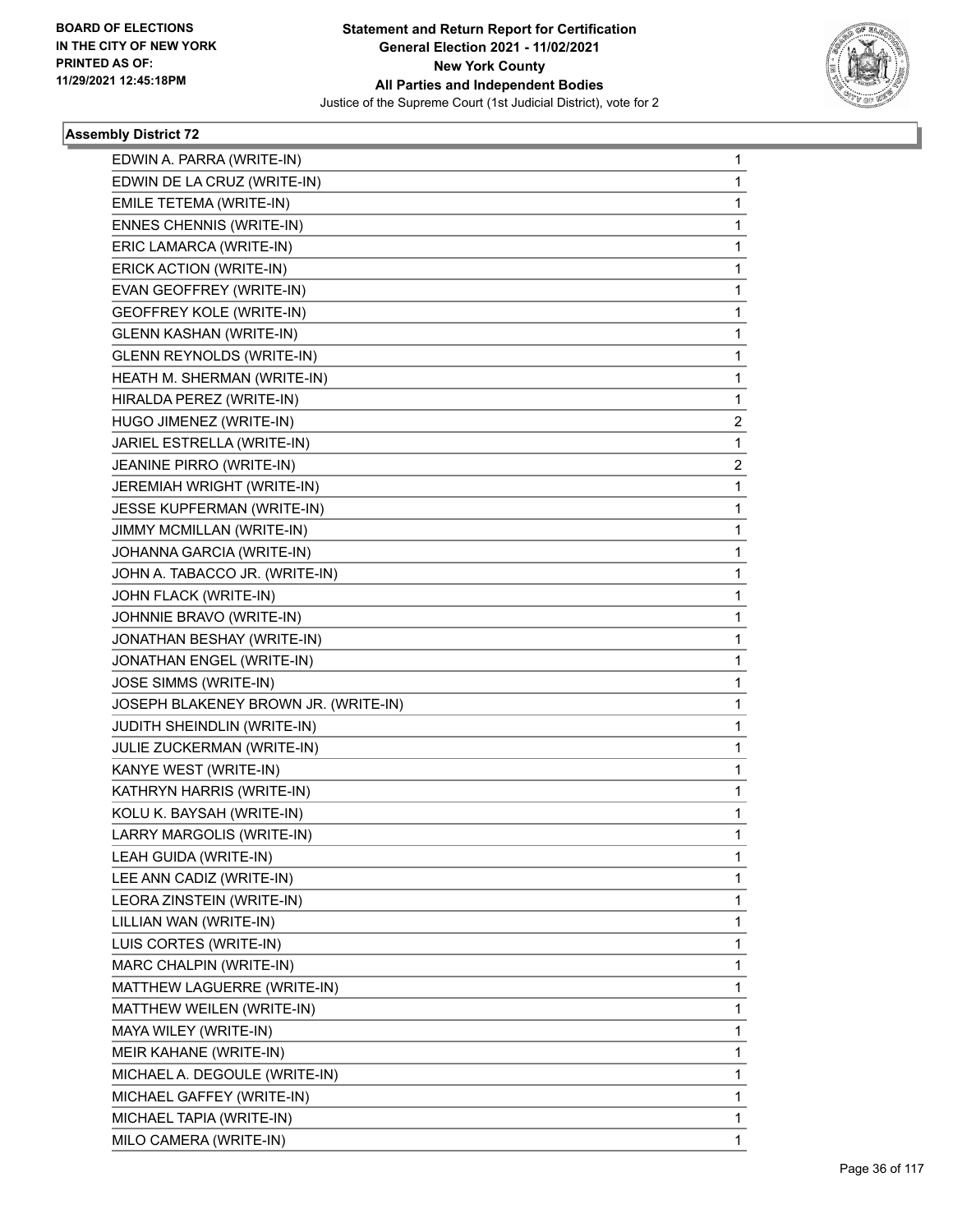**BOARD OF ELECTIONS IN THE CITY OF NEW YORK PRINTED AS OF: 11/29/2021 12:45:18PM**

**Statement and Return Report for Certification General Election 2021 - 11/02/2021 New York County All Parties and Independent Bodies**
Justice of the Supreme Court (1st Judicial District), vote for 2

### Assembly District 72

| | |
|---|---|
| EDWIN A. PARRA (WRITE-IN) | 1 |
| EDWIN DE LA CRUZ (WRITE-IN) | 1 |
| EMILE TETEMA (WRITE-IN) | 1 |
| ENNES CHENNIS (WRITE-IN) | 1 |
| ERIC LAMARCA (WRITE-IN) | 1 |
| ERICK ACTION (WRITE-IN) | 1 |
| EVAN GEOFFREY (WRITE-IN) | 1 |
| GEOFFREY KOLE (WRITE-IN) | 1 |
| GLENN KASHAN (WRITE-IN) | 1 |
| GLENN REYNOLDS (WRITE-IN) | 1 |
| HEATH M. SHERMAN (WRITE-IN) | 1 |
| HIRALDA PEREZ (WRITE-IN) | 1 |
| HUGO JIMENEZ (WRITE-IN) | 2 |
| JARIEL ESTRELLA (WRITE-IN) | 1 |
| JEANINE PIRRO (WRITE-IN) | 2 |
| JEREMIAH WRIGHT (WRITE-IN) | 1 |
| JESSE KUPFERMAN (WRITE-IN) | 1 |
| JIMMY MCMILLAN (WRITE-IN) | 1 |
| JOHANNA GARCIA (WRITE-IN) | 1 |
| JOHN A. TABACCO JR. (WRITE-IN) | 1 |
| JOHN FLACK (WRITE-IN) | 1 |
| JOHNNIE BRAVO (WRITE-IN) | 1 |
| JONATHAN BESHAY (WRITE-IN) | 1 |
| JONATHAN ENGEL (WRITE-IN) | 1 |
| JOSE SIMMS (WRITE-IN) | 1 |
| JOSEPH BLAKENEY BROWN JR. (WRITE-IN) | 1 |
| JUDITH SHEINDLIN (WRITE-IN) | 1 |
| JULIE ZUCKERMAN (WRITE-IN) | 1 |
| KANYE WEST (WRITE-IN) | 1 |
| KATHRYN HARRIS (WRITE-IN) | 1 |
| KOLU K. BAYSAH (WRITE-IN) | 1 |
| LARRY MARGOLIS (WRITE-IN) | 1 |
| LEAH GUIDA (WRITE-IN) | 1 |
| LEE ANN CADIZ (WRITE-IN) | 1 |
| LEORA ZINSTEIN (WRITE-IN) | 1 |
| LILLIAN WAN (WRITE-IN) | 1 |
| LUIS CORTES (WRITE-IN) | 1 |
| MARC CHALPIN (WRITE-IN) | 1 |
| MATTHEW LAGUERRE (WRITE-IN) | 1 |
| MATTHEW WEILEN (WRITE-IN) | 1 |
| MAYA WILEY (WRITE-IN) | 1 |
| MEIR KAHANE (WRITE-IN) | 1 |
| MICHAEL A. DEGOULE (WRITE-IN) | 1 |
| MICHAEL GAFFEY (WRITE-IN) | 1 |
| MICHAEL TAPIA (WRITE-IN) | 1 |
| MILO CAMERA (WRITE-IN) | 1 |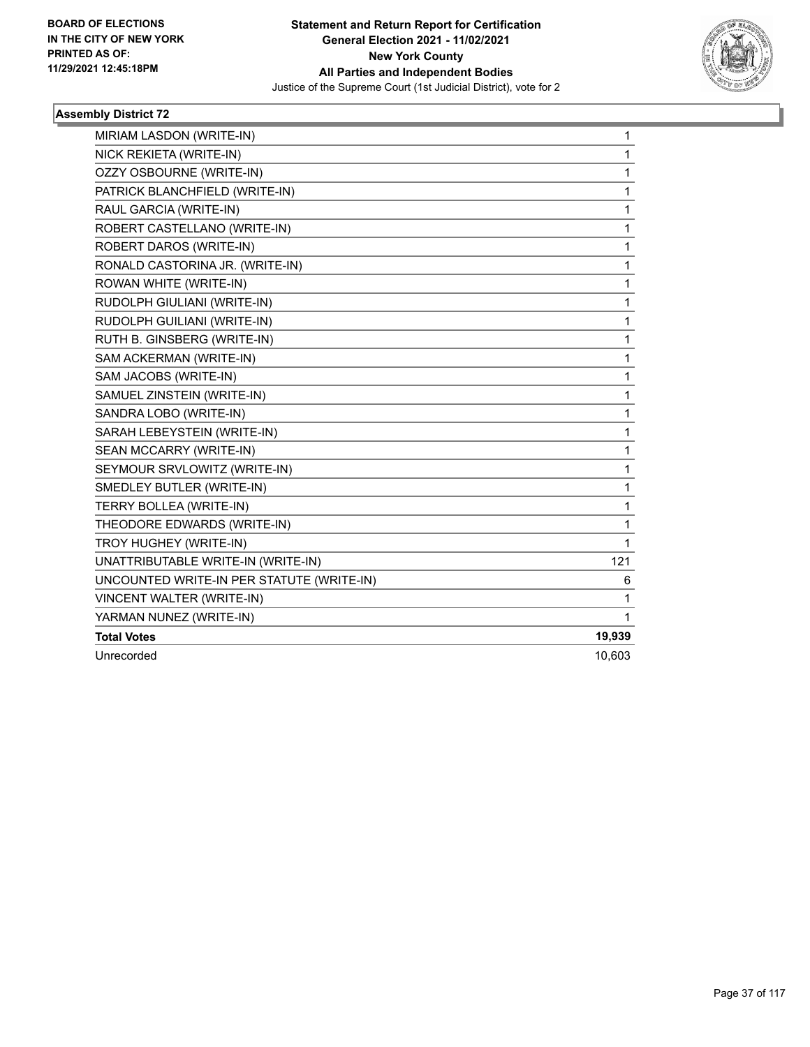BOARD OF ELECTIONS
IN THE CITY OF NEW YORK
PRINTED AS OF:
11/29/2021 12:45:18PM

**Statement and Return Report for Certification**
**General Election 2021 - 11/02/2021**
**New York County**
**All Parties and Independent Bodies**
Justice of the Supreme Court (1st Judicial District), vote for 2

### Assembly District 72

| | |
|---|---|
| MIRIAM LASDON (WRITE-IN) | 1 |
| NICK REKIETA (WRITE-IN) | 1 |
| OZZY OSBOURNE (WRITE-IN) | 1 |
| PATRICK BLANCHFIELD (WRITE-IN) | 1 |
| RAUL GARCIA (WRITE-IN) | 1 |
| ROBERT CASTELLANO (WRITE-IN) | 1 |
| ROBERT DAROS (WRITE-IN) | 1 |
| RONALD CASTORINA JR. (WRITE-IN) | 1 |
| ROWAN WHITE (WRITE-IN) | 1 |
| RUDOLPH GIULIANI (WRITE-IN) | 1 |
| RUDOLPH GUILIANI (WRITE-IN) | 1 |
| RUTH B. GINSBERG (WRITE-IN) | 1 |
| SAM ACKERMAN (WRITE-IN) | 1 |
| SAM JACOBS (WRITE-IN) | 1 |
| SAMUEL ZINSTEIN (WRITE-IN) | 1 |
| SANDRA LOBO (WRITE-IN) | 1 |
| SARAH LEBEYSTEIN (WRITE-IN) | 1 |
| SEAN MCCARRY (WRITE-IN) | 1 |
| SEYMOUR SRVLOWITZ (WRITE-IN) | 1 |
| SMEDLEY BUTLER (WRITE-IN) | 1 |
| TERRY BOLLEA (WRITE-IN) | 1 |
| THEODORE EDWARDS (WRITE-IN) | 1 |
| TROY HUGHEY (WRITE-IN) | 1 |
| UNATTRIBUTABLE WRITE-IN (WRITE-IN) | 121 |
| UNCOUNTED WRITE-IN PER STATUTE (WRITE-IN) | 6 |
| VINCENT WALTER (WRITE-IN) | 1 |
| YARMAN NUNEZ (WRITE-IN) | 1 |
| **Total Votes** | **19,939** |
| Unrecorded | 10,603 |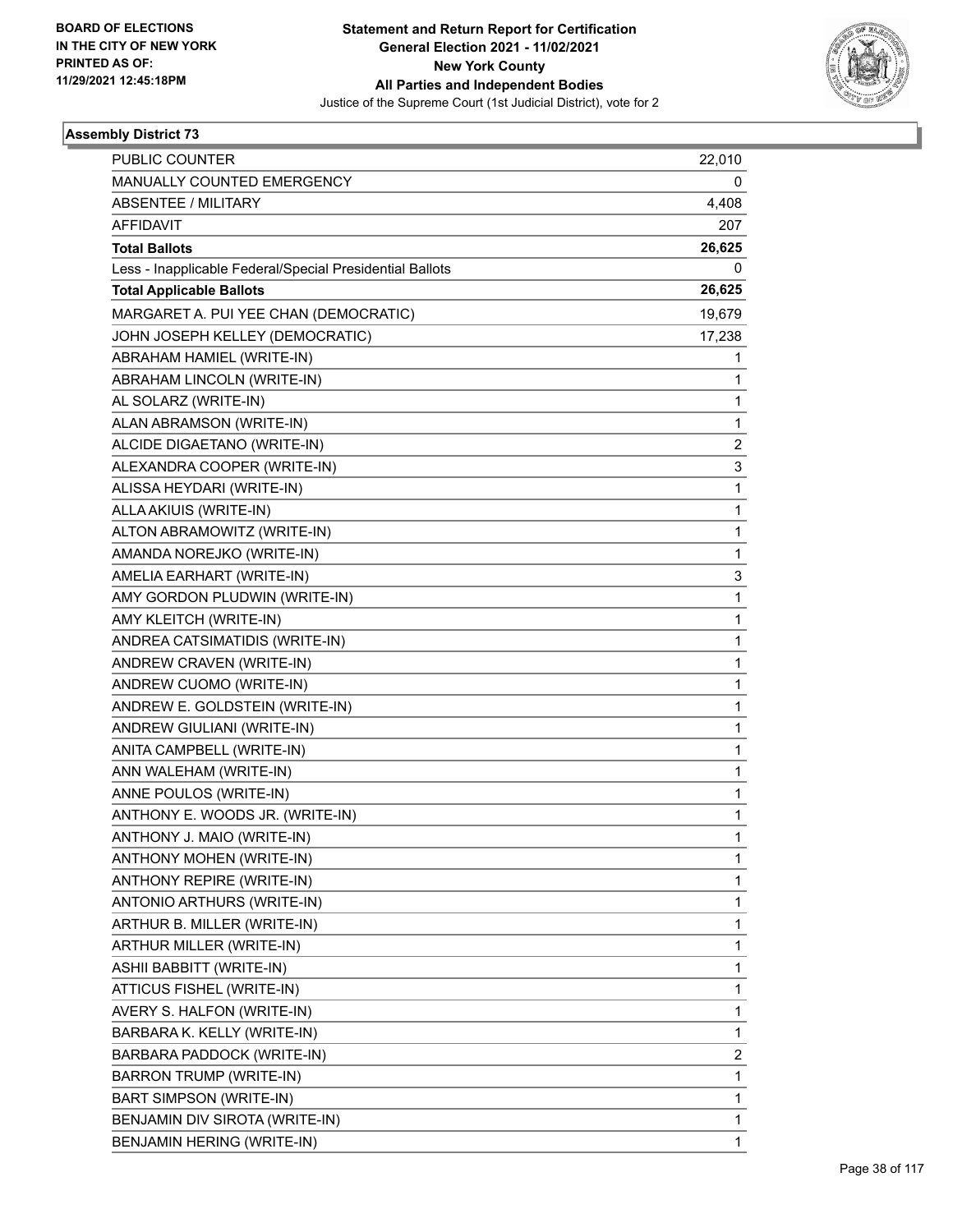**Statement and Return Report for Certification**
**General Election 2021 - 11/02/2021**
**New York County**
**All Parties and Independent Bodies**
Justice of the Supreme Court (1st Judicial District), vote for 2

BOARD OF ELECTIONS IN THE CITY OF NEW YORK
PRINTED AS OF: 11/29/2021 12:45:18PM

### Assembly District 73

| | |
|---|---|
| PUBLIC COUNTER | 22,010 |
| MANUALLY COUNTED EMERGENCY | 0 |
| ABSENTEE / MILITARY | 4,408 |
| AFFIDAVIT | 207 |
| **Total Ballots** | **26,625** |
| Less - Inapplicable Federal/Special Presidential Ballots | 0 |
| **Total Applicable Ballots** | **26,625** |
| MARGARET A. PUI YEE CHAN (DEMOCRATIC) | 19,679 |
| JOHN JOSEPH KELLEY (DEMOCRATIC) | 17,238 |
| ABRAHAM HAMIEL (WRITE-IN) | 1 |
| ABRAHAM LINCOLN (WRITE-IN) | 1 |
| AL SOLARZ (WRITE-IN) | 1 |
| ALAN ABRAMSON (WRITE-IN) | 1 |
| ALCIDE DIGAETANO (WRITE-IN) | 2 |
| ALEXANDRA COOPER (WRITE-IN) | 3 |
| ALISSA HEYDARI (WRITE-IN) | 1 |
| ALLA AKIUIS (WRITE-IN) | 1 |
| ALTON ABRAMOWITZ (WRITE-IN) | 1 |
| AMANDA NOREJKO (WRITE-IN) | 1 |
| AMELIA EARHART (WRITE-IN) | 3 |
| AMY GORDON PLUDWIN (WRITE-IN) | 1 |
| AMY KLEITCH (WRITE-IN) | 1 |
| ANDREA CATSIMATIDIS (WRITE-IN) | 1 |
| ANDREW CRAVEN (WRITE-IN) | 1 |
| ANDREW CUOMO (WRITE-IN) | 1 |
| ANDREW E. GOLDSTEIN (WRITE-IN) | 1 |
| ANDREW GIULIANI (WRITE-IN) | 1 |
| ANITA CAMPBELL (WRITE-IN) | 1 |
| ANN WALEHAM (WRITE-IN) | 1 |
| ANNE POULOS (WRITE-IN) | 1 |
| ANTHONY E. WOODS JR. (WRITE-IN) | 1 |
| ANTHONY J. MAIO (WRITE-IN) | 1 |
| ANTHONY MOHEN (WRITE-IN) | 1 |
| ANTHONY REPIRE (WRITE-IN) | 1 |
| ANTONIO ARTHURS (WRITE-IN) | 1 |
| ARTHUR B. MILLER (WRITE-IN) | 1 |
| ARTHUR MILLER (WRITE-IN) | 1 |
| ASHII BABBITT (WRITE-IN) | 1 |
| ATTICUS FISHEL (WRITE-IN) | 1 |
| AVERY S. HALFON (WRITE-IN) | 1 |
| BARBARA K. KELLY (WRITE-IN) | 1 |
| BARBARA PADDOCK (WRITE-IN) | 2 |
| BARRON TRUMP (WRITE-IN) | 1 |
| BART SIMPSON (WRITE-IN) | 1 |
| BENJAMIN DIV SIROTA (WRITE-IN) | 1 |
| BENJAMIN HERING (WRITE-IN) | 1 |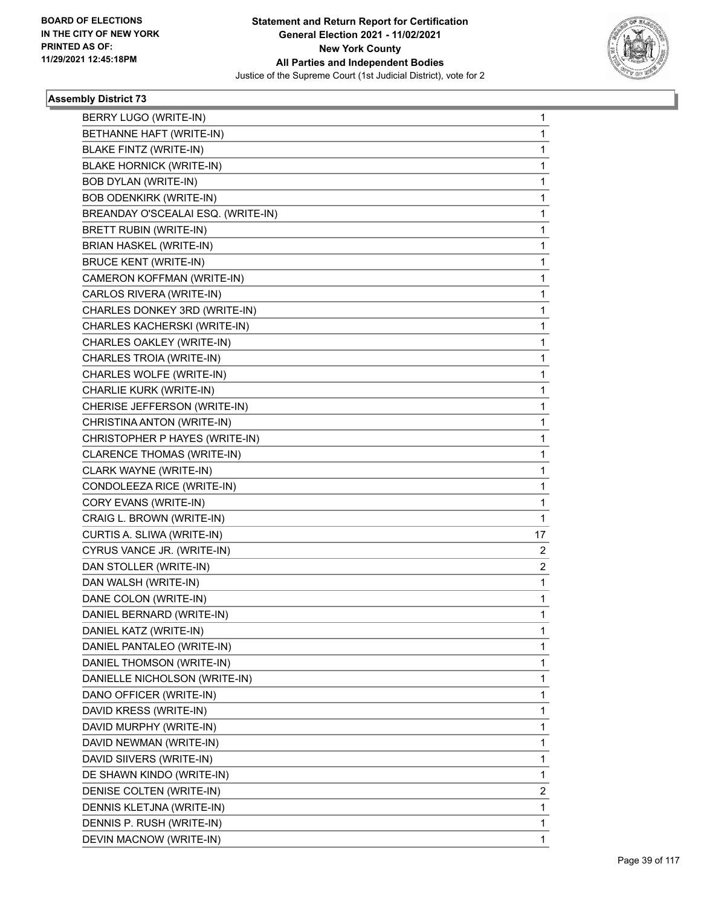**BOARD OF ELECTIONS IN THE CITY OF NEW YORK PRINTED AS OF: 11/29/2021 12:45:18PM**

**Statement and Return Report for Certification General Election 2021 - 11/02/2021 New York County All Parties and Independent Bodies**

Justice of the Supreme Court (1st Judicial District), vote for 2

### Assembly District 73

| | |
|---|---|
| BERRY LUGO (WRITE-IN) | 1 |
| BETHANNE HAFT (WRITE-IN) | 1 |
| BLAKE FINTZ (WRITE-IN) | 1 |
| BLAKE HORNICK (WRITE-IN) | 1 |
| BOB DYLAN (WRITE-IN) | 1 |
| BOB ODENKIRK (WRITE-IN) | 1 |
| BREANDAY O'SCEALAI ESQ. (WRITE-IN) | 1 |
| BRETT RUBIN (WRITE-IN) | 1 |
| BRIAN HASKEL (WRITE-IN) | 1 |
| BRUCE KENT (WRITE-IN) | 1 |
| CAMERON KOFFMAN (WRITE-IN) | 1 |
| CARLOS RIVERA (WRITE-IN) | 1 |
| CHARLES DONKEY 3RD (WRITE-IN) | 1 |
| CHARLES KACHERSKI (WRITE-IN) | 1 |
| CHARLES OAKLEY (WRITE-IN) | 1 |
| CHARLES TROIA (WRITE-IN) | 1 |
| CHARLES WOLFE (WRITE-IN) | 1 |
| CHARLIE KURK (WRITE-IN) | 1 |
| CHERISE JEFFERSON (WRITE-IN) | 1 |
| CHRISTINA ANTON (WRITE-IN) | 1 |
| CHRISTOPHER P HAYES (WRITE-IN) | 1 |
| CLARENCE THOMAS (WRITE-IN) | 1 |
| CLARK WAYNE (WRITE-IN) | 1 |
| CONDOLEEZA RICE (WRITE-IN) | 1 |
| CORY EVANS (WRITE-IN) | 1 |
| CRAIG L. BROWN (WRITE-IN) | 1 |
| CURTIS A. SLIWA (WRITE-IN) | 17 |
| CYRUS VANCE JR. (WRITE-IN) | 2 |
| DAN STOLLER (WRITE-IN) | 2 |
| DAN WALSH (WRITE-IN) | 1 |
| DANE COLON (WRITE-IN) | 1 |
| DANIEL BERNARD (WRITE-IN) | 1 |
| DANIEL KATZ (WRITE-IN) | 1 |
| DANIEL PANTALEO (WRITE-IN) | 1 |
| DANIEL THOMSON (WRITE-IN) | 1 |
| DANIELLE NICHOLSON (WRITE-IN) | 1 |
| DANO OFFICER (WRITE-IN) | 1 |
| DAVID KRESS (WRITE-IN) | 1 |
| DAVID MURPHY (WRITE-IN) | 1 |
| DAVID NEWMAN (WRITE-IN) | 1 |
| DAVID SIIVERS (WRITE-IN) | 1 |
| DE SHAWN KINDO (WRITE-IN) | 1 |
| DENISE COLTEN (WRITE-IN) | 2 |
| DENNIS KLETJNA (WRITE-IN) | 1 |
| DENNIS P. RUSH (WRITE-IN) | 1 |
| DEVIN MACNOW (WRITE-IN) | 1 |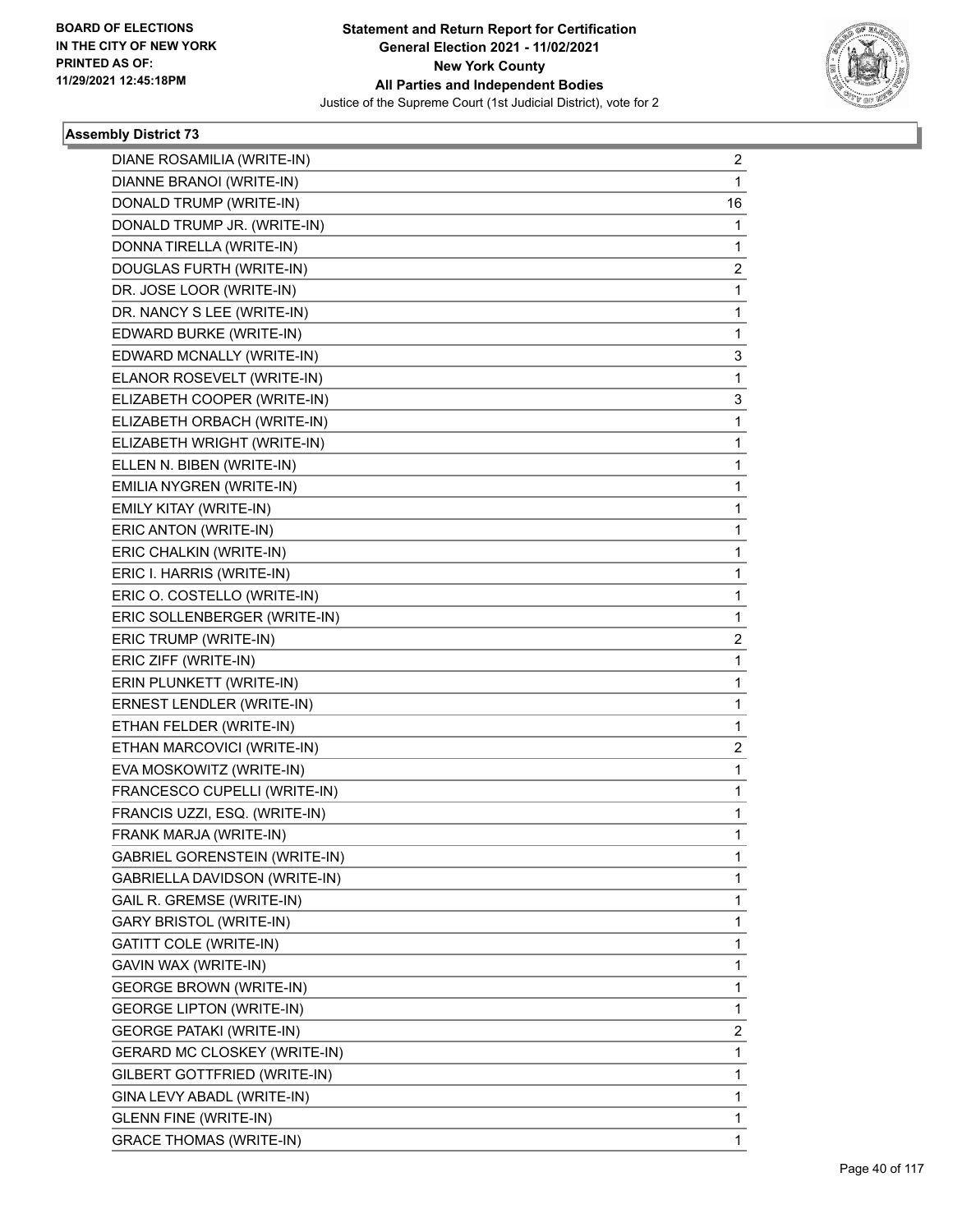BOARD OF ELECTIONS
IN THE CITY OF NEW YORK
PRINTED AS OF:
11/29/2021 12:45:18PM

**Statement and Return Report for Certification**
**General Election 2021 - 11/02/2021**
**New York County**
**All Parties and Independent Bodies**
Justice of the Supreme Court (1st Judicial District), vote for 2

### Assembly District 73

| | |
|---|---|
| DIANE ROSAMILIA (WRITE-IN) | 2 |
| DIANNE BRANOI (WRITE-IN) | 1 |
| DONALD TRUMP (WRITE-IN) | 16 |
| DONALD TRUMP JR. (WRITE-IN) | 1 |
| DONNA TIRELLA (WRITE-IN) | 1 |
| DOUGLAS FURTH (WRITE-IN) | 2 |
| DR. JOSE LOOR (WRITE-IN) | 1 |
| DR. NANCY S LEE (WRITE-IN) | 1 |
| EDWARD BURKE (WRITE-IN) | 1 |
| EDWARD MCNALLY (WRITE-IN) | 3 |
| ELANOR ROSEVELT (WRITE-IN) | 1 |
| ELIZABETH COOPER (WRITE-IN) | 3 |
| ELIZABETH ORBACH (WRITE-IN) | 1 |
| ELIZABETH WRIGHT (WRITE-IN) | 1 |
| ELLEN N. BIBEN (WRITE-IN) | 1 |
| EMILIA NYGREN (WRITE-IN) | 1 |
| EMILY KITAY (WRITE-IN) | 1 |
| ERIC ANTON (WRITE-IN) | 1 |
| ERIC CHALKIN (WRITE-IN) | 1 |
| ERIC I. HARRIS (WRITE-IN) | 1 |
| ERIC O. COSTELLO (WRITE-IN) | 1 |
| ERIC SOLLENBERGER (WRITE-IN) | 1 |
| ERIC TRUMP (WRITE-IN) | 2 |
| ERIC ZIFF (WRITE-IN) | 1 |
| ERIN PLUNKETT (WRITE-IN) | 1 |
| ERNEST LENDLER (WRITE-IN) | 1 |
| ETHAN FELDER (WRITE-IN) | 1 |
| ETHAN MARCOVICI (WRITE-IN) | 2 |
| EVA MOSKOWITZ (WRITE-IN) | 1 |
| FRANCESCO CUPELLI (WRITE-IN) | 1 |
| FRANCIS UZZI, ESQ. (WRITE-IN) | 1 |
| FRANK MARJA (WRITE-IN) | 1 |
| GABRIEL GORENSTEIN (WRITE-IN) | 1 |
| GABRIELLA DAVIDSON (WRITE-IN) | 1 |
| GAIL R. GREMSE (WRITE-IN) | 1 |
| GARY BRISTOL (WRITE-IN) | 1 |
| GATITT COLE (WRITE-IN) | 1 |
| GAVIN WAX (WRITE-IN) | 1 |
| GEORGE BROWN (WRITE-IN) | 1 |
| GEORGE LIPTON (WRITE-IN) | 1 |
| GEORGE PATAKI (WRITE-IN) | 2 |
| GERARD MC CLOSKEY (WRITE-IN) | 1 |
| GILBERT GOTTFRIED (WRITE-IN) | 1 |
| GINA LEVY ABADL (WRITE-IN) | 1 |
| GLENN FINE (WRITE-IN) | 1 |
| GRACE THOMAS (WRITE-IN) | 1 |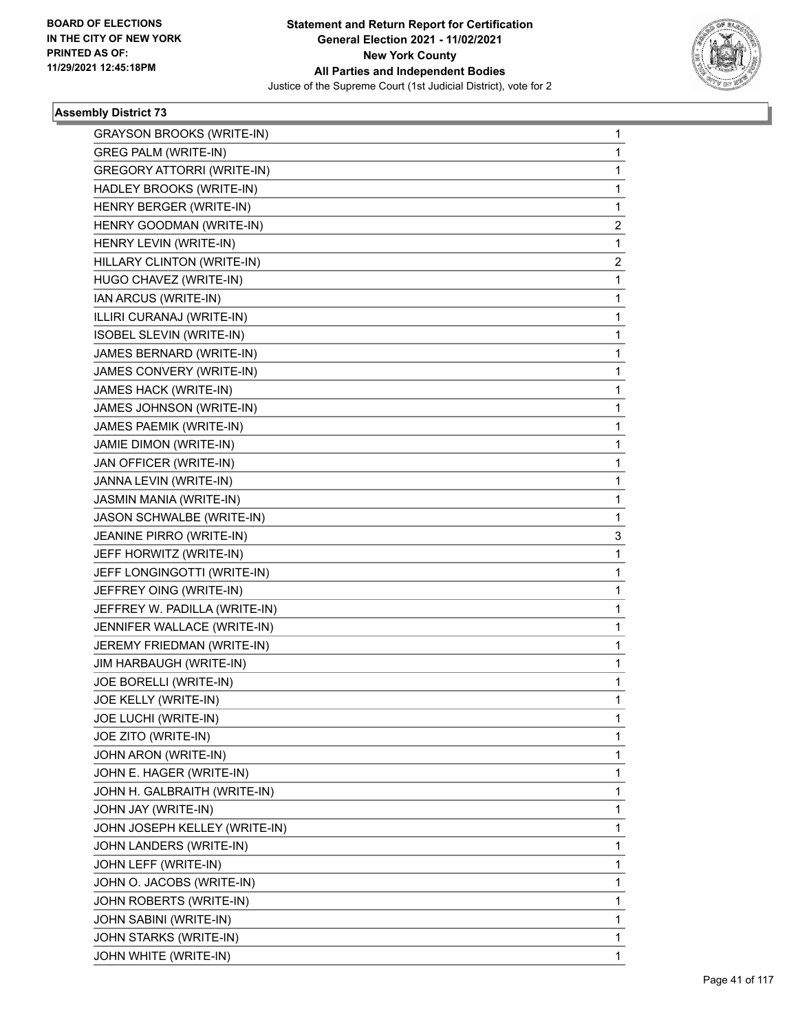BOARD OF ELECTIONS
IN THE CITY OF NEW YORK
PRINTED AS OF:
11/29/2021 12:45:18PM

**Statement and Return Report for Certification**
**General Election 2021 - 11/02/2021**
**New York County**
**All Parties and Independent Bodies**
Justice of the Supreme Court (1st Judicial District), vote for 2

### Assembly District 73

| | |
|---|---|
| GRAYSON BROOKS (WRITE-IN) | 1 |
| GREG PALM (WRITE-IN) | 1 |
| GREGORY ATTORRI (WRITE-IN) | 1 |
| HADLEY BROOKS (WRITE-IN) | 1 |
| HENRY BERGER (WRITE-IN) | 1 |
| HENRY GOODMAN (WRITE-IN) | 2 |
| HENRY LEVIN (WRITE-IN) | 1 |
| HILLARY CLINTON (WRITE-IN) | 2 |
| HUGO CHAVEZ (WRITE-IN) | 1 |
| IAN ARCUS (WRITE-IN) | 1 |
| ILLIRI CURANAJ (WRITE-IN) | 1 |
| ISOBEL SLEVIN (WRITE-IN) | 1 |
| JAMES BERNARD (WRITE-IN) | 1 |
| JAMES CONVERY (WRITE-IN) | 1 |
| JAMES HACK (WRITE-IN) | 1 |
| JAMES JOHNSON (WRITE-IN) | 1 |
| JAMES PAEMIK (WRITE-IN) | 1 |
| JAMIE DIMON (WRITE-IN) | 1 |
| JAN OFFICER (WRITE-IN) | 1 |
| JANNA LEVIN (WRITE-IN) | 1 |
| JASMIN MANIA (WRITE-IN) | 1 |
| JASON SCHWALBE (WRITE-IN) | 1 |
| JEANINE PIRRO (WRITE-IN) | 3 |
| JEFF HORWITZ (WRITE-IN) | 1 |
| JEFF LONGINGOTTI (WRITE-IN) | 1 |
| JEFFREY OING (WRITE-IN) | 1 |
| JEFFREY W. PADILLA (WRITE-IN) | 1 |
| JENNIFER WALLACE (WRITE-IN) | 1 |
| JEREMY FRIEDMAN (WRITE-IN) | 1 |
| JIM HARBAUGH (WRITE-IN) | 1 |
| JOE BORELLI (WRITE-IN) | 1 |
| JOE KELLY (WRITE-IN) | 1 |
| JOE LUCHI (WRITE-IN) | 1 |
| JOE ZITO (WRITE-IN) | 1 |
| JOHN ARON (WRITE-IN) | 1 |
| JOHN E. HAGER (WRITE-IN) | 1 |
| JOHN H. GALBRAITH (WRITE-IN) | 1 |
| JOHN JAY (WRITE-IN) | 1 |
| JOHN JOSEPH KELLEY (WRITE-IN) | 1 |
| JOHN LANDERS (WRITE-IN) | 1 |
| JOHN LEFF (WRITE-IN) | 1 |
| JOHN O. JACOBS (WRITE-IN) | 1 |
| JOHN ROBERTS (WRITE-IN) | 1 |
| JOHN SABINI (WRITE-IN) | 1 |
| JOHN STARKS (WRITE-IN) | 1 |
| JOHN WHITE (WRITE-IN) | 1 |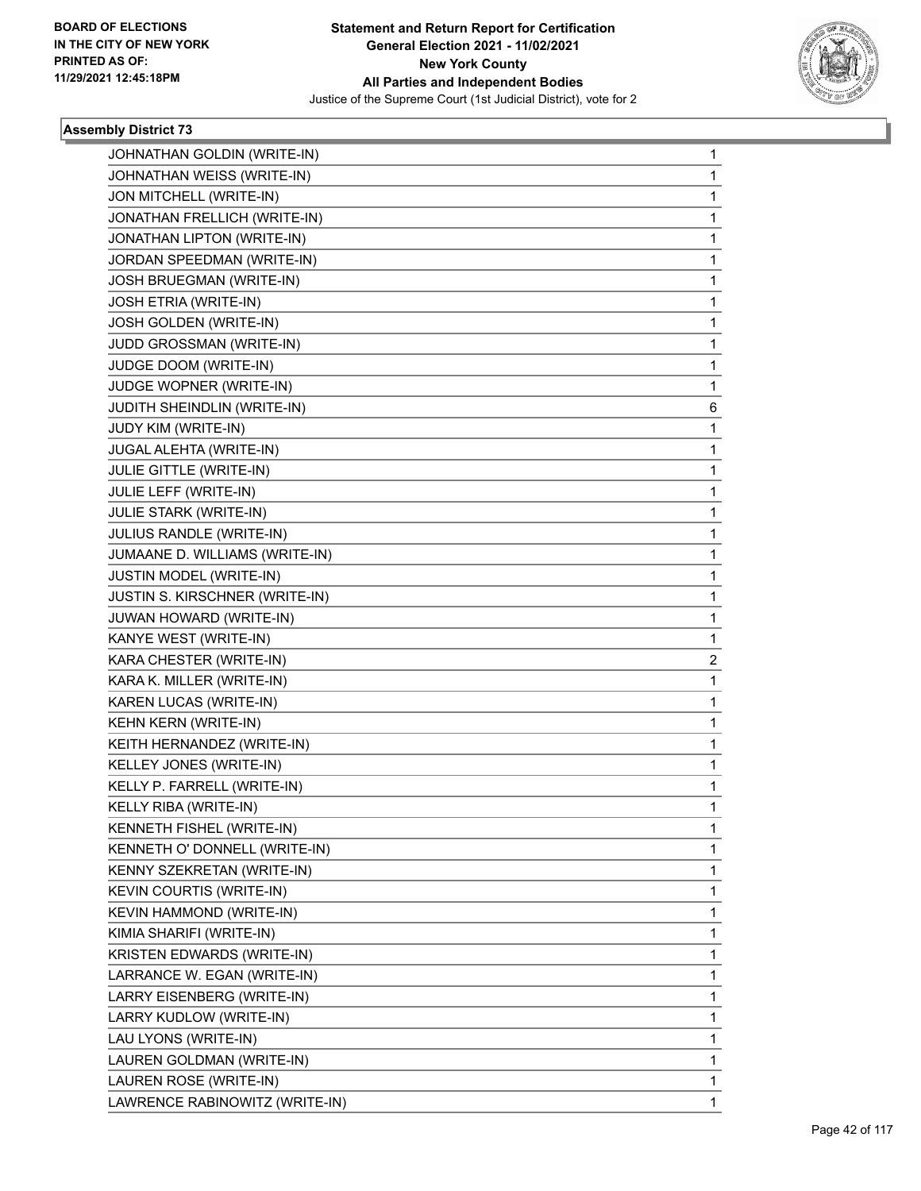**Statement and Return Report for Certification**
**General Election 2021 - 11/02/2021**
**New York County**
**All Parties and Independent Bodies**
Justice of the Supreme Court (1st Judicial District), vote for 2

BOARD OF ELECTIONS IN THE CITY OF NEW YORK PRINTED AS OF: 11/29/2021 12:45:18PM

### Assembly District 73

| Candidate | Votes |
|---|---|
| JOHNATHAN GOLDIN (WRITE-IN) | 1 |
| JOHNATHAN WEISS (WRITE-IN) | 1 |
| JON MITCHELL (WRITE-IN) | 1 |
| JONATHAN FRELLICH (WRITE-IN) | 1 |
| JONATHAN LIPTON (WRITE-IN) | 1 |
| JORDAN SPEEDMAN (WRITE-IN) | 1 |
| JOSH BRUEGMAN (WRITE-IN) | 1 |
| JOSH ETRIA (WRITE-IN) | 1 |
| JOSH GOLDEN (WRITE-IN) | 1 |
| JUDD GROSSMAN (WRITE-IN) | 1 |
| JUDGE DOOM (WRITE-IN) | 1 |
| JUDGE WOPNER (WRITE-IN) | 1 |
| JUDITH SHEINDLIN (WRITE-IN) | 6 |
| JUDY KIM (WRITE-IN) | 1 |
| JUGAL ALEHTA (WRITE-IN) | 1 |
| JULIE GITTLE (WRITE-IN) | 1 |
| JULIE LEFF (WRITE-IN) | 1 |
| JULIE STARK (WRITE-IN) | 1 |
| JULIUS RANDLE (WRITE-IN) | 1 |
| JUMAANE D. WILLIAMS (WRITE-IN) | 1 |
| JUSTIN MODEL (WRITE-IN) | 1 |
| JUSTIN S. KIRSCHNER (WRITE-IN) | 1 |
| JUWAN HOWARD (WRITE-IN) | 1 |
| KANYE WEST (WRITE-IN) | 1 |
| KARA CHESTER (WRITE-IN) | 2 |
| KARA K. MILLER (WRITE-IN) | 1 |
| KAREN LUCAS (WRITE-IN) | 1 |
| KEHN KERN (WRITE-IN) | 1 |
| KEITH HERNANDEZ (WRITE-IN) | 1 |
| KELLEY JONES (WRITE-IN) | 1 |
| KELLY P. FARRELL (WRITE-IN) | 1 |
| KELLY RIBA (WRITE-IN) | 1 |
| KENNETH FISHEL (WRITE-IN) | 1 |
| KENNETH O' DONNELL (WRITE-IN) | 1 |
| KENNY SZEKRETAN (WRITE-IN) | 1 |
| KEVIN COURTIS (WRITE-IN) | 1 |
| KEVIN HAMMOND (WRITE-IN) | 1 |
| KIMIA SHARIFI (WRITE-IN) | 1 |
| KRISTEN EDWARDS (WRITE-IN) | 1 |
| LARRANCE W. EGAN (WRITE-IN) | 1 |
| LARRY EISENBERG (WRITE-IN) | 1 |
| LARRY KUDLOW (WRITE-IN) | 1 |
| LAU LYONS (WRITE-IN) | 1 |
| LAUREN GOLDMAN (WRITE-IN) | 1 |
| LAUREN ROSE (WRITE-IN) | 1 |
| LAWRENCE RABINOWITZ (WRITE-IN) | 1 |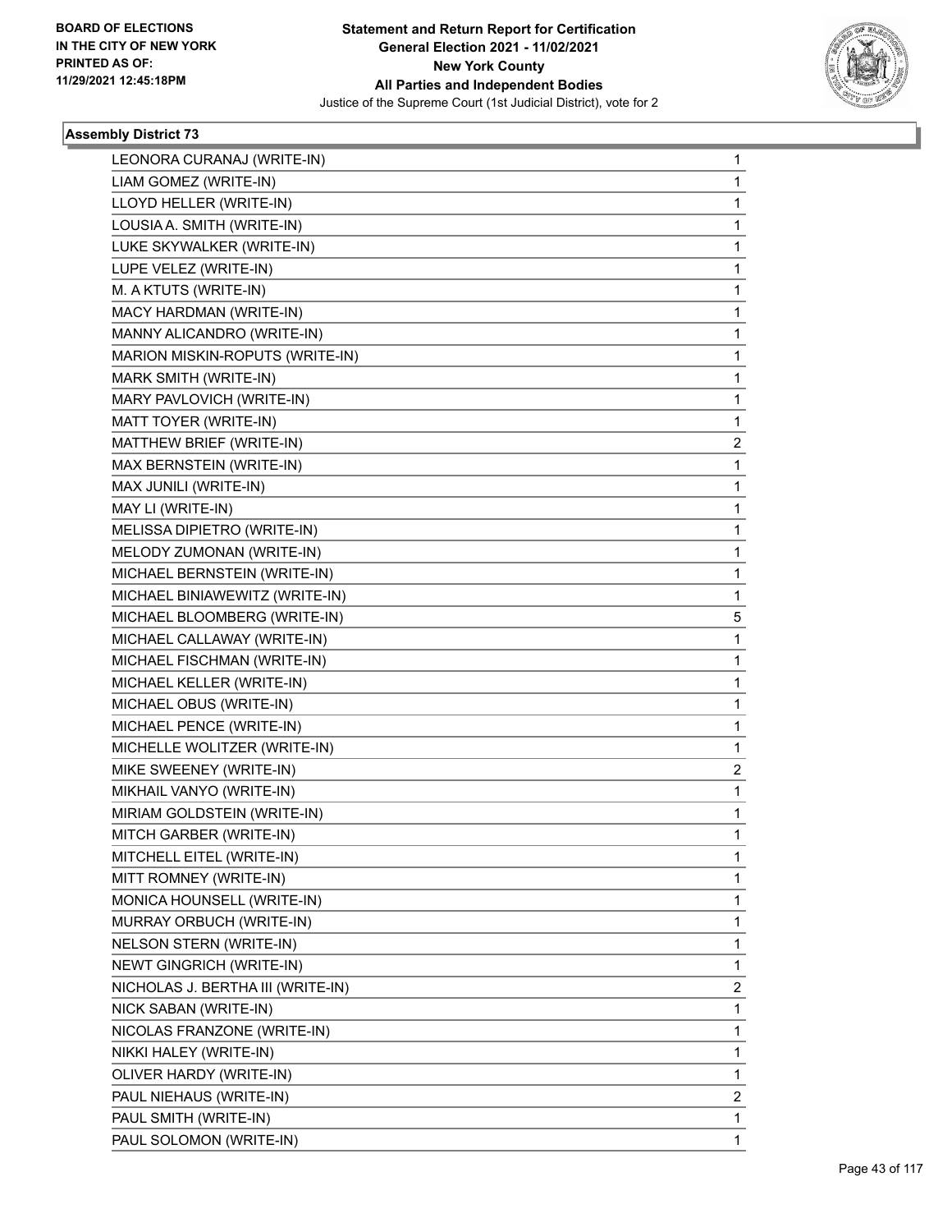BOARD OF ELECTIONS IN THE CITY OF NEW YORK PRINTED AS OF: 11/29/2021 12:45:18PM

**Statement and Return Report for Certification**
**General Election 2021 - 11/02/2021**
**New York County**
**All Parties and Independent Bodies**
Justice of the Supreme Court (1st Judicial District), vote for 2

### Assembly District 73

| | |
|---|---|
| LEONORA CURANAJ (WRITE-IN) | 1 |
| LIAM GOMEZ (WRITE-IN) | 1 |
| LLOYD HELLER (WRITE-IN) | 1 |
| LOUSIA A. SMITH (WRITE-IN) | 1 |
| LUKE SKYWALKER (WRITE-IN) | 1 |
| LUPE VELEZ (WRITE-IN) | 1 |
| M. A KTUTS (WRITE-IN) | 1 |
| MACY HARDMAN (WRITE-IN) | 1 |
| MANNY ALICANDRO (WRITE-IN) | 1 |
| MARION MISKIN-ROPUTS (WRITE-IN) | 1 |
| MARK SMITH (WRITE-IN) | 1 |
| MARY PAVLOVICH (WRITE-IN) | 1 |
| MATT TOYER (WRITE-IN) | 1 |
| MATTHEW BRIEF (WRITE-IN) | 2 |
| MAX BERNSTEIN (WRITE-IN) | 1 |
| MAX JUNILI (WRITE-IN) | 1 |
| MAY LI (WRITE-IN) | 1 |
| MELISSA DIPIETRO (WRITE-IN) | 1 |
| MELODY ZUMONAN (WRITE-IN) | 1 |
| MICHAEL BERNSTEIN (WRITE-IN) | 1 |
| MICHAEL BINIAWEWITZ (WRITE-IN) | 1 |
| MICHAEL BLOOMBERG (WRITE-IN) | 5 |
| MICHAEL CALLAWAY (WRITE-IN) | 1 |
| MICHAEL FISCHMAN (WRITE-IN) | 1 |
| MICHAEL KELLER (WRITE-IN) | 1 |
| MICHAEL OBUS (WRITE-IN) | 1 |
| MICHAEL PENCE (WRITE-IN) | 1 |
| MICHELLE WOLITZER (WRITE-IN) | 1 |
| MIKE SWEENEY (WRITE-IN) | 2 |
| MIKHAIL VANYO (WRITE-IN) | 1 |
| MIRIAM GOLDSTEIN (WRITE-IN) | 1 |
| MITCH GARBER (WRITE-IN) | 1 |
| MITCHELL EITEL (WRITE-IN) | 1 |
| MITT ROMNEY (WRITE-IN) | 1 |
| MONICA HOUNSELL (WRITE-IN) | 1 |
| MURRAY ORBUCH (WRITE-IN) | 1 |
| NELSON STERN (WRITE-IN) | 1 |
| NEWT GINGRICH (WRITE-IN) | 1 |
| NICHOLAS J. BERTHA III (WRITE-IN) | 2 |
| NICK SABAN (WRITE-IN) | 1 |
| NICOLAS FRANZONE (WRITE-IN) | 1 |
| NIKKI HALEY (WRITE-IN) | 1 |
| OLIVER HARDY (WRITE-IN) | 1 |
| PAUL NIEHAUS (WRITE-IN) | 2 |
| PAUL SMITH (WRITE-IN) | 1 |
| PAUL SOLOMON (WRITE-IN) | 1 |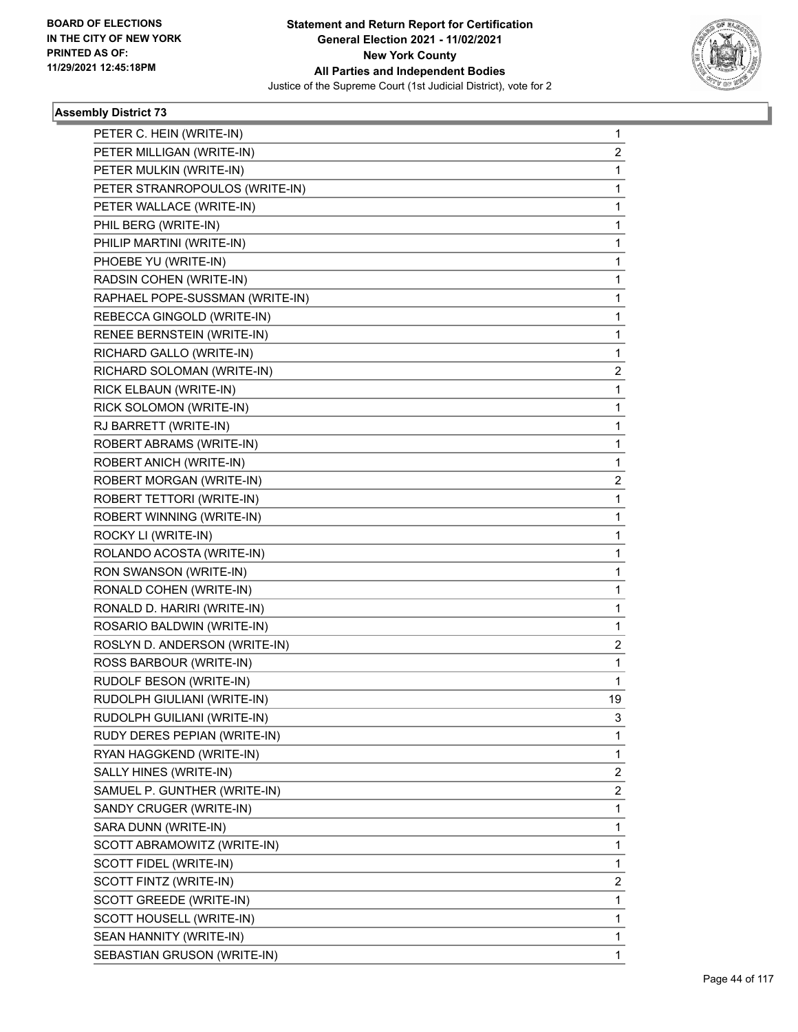**Statement and Return Report for Certification**
**General Election 2021 - 11/02/2021**
**New York County**
**All Parties and Independent Bodies**
Justice of the Supreme Court (1st Judicial District), vote for 2

### Assembly District 73

| | |
|---|---|
| PETER C. HEIN (WRITE-IN) | 1 |
| PETER MILLIGAN (WRITE-IN) | 2 |
| PETER MULKIN (WRITE-IN) | 1 |
| PETER STRANROPOULOS (WRITE-IN) | 1 |
| PETER WALLACE (WRITE-IN) | 1 |
| PHIL BERG (WRITE-IN) | 1 |
| PHILIP MARTINI (WRITE-IN) | 1 |
| PHOEBE YU (WRITE-IN) | 1 |
| RADSIN COHEN (WRITE-IN) | 1 |
| RAPHAEL POPE-SUSSMAN (WRITE-IN) | 1 |
| REBECCA GINGOLD (WRITE-IN) | 1 |
| RENEE BERNSTEIN (WRITE-IN) | 1 |
| RICHARD GALLO (WRITE-IN) | 1 |
| RICHARD SOLOMAN (WRITE-IN) | 2 |
| RICK ELBAUN (WRITE-IN) | 1 |
| RICK SOLOMON (WRITE-IN) | 1 |
| RJ BARRETT (WRITE-IN) | 1 |
| ROBERT ABRAMS (WRITE-IN) | 1 |
| ROBERT ANICH (WRITE-IN) | 1 |
| ROBERT MORGAN (WRITE-IN) | 2 |
| ROBERT TETTORI (WRITE-IN) | 1 |
| ROBERT WINNING (WRITE-IN) | 1 |
| ROCKY LI (WRITE-IN) | 1 |
| ROLANDO ACOSTA (WRITE-IN) | 1 |
| RON SWANSON (WRITE-IN) | 1 |
| RONALD COHEN (WRITE-IN) | 1 |
| RONALD D. HARIRI (WRITE-IN) | 1 |
| ROSARIO BALDWIN (WRITE-IN) | 1 |
| ROSLYN D. ANDERSON (WRITE-IN) | 2 |
| ROSS BARBOUR (WRITE-IN) | 1 |
| RUDOLF BESON (WRITE-IN) | 1 |
| RUDOLPH GIULIANI (WRITE-IN) | 19 |
| RUDOLPH GUILIANI (WRITE-IN) | 3 |
| RUDY DERES PEPIAN (WRITE-IN) | 1 |
| RYAN HAGGKEND (WRITE-IN) | 1 |
| SALLY HINES (WRITE-IN) | 2 |
| SAMUEL P. GUNTHER (WRITE-IN) | 2 |
| SANDY CRUGER (WRITE-IN) | 1 |
| SARA DUNN (WRITE-IN) | 1 |
| SCOTT ABRAMOWITZ (WRITE-IN) | 1 |
| SCOTT FIDEL (WRITE-IN) | 1 |
| SCOTT FINTZ (WRITE-IN) | 2 |
| SCOTT GREEDE (WRITE-IN) | 1 |
| SCOTT HOUSELL (WRITE-IN) | 1 |
| SEAN HANNITY (WRITE-IN) | 1 |
| SEBASTIAN GRUSON (WRITE-IN) | 1 |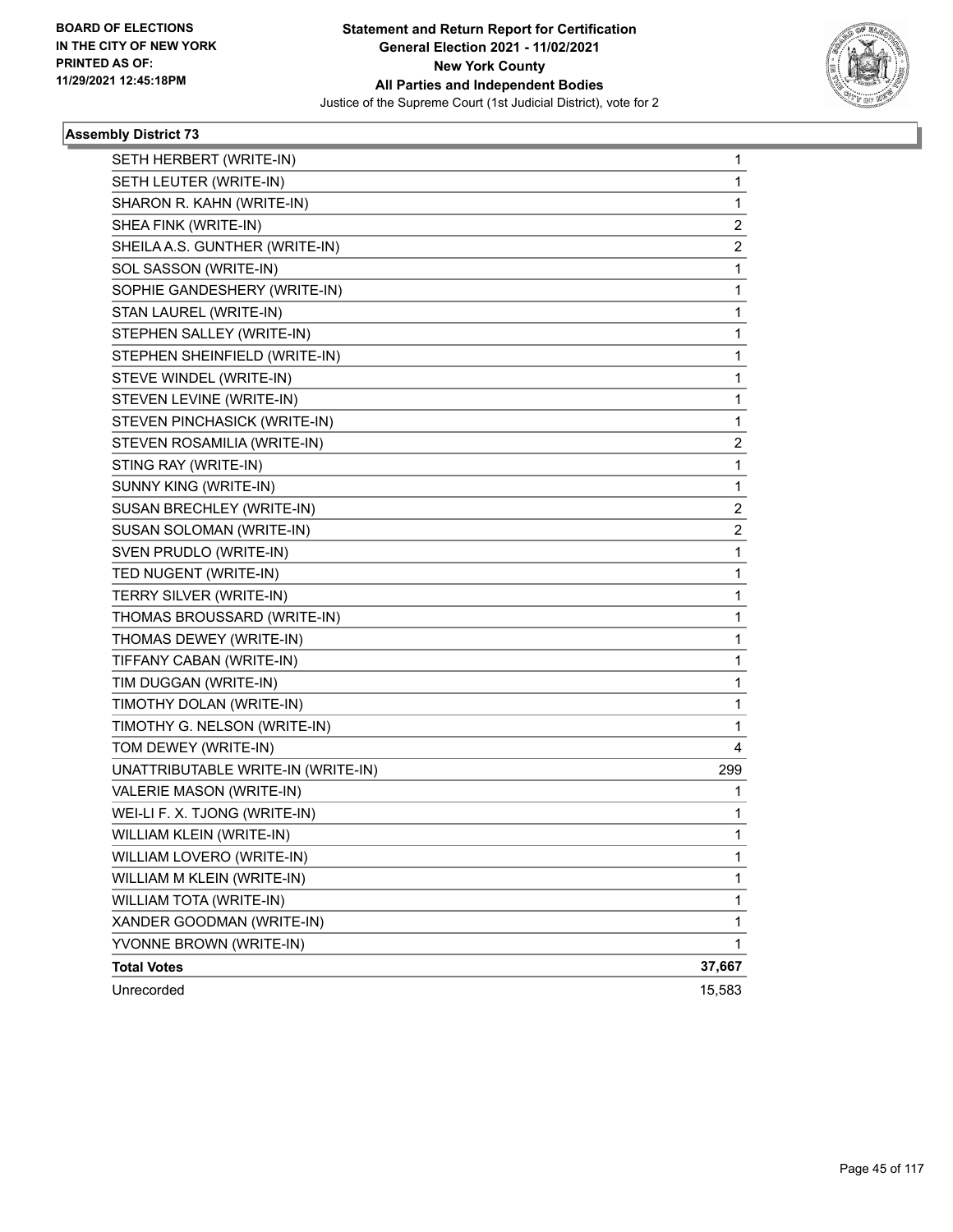**Statement and Return Report for Certification**
**General Election 2021 - 11/02/2021**
**New York County**
**All Parties and Independent Bodies**
Justice of the Supreme Court (1st Judicial District), vote for 2

BOARD OF ELECTIONS
IN THE CITY OF NEW YORK
PRINTED AS OF:
11/29/2021 12:45:18PM

### Assembly District 73

| | |
|---|---|
| SETH HERBERT (WRITE-IN) | 1 |
| SETH LEUTER (WRITE-IN) | 1 |
| SHARON R. KAHN (WRITE-IN) | 1 |
| SHEA FINK (WRITE-IN) | 2 |
| SHEILA A.S. GUNTHER (WRITE-IN) | 2 |
| SOL SASSON (WRITE-IN) | 1 |
| SOPHIE GANDESHERY (WRITE-IN) | 1 |
| STAN LAUREL (WRITE-IN) | 1 |
| STEPHEN SALLEY (WRITE-IN) | 1 |
| STEPHEN SHEINFIELD (WRITE-IN) | 1 |
| STEVE WINDEL (WRITE-IN) | 1 |
| STEVEN LEVINE (WRITE-IN) | 1 |
| STEVEN PINCHASICK (WRITE-IN) | 1 |
| STEVEN ROSAMILIA (WRITE-IN) | 2 |
| STING RAY (WRITE-IN) | 1 |
| SUNNY KING (WRITE-IN) | 1 |
| SUSAN BRECHLEY (WRITE-IN) | 2 |
| SUSAN SOLOMAN (WRITE-IN) | 2 |
| SVEN PRUDLO (WRITE-IN) | 1 |
| TED NUGENT (WRITE-IN) | 1 |
| TERRY SILVER (WRITE-IN) | 1 |
| THOMAS BROUSSARD (WRITE-IN) | 1 |
| THOMAS DEWEY (WRITE-IN) | 1 |
| TIFFANY CABAN (WRITE-IN) | 1 |
| TIM DUGGAN (WRITE-IN) | 1 |
| TIMOTHY DOLAN (WRITE-IN) | 1 |
| TIMOTHY G. NELSON (WRITE-IN) | 1 |
| TOM DEWEY (WRITE-IN) | 4 |
| UNATTRIBUTABLE WRITE-IN (WRITE-IN) | 299 |
| VALERIE MASON (WRITE-IN) | 1 |
| WEI-LI F. X. TJONG (WRITE-IN) | 1 |
| WILLIAM KLEIN (WRITE-IN) | 1 |
| WILLIAM LOVERO (WRITE-IN) | 1 |
| WILLIAM M KLEIN (WRITE-IN) | 1 |
| WILLIAM TOTA (WRITE-IN) | 1 |
| XANDER GOODMAN (WRITE-IN) | 1 |
| YVONNE BROWN (WRITE-IN) | 1 |
| **Total Votes** | **37,667** |
| Unrecorded | 15,583 |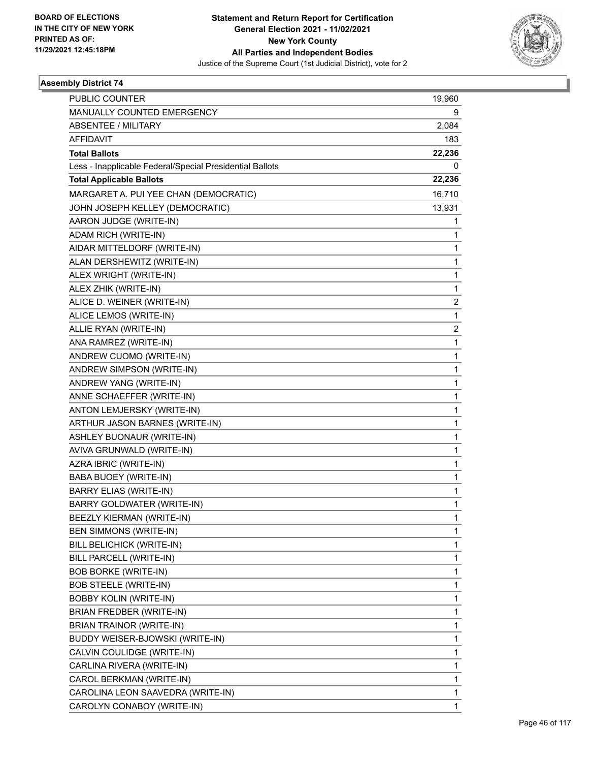**Statement and Return Report for Certification**
**General Election 2021 - 11/02/2021**
**New York County**
**All Parties and Independent Bodies**
Justice of the Supreme Court (1st Judicial District), vote for 2

BOARD OF ELECTIONS IN THE CITY OF NEW YORK PRINTED AS OF: 11/29/2021 12:45:18PM

### Assembly District 74

| | |
|---|---|
| PUBLIC COUNTER | 19,960 |
| MANUALLY COUNTED EMERGENCY | 9 |
| ABSENTEE / MILITARY | 2,084 |
| AFFIDAVIT | 183 |
| **Total Ballots** | **22,236** |
| Less - Inapplicable Federal/Special Presidential Ballots | 0 |
| **Total Applicable Ballots** | **22,236** |
| MARGARET A. PUI YEE CHAN (DEMOCRATIC) | 16,710 |
| JOHN JOSEPH KELLEY (DEMOCRATIC) | 13,931 |
| AARON JUDGE (WRITE-IN) | 1 |
| ADAM RICH (WRITE-IN) | 1 |
| AIDAR MITTELDORF (WRITE-IN) | 1 |
| ALAN DERSHEWITZ (WRITE-IN) | 1 |
| ALEX WRIGHT (WRITE-IN) | 1 |
| ALEX ZHIK (WRITE-IN) | 1 |
| ALICE D. WEINER (WRITE-IN) | 2 |
| ALICE LEMOS (WRITE-IN) | 1 |
| ALLIE RYAN (WRITE-IN) | 2 |
| ANA RAMREZ (WRITE-IN) | 1 |
| ANDREW CUOMO (WRITE-IN) | 1 |
| ANDREW SIMPSON (WRITE-IN) | 1 |
| ANDREW YANG (WRITE-IN) | 1 |
| ANNE SCHAEFFER (WRITE-IN) | 1 |
| ANTON LEMJERSKY (WRITE-IN) | 1 |
| ARTHUR JASON BARNES (WRITE-IN) | 1 |
| ASHLEY BUONAUR (WRITE-IN) | 1 |
| AVIVA GRUNWALD (WRITE-IN) | 1 |
| AZRA IBRIC (WRITE-IN) | 1 |
| BABA BUOEY (WRITE-IN) | 1 |
| BARRY ELIAS (WRITE-IN) | 1 |
| BARRY GOLDWATER (WRITE-IN) | 1 |
| BEEZLY KIERMAN (WRITE-IN) | 1 |
| BEN SIMMONS (WRITE-IN) | 1 |
| BILL BELICHICK (WRITE-IN) | 1 |
| BILL PARCELL (WRITE-IN) | 1 |
| BOB BORKE (WRITE-IN) | 1 |
| BOB STEELE (WRITE-IN) | 1 |
| BOBBY KOLIN (WRITE-IN) | 1 |
| BRIAN FREDBER (WRITE-IN) | 1 |
| BRIAN TRAINOR (WRITE-IN) | 1 |
| BUDDY WEISER-BJOWSKI (WRITE-IN) | 1 |
| CALVIN COULIDGE (WRITE-IN) | 1 |
| CARLINA RIVERA (WRITE-IN) | 1 |
| CAROL BERKMAN (WRITE-IN) | 1 |
| CAROLINA LEON SAAVEDRA (WRITE-IN) | 1 |
| CAROLYN CONABOY (WRITE-IN) | 1 |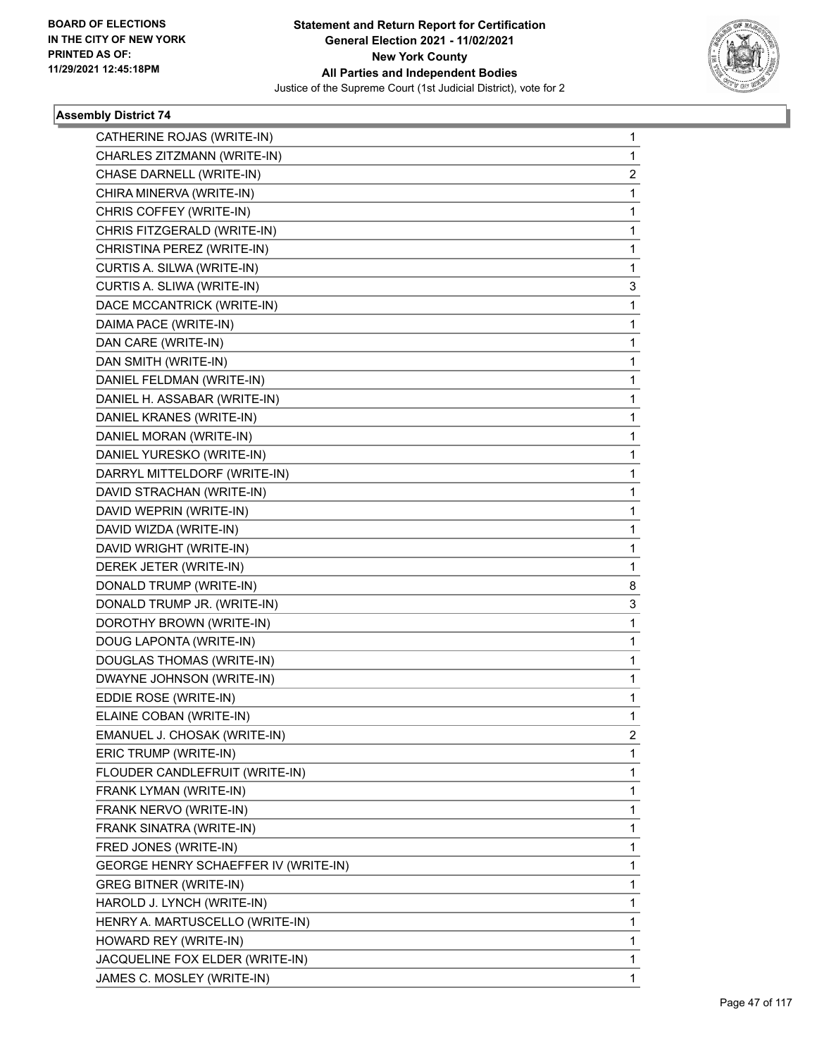BOARD OF ELECTIONS
IN THE CITY OF NEW YORK
PRINTED AS OF:
11/29/2021 12:45:18PM

**Statement and Return Report for Certification**
**General Election 2021 - 11/02/2021**
**New York County**
**All Parties and Independent Bodies**
Justice of the Supreme Court (1st Judicial District), vote for 2

### Assembly District 74

| | |
|---|---|
| CATHERINE ROJAS (WRITE-IN) | 1 |
| CHARLES ZITZMANN (WRITE-IN) | 1 |
| CHASE DARNELL (WRITE-IN) | 2 |
| CHIRA MINERVA (WRITE-IN) | 1 |
| CHRIS COFFEY (WRITE-IN) | 1 |
| CHRIS FITZGERALD (WRITE-IN) | 1 |
| CHRISTINA PEREZ (WRITE-IN) | 1 |
| CURTIS A. SILWA (WRITE-IN) | 1 |
| CURTIS A. SLIWA (WRITE-IN) | 3 |
| DACE MCCANTRICK (WRITE-IN) | 1 |
| DAIMA PACE (WRITE-IN) | 1 |
| DAN CARE (WRITE-IN) | 1 |
| DAN SMITH (WRITE-IN) | 1 |
| DANIEL FELDMAN (WRITE-IN) | 1 |
| DANIEL H. ASSABAR (WRITE-IN) | 1 |
| DANIEL KRANES (WRITE-IN) | 1 |
| DANIEL MORAN (WRITE-IN) | 1 |
| DANIEL YURESKO (WRITE-IN) | 1 |
| DARRYL MITTELDORF (WRITE-IN) | 1 |
| DAVID STRACHAN (WRITE-IN) | 1 |
| DAVID WEPRIN (WRITE-IN) | 1 |
| DAVID WIZDA (WRITE-IN) | 1 |
| DAVID WRIGHT (WRITE-IN) | 1 |
| DEREK JETER (WRITE-IN) | 1 |
| DONALD TRUMP (WRITE-IN) | 8 |
| DONALD TRUMP JR. (WRITE-IN) | 3 |
| DOROTHY BROWN (WRITE-IN) | 1 |
| DOUG LAPONTA (WRITE-IN) | 1 |
| DOUGLAS THOMAS (WRITE-IN) | 1 |
| DWAYNE JOHNSON (WRITE-IN) | 1 |
| EDDIE ROSE (WRITE-IN) | 1 |
| ELAINE COBAN (WRITE-IN) | 1 |
| EMANUEL J. CHOSAK (WRITE-IN) | 2 |
| ERIC TRUMP (WRITE-IN) | 1 |
| FLOUDER CANDLEFRUIT (WRITE-IN) | 1 |
| FRANK LYMAN (WRITE-IN) | 1 |
| FRANK NERVO (WRITE-IN) | 1 |
| FRANK SINATRA (WRITE-IN) | 1 |
| FRED JONES (WRITE-IN) | 1 |
| GEORGE HENRY SCHAEFFER IV (WRITE-IN) | 1 |
| GREG BITNER (WRITE-IN) | 1 |
| HAROLD J. LYNCH (WRITE-IN) | 1 |
| HENRY A. MARTUSCELLO (WRITE-IN) | 1 |
| HOWARD REY (WRITE-IN) | 1 |
| JACQUELINE FOX ELDER (WRITE-IN) | 1 |
| JAMES C. MOSLEY (WRITE-IN) | 1 |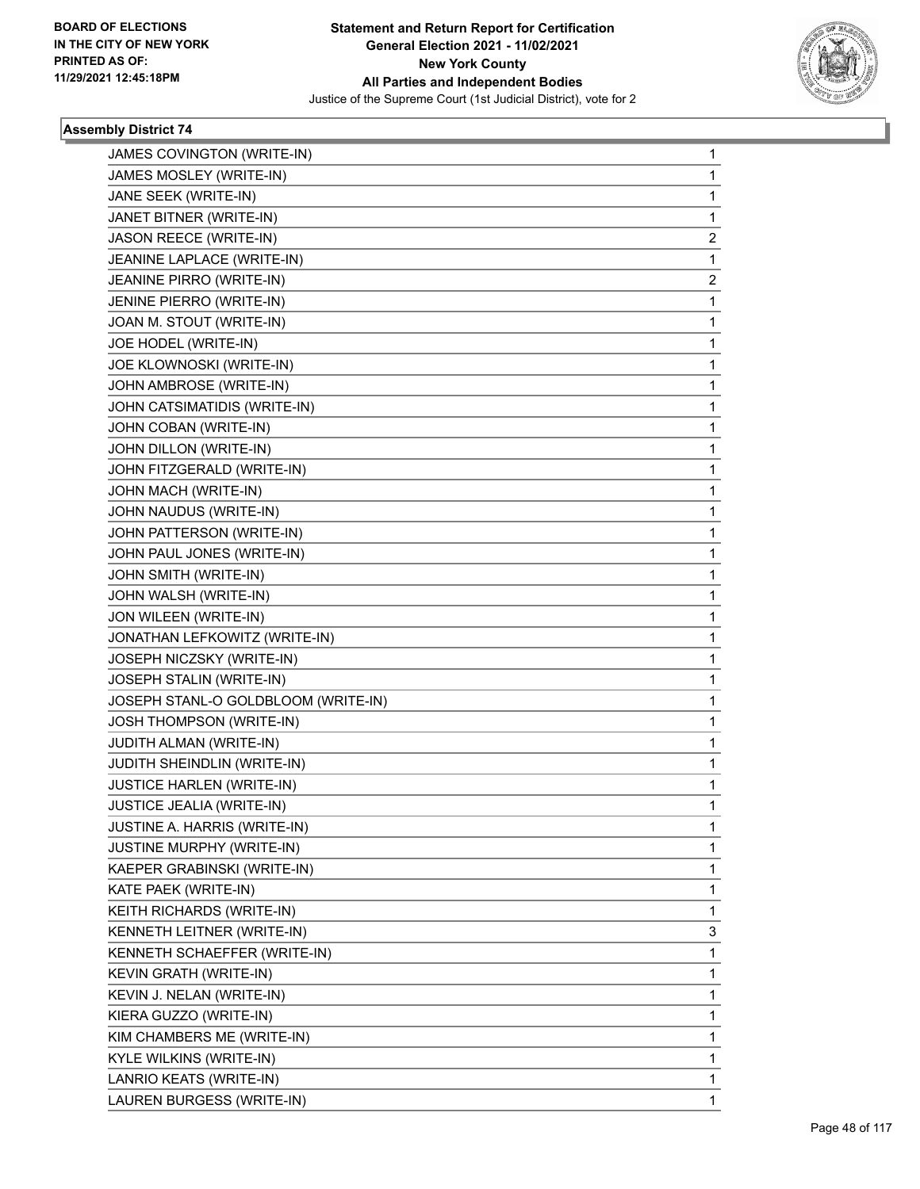BOARD OF ELECTIONS
IN THE CITY OF NEW YORK
PRINTED AS OF:
11/29/2021 12:45:18PM

**Statement and Return Report for Certification**
**General Election 2021 - 11/02/2021**
**New York County**
**All Parties and Independent Bodies**
Justice of the Supreme Court (1st Judicial District), vote for 2

### Assembly District 74

| | |
|---|---|
| JAMES COVINGTON (WRITE-IN) | 1 |
| JAMES MOSLEY (WRITE-IN) | 1 |
| JANE SEEK (WRITE-IN) | 1 |
| JANET BITNER (WRITE-IN) | 1 |
| JASON REECE (WRITE-IN) | 2 |
| JEANINE LAPLACE (WRITE-IN) | 1 |
| JEANINE PIRRO (WRITE-IN) | 2 |
| JENINE PIERRO (WRITE-IN) | 1 |
| JOAN M. STOUT (WRITE-IN) | 1 |
| JOE HODEL (WRITE-IN) | 1 |
| JOE KLOWNOSKI (WRITE-IN) | 1 |
| JOHN AMBROSE (WRITE-IN) | 1 |
| JOHN CATSIMATIDIS (WRITE-IN) | 1 |
| JOHN COBAN (WRITE-IN) | 1 |
| JOHN DILLON (WRITE-IN) | 1 |
| JOHN FITZGERALD (WRITE-IN) | 1 |
| JOHN MACH (WRITE-IN) | 1 |
| JOHN NAUDUS (WRITE-IN) | 1 |
| JOHN PATTERSON (WRITE-IN) | 1 |
| JOHN PAUL JONES (WRITE-IN) | 1 |
| JOHN SMITH (WRITE-IN) | 1 |
| JOHN WALSH (WRITE-IN) | 1 |
| JON WILEEN (WRITE-IN) | 1 |
| JONATHAN LEFKOWITZ (WRITE-IN) | 1 |
| JOSEPH NICZSKY (WRITE-IN) | 1 |
| JOSEPH STALIN (WRITE-IN) | 1 |
| JOSEPH STANL-O GOLDBLOOM (WRITE-IN) | 1 |
| JOSH THOMPSON (WRITE-IN) | 1 |
| JUDITH ALMAN (WRITE-IN) | 1 |
| JUDITH SHEINDLIN (WRITE-IN) | 1 |
| JUSTICE HARLEN (WRITE-IN) | 1 |
| JUSTICE JEALIA (WRITE-IN) | 1 |
| JUSTINE A. HARRIS (WRITE-IN) | 1 |
| JUSTINE MURPHY (WRITE-IN) | 1 |
| KAEPER GRABINSKI (WRITE-IN) | 1 |
| KATE PAEK (WRITE-IN) | 1 |
| KEITH RICHARDS (WRITE-IN) | 1 |
| KENNETH LEITNER (WRITE-IN) | 3 |
| KENNETH SCHAEFFER (WRITE-IN) | 1 |
| KEVIN GRATH (WRITE-IN) | 1 |
| KEVIN J. NELAN (WRITE-IN) | 1 |
| KIERA GUZZO (WRITE-IN) | 1 |
| KIM CHAMBERS ME (WRITE-IN) | 1 |
| KYLE WILKINS (WRITE-IN) | 1 |
| LANRIO KEATS (WRITE-IN) | 1 |
| LAUREN BURGESS (WRITE-IN) | 1 |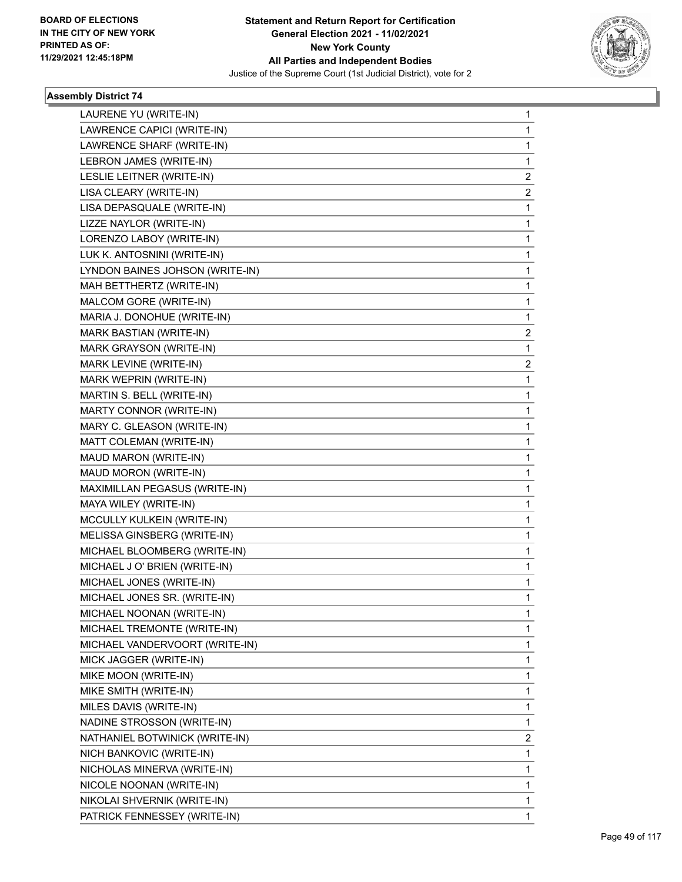**Statement and Return Report for Certification**
**General Election 2021 - 11/02/2021**
**New York County**
**All Parties and Independent Bodies**
Justice of the Supreme Court (1st Judicial District), vote for 2

BOARD OF ELECTIONS IN THE CITY OF NEW YORK PRINTED AS OF: 11/29/2021 12:45:18PM

### Assembly District 74

| | |
|---|---|
| LAURENE YU (WRITE-IN) | 1 |
| LAWRENCE CAPICI (WRITE-IN) | 1 |
| LAWRENCE SHARF (WRITE-IN) | 1 |
| LEBRON JAMES (WRITE-IN) | 1 |
| LESLIE LEITNER (WRITE-IN) | 2 |
| LISA CLEARY (WRITE-IN) | 2 |
| LISA DEPASQUALE (WRITE-IN) | 1 |
| LIZZE NAYLOR (WRITE-IN) | 1 |
| LORENZO LABOY (WRITE-IN) | 1 |
| LUK K. ANTOSNINI (WRITE-IN) | 1 |
| LYNDON BAINES JOHSON (WRITE-IN) | 1 |
| MAH BETTHERTZ (WRITE-IN) | 1 |
| MALCOM GORE (WRITE-IN) | 1 |
| MARIA J. DONOHUE (WRITE-IN) | 1 |
| MARK BASTIAN (WRITE-IN) | 2 |
| MARK GRAYSON (WRITE-IN) | 1 |
| MARK LEVINE (WRITE-IN) | 2 |
| MARK WEPRIN (WRITE-IN) | 1 |
| MARTIN S. BELL (WRITE-IN) | 1 |
| MARTY CONNOR (WRITE-IN) | 1 |
| MARY C. GLEASON (WRITE-IN) | 1 |
| MATT COLEMAN (WRITE-IN) | 1 |
| MAUD MARON (WRITE-IN) | 1 |
| MAUD MORON (WRITE-IN) | 1 |
| MAXIMILLAN PEGASUS (WRITE-IN) | 1 |
| MAYA WILEY (WRITE-IN) | 1 |
| MCCULLY KULKEIN (WRITE-IN) | 1 |
| MELISSA GINSBERG (WRITE-IN) | 1 |
| MICHAEL BLOOMBERG (WRITE-IN) | 1 |
| MICHAEL J O' BRIEN (WRITE-IN) | 1 |
| MICHAEL JONES (WRITE-IN) | 1 |
| MICHAEL JONES SR. (WRITE-IN) | 1 |
| MICHAEL NOONAN (WRITE-IN) | 1 |
| MICHAEL TREMONTE (WRITE-IN) | 1 |
| MICHAEL VANDERVOORT (WRITE-IN) | 1 |
| MICK JAGGER (WRITE-IN) | 1 |
| MIKE MOON (WRITE-IN) | 1 |
| MIKE SMITH (WRITE-IN) | 1 |
| MILES DAVIS (WRITE-IN) | 1 |
| NADINE STROSSON (WRITE-IN) | 1 |
| NATHANIEL BOTWINICK (WRITE-IN) | 2 |
| NICH BANKOVIC (WRITE-IN) | 1 |
| NICHOLAS MINERVA (WRITE-IN) | 1 |
| NICOLE NOONAN (WRITE-IN) | 1 |
| NIKOLAI SHVERNIK (WRITE-IN) | 1 |
| PATRICK FENNESSEY (WRITE-IN) | 1 |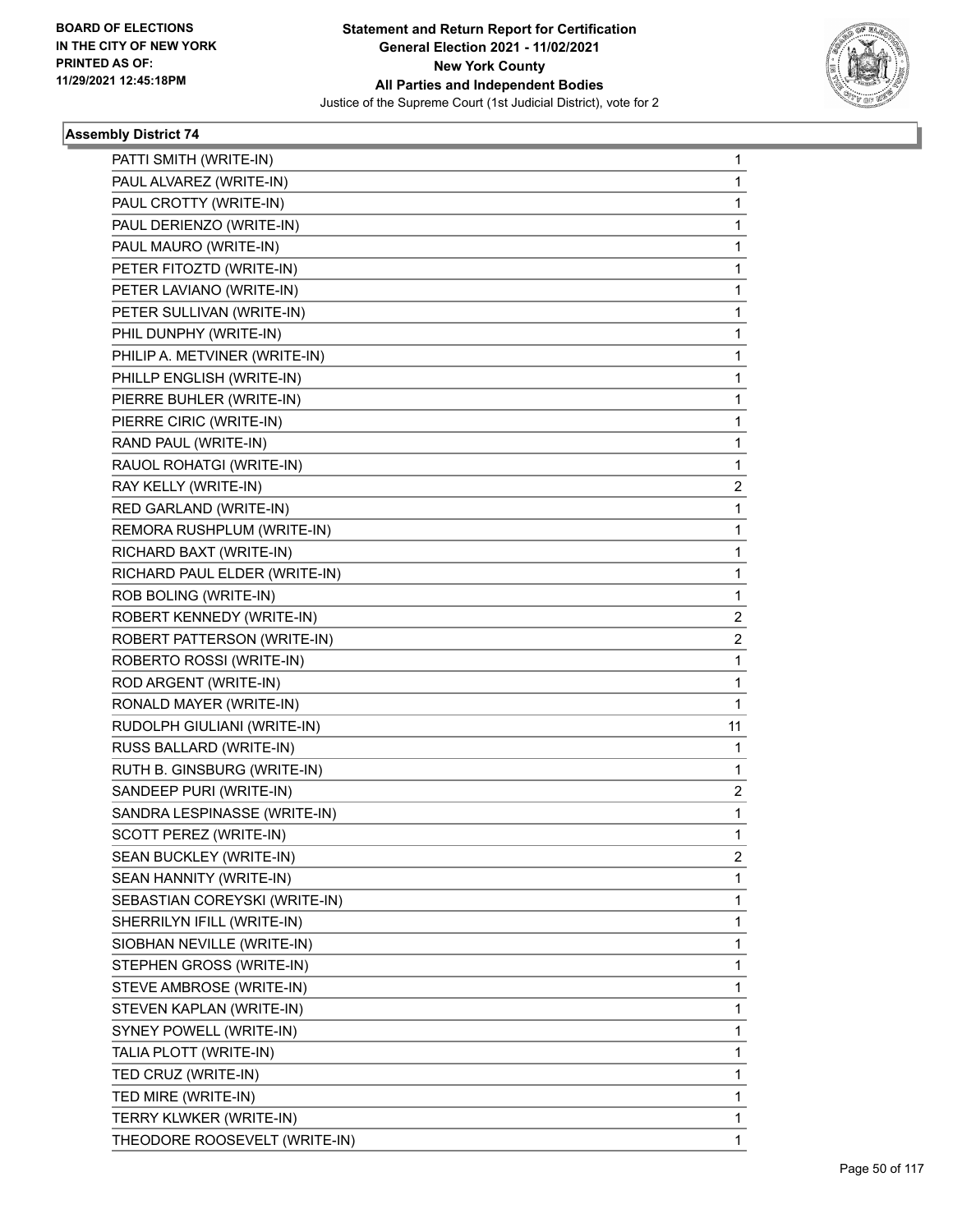BOARD OF ELECTIONS
IN THE CITY OF NEW YORK
PRINTED AS OF:
11/29/2021 12:45:18PM

**Statement and Return Report for Certification**
**General Election 2021 - 11/02/2021**
**New York County**
**All Parties and Independent Bodies**
Justice of the Supreme Court (1st Judicial District), vote for 2

### Assembly District 74

| | |
|---|---|
| PATTI SMITH (WRITE-IN) | 1 |
| PAUL ALVAREZ (WRITE-IN) | 1 |
| PAUL CROTTY (WRITE-IN) | 1 |
| PAUL DERIENZO (WRITE-IN) | 1 |
| PAUL MAURO (WRITE-IN) | 1 |
| PETER FITOZTD (WRITE-IN) | 1 |
| PETER LAVIANO (WRITE-IN) | 1 |
| PETER SULLIVAN (WRITE-IN) | 1 |
| PHIL DUNPHY (WRITE-IN) | 1 |
| PHILIP A. METVINER (WRITE-IN) | 1 |
| PHILLP ENGLISH (WRITE-IN) | 1 |
| PIERRE BUHLER (WRITE-IN) | 1 |
| PIERRE CIRIC (WRITE-IN) | 1 |
| RAND PAUL (WRITE-IN) | 1 |
| RAUOL ROHATGI (WRITE-IN) | 1 |
| RAY KELLY (WRITE-IN) | 2 |
| RED GARLAND (WRITE-IN) | 1 |
| REMORA RUSHPLUM (WRITE-IN) | 1 |
| RICHARD BAXT (WRITE-IN) | 1 |
| RICHARD PAUL ELDER (WRITE-IN) | 1 |
| ROB BOLING (WRITE-IN) | 1 |
| ROBERT KENNEDY (WRITE-IN) | 2 |
| ROBERT PATTERSON (WRITE-IN) | 2 |
| ROBERTO ROSSI (WRITE-IN) | 1 |
| ROD ARGENT (WRITE-IN) | 1 |
| RONALD MAYER (WRITE-IN) | 1 |
| RUDOLPH GIULIANI (WRITE-IN) | 11 |
| RUSS BALLARD (WRITE-IN) | 1 |
| RUTH B. GINSBURG (WRITE-IN) | 1 |
| SANDEEP PURI (WRITE-IN) | 2 |
| SANDRA LESPINASSE (WRITE-IN) | 1 |
| SCOTT PEREZ (WRITE-IN) | 1 |
| SEAN BUCKLEY (WRITE-IN) | 2 |
| SEAN HANNITY (WRITE-IN) | 1 |
| SEBASTIAN COREYSKI (WRITE-IN) | 1 |
| SHERRILYN IFILL (WRITE-IN) | 1 |
| SIOBHAN NEVILLE (WRITE-IN) | 1 |
| STEPHEN GROSS (WRITE-IN) | 1 |
| STEVE AMBROSE (WRITE-IN) | 1 |
| STEVEN KAPLAN (WRITE-IN) | 1 |
| SYNEY POWELL (WRITE-IN) | 1 |
| TALIA PLOTT (WRITE-IN) | 1 |
| TED CRUZ (WRITE-IN) | 1 |
| TED MIRE (WRITE-IN) | 1 |
| TERRY KLWKER (WRITE-IN) | 1 |
| THEODORE ROOSEVELT (WRITE-IN) | 1 |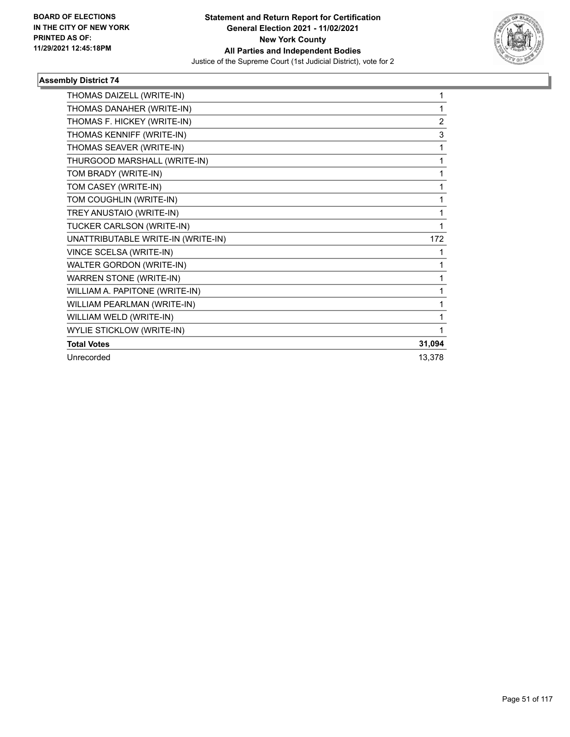## Assembly District 74

| Candidate | Votes |
|---|---|
| THOMAS DAIZELL (WRITE-IN) | 1 |
| THOMAS DANAHER (WRITE-IN) | 1 |
| THOMAS F. HICKEY (WRITE-IN) | 2 |
| THOMAS KENNIFF (WRITE-IN) | 3 |
| THOMAS SEAVER (WRITE-IN) | 1 |
| THURGOOD MARSHALL (WRITE-IN) | 1 |
| TOM BRADY (WRITE-IN) | 1 |
| TOM CASEY (WRITE-IN) | 1 |
| TOM COUGHLIN (WRITE-IN) | 1 |
| TREY ANUSTAIO (WRITE-IN) | 1 |
| TUCKER CARLSON (WRITE-IN) | 1 |
| UNATTRIBUTABLE WRITE-IN (WRITE-IN) | 172 |
| VINCE SCELSA (WRITE-IN) | 1 |
| WALTER GORDON (WRITE-IN) | 1 |
| WARREN STONE (WRITE-IN) | 1 |
| WILLIAM A. PAPITONE (WRITE-IN) | 1 |
| WILLIAM PEARLMAN (WRITE-IN) | 1 |
| WILLIAM WELD (WRITE-IN) | 1 |
| WYLIE STICKLOW (WRITE-IN) | 1 |
| **Total Votes** | **31,094** |
| Unrecorded | 13,378 |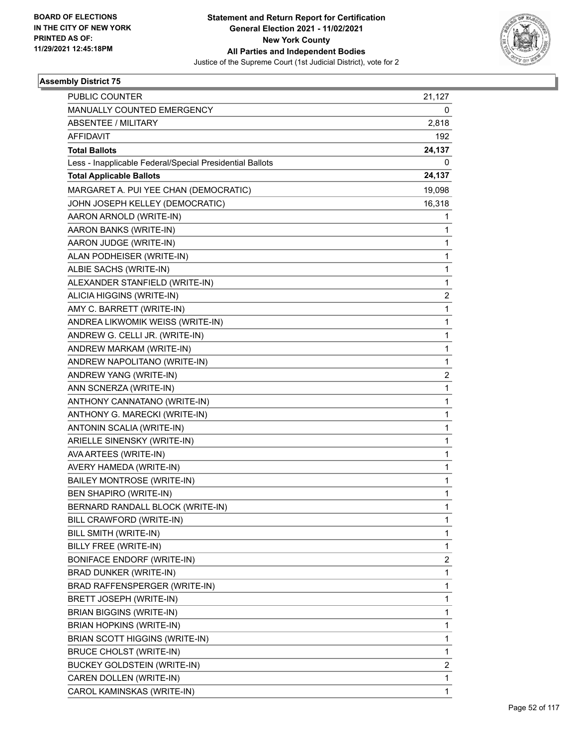BOARD OF ELECTIONS IN THE CITY OF NEW YORK PRINTED AS OF: 11/29/2021 12:45:18PM

**Statement and Return Report for Certification General Election 2021 - 11/02/2021 New York County All Parties and Independent Bodies**

Justice of the Supreme Court (1st Judicial District), vote for 2

### Assembly District 75

| | |
|---|---|
| PUBLIC COUNTER | 21,127 |
| MANUALLY COUNTED EMERGENCY | 0 |
| ABSENTEE / MILITARY | 2,818 |
| AFFIDAVIT | 192 |
| **Total Ballots** | **24,137** |
| Less - Inapplicable Federal/Special Presidential Ballots | 0 |
| **Total Applicable Ballots** | **24,137** |
| MARGARET A. PUI YEE CHAN (DEMOCRATIC) | 19,098 |
| JOHN JOSEPH KELLEY (DEMOCRATIC) | 16,318 |
| AARON ARNOLD (WRITE-IN) | 1 |
| AARON BANKS (WRITE-IN) | 1 |
| AARON JUDGE (WRITE-IN) | 1 |
| ALAN PODHEISER (WRITE-IN) | 1 |
| ALBIE SACHS (WRITE-IN) | 1 |
| ALEXANDER STANFIELD (WRITE-IN) | 1 |
| ALICIA HIGGINS (WRITE-IN) | 2 |
| AMY C. BARRETT (WRITE-IN) | 1 |
| ANDREA LIKWOMIK WEISS (WRITE-IN) | 1 |
| ANDREW G. CELLI JR. (WRITE-IN) | 1 |
| ANDREW MARKAM (WRITE-IN) | 1 |
| ANDREW NAPOLITANO (WRITE-IN) | 1 |
| ANDREW YANG (WRITE-IN) | 2 |
| ANN SCNERZA (WRITE-IN) | 1 |
| ANTHONY CANNATANO (WRITE-IN) | 1 |
| ANTHONY G. MARECKI (WRITE-IN) | 1 |
| ANTONIN SCALIA (WRITE-IN) | 1 |
| ARIELLE SINENSKY (WRITE-IN) | 1 |
| AVA ARTEES (WRITE-IN) | 1 |
| AVERY HAMEDA (WRITE-IN) | 1 |
| BAILEY MONTROSE (WRITE-IN) | 1 |
| BEN SHAPIRO (WRITE-IN) | 1 |
| BERNARD RANDALL BLOCK (WRITE-IN) | 1 |
| BILL CRAWFORD (WRITE-IN) | 1 |
| BILL SMITH (WRITE-IN) | 1 |
| BILLY FREE (WRITE-IN) | 1 |
| BONIFACE ENDORF (WRITE-IN) | 2 |
| BRAD DUNKER (WRITE-IN) | 1 |
| BRAD RAFFENSPERGER (WRITE-IN) | 1 |
| BRETT JOSEPH (WRITE-IN) | 1 |
| BRIAN BIGGINS (WRITE-IN) | 1 |
| BRIAN HOPKINS (WRITE-IN) | 1 |
| BRIAN SCOTT HIGGINS (WRITE-IN) | 1 |
| BRUCE CHOLST (WRITE-IN) | 1 |
| BUCKEY GOLDSTEIN (WRITE-IN) | 2 |
| CAREN DOLLEN (WRITE-IN) | 1 |
| CAROL KAMINSKAS (WRITE-IN) | 1 |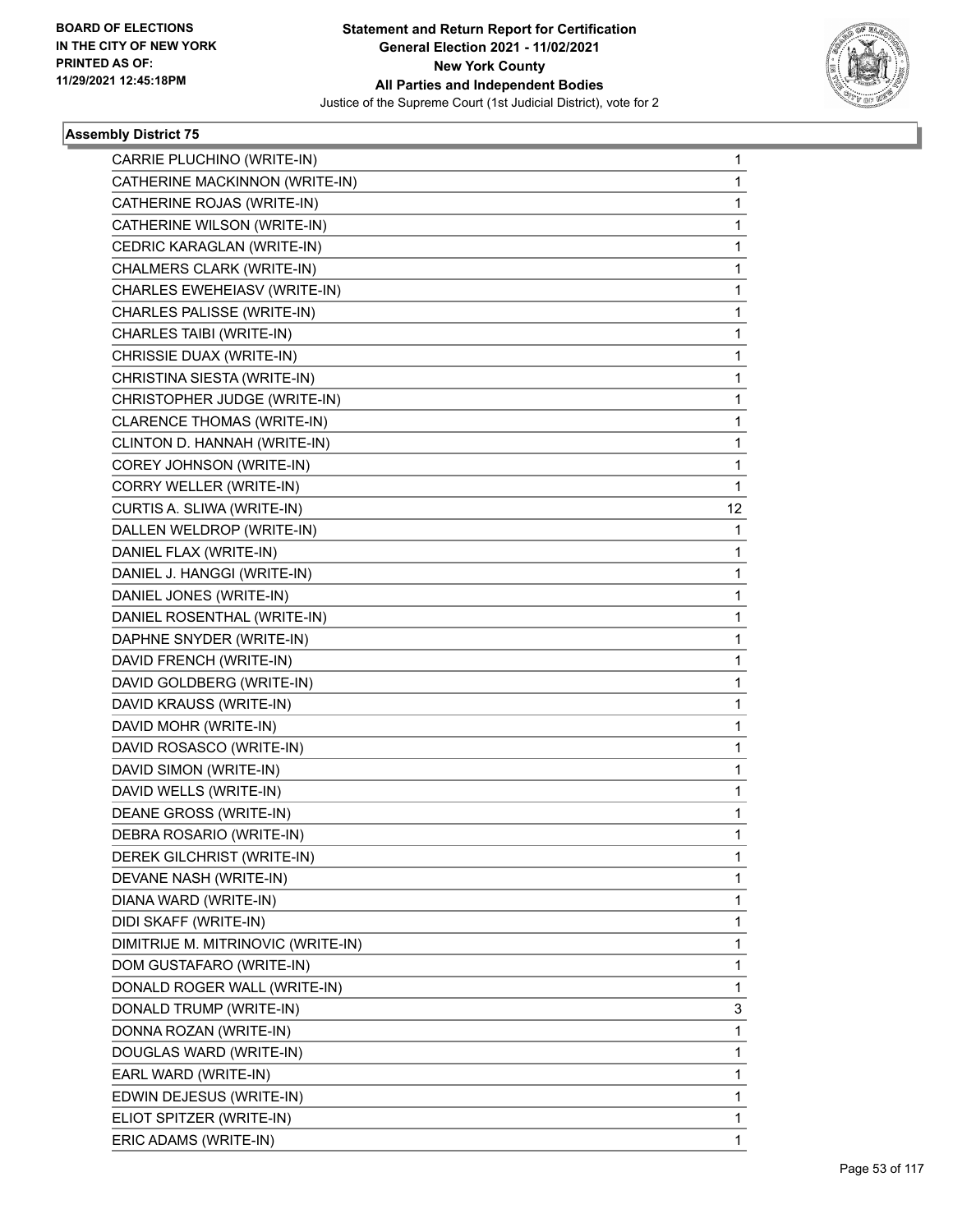**Statement and Return Report for Certification**
**General Election 2021 - 11/02/2021**
**New York County**
**All Parties and Independent Bodies**
Justice of the Supreme Court (1st Judicial District), vote for 2

BOARD OF ELECTIONS
IN THE CITY OF NEW YORK
PRINTED AS OF:
11/29/2021 12:45:18PM

### Assembly District 75

| | |
|---|---|
| CARRIE PLUCHINO (WRITE-IN) | 1 |
| CATHERINE MACKINNON (WRITE-IN) | 1 |
| CATHERINE ROJAS (WRITE-IN) | 1 |
| CATHERINE WILSON (WRITE-IN) | 1 |
| CEDRIC KARAGLAN (WRITE-IN) | 1 |
| CHALMERS CLARK (WRITE-IN) | 1 |
| CHARLES EWEHEIASV (WRITE-IN) | 1 |
| CHARLES PALISSE (WRITE-IN) | 1 |
| CHARLES TAIBI (WRITE-IN) | 1 |
| CHRISSIE DUAX (WRITE-IN) | 1 |
| CHRISTINA SIESTA (WRITE-IN) | 1 |
| CHRISTOPHER JUDGE (WRITE-IN) | 1 |
| CLARENCE THOMAS (WRITE-IN) | 1 |
| CLINTON D. HANNAH (WRITE-IN) | 1 |
| COREY JOHNSON (WRITE-IN) | 1 |
| CORRY WELLER (WRITE-IN) | 1 |
| CURTIS A. SLIWA (WRITE-IN) | 12 |
| DALLEN WELDROP (WRITE-IN) | 1 |
| DANIEL FLAX (WRITE-IN) | 1 |
| DANIEL J. HANGGI (WRITE-IN) | 1 |
| DANIEL JONES (WRITE-IN) | 1 |
| DANIEL ROSENTHAL (WRITE-IN) | 1 |
| DAPHNE SNYDER (WRITE-IN) | 1 |
| DAVID FRENCH (WRITE-IN) | 1 |
| DAVID GOLDBERG (WRITE-IN) | 1 |
| DAVID KRAUSS (WRITE-IN) | 1 |
| DAVID MOHR (WRITE-IN) | 1 |
| DAVID ROSASCO (WRITE-IN) | 1 |
| DAVID SIMON (WRITE-IN) | 1 |
| DAVID WELLS (WRITE-IN) | 1 |
| DEANE GROSS (WRITE-IN) | 1 |
| DEBRA ROSARIO (WRITE-IN) | 1 |
| DEREK GILCHRIST (WRITE-IN) | 1 |
| DEVANE NASH (WRITE-IN) | 1 |
| DIANA WARD (WRITE-IN) | 1 |
| DIDI SKAFF (WRITE-IN) | 1 |
| DIMITRIJE M. MITRINOVIC (WRITE-IN) | 1 |
| DOM GUSTAFARO (WRITE-IN) | 1 |
| DONALD ROGER WALL (WRITE-IN) | 1 |
| DONALD TRUMP (WRITE-IN) | 3 |
| DONNA ROZAN (WRITE-IN) | 1 |
| DOUGLAS WARD (WRITE-IN) | 1 |
| EARL WARD (WRITE-IN) | 1 |
| EDWIN DEJESUS (WRITE-IN) | 1 |
| ELIOT SPITZER (WRITE-IN) | 1 |
| ERIC ADAMS (WRITE-IN) | 1 |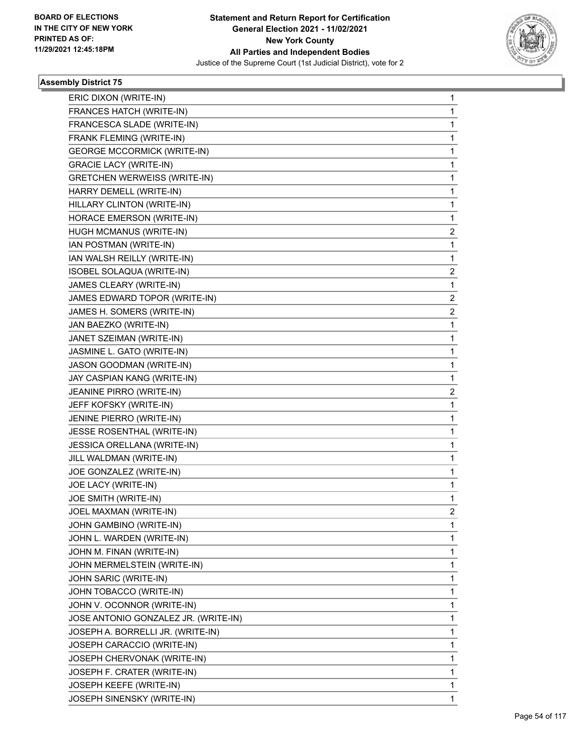BOARD OF ELECTIONS
IN THE CITY OF NEW YORK
PRINTED AS OF:
11/29/2021 12:45:18PM

**Statement and Return Report for Certification**
**General Election 2021 - 11/02/2021**
**New York County**
**All Parties and Independent Bodies**
Justice of the Supreme Court (1st Judicial District), vote for 2

### Assembly District 75

| | |
|---|---|
| ERIC DIXON (WRITE-IN) | 1 |
| FRANCES HATCH (WRITE-IN) | 1 |
| FRANCESCA SLADE (WRITE-IN) | 1 |
| FRANK FLEMING (WRITE-IN) | 1 |
| GEORGE MCCORMICK (WRITE-IN) | 1 |
| GRACIE LACY (WRITE-IN) | 1 |
| GRETCHEN WERWEISS (WRITE-IN) | 1 |
| HARRY DEMELL (WRITE-IN) | 1 |
| HILLARY CLINTON (WRITE-IN) | 1 |
| HORACE EMERSON (WRITE-IN) | 1 |
| HUGH MCMANUS (WRITE-IN) | 2 |
| IAN POSTMAN (WRITE-IN) | 1 |
| IAN WALSH REILLY (WRITE-IN) | 1 |
| ISOBEL SOLAQUA (WRITE-IN) | 2 |
| JAMES CLEARY (WRITE-IN) | 1 |
| JAMES EDWARD TOPOR (WRITE-IN) | 2 |
| JAMES H. SOMERS (WRITE-IN) | 2 |
| JAN BAEZKO (WRITE-IN) | 1 |
| JANET SZEIMAN (WRITE-IN) | 1 |
| JASMINE L. GATO (WRITE-IN) | 1 |
| JASON GOODMAN (WRITE-IN) | 1 |
| JAY CASPIAN KANG (WRITE-IN) | 1 |
| JEANINE PIRRO (WRITE-IN) | 2 |
| JEFF KOFSKY (WRITE-IN) | 1 |
| JENINE PIERRO (WRITE-IN) | 1 |
| JESSE ROSENTHAL (WRITE-IN) | 1 |
| JESSICA ORELLANA (WRITE-IN) | 1 |
| JILL WALDMAN (WRITE-IN) | 1 |
| JOE GONZALEZ (WRITE-IN) | 1 |
| JOE LACY (WRITE-IN) | 1 |
| JOE SMITH (WRITE-IN) | 1 |
| JOEL MAXMAN (WRITE-IN) | 2 |
| JOHN GAMBINO (WRITE-IN) | 1 |
| JOHN L. WARDEN (WRITE-IN) | 1 |
| JOHN M. FINAN (WRITE-IN) | 1 |
| JOHN MERMELSTEIN (WRITE-IN) | 1 |
| JOHN SARIC (WRITE-IN) | 1 |
| JOHN TOBACCO (WRITE-IN) | 1 |
| JOHN V. OCONNOR (WRITE-IN) | 1 |
| JOSE ANTONIO GONZALEZ JR. (WRITE-IN) | 1 |
| JOSEPH A. BORRELLI JR. (WRITE-IN) | 1 |
| JOSEPH CARACCIO (WRITE-IN) | 1 |
| JOSEPH CHERVONAK (WRITE-IN) | 1 |
| JOSEPH F. CRATER (WRITE-IN) | 1 |
| JOSEPH KEEFE (WRITE-IN) | 1 |
| JOSEPH SINENSKY (WRITE-IN) | 1 |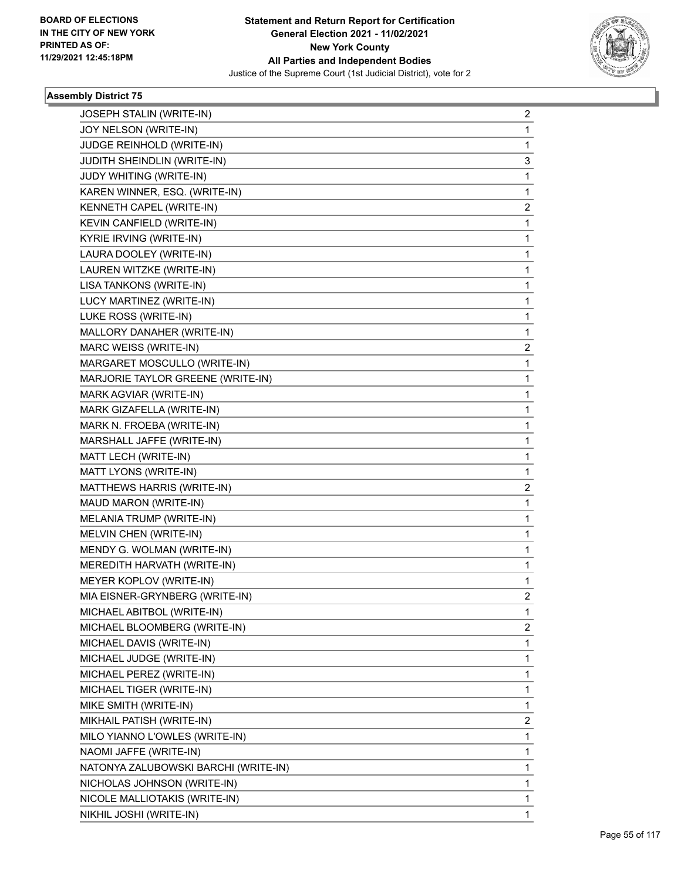**Statement and Return Report for Certification**
**General Election 2021 - 11/02/2021**
**New York County**
**All Parties and Independent Bodies**
Justice of the Supreme Court (1st Judicial District), vote for 2

BOARD OF ELECTIONS
IN THE CITY OF NEW YORK
PRINTED AS OF:
11/29/2021 12:45:18PM

### Assembly District 75

| | |
|---|---|
| JOSEPH STALIN (WRITE-IN) | 2 |
| JOY NELSON (WRITE-IN) | 1 |
| JUDGE REINHOLD (WRITE-IN) | 1 |
| JUDITH SHEINDLIN (WRITE-IN) | 3 |
| JUDY WHITING (WRITE-IN) | 1 |
| KAREN WINNER, ESQ. (WRITE-IN) | 1 |
| KENNETH CAPEL (WRITE-IN) | 2 |
| KEVIN CANFIELD (WRITE-IN) | 1 |
| KYRIE IRVING (WRITE-IN) | 1 |
| LAURA DOOLEY (WRITE-IN) | 1 |
| LAUREN WITZKE (WRITE-IN) | 1 |
| LISA TANKONS (WRITE-IN) | 1 |
| LUCY MARTINEZ (WRITE-IN) | 1 |
| LUKE ROSS (WRITE-IN) | 1 |
| MALLORY DANAHER (WRITE-IN) | 1 |
| MARC WEISS (WRITE-IN) | 2 |
| MARGARET MOSCULLO (WRITE-IN) | 1 |
| MARJORIE TAYLOR GREENE (WRITE-IN) | 1 |
| MARK AGVIAR (WRITE-IN) | 1 |
| MARK GIZAFELLA (WRITE-IN) | 1 |
| MARK N. FROEBA (WRITE-IN) | 1 |
| MARSHALL JAFFE (WRITE-IN) | 1 |
| MATT LECH (WRITE-IN) | 1 |
| MATT LYONS (WRITE-IN) | 1 |
| MATTHEWS HARRIS (WRITE-IN) | 2 |
| MAUD MARON (WRITE-IN) | 1 |
| MELANIA TRUMP (WRITE-IN) | 1 |
| MELVIN CHEN (WRITE-IN) | 1 |
| MENDY G. WOLMAN (WRITE-IN) | 1 |
| MEREDITH HARVATH (WRITE-IN) | 1 |
| MEYER KOPLOV (WRITE-IN) | 1 |
| MIA EISNER-GRYNBERG (WRITE-IN) | 2 |
| MICHAEL ABITBOL (WRITE-IN) | 1 |
| MICHAEL BLOOMBERG (WRITE-IN) | 2 |
| MICHAEL DAVIS (WRITE-IN) | 1 |
| MICHAEL JUDGE (WRITE-IN) | 1 |
| MICHAEL PEREZ (WRITE-IN) | 1 |
| MICHAEL TIGER (WRITE-IN) | 1 |
| MIKE SMITH (WRITE-IN) | 1 |
| MIKHAIL PATISH (WRITE-IN) | 2 |
| MILO YIANNO L'OWLES (WRITE-IN) | 1 |
| NAOMI JAFFE (WRITE-IN) | 1 |
| NATONYA ZALUBOWSKI BARCHI (WRITE-IN) | 1 |
| NICHOLAS JOHNSON (WRITE-IN) | 1 |
| NICOLE MALLIOTAKIS (WRITE-IN) | 1 |
| NIKHIL JOSHI (WRITE-IN) | 1 |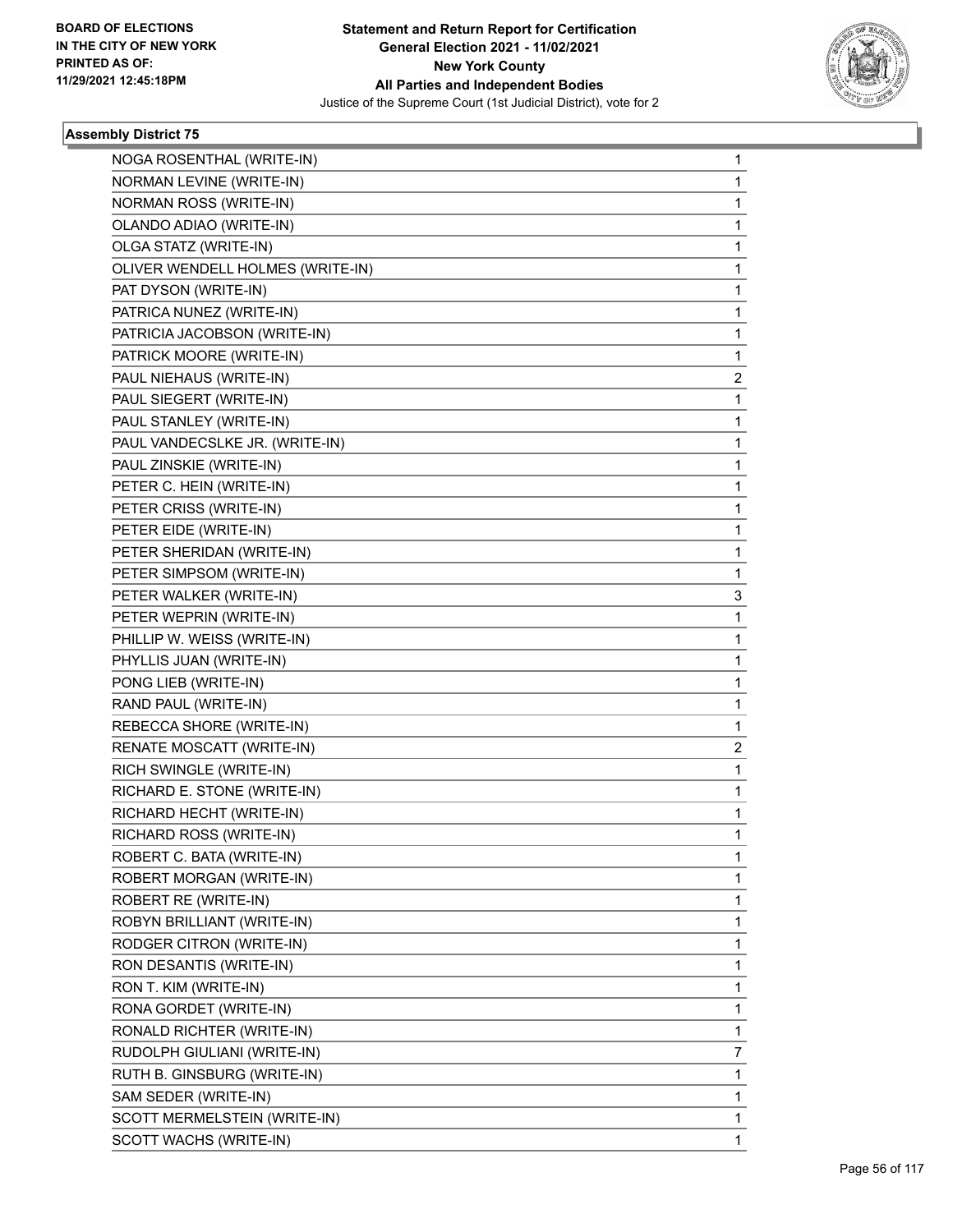**Statement and Return Report for Certification**
**General Election 2021 - 11/02/2021**
**New York County**
**All Parties and Independent Bodies**
Justice of the Supreme Court (1st Judicial District), vote for 2

BOARD OF ELECTIONS IN THE CITY OF NEW YORK PRINTED AS OF: 11/29/2021 12:45:18PM

### Assembly District 75

| | |
|---|---|
| NOGA ROSENTHAL (WRITE-IN) | 1 |
| NORMAN LEVINE (WRITE-IN) | 1 |
| NORMAN ROSS (WRITE-IN) | 1 |
| OLANDO ADIAO (WRITE-IN) | 1 |
| OLGA STATZ (WRITE-IN) | 1 |
| OLIVER WENDELL HOLMES (WRITE-IN) | 1 |
| PAT DYSON (WRITE-IN) | 1 |
| PATRICA NUNEZ (WRITE-IN) | 1 |
| PATRICIA JACOBSON (WRITE-IN) | 1 |
| PATRICK MOORE (WRITE-IN) | 1 |
| PAUL NIEHAUS (WRITE-IN) | 2 |
| PAUL SIEGERT (WRITE-IN) | 1 |
| PAUL STANLEY (WRITE-IN) | 1 |
| PAUL VANDECSLKE JR. (WRITE-IN) | 1 |
| PAUL ZINSKIE (WRITE-IN) | 1 |
| PETER C. HEIN (WRITE-IN) | 1 |
| PETER CRISS (WRITE-IN) | 1 |
| PETER EIDE (WRITE-IN) | 1 |
| PETER SHERIDAN (WRITE-IN) | 1 |
| PETER SIMPSOM (WRITE-IN) | 1 |
| PETER WALKER (WRITE-IN) | 3 |
| PETER WEPRIN (WRITE-IN) | 1 |
| PHILLIP W. WEISS (WRITE-IN) | 1 |
| PHYLLIS JUAN (WRITE-IN) | 1 |
| PONG LIEB (WRITE-IN) | 1 |
| RAND PAUL (WRITE-IN) | 1 |
| REBECCA SHORE (WRITE-IN) | 1 |
| RENATE MOSCATT (WRITE-IN) | 2 |
| RICH SWINGLE (WRITE-IN) | 1 |
| RICHARD E. STONE (WRITE-IN) | 1 |
| RICHARD HECHT (WRITE-IN) | 1 |
| RICHARD ROSS (WRITE-IN) | 1 |
| ROBERT C. BATA (WRITE-IN) | 1 |
| ROBERT MORGAN (WRITE-IN) | 1 |
| ROBERT RE (WRITE-IN) | 1 |
| ROBYN BRILLIANT (WRITE-IN) | 1 |
| RODGER CITRON (WRITE-IN) | 1 |
| RON DESANTIS (WRITE-IN) | 1 |
| RON T. KIM (WRITE-IN) | 1 |
| RONA GORDET (WRITE-IN) | 1 |
| RONALD RICHTER (WRITE-IN) | 1 |
| RUDOLPH GIULIANI (WRITE-IN) | 7 |
| RUTH B. GINSBURG (WRITE-IN) | 1 |
| SAM SEDER (WRITE-IN) | 1 |
| SCOTT MERMELSTEIN (WRITE-IN) | 1 |
| SCOTT WACHS (WRITE-IN) | 1 |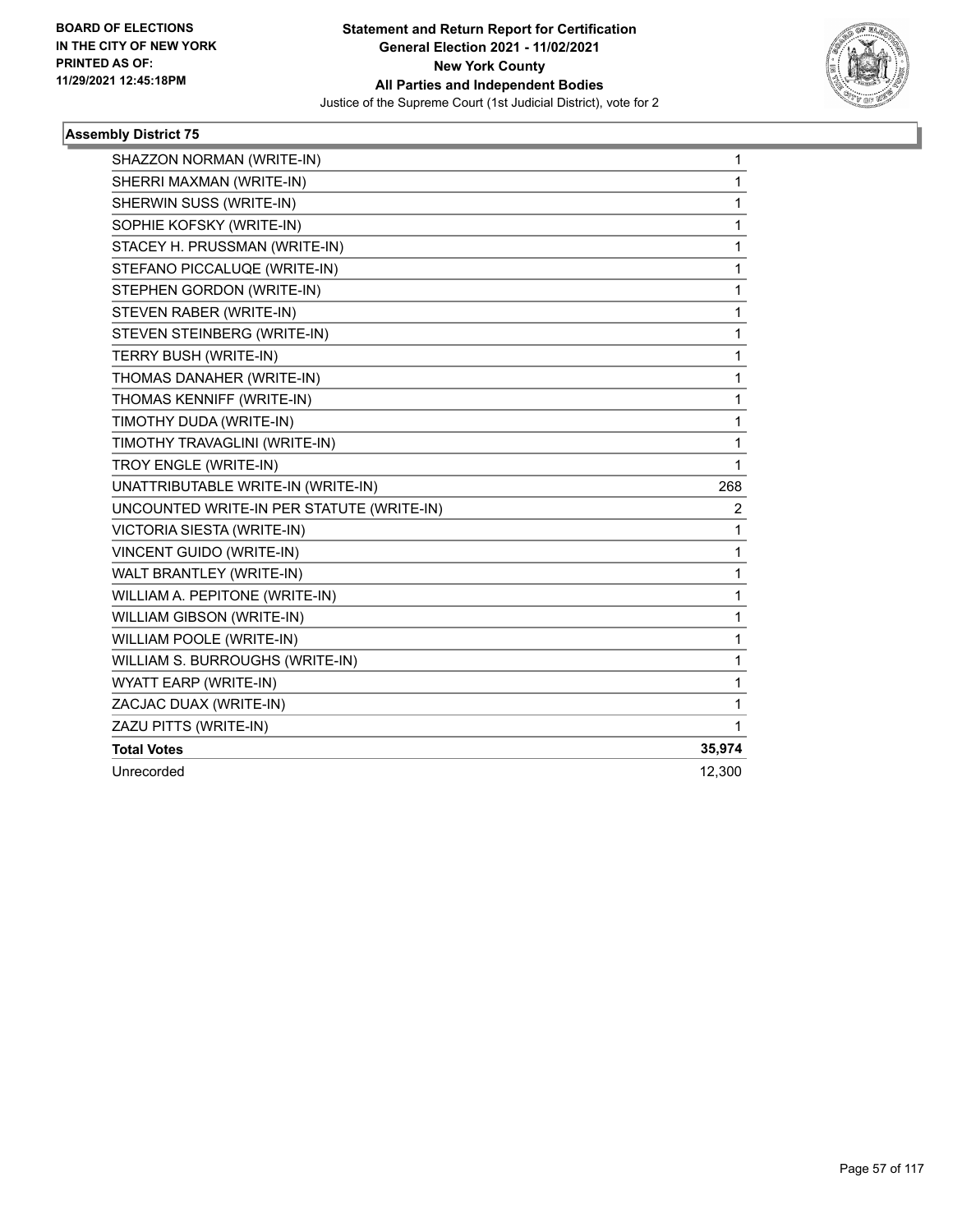**Statement and Return Report for Certification**
**General Election 2021 - 11/02/2021**
**New York County**
**All Parties and Independent Bodies**
Justice of the Supreme Court (1st Judicial District), vote for 2

BOARD OF ELECTIONS
IN THE CITY OF NEW YORK
PRINTED AS OF:
11/29/2021 12:45:18PM

## Assembly District 75

| | |
|---|---|
| SHAZZON NORMAN (WRITE-IN) | 1 |
| SHERRI MAXMAN (WRITE-IN) | 1 |
| SHERWIN SUSS (WRITE-IN) | 1 |
| SOPHIE KOFSKY (WRITE-IN) | 1 |
| STACEY H. PRUSSMAN (WRITE-IN) | 1 |
| STEFANO PICCALUQE (WRITE-IN) | 1 |
| STEPHEN GORDON (WRITE-IN) | 1 |
| STEVEN RABER (WRITE-IN) | 1 |
| STEVEN STEINBERG (WRITE-IN) | 1 |
| TERRY BUSH (WRITE-IN) | 1 |
| THOMAS DANAHER (WRITE-IN) | 1 |
| THOMAS KENNIFF (WRITE-IN) | 1 |
| TIMOTHY DUDA (WRITE-IN) | 1 |
| TIMOTHY TRAVAGLINI (WRITE-IN) | 1 |
| TROY ENGLE (WRITE-IN) | 1 |
| UNATTRIBUTABLE WRITE-IN (WRITE-IN) | 268 |
| UNCOUNTED WRITE-IN PER STATUTE (WRITE-IN) | 2 |
| VICTORIA SIESTA (WRITE-IN) | 1 |
| VINCENT GUIDO (WRITE-IN) | 1 |
| WALT BRANTLEY (WRITE-IN) | 1 |
| WILLIAM A. PEPITONE (WRITE-IN) | 1 |
| WILLIAM GIBSON (WRITE-IN) | 1 |
| WILLIAM POOLE (WRITE-IN) | 1 |
| WILLIAM S. BURROUGHS (WRITE-IN) | 1 |
| WYATT EARP (WRITE-IN) | 1 |
| ZACJAC DUAX (WRITE-IN) | 1 |
| ZAZU PITTS (WRITE-IN) | 1 |
| **Total Votes** | **35,974** |
| Unrecorded | 12,300 |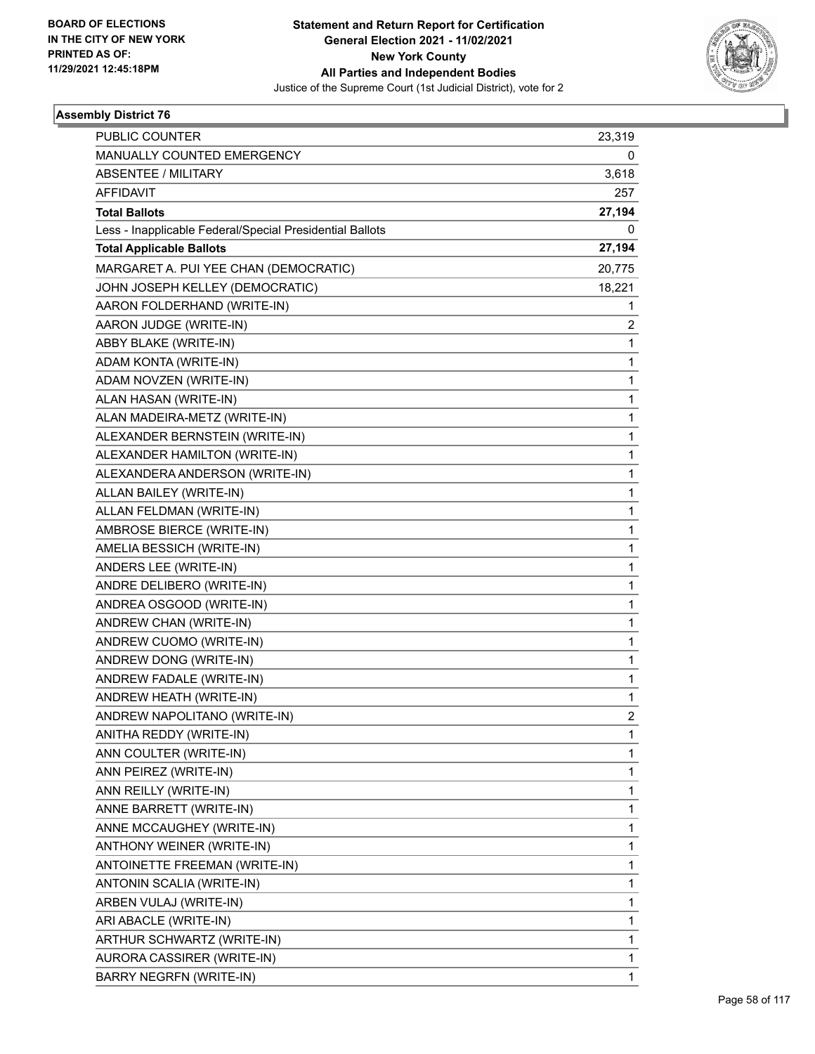**Statement and Return Report for Certification**
**General Election 2021 - 11/02/2021**
**New York County**
**All Parties and Independent Bodies**
Justice of the Supreme Court (1st Judicial District), vote for 2

BOARD OF ELECTIONS IN THE CITY OF NEW YORK PRINTED AS OF: 11/29/2021 12:45:18PM

### Assembly District 76

| | |
|---|---|
| PUBLIC COUNTER | 23,319 |
| MANUALLY COUNTED EMERGENCY | 0 |
| ABSENTEE / MILITARY | 3,618 |
| AFFIDAVIT | 257 |
| **Total Ballots** | **27,194** |
| Less - Inapplicable Federal/Special Presidential Ballots | 0 |
| **Total Applicable Ballots** | **27,194** |
| MARGARET A. PUI YEE CHAN (DEMOCRATIC) | 20,775 |
| JOHN JOSEPH KELLEY (DEMOCRATIC) | 18,221 |
| AARON FOLDERHAND (WRITE-IN) | 1 |
| AARON JUDGE (WRITE-IN) | 2 |
| ABBY BLAKE (WRITE-IN) | 1 |
| ADAM KONTA (WRITE-IN) | 1 |
| ADAM NOVZEN (WRITE-IN) | 1 |
| ALAN HASAN (WRITE-IN) | 1 |
| ALAN MADEIRA-METZ (WRITE-IN) | 1 |
| ALEXANDER BERNSTEIN (WRITE-IN) | 1 |
| ALEXANDER HAMILTON (WRITE-IN) | 1 |
| ALEXANDERA ANDERSON (WRITE-IN) | 1 |
| ALLAN BAILEY (WRITE-IN) | 1 |
| ALLAN FELDMAN (WRITE-IN) | 1 |
| AMBROSE BIERCE (WRITE-IN) | 1 |
| AMELIA BESSICH (WRITE-IN) | 1 |
| ANDERS LEE (WRITE-IN) | 1 |
| ANDRE DELIBERO (WRITE-IN) | 1 |
| ANDREA OSGOOD (WRITE-IN) | 1 |
| ANDREW CHAN (WRITE-IN) | 1 |
| ANDREW CUOMO (WRITE-IN) | 1 |
| ANDREW DONG (WRITE-IN) | 1 |
| ANDREW FADALE (WRITE-IN) | 1 |
| ANDREW HEATH (WRITE-IN) | 1 |
| ANDREW NAPOLITANO (WRITE-IN) | 2 |
| ANITHA REDDY (WRITE-IN) | 1 |
| ANN COULTER (WRITE-IN) | 1 |
| ANN PEIREZ (WRITE-IN) | 1 |
| ANN REILLY (WRITE-IN) | 1 |
| ANNE BARRETT (WRITE-IN) | 1 |
| ANNE MCCAUGHEY (WRITE-IN) | 1 |
| ANTHONY WEINER (WRITE-IN) | 1 |
| ANTOINETTE FREEMAN (WRITE-IN) | 1 |
| ANTONIN SCALIA (WRITE-IN) | 1 |
| ARBEN VULAJ (WRITE-IN) | 1 |
| ARI ABACLE (WRITE-IN) | 1 |
| ARTHUR SCHWARTZ (WRITE-IN) | 1 |
| AURORA CASSIRER (WRITE-IN) | 1 |
| BARRY NEGRFN (WRITE-IN) | 1 |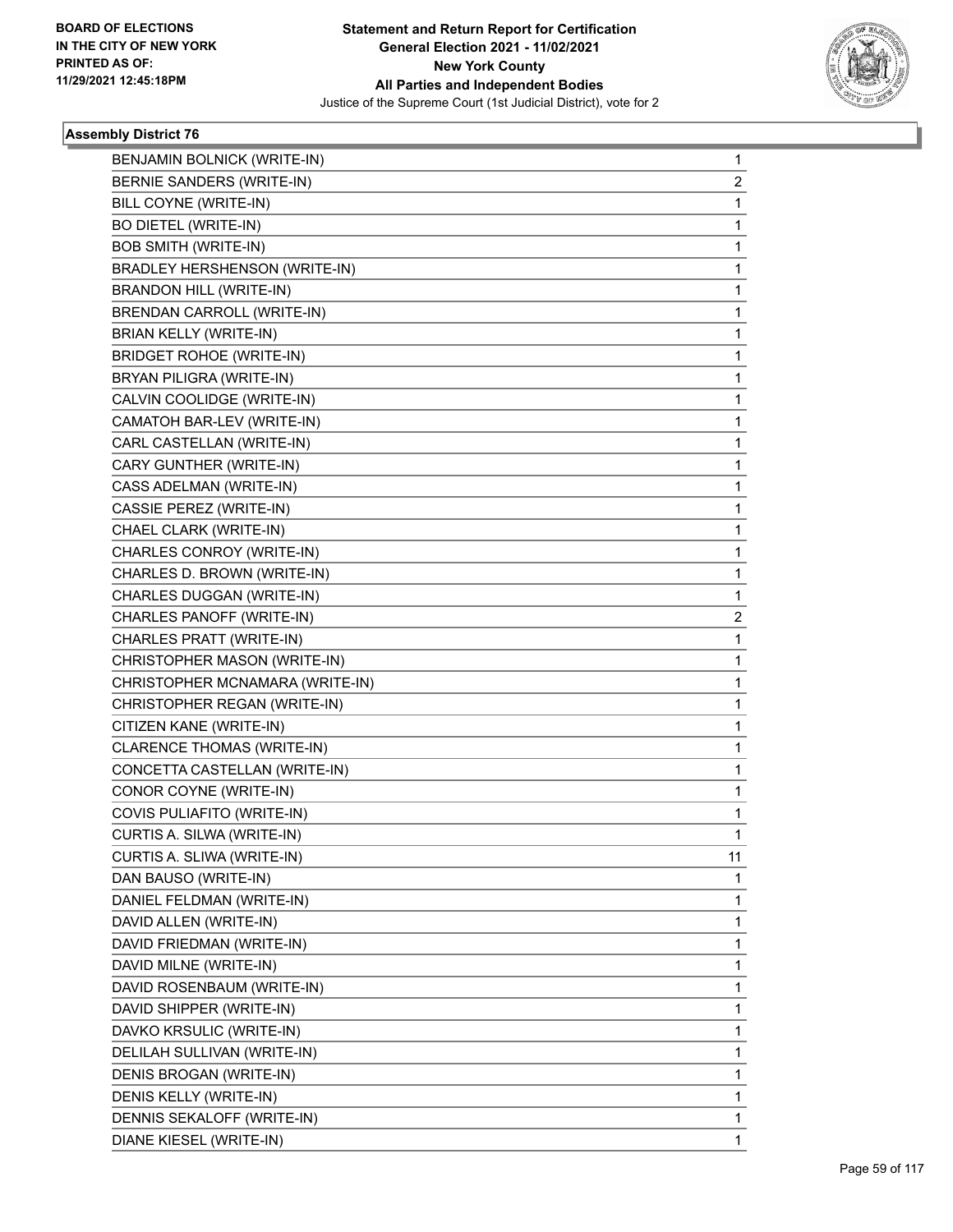Statement and Return Report for Certification
General Election 2021 - 11/02/2021
New York County
All Parties and Independent Bodies
Justice of the Supreme Court (1st Judicial District), vote for 2

**Assembly District 76**

| | |
|---|---|
| BENJAMIN BOLNICK (WRITE-IN) | 1 |
| BERNIE SANDERS (WRITE-IN) | 2 |
| BILL COYNE (WRITE-IN) | 1 |
| BO DIETEL (WRITE-IN) | 1 |
| BOB SMITH (WRITE-IN) | 1 |
| BRADLEY HERSHENSON (WRITE-IN) | 1 |
| BRANDON HILL (WRITE-IN) | 1 |
| BRENDAN CARROLL (WRITE-IN) | 1 |
| BRIAN KELLY (WRITE-IN) | 1 |
| BRIDGET ROHOE (WRITE-IN) | 1 |
| BRYAN PILIGRA (WRITE-IN) | 1 |
| CALVIN COOLIDGE (WRITE-IN) | 1 |
| CAMATOH BAR-LEV (WRITE-IN) | 1 |
| CARL CASTELLAN (WRITE-IN) | 1 |
| CARY GUNTHER (WRITE-IN) | 1 |
| CASS ADELMAN (WRITE-IN) | 1 |
| CASSIE PEREZ (WRITE-IN) | 1 |
| CHAEL CLARK (WRITE-IN) | 1 |
| CHARLES CONROY (WRITE-IN) | 1 |
| CHARLES D. BROWN (WRITE-IN) | 1 |
| CHARLES DUGGAN (WRITE-IN) | 1 |
| CHARLES PANOFF (WRITE-IN) | 2 |
| CHARLES PRATT (WRITE-IN) | 1 |
| CHRISTOPHER MASON (WRITE-IN) | 1 |
| CHRISTOPHER MCNAMARA (WRITE-IN) | 1 |
| CHRISTOPHER REGAN (WRITE-IN) | 1 |
| CITIZEN KANE (WRITE-IN) | 1 |
| CLARENCE THOMAS (WRITE-IN) | 1 |
| CONCETTA CASTELLAN (WRITE-IN) | 1 |
| CONOR COYNE (WRITE-IN) | 1 |
| COVIS PULIAFITO (WRITE-IN) | 1 |
| CURTIS A. SILWA (WRITE-IN) | 1 |
| CURTIS A. SLIWA (WRITE-IN) | 11 |
| DAN BAUSO (WRITE-IN) | 1 |
| DANIEL FELDMAN (WRITE-IN) | 1 |
| DAVID ALLEN (WRITE-IN) | 1 |
| DAVID FRIEDMAN (WRITE-IN) | 1 |
| DAVID MILNE (WRITE-IN) | 1 |
| DAVID ROSENBAUM (WRITE-IN) | 1 |
| DAVID SHIPPER (WRITE-IN) | 1 |
| DAVKO KRSULIC (WRITE-IN) | 1 |
| DELILAH SULLIVAN (WRITE-IN) | 1 |
| DENIS BROGAN (WRITE-IN) | 1 |
| DENIS KELLY (WRITE-IN) | 1 |
| DENNIS SEKALOFF (WRITE-IN) | 1 |
| DIANE KIESEL (WRITE-IN) | 1 |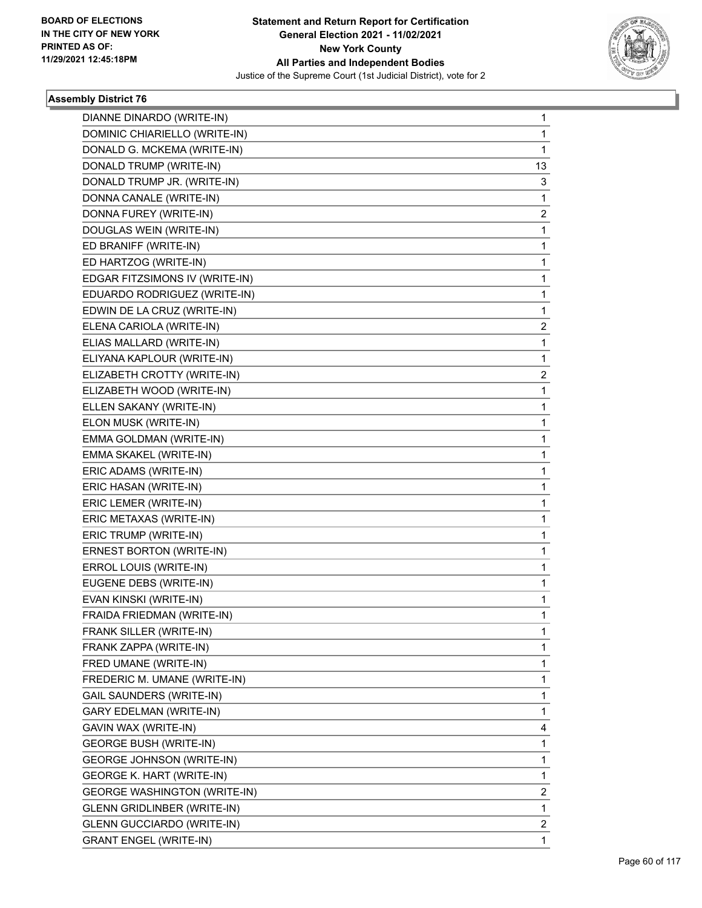BOARD OF ELECTIONS
IN THE CITY OF NEW YORK
PRINTED AS OF:
11/29/2021 12:45:18PM

**Statement and Return Report for Certification**
**General Election 2021 - 11/02/2021**
**New York County**
**All Parties and Independent Bodies**
Justice of the Supreme Court (1st Judicial District), vote for 2

### Assembly District 76

| | |
|---|---|
| DIANNE DINARDO (WRITE-IN) | 1 |
| DOMINIC CHIARIELLO (WRITE-IN) | 1 |
| DONALD G. MCKEMA (WRITE-IN) | 1 |
| DONALD TRUMP (WRITE-IN) | 13 |
| DONALD TRUMP JR. (WRITE-IN) | 3 |
| DONNA CANALE (WRITE-IN) | 1 |
| DONNA FUREY (WRITE-IN) | 2 |
| DOUGLAS WEIN (WRITE-IN) | 1 |
| ED BRANIFF (WRITE-IN) | 1 |
| ED HARTZOG (WRITE-IN) | 1 |
| EDGAR FITZSIMONS IV (WRITE-IN) | 1 |
| EDUARDO RODRIGUEZ (WRITE-IN) | 1 |
| EDWIN DE LA CRUZ (WRITE-IN) | 1 |
| ELENA CARIOLA (WRITE-IN) | 2 |
| ELIAS MALLARD (WRITE-IN) | 1 |
| ELIYANA KAPLOUR (WRITE-IN) | 1 |
| ELIZABETH CROTTY (WRITE-IN) | 2 |
| ELIZABETH WOOD (WRITE-IN) | 1 |
| ELLEN SAKANY (WRITE-IN) | 1 |
| ELON MUSK (WRITE-IN) | 1 |
| EMMA GOLDMAN (WRITE-IN) | 1 |
| EMMA SKAKEL (WRITE-IN) | 1 |
| ERIC ADAMS (WRITE-IN) | 1 |
| ERIC HASAN (WRITE-IN) | 1 |
| ERIC LEMER (WRITE-IN) | 1 |
| ERIC METAXAS (WRITE-IN) | 1 |
| ERIC TRUMP (WRITE-IN) | 1 |
| ERNEST BORTON (WRITE-IN) | 1 |
| ERROL LOUIS (WRITE-IN) | 1 |
| EUGENE DEBS (WRITE-IN) | 1 |
| EVAN KINSKI (WRITE-IN) | 1 |
| FRAIDA FRIEDMAN (WRITE-IN) | 1 |
| FRANK SILLER (WRITE-IN) | 1 |
| FRANK ZAPPA (WRITE-IN) | 1 |
| FRED UMANE (WRITE-IN) | 1 |
| FREDERIC M. UMANE (WRITE-IN) | 1 |
| GAIL SAUNDERS (WRITE-IN) | 1 |
| GARY EDELMAN (WRITE-IN) | 1 |
| GAVIN WAX (WRITE-IN) | 4 |
| GEORGE BUSH (WRITE-IN) | 1 |
| GEORGE JOHNSON (WRITE-IN) | 1 |
| GEORGE K. HART (WRITE-IN) | 1 |
| GEORGE WASHINGTON (WRITE-IN) | 2 |
| GLENN GRIDLINBER (WRITE-IN) | 1 |
| GLENN GUCCIARDO (WRITE-IN) | 2 |
| GRANT ENGEL (WRITE-IN) | 1 |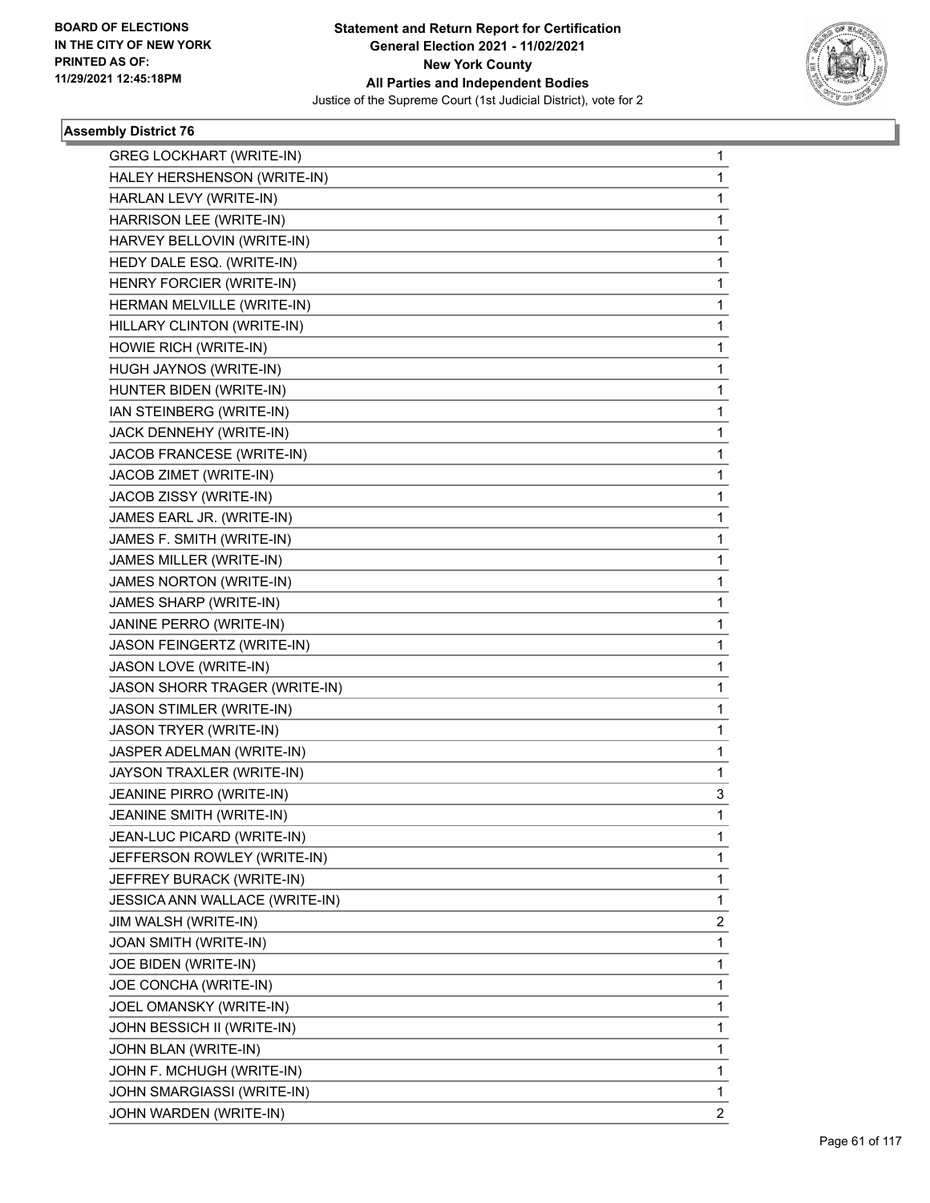BOARD OF ELECTIONS IN THE CITY OF NEW YORK PRINTED AS OF: 11/29/2021 12:45:18PM

**Statement and Return Report for Certification General Election 2021 - 11/02/2021 New York County All Parties and Independent Bodies**

Justice of the Supreme Court (1st Judicial District), vote for 2

### Assembly District 76

| | |
|---|---|
| GREG LOCKHART (WRITE-IN) | 1 |
| HALEY HERSHENSON (WRITE-IN) | 1 |
| HARLAN LEVY (WRITE-IN) | 1 |
| HARRISON LEE (WRITE-IN) | 1 |
| HARVEY BELLOVIN (WRITE-IN) | 1 |
| HEDY DALE ESQ. (WRITE-IN) | 1 |
| HENRY FORCIER (WRITE-IN) | 1 |
| HERMAN MELVILLE (WRITE-IN) | 1 |
| HILLARY CLINTON (WRITE-IN) | 1 |
| HOWIE RICH (WRITE-IN) | 1 |
| HUGH JAYNOS (WRITE-IN) | 1 |
| HUNTER BIDEN (WRITE-IN) | 1 |
| IAN STEINBERG (WRITE-IN) | 1 |
| JACK DENNEHY (WRITE-IN) | 1 |
| JACOB FRANCESE (WRITE-IN) | 1 |
| JACOB ZIMET (WRITE-IN) | 1 |
| JACOB ZISSY (WRITE-IN) | 1 |
| JAMES EARL JR. (WRITE-IN) | 1 |
| JAMES F. SMITH (WRITE-IN) | 1 |
| JAMES MILLER (WRITE-IN) | 1 |
| JAMES NORTON (WRITE-IN) | 1 |
| JAMES SHARP (WRITE-IN) | 1 |
| JANINE PERRO (WRITE-IN) | 1 |
| JASON FEINGERTZ (WRITE-IN) | 1 |
| JASON LOVE (WRITE-IN) | 1 |
| JASON SHORR TRAGER (WRITE-IN) | 1 |
| JASON STIMLER (WRITE-IN) | 1 |
| JASON TRYER (WRITE-IN) | 1 |
| JASPER ADELMAN (WRITE-IN) | 1 |
| JAYSON TRAXLER (WRITE-IN) | 1 |
| JEANINE PIRRO (WRITE-IN) | 3 |
| JEANINE SMITH (WRITE-IN) | 1 |
| JEAN-LUC PICARD (WRITE-IN) | 1 |
| JEFFERSON ROWLEY (WRITE-IN) | 1 |
| JEFFREY BURACK (WRITE-IN) | 1 |
| JESSICA ANN WALLACE (WRITE-IN) | 1 |
| JIM WALSH (WRITE-IN) | 2 |
| JOAN SMITH (WRITE-IN) | 1 |
| JOE BIDEN (WRITE-IN) | 1 |
| JOE CONCHA (WRITE-IN) | 1 |
| JOEL OMANSKY (WRITE-IN) | 1 |
| JOHN BESSICH II (WRITE-IN) | 1 |
| JOHN BLAN (WRITE-IN) | 1 |
| JOHN F. MCHUGH (WRITE-IN) | 1 |
| JOHN SMARGIASSI (WRITE-IN) | 1 |
| JOHN WARDEN (WRITE-IN) | 2 |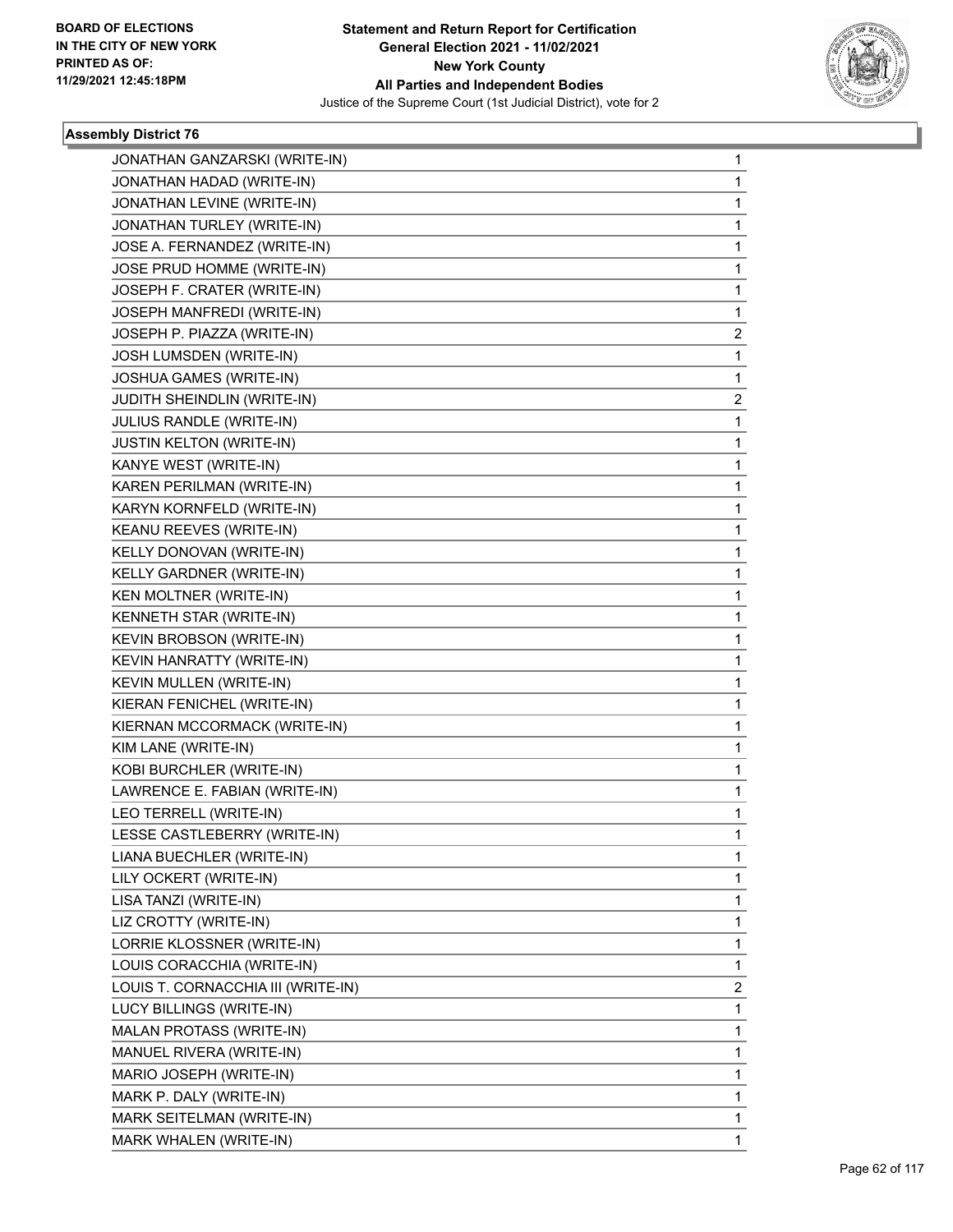**Statement and Return Report for Certification**
**General Election 2021 - 11/02/2021**
**New York County**
**All Parties and Independent Bodies**
Justice of the Supreme Court (1st Judicial District), vote for 2

BOARD OF ELECTIONS
IN THE CITY OF NEW YORK
PRINTED AS OF:
11/29/2021 12:45:18PM

### Assembly District 76

| | |
|---|---|
| JONATHAN GANZARSKI (WRITE-IN) | 1 |
| JONATHAN HADAD (WRITE-IN) | 1 |
| JONATHAN LEVINE (WRITE-IN) | 1 |
| JONATHAN TURLEY (WRITE-IN) | 1 |
| JOSE A. FERNANDEZ (WRITE-IN) | 1 |
| JOSE PRUD HOMME (WRITE-IN) | 1 |
| JOSEPH F. CRATER (WRITE-IN) | 1 |
| JOSEPH MANFREDI (WRITE-IN) | 1 |
| JOSEPH P. PIAZZA (WRITE-IN) | 2 |
| JOSH LUMSDEN (WRITE-IN) | 1 |
| JOSHUA GAMES (WRITE-IN) | 1 |
| JUDITH SHEINDLIN (WRITE-IN) | 2 |
| JULIUS RANDLE (WRITE-IN) | 1 |
| JUSTIN KELTON (WRITE-IN) | 1 |
| KANYE WEST (WRITE-IN) | 1 |
| KAREN PERILMAN (WRITE-IN) | 1 |
| KARYN KORNFELD (WRITE-IN) | 1 |
| KEANU REEVES (WRITE-IN) | 1 |
| KELLY DONOVAN (WRITE-IN) | 1 |
| KELLY GARDNER (WRITE-IN) | 1 |
| KEN MOLTNER (WRITE-IN) | 1 |
| KENNETH STAR (WRITE-IN) | 1 |
| KEVIN BROBSON (WRITE-IN) | 1 |
| KEVIN HANRATTY (WRITE-IN) | 1 |
| KEVIN MULLEN (WRITE-IN) | 1 |
| KIERAN FENICHEL (WRITE-IN) | 1 |
| KIERNAN MCCORMACK (WRITE-IN) | 1 |
| KIM LANE (WRITE-IN) | 1 |
| KOBI BURCHLER (WRITE-IN) | 1 |
| LAWRENCE E. FABIAN (WRITE-IN) | 1 |
| LEO TERRELL (WRITE-IN) | 1 |
| LESSE CASTLEBERRY (WRITE-IN) | 1 |
| LIANA BUECHLER (WRITE-IN) | 1 |
| LILY OCKERT (WRITE-IN) | 1 |
| LISA TANZI (WRITE-IN) | 1 |
| LIZ CROTTY (WRITE-IN) | 1 |
| LORRIE KLOSSNER (WRITE-IN) | 1 |
| LOUIS CORACCHIA (WRITE-IN) | 1 |
| LOUIS T. CORNACCHIA III (WRITE-IN) | 2 |
| LUCY BILLINGS (WRITE-IN) | 1 |
| MALAN PROTASS (WRITE-IN) | 1 |
| MANUEL RIVERA (WRITE-IN) | 1 |
| MARIO JOSEPH (WRITE-IN) | 1 |
| MARK P. DALY (WRITE-IN) | 1 |
| MARK SEITELMAN (WRITE-IN) | 1 |
| MARK WHALEN (WRITE-IN) | 1 |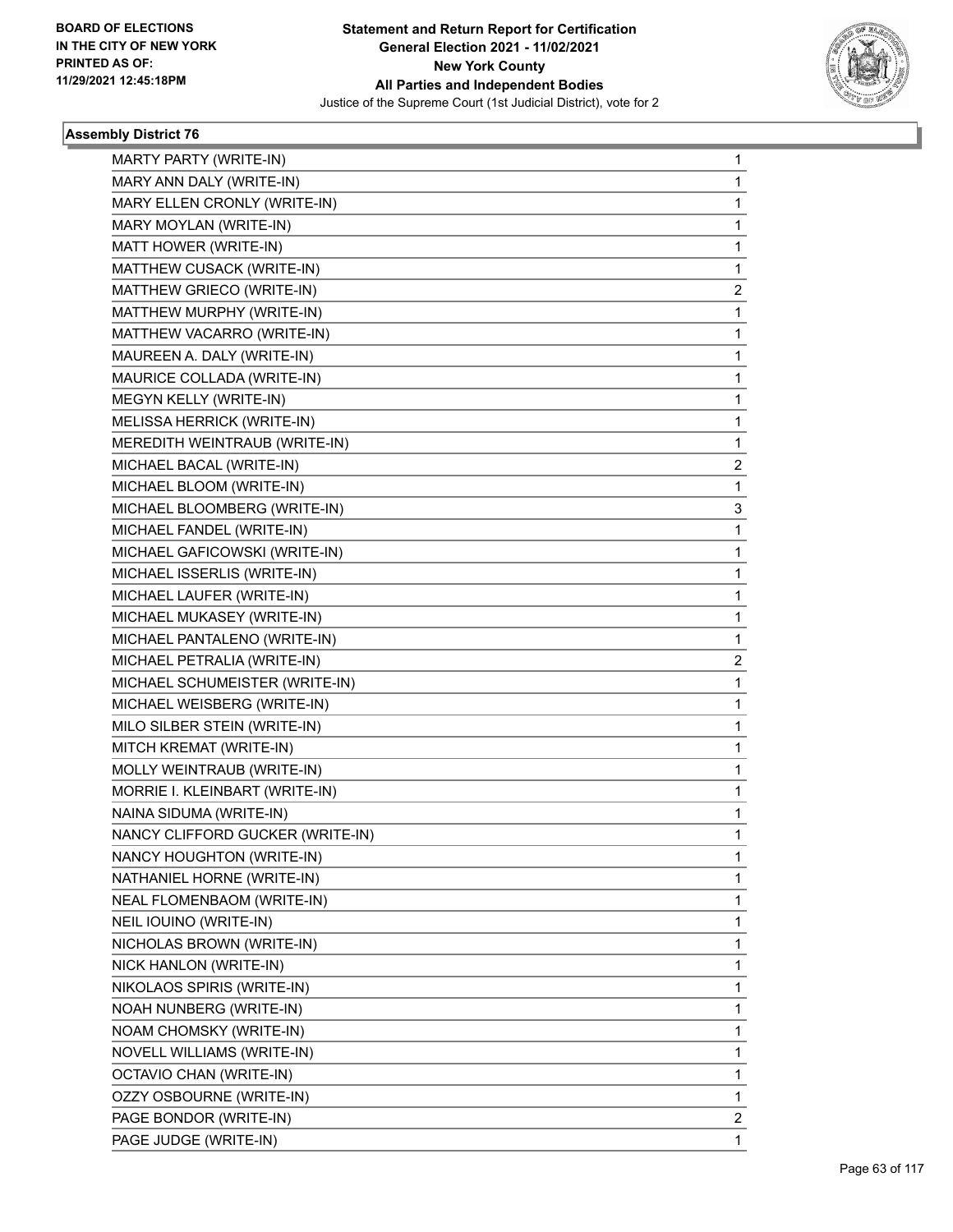BOARD OF ELECTIONS
IN THE CITY OF NEW YORK
PRINTED AS OF:
11/29/2021 12:45:18PM

**Statement and Return Report for Certification**
**General Election 2021 - 11/02/2021**
**New York County**
**All Parties and Independent Bodies**
Justice of the Supreme Court (1st Judicial District), vote for 2

### Assembly District 76

| | |
|---|---|
| MARTY PARTY (WRITE-IN) | 1 |
| MARY ANN DALY (WRITE-IN) | 1 |
| MARY ELLEN CRONLY (WRITE-IN) | 1 |
| MARY MOYLAN (WRITE-IN) | 1 |
| MATT HOWER (WRITE-IN) | 1 |
| MATTHEW CUSACK (WRITE-IN) | 1 |
| MATTHEW GRIECO (WRITE-IN) | 2 |
| MATTHEW MURPHY (WRITE-IN) | 1 |
| MATTHEW VACARRO (WRITE-IN) | 1 |
| MAUREEN A. DALY (WRITE-IN) | 1 |
| MAURICE COLLADA (WRITE-IN) | 1 |
| MEGYN KELLY (WRITE-IN) | 1 |
| MELISSA HERRICK (WRITE-IN) | 1 |
| MEREDITH WEINTRAUB (WRITE-IN) | 1 |
| MICHAEL BACAL (WRITE-IN) | 2 |
| MICHAEL BLOOM (WRITE-IN) | 1 |
| MICHAEL BLOOMBERG (WRITE-IN) | 3 |
| MICHAEL FANDEL (WRITE-IN) | 1 |
| MICHAEL GAFICOWSKI (WRITE-IN) | 1 |
| MICHAEL ISSERLIS (WRITE-IN) | 1 |
| MICHAEL LAUFER (WRITE-IN) | 1 |
| MICHAEL MUKASEY (WRITE-IN) | 1 |
| MICHAEL PANTALENO (WRITE-IN) | 1 |
| MICHAEL PETRALIA (WRITE-IN) | 2 |
| MICHAEL SCHUMEISTER (WRITE-IN) | 1 |
| MICHAEL WEISBERG (WRITE-IN) | 1 |
| MILO SILBER STEIN (WRITE-IN) | 1 |
| MITCH KREMAT (WRITE-IN) | 1 |
| MOLLY WEINTRAUB (WRITE-IN) | 1 |
| MORRIE I. KLEINBART (WRITE-IN) | 1 |
| NAINA SIDUMA (WRITE-IN) | 1 |
| NANCY CLIFFORD GUCKER (WRITE-IN) | 1 |
| NANCY HOUGHTON (WRITE-IN) | 1 |
| NATHANIEL HORNE (WRITE-IN) | 1 |
| NEAL FLOMENBAOM (WRITE-IN) | 1 |
| NEIL IOUINO (WRITE-IN) | 1 |
| NICHOLAS BROWN (WRITE-IN) | 1 |
| NICK HANLON (WRITE-IN) | 1 |
| NIKOLAOS SPIRIS (WRITE-IN) | 1 |
| NOAH NUNBERG (WRITE-IN) | 1 |
| NOAM CHOMSKY (WRITE-IN) | 1 |
| NOVELL WILLIAMS (WRITE-IN) | 1 |
| OCTAVIO CHAN (WRITE-IN) | 1 |
| OZZY OSBOURNE (WRITE-IN) | 1 |
| PAGE BONDOR (WRITE-IN) | 2 |
| PAGE JUDGE (WRITE-IN) | 1 |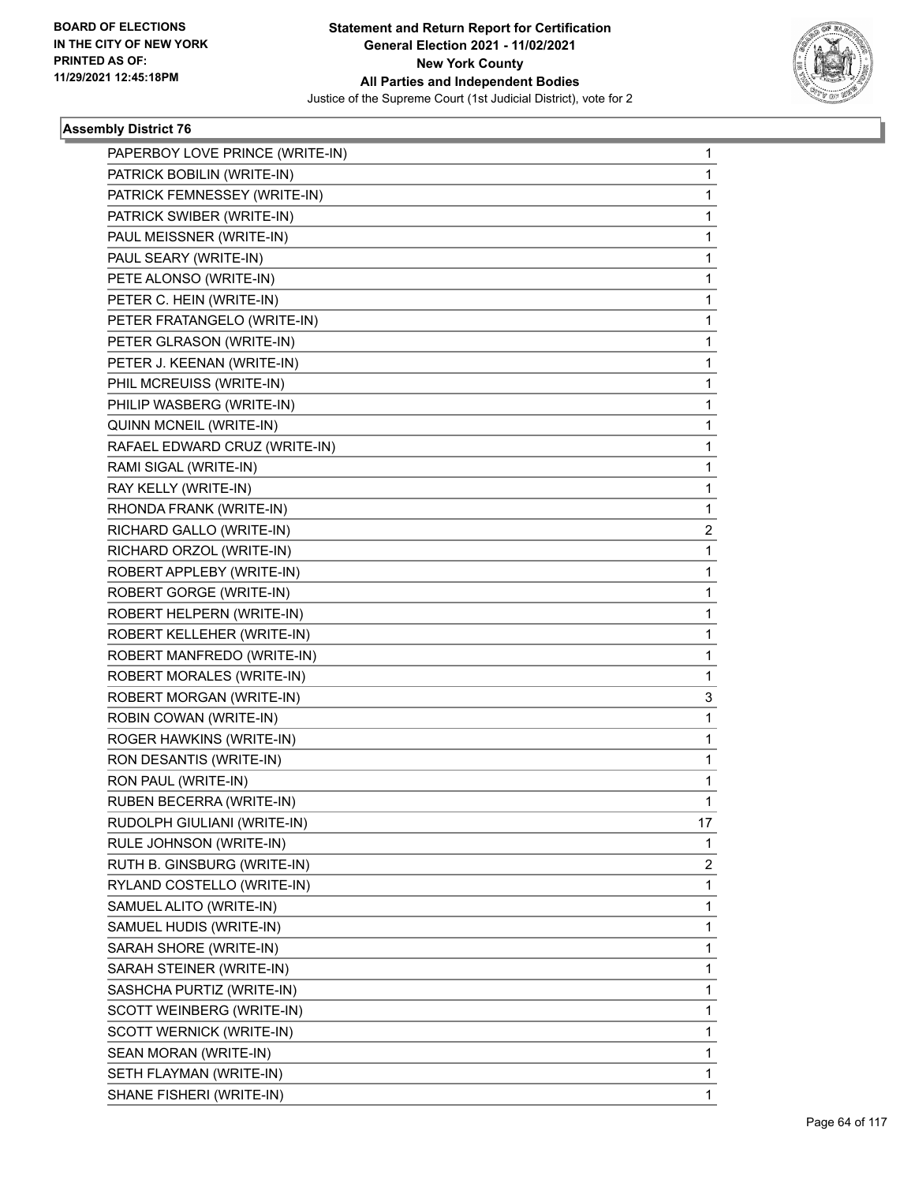BOARD OF ELECTIONS
IN THE CITY OF NEW YORK
PRINTED AS OF:
11/29/2021 12:45:18PM

**Statement and Return Report for Certification**
**General Election 2021 - 11/02/2021**
**New York County**
**All Parties and Independent Bodies**
Justice of the Supreme Court (1st Judicial District), vote for 2

### Assembly District 76

| | |
|---|---|
| PAPERBOY LOVE PRINCE (WRITE-IN) | 1 |
| PATRICK BOBILIN (WRITE-IN) | 1 |
| PATRICK FEMNESSEY (WRITE-IN) | 1 |
| PATRICK SWIBER (WRITE-IN) | 1 |
| PAUL MEISSNER (WRITE-IN) | 1 |
| PAUL SEARY (WRITE-IN) | 1 |
| PETE ALONSO (WRITE-IN) | 1 |
| PETER C. HEIN (WRITE-IN) | 1 |
| PETER FRATANGELO (WRITE-IN) | 1 |
| PETER GLRASON (WRITE-IN) | 1 |
| PETER J. KEENAN (WRITE-IN) | 1 |
| PHIL MCREUISS (WRITE-IN) | 1 |
| PHILIP WASBERG (WRITE-IN) | 1 |
| QUINN MCNEIL (WRITE-IN) | 1 |
| RAFAEL EDWARD CRUZ (WRITE-IN) | 1 |
| RAMI SIGAL (WRITE-IN) | 1 |
| RAY KELLY (WRITE-IN) | 1 |
| RHONDA FRANK (WRITE-IN) | 1 |
| RICHARD GALLO (WRITE-IN) | 2 |
| RICHARD ORZOL (WRITE-IN) | 1 |
| ROBERT APPLEBY (WRITE-IN) | 1 |
| ROBERT GORGE (WRITE-IN) | 1 |
| ROBERT HELPERN (WRITE-IN) | 1 |
| ROBERT KELLEHER (WRITE-IN) | 1 |
| ROBERT MANFREDO (WRITE-IN) | 1 |
| ROBERT MORALES (WRITE-IN) | 1 |
| ROBERT MORGAN (WRITE-IN) | 3 |
| ROBIN COWAN (WRITE-IN) | 1 |
| ROGER HAWKINS (WRITE-IN) | 1 |
| RON DESANTIS (WRITE-IN) | 1 |
| RON PAUL (WRITE-IN) | 1 |
| RUBEN BECERRA (WRITE-IN) | 1 |
| RUDOLPH GIULIANI (WRITE-IN) | 17 |
| RULE JOHNSON (WRITE-IN) | 1 |
| RUTH B. GINSBURG (WRITE-IN) | 2 |
| RYLAND COSTELLO (WRITE-IN) | 1 |
| SAMUEL ALITO (WRITE-IN) | 1 |
| SAMUEL HUDIS (WRITE-IN) | 1 |
| SARAH SHORE (WRITE-IN) | 1 |
| SARAH STEINER (WRITE-IN) | 1 |
| SASHCHA PURTIZ (WRITE-IN) | 1 |
| SCOTT WEINBERG (WRITE-IN) | 1 |
| SCOTT WERNICK (WRITE-IN) | 1 |
| SEAN MORAN (WRITE-IN) | 1 |
| SETH FLAYMAN (WRITE-IN) | 1 |
| SHANE FISHERI (WRITE-IN) | 1 |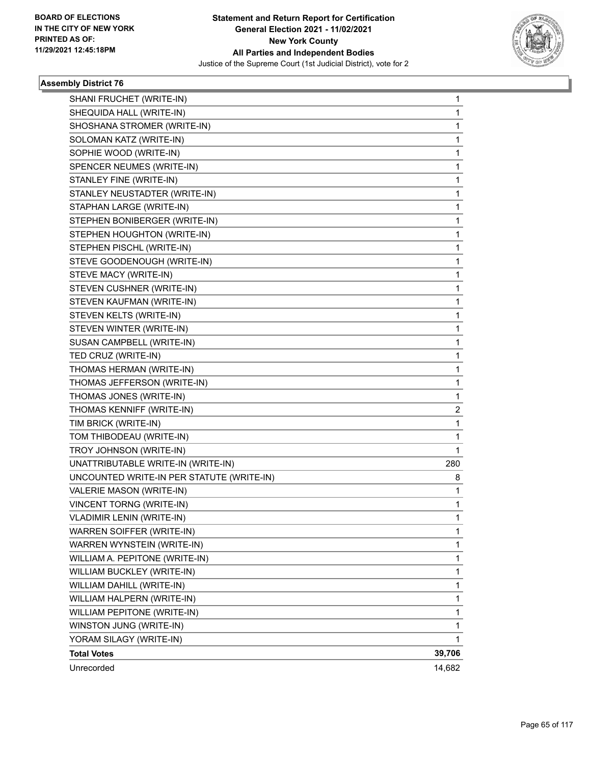**Statement and Return Report for Certification**
**General Election 2021 - 11/02/2021**
**New York County**
**All Parties and Independent Bodies**
Justice of the Supreme Court (1st Judicial District), vote for 2

BOARD OF ELECTIONS
IN THE CITY OF NEW YORK
PRINTED AS OF:
11/29/2021 12:45:18PM

### Assembly District 76

| | |
|---|---|
| SHANI FRUCHET (WRITE-IN) | 1 |
| SHEQUIDA HALL (WRITE-IN) | 1 |
| SHOSHANA STROMER (WRITE-IN) | 1 |
| SOLOMAN KATZ (WRITE-IN) | 1 |
| SOPHIE WOOD (WRITE-IN) | 1 |
| SPENCER NEUMES (WRITE-IN) | 1 |
| STANLEY FINE (WRITE-IN) | 1 |
| STANLEY NEUSTADTER (WRITE-IN) | 1 |
| STAPHAN LARGE (WRITE-IN) | 1 |
| STEPHEN BONIBERGER (WRITE-IN) | 1 |
| STEPHEN HOUGHTON (WRITE-IN) | 1 |
| STEPHEN PISCHL (WRITE-IN) | 1 |
| STEVE GOODENOUGH (WRITE-IN) | 1 |
| STEVE MACY (WRITE-IN) | 1 |
| STEVEN CUSHNER (WRITE-IN) | 1 |
| STEVEN KAUFMAN (WRITE-IN) | 1 |
| STEVEN KELTS (WRITE-IN) | 1 |
| STEVEN WINTER (WRITE-IN) | 1 |
| SUSAN CAMPBELL (WRITE-IN) | 1 |
| TED CRUZ (WRITE-IN) | 1 |
| THOMAS HERMAN (WRITE-IN) | 1 |
| THOMAS JEFFERSON (WRITE-IN) | 1 |
| THOMAS JONES (WRITE-IN) | 1 |
| THOMAS KENNIFF (WRITE-IN) | 2 |
| TIM BRICK (WRITE-IN) | 1 |
| TOM THIBODEAU (WRITE-IN) | 1 |
| TROY JOHNSON (WRITE-IN) | 1 |
| UNATTRIBUTABLE WRITE-IN (WRITE-IN) | 280 |
| UNCOUNTED WRITE-IN PER STATUTE (WRITE-IN) | 8 |
| VALERIE MASON (WRITE-IN) | 1 |
| VINCENT TORNG (WRITE-IN) | 1 |
| VLADIMIR LENIN (WRITE-IN) | 1 |
| WARREN SOIFFER (WRITE-IN) | 1 |
| WARREN WYNSTEIN (WRITE-IN) | 1 |
| WILLIAM A. PEPITONE (WRITE-IN) | 1 |
| WILLIAM BUCKLEY (WRITE-IN) | 1 |
| WILLIAM DAHILL (WRITE-IN) | 1 |
| WILLIAM HALPERN (WRITE-IN) | 1 |
| WILLIAM PEPITONE (WRITE-IN) | 1 |
| WINSTON JUNG (WRITE-IN) | 1 |
| YORAM SILAGY (WRITE-IN) | 1 |
| **Total Votes** | **39,706** |
| Unrecorded | 14,682 |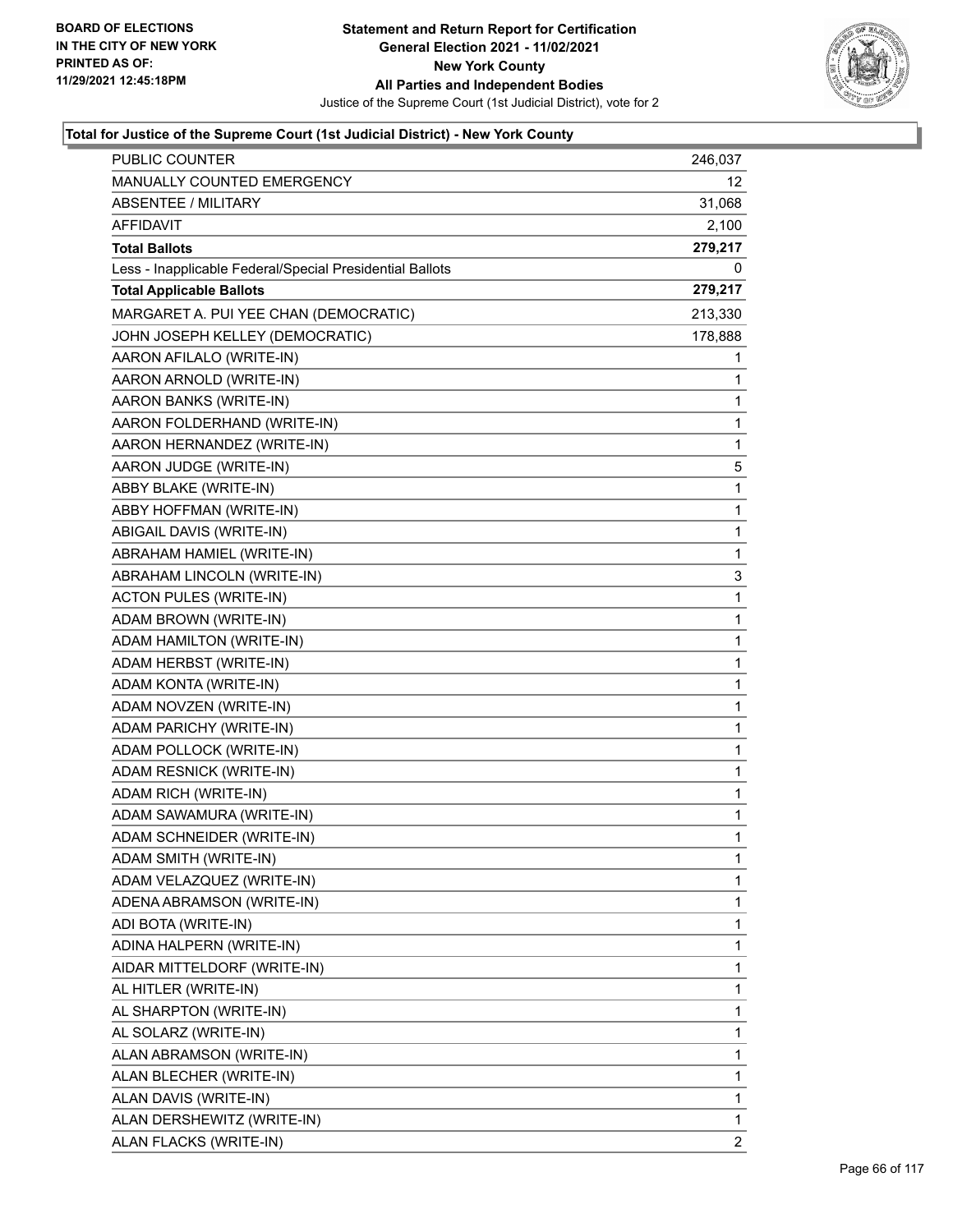**Total for Justice of the Supreme Court (1st Judicial District) - New York County**

| | |
|---|---|
| PUBLIC COUNTER | 246,037 |
| MANUALLY COUNTED EMERGENCY | 12 |
| ABSENTEE / MILITARY | 31,068 |
| AFFIDAVIT | 2,100 |
| **Total Ballots** | **279,217** |
| Less - Inapplicable Federal/Special Presidential Ballots | 0 |
| **Total Applicable Ballots** | **279,217** |
| MARGARET A. PUI YEE CHAN (DEMOCRATIC) | 213,330 |
| JOHN JOSEPH KELLEY (DEMOCRATIC) | 178,888 |
| AARON AFILALO (WRITE-IN) | 1 |
| AARON ARNOLD (WRITE-IN) | 1 |
| AARON BANKS (WRITE-IN) | 1 |
| AARON FOLDERHAND (WRITE-IN) | 1 |
| AARON HERNANDEZ (WRITE-IN) | 1 |
| AARON JUDGE (WRITE-IN) | 5 |
| ABBY BLAKE (WRITE-IN) | 1 |
| ABBY HOFFMAN (WRITE-IN) | 1 |
| ABIGAIL DAVIS (WRITE-IN) | 1 |
| ABRAHAM HAMIEL (WRITE-IN) | 1 |
| ABRAHAM LINCOLN (WRITE-IN) | 3 |
| ACTON PULES (WRITE-IN) | 1 |
| ADAM BROWN (WRITE-IN) | 1 |
| ADAM HAMILTON (WRITE-IN) | 1 |
| ADAM HERBST (WRITE-IN) | 1 |
| ADAM KONTA (WRITE-IN) | 1 |
| ADAM NOVZEN (WRITE-IN) | 1 |
| ADAM PARICHY (WRITE-IN) | 1 |
| ADAM POLLOCK (WRITE-IN) | 1 |
| ADAM RESNICK (WRITE-IN) | 1 |
| ADAM RICH (WRITE-IN) | 1 |
| ADAM SAWAMURA (WRITE-IN) | 1 |
| ADAM SCHNEIDER (WRITE-IN) | 1 |
| ADAM SMITH (WRITE-IN) | 1 |
| ADAM VELAZQUEZ (WRITE-IN) | 1 |
| ADENA ABRAMSON (WRITE-IN) | 1 |
| ADI BOTA (WRITE-IN) | 1 |
| ADINA HALPERN (WRITE-IN) | 1 |
| AIDAR MITTELDORF (WRITE-IN) | 1 |
| AL HITLER (WRITE-IN) | 1 |
| AL SHARPTON (WRITE-IN) | 1 |
| AL SOLARZ (WRITE-IN) | 1 |
| ALAN ABRAMSON (WRITE-IN) | 1 |
| ALAN BLECHER (WRITE-IN) | 1 |
| ALAN DAVIS (WRITE-IN) | 1 |
| ALAN DERSHEWITZ (WRITE-IN) | 1 |
| ALAN FLACKS (WRITE-IN) | 2 |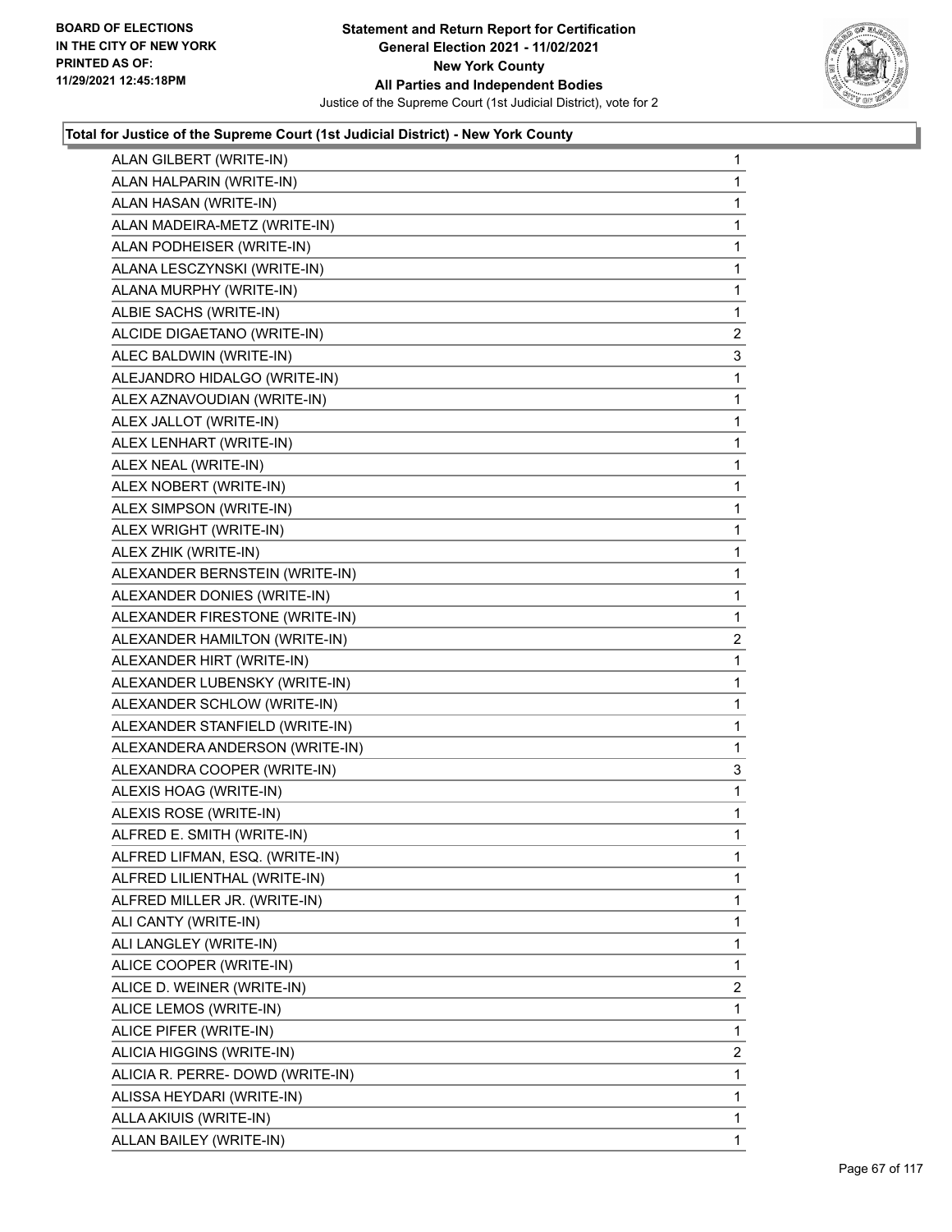**Total for Justice of the Supreme Court (1st Judicial District) - New York County**

| Candidate | Votes |
|---|---|
| ALAN GILBERT (WRITE-IN) | 1 |
| ALAN HALPARIN (WRITE-IN) | 1 |
| ALAN HASAN (WRITE-IN) | 1 |
| ALAN MADEIRA-METZ (WRITE-IN) | 1 |
| ALAN PODHEISER (WRITE-IN) | 1 |
| ALANA LESCZYNSKI (WRITE-IN) | 1 |
| ALANA MURPHY (WRITE-IN) | 1 |
| ALBIE SACHS (WRITE-IN) | 1 |
| ALCIDE DIGAETANO (WRITE-IN) | 2 |
| ALEC BALDWIN (WRITE-IN) | 3 |
| ALEJANDRO HIDALGO (WRITE-IN) | 1 |
| ALEX AZNAVOUDIAN (WRITE-IN) | 1 |
| ALEX JALLOT (WRITE-IN) | 1 |
| ALEX LENHART (WRITE-IN) | 1 |
| ALEX NEAL (WRITE-IN) | 1 |
| ALEX NOBERT (WRITE-IN) | 1 |
| ALEX SIMPSON (WRITE-IN) | 1 |
| ALEX WRIGHT (WRITE-IN) | 1 |
| ALEX ZHIK (WRITE-IN) | 1 |
| ALEXANDER BERNSTEIN (WRITE-IN) | 1 |
| ALEXANDER DONIES (WRITE-IN) | 1 |
| ALEXANDER FIRESTONE (WRITE-IN) | 1 |
| ALEXANDER HAMILTON (WRITE-IN) | 2 |
| ALEXANDER HIRT (WRITE-IN) | 1 |
| ALEXANDER LUBENSKY (WRITE-IN) | 1 |
| ALEXANDER SCHLOW (WRITE-IN) | 1 |
| ALEXANDER STANFIELD (WRITE-IN) | 1 |
| ALEXANDERA ANDERSON (WRITE-IN) | 1 |
| ALEXANDRA COOPER (WRITE-IN) | 3 |
| ALEXIS HOAG (WRITE-IN) | 1 |
| ALEXIS ROSE (WRITE-IN) | 1 |
| ALFRED E. SMITH (WRITE-IN) | 1 |
| ALFRED LIFMAN, ESQ. (WRITE-IN) | 1 |
| ALFRED LILIENTHAL (WRITE-IN) | 1 |
| ALFRED MILLER JR. (WRITE-IN) | 1 |
| ALI CANTY (WRITE-IN) | 1 |
| ALI LANGLEY (WRITE-IN) | 1 |
| ALICE COOPER (WRITE-IN) | 1 |
| ALICE D. WEINER (WRITE-IN) | 2 |
| ALICE LEMOS (WRITE-IN) | 1 |
| ALICE PIFER (WRITE-IN) | 1 |
| ALICIA HIGGINS (WRITE-IN) | 2 |
| ALICIA R. PERRE- DOWD (WRITE-IN) | 1 |
| ALISSA HEYDARI (WRITE-IN) | 1 |
| ALLA AKIUIS (WRITE-IN) | 1 |
| ALLAN BAILEY (WRITE-IN) | 1 |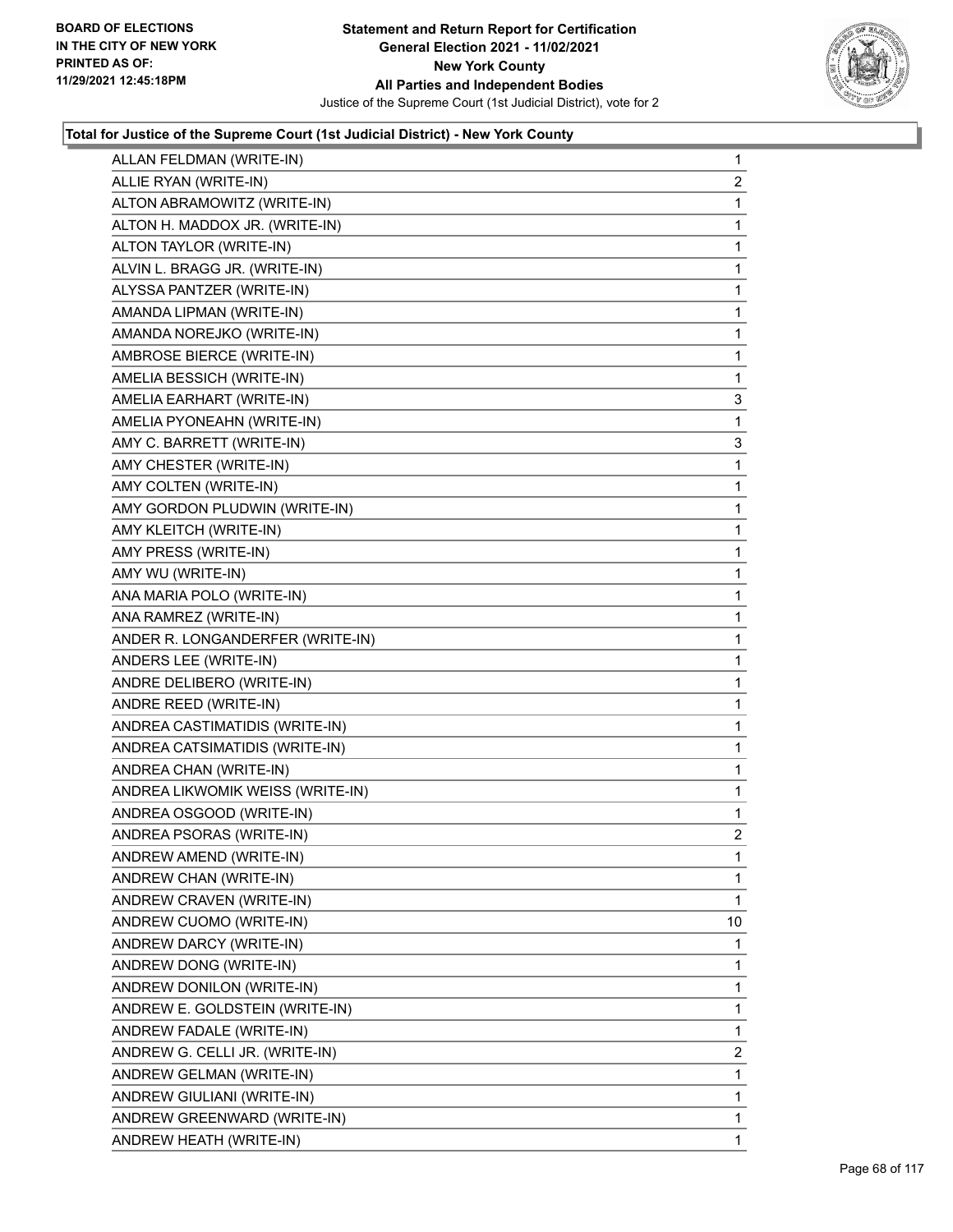**Total for Justice of the Supreme Court (1st Judicial District) - New York County**

| Candidate | Votes |
|---|---|
| ALLAN FELDMAN (WRITE-IN) | 1 |
| ALLIE RYAN (WRITE-IN) | 2 |
| ALTON ABRAMOWITZ (WRITE-IN) | 1 |
| ALTON H. MADDOX JR. (WRITE-IN) | 1 |
| ALTON TAYLOR (WRITE-IN) | 1 |
| ALVIN L. BRAGG JR. (WRITE-IN) | 1 |
| ALYSSA PANTZER (WRITE-IN) | 1 |
| AMANDA LIPMAN (WRITE-IN) | 1 |
| AMANDA NOREJKO (WRITE-IN) | 1 |
| AMBROSE BIERCE (WRITE-IN) | 1 |
| AMELIA BESSICH (WRITE-IN) | 1 |
| AMELIA EARHART (WRITE-IN) | 3 |
| AMELIA PYONEAHN (WRITE-IN) | 1 |
| AMY C. BARRETT (WRITE-IN) | 3 |
| AMY CHESTER (WRITE-IN) | 1 |
| AMY COLTEN (WRITE-IN) | 1 |
| AMY GORDON PLUDWIN (WRITE-IN) | 1 |
| AMY KLEITCH (WRITE-IN) | 1 |
| AMY PRESS (WRITE-IN) | 1 |
| AMY WU (WRITE-IN) | 1 |
| ANA MARIA POLO (WRITE-IN) | 1 |
| ANA RAMREZ (WRITE-IN) | 1 |
| ANDER R. LONGANDERFER (WRITE-IN) | 1 |
| ANDERS LEE (WRITE-IN) | 1 |
| ANDRE DELIBERO (WRITE-IN) | 1 |
| ANDRE REED (WRITE-IN) | 1 |
| ANDREA CASTIMATIDIS (WRITE-IN) | 1 |
| ANDREA CATSIMATIDIS (WRITE-IN) | 1 |
| ANDREA CHAN (WRITE-IN) | 1 |
| ANDREA LIKWOMIK WEISS (WRITE-IN) | 1 |
| ANDREA OSGOOD (WRITE-IN) | 1 |
| ANDREA PSORAS (WRITE-IN) | 2 |
| ANDREW AMEND (WRITE-IN) | 1 |
| ANDREW CHAN (WRITE-IN) | 1 |
| ANDREW CRAVEN (WRITE-IN) | 1 |
| ANDREW CUOMO (WRITE-IN) | 10 |
| ANDREW DARCY (WRITE-IN) | 1 |
| ANDREW DONG (WRITE-IN) | 1 |
| ANDREW DONILON (WRITE-IN) | 1 |
| ANDREW E. GOLDSTEIN (WRITE-IN) | 1 |
| ANDREW FADALE (WRITE-IN) | 1 |
| ANDREW G. CELLI JR. (WRITE-IN) | 2 |
| ANDREW GELMAN (WRITE-IN) | 1 |
| ANDREW GIULIANI (WRITE-IN) | 1 |
| ANDREW GREENWARD (WRITE-IN) | 1 |
| ANDREW HEATH (WRITE-IN) | 1 |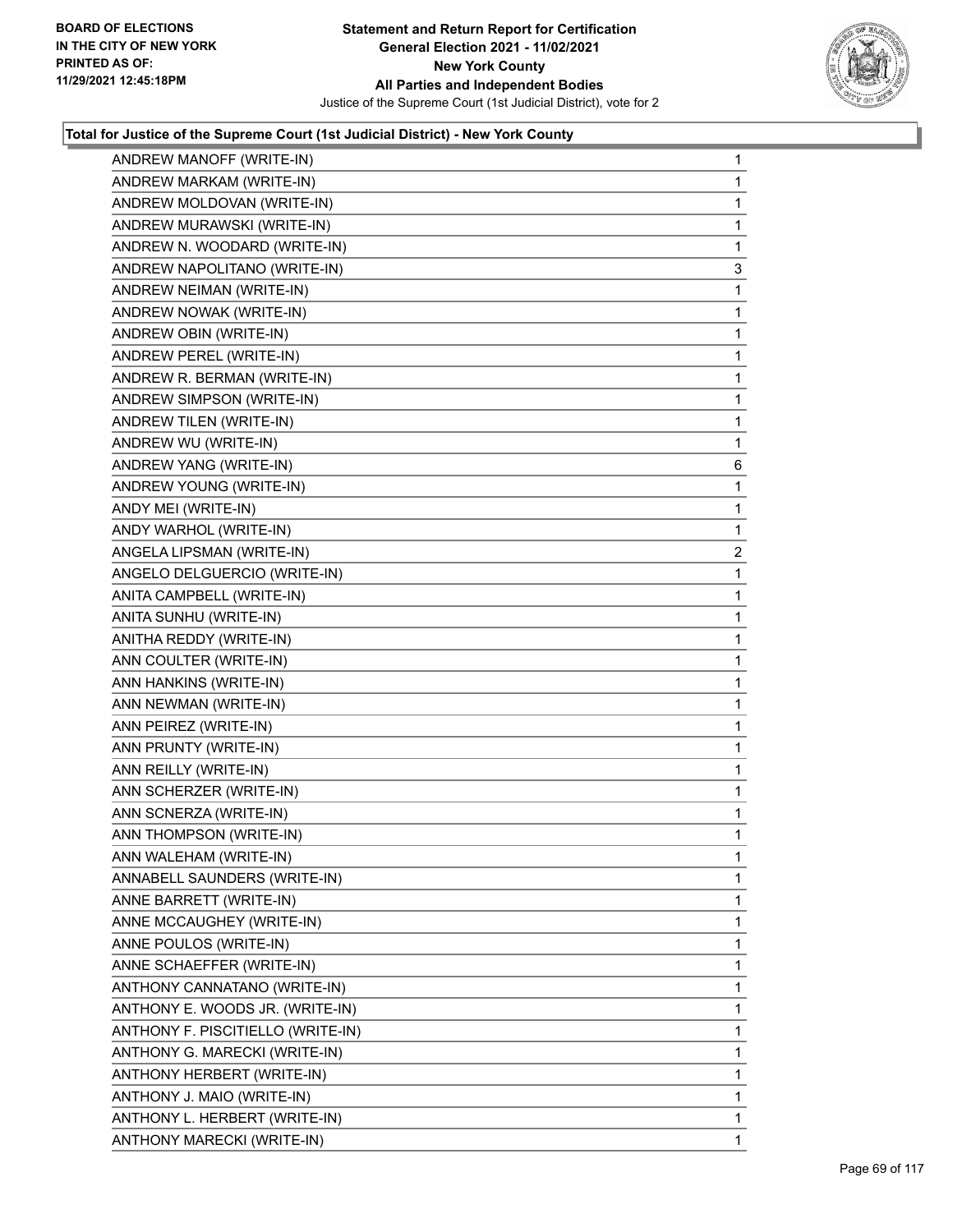**Total for Justice of the Supreme Court (1st Judicial District) - New York County**

| Candidate | Votes |
|---|---|
| ANDREW MANOFF (WRITE-IN) | 1 |
| ANDREW MARKAM (WRITE-IN) | 1 |
| ANDREW MOLDOVAN (WRITE-IN) | 1 |
| ANDREW MURAWSKI (WRITE-IN) | 1 |
| ANDREW N. WOODARD (WRITE-IN) | 1 |
| ANDREW NAPOLITANO (WRITE-IN) | 3 |
| ANDREW NEIMAN (WRITE-IN) | 1 |
| ANDREW NOWAK (WRITE-IN) | 1 |
| ANDREW OBIN (WRITE-IN) | 1 |
| ANDREW PEREL (WRITE-IN) | 1 |
| ANDREW R. BERMAN (WRITE-IN) | 1 |
| ANDREW SIMPSON (WRITE-IN) | 1 |
| ANDREW TILEN (WRITE-IN) | 1 |
| ANDREW WU (WRITE-IN) | 1 |
| ANDREW YANG (WRITE-IN) | 6 |
| ANDREW YOUNG (WRITE-IN) | 1 |
| ANDY MEI (WRITE-IN) | 1 |
| ANDY WARHOL (WRITE-IN) | 1 |
| ANGELA LIPSMAN (WRITE-IN) | 2 |
| ANGELO DELGUERCIO (WRITE-IN) | 1 |
| ANITA CAMPBELL (WRITE-IN) | 1 |
| ANITA SUNHU (WRITE-IN) | 1 |
| ANITHA REDDY (WRITE-IN) | 1 |
| ANN COULTER (WRITE-IN) | 1 |
| ANN HANKINS (WRITE-IN) | 1 |
| ANN NEWMAN (WRITE-IN) | 1 |
| ANN PEIREZ (WRITE-IN) | 1 |
| ANN PRUNTY (WRITE-IN) | 1 |
| ANN REILLY (WRITE-IN) | 1 |
| ANN SCHERZER (WRITE-IN) | 1 |
| ANN SCNERZA (WRITE-IN) | 1 |
| ANN THOMPSON (WRITE-IN) | 1 |
| ANN WALEHAM (WRITE-IN) | 1 |
| ANNABELL SAUNDERS (WRITE-IN) | 1 |
| ANNE BARRETT (WRITE-IN) | 1 |
| ANNE MCCAUGHEY (WRITE-IN) | 1 |
| ANNE POULOS (WRITE-IN) | 1 |
| ANNE SCHAEFFER (WRITE-IN) | 1 |
| ANTHONY CANNATANO (WRITE-IN) | 1 |
| ANTHONY E. WOODS JR. (WRITE-IN) | 1 |
| ANTHONY F. PISCITIELLO (WRITE-IN) | 1 |
| ANTHONY G. MARECKI (WRITE-IN) | 1 |
| ANTHONY HERBERT (WRITE-IN) | 1 |
| ANTHONY J. MAIO (WRITE-IN) | 1 |
| ANTHONY L. HERBERT (WRITE-IN) | 1 |
| ANTHONY MARECKI (WRITE-IN) | 1 |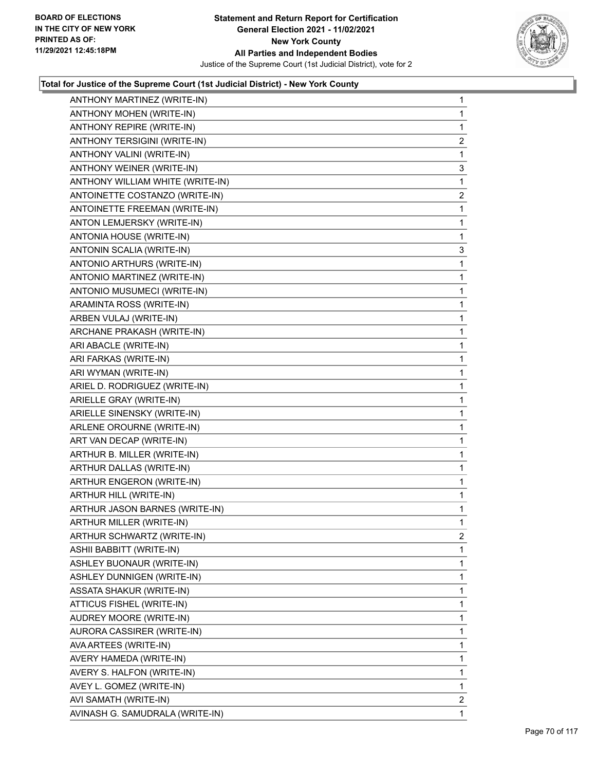**Statement and Return Report for Certification**
**General Election 2021 - 11/02/2021**
**New York County**
**All Parties and Independent Bodies**
Justice of the Supreme Court (1st Judicial District), vote for 2

BOARD OF ELECTIONS
IN THE CITY OF NEW YORK
PRINTED AS OF:
11/29/2021 12:45:18PM

### Total for Justice of the Supreme Court (1st Judicial District) - New York County

| Candidate | Votes |
|---|---|
| ANTHONY MARTINEZ (WRITE-IN) | 1 |
| ANTHONY MOHEN (WRITE-IN) | 1 |
| ANTHONY REPIRE (WRITE-IN) | 1 |
| ANTHONY TERSIGINI (WRITE-IN) | 2 |
| ANTHONY VALINI (WRITE-IN) | 1 |
| ANTHONY WEINER (WRITE-IN) | 3 |
| ANTHONY WILLIAM WHITE (WRITE-IN) | 1 |
| ANTOINETTE COSTANZO (WRITE-IN) | 2 |
| ANTOINETTE FREEMAN (WRITE-IN) | 1 |
| ANTON LEMJERSKY (WRITE-IN) | 1 |
| ANTONIA HOUSE (WRITE-IN) | 1 |
| ANTONIN SCALIA (WRITE-IN) | 3 |
| ANTONIO ARTHURS (WRITE-IN) | 1 |
| ANTONIO MARTINEZ (WRITE-IN) | 1 |
| ANTONIO MUSUMECI (WRITE-IN) | 1 |
| ARAMINTA ROSS (WRITE-IN) | 1 |
| ARBEN VULAJ (WRITE-IN) | 1 |
| ARCHANE PRAKASH (WRITE-IN) | 1 |
| ARI ABACLE (WRITE-IN) | 1 |
| ARI FARKAS (WRITE-IN) | 1 |
| ARI WYMAN (WRITE-IN) | 1 |
| ARIEL D. RODRIGUEZ (WRITE-IN) | 1 |
| ARIELLE GRAY (WRITE-IN) | 1 |
| ARIELLE SINENSKY (WRITE-IN) | 1 |
| ARLENE OROURNE (WRITE-IN) | 1 |
| ART VAN DECAP (WRITE-IN) | 1 |
| ARTHUR B. MILLER (WRITE-IN) | 1 |
| ARTHUR DALLAS (WRITE-IN) | 1 |
| ARTHUR ENGERON (WRITE-IN) | 1 |
| ARTHUR HILL (WRITE-IN) | 1 |
| ARTHUR JASON BARNES (WRITE-IN) | 1 |
| ARTHUR MILLER (WRITE-IN) | 1 |
| ARTHUR SCHWARTZ (WRITE-IN) | 2 |
| ASHII BABBITT (WRITE-IN) | 1 |
| ASHLEY BUONAUR (WRITE-IN) | 1 |
| ASHLEY DUNNIGEN (WRITE-IN) | 1 |
| ASSATA SHAKUR (WRITE-IN) | 1 |
| ATTICUS FISHEL (WRITE-IN) | 1 |
| AUDREY MOORE (WRITE-IN) | 1 |
| AURORA CASSIRER (WRITE-IN) | 1 |
| AVA ARTEES (WRITE-IN) | 1 |
| AVERY HAMEDA (WRITE-IN) | 1 |
| AVERY S. HALFON (WRITE-IN) | 1 |
| AVEY L. GOMEZ (WRITE-IN) | 1 |
| AVI SAMATH (WRITE-IN) | 2 |
| AVINASH G. SAMUDRALA (WRITE-IN) | 1 |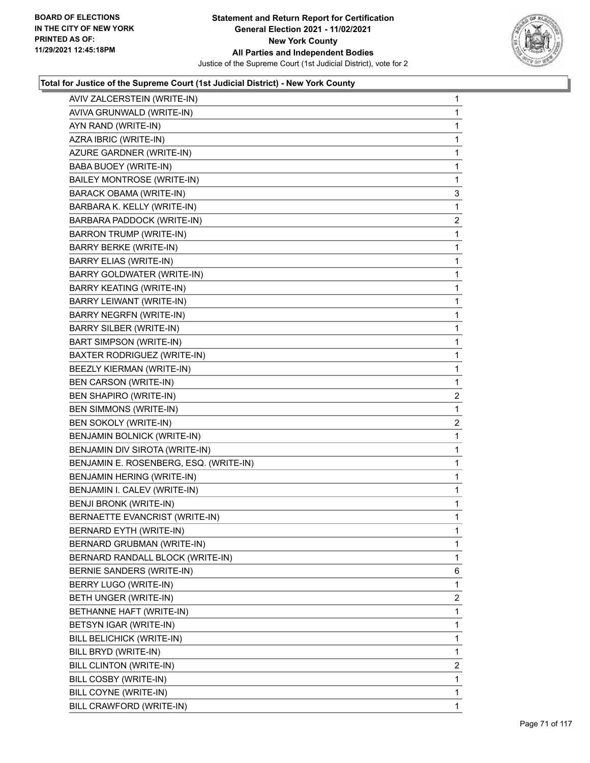**Total for Justice of the Supreme Court (1st Judicial District) - New York County**

| Candidate | Votes |
|---|---|
| AVIV ZALCERSTEIN (WRITE-IN) | 1 |
| AVIVA GRUNWALD (WRITE-IN) | 1 |
| AYN RAND (WRITE-IN) | 1 |
| AZRA IBRIC (WRITE-IN) | 1 |
| AZURE GARDNER (WRITE-IN) | 1 |
| BABA BUOEY (WRITE-IN) | 1 |
| BAILEY MONTROSE (WRITE-IN) | 1 |
| BARACK OBAMA (WRITE-IN) | 3 |
| BARBARA K. KELLY (WRITE-IN) | 1 |
| BARBARA PADDOCK (WRITE-IN) | 2 |
| BARRON TRUMP (WRITE-IN) | 1 |
| BARRY BERKE (WRITE-IN) | 1 |
| BARRY ELIAS (WRITE-IN) | 1 |
| BARRY GOLDWATER (WRITE-IN) | 1 |
| BARRY KEATING (WRITE-IN) | 1 |
| BARRY LEIWANT (WRITE-IN) | 1 |
| BARRY NEGRFN (WRITE-IN) | 1 |
| BARRY SILBER (WRITE-IN) | 1 |
| BART SIMPSON (WRITE-IN) | 1 |
| BAXTER RODRIGUEZ (WRITE-IN) | 1 |
| BEEZLY KIERMAN (WRITE-IN) | 1 |
| BEN CARSON (WRITE-IN) | 1 |
| BEN SHAPIRO (WRITE-IN) | 2 |
| BEN SIMMONS (WRITE-IN) | 1 |
| BEN SOKOLY (WRITE-IN) | 2 |
| BENJAMIN BOLNICK (WRITE-IN) | 1 |
| BENJAMIN DIV SIROTA (WRITE-IN) | 1 |
| BENJAMIN E. ROSENBERG, ESQ. (WRITE-IN) | 1 |
| BENJAMIN HERING (WRITE-IN) | 1 |
| BENJAMIN I. CALEV (WRITE-IN) | 1 |
| BENJI BRONK (WRITE-IN) | 1 |
| BERNAETTE EVANCRIST (WRITE-IN) | 1 |
| BERNARD EYTH (WRITE-IN) | 1 |
| BERNARD GRUBMAN (WRITE-IN) | 1 |
| BERNARD RANDALL BLOCK (WRITE-IN) | 1 |
| BERNIE SANDERS (WRITE-IN) | 6 |
| BERRY LUGO (WRITE-IN) | 1 |
| BETH UNGER (WRITE-IN) | 2 |
| BETHANNE HAFT (WRITE-IN) | 1 |
| BETSYN IGAR (WRITE-IN) | 1 |
| BILL BELICHICK (WRITE-IN) | 1 |
| BILL BRYD (WRITE-IN) | 1 |
| BILL CLINTON (WRITE-IN) | 2 |
| BILL COSBY (WRITE-IN) | 1 |
| BILL COYNE (WRITE-IN) | 1 |
| BILL CRAWFORD (WRITE-IN) | 1 |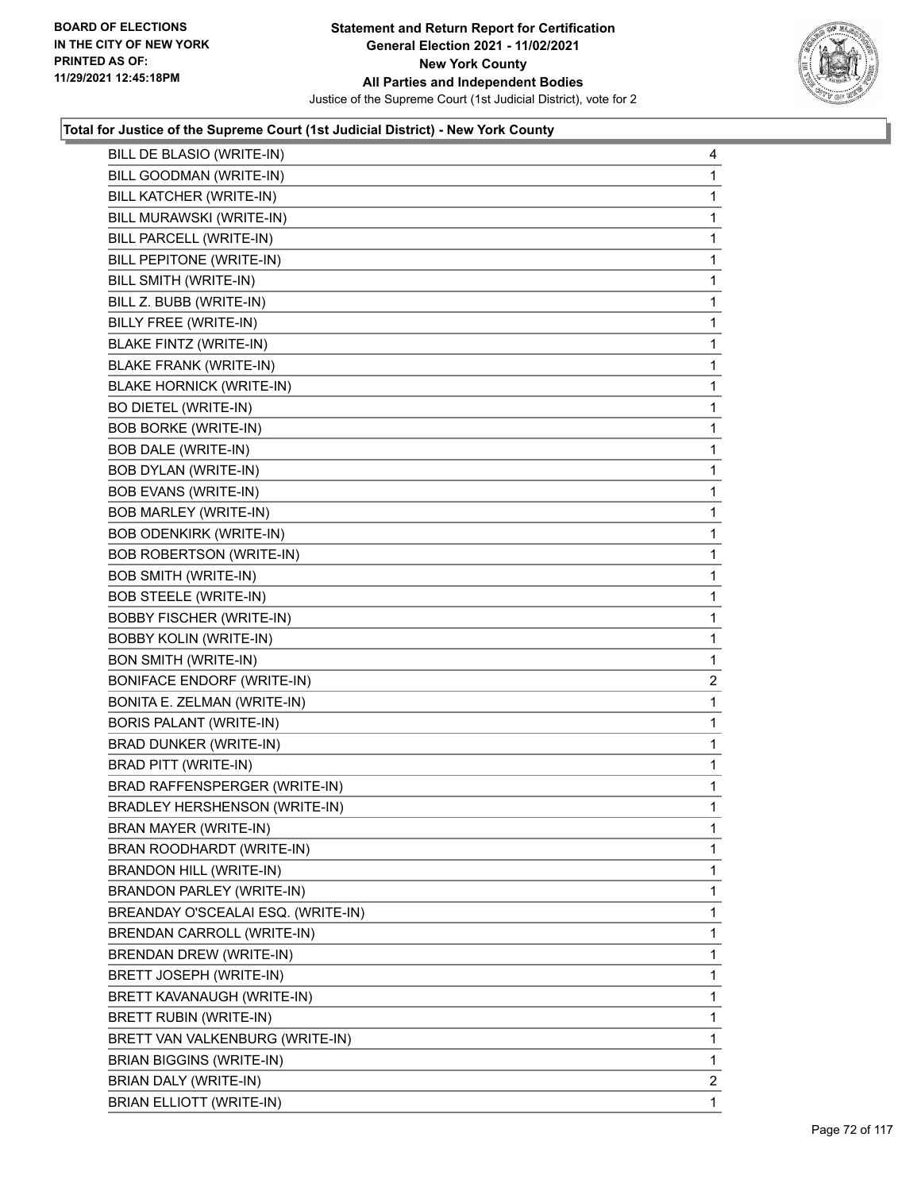BOARD OF ELECTIONS
IN THE CITY OF NEW YORK
PRINTED AS OF:
11/29/2021 12:45:18PM

**Statement and Return Report for Certification**
**General Election 2021 - 11/02/2021**
**New York County**
**All Parties and Independent Bodies**
Justice of the Supreme Court (1st Judicial District), vote for 2

### Total for Justice of the Supreme Court (1st Judicial District) - New York County

| | |
|---|---|
| BILL DE BLASIO (WRITE-IN) | 4 |
| BILL GOODMAN (WRITE-IN) | 1 |
| BILL KATCHER (WRITE-IN) | 1 |
| BILL MURAWSKI (WRITE-IN) | 1 |
| BILL PARCELL (WRITE-IN) | 1 |
| BILL PEPITONE (WRITE-IN) | 1 |
| BILL SMITH (WRITE-IN) | 1 |
| BILL Z. BUBB (WRITE-IN) | 1 |
| BILLY FREE (WRITE-IN) | 1 |
| BLAKE FINTZ (WRITE-IN) | 1 |
| BLAKE FRANK (WRITE-IN) | 1 |
| BLAKE HORNICK (WRITE-IN) | 1 |
| BO DIETEL (WRITE-IN) | 1 |
| BOB BORKE (WRITE-IN) | 1 |
| BOB DALE (WRITE-IN) | 1 |
| BOB DYLAN (WRITE-IN) | 1 |
| BOB EVANS (WRITE-IN) | 1 |
| BOB MARLEY (WRITE-IN) | 1 |
| BOB ODENKIRK (WRITE-IN) | 1 |
| BOB ROBERTSON (WRITE-IN) | 1 |
| BOB SMITH (WRITE-IN) | 1 |
| BOB STEELE (WRITE-IN) | 1 |
| BOBBY FISCHER (WRITE-IN) | 1 |
| BOBBY KOLIN (WRITE-IN) | 1 |
| BON SMITH (WRITE-IN) | 1 |
| BONIFACE ENDORF (WRITE-IN) | 2 |
| BONITA E. ZELMAN (WRITE-IN) | 1 |
| BORIS PALANT (WRITE-IN) | 1 |
| BRAD DUNKER (WRITE-IN) | 1 |
| BRAD PITT (WRITE-IN) | 1 |
| BRAD RAFFENSPERGER (WRITE-IN) | 1 |
| BRADLEY HERSHENSON (WRITE-IN) | 1 |
| BRAN MAYER (WRITE-IN) | 1 |
| BRAN ROODHARDT (WRITE-IN) | 1 |
| BRANDON HILL (WRITE-IN) | 1 |
| BRANDON PARLEY (WRITE-IN) | 1 |
| BREANDAY O'SCEALAI ESQ. (WRITE-IN) | 1 |
| BRENDAN CARROLL (WRITE-IN) | 1 |
| BRENDAN DREW (WRITE-IN) | 1 |
| BRETT JOSEPH (WRITE-IN) | 1 |
| BRETT KAVANAUGH (WRITE-IN) | 1 |
| BRETT RUBIN (WRITE-IN) | 1 |
| BRETT VAN VALKENBURG (WRITE-IN) | 1 |
| BRIAN BIGGINS (WRITE-IN) | 1 |
| BRIAN DALY (WRITE-IN) | 2 |
| BRIAN ELLIOTT (WRITE-IN) | 1 |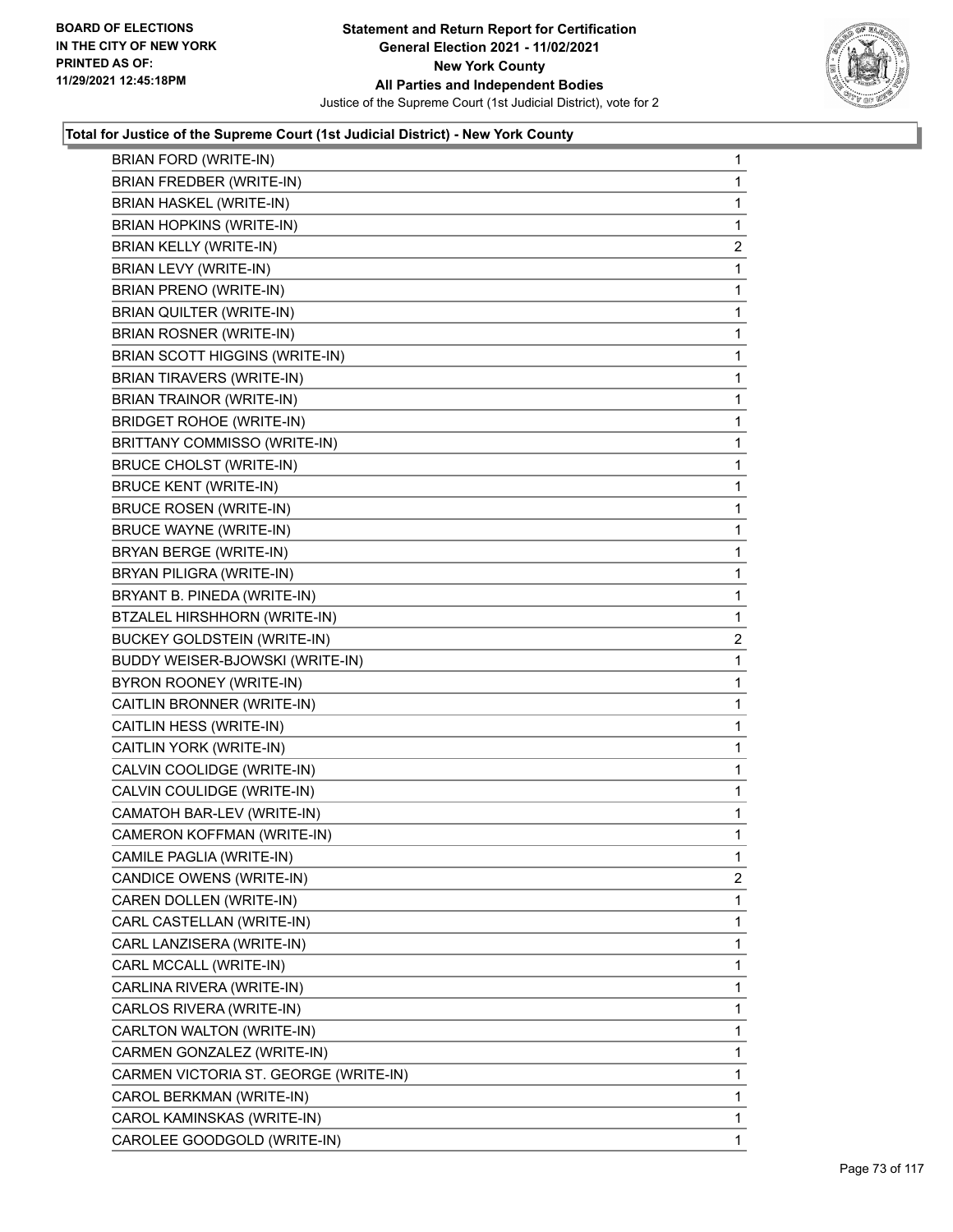**Total for Justice of the Supreme Court (1st Judicial District) - New York County**

| Candidate | Votes |
|---|---|
| BRIAN FORD (WRITE-IN) | 1 |
| BRIAN FREDBER (WRITE-IN) | 1 |
| BRIAN HASKEL (WRITE-IN) | 1 |
| BRIAN HOPKINS (WRITE-IN) | 1 |
| BRIAN KELLY (WRITE-IN) | 2 |
| BRIAN LEVY (WRITE-IN) | 1 |
| BRIAN PRENO (WRITE-IN) | 1 |
| BRIAN QUILTER (WRITE-IN) | 1 |
| BRIAN ROSNER (WRITE-IN) | 1 |
| BRIAN SCOTT HIGGINS (WRITE-IN) | 1 |
| BRIAN TIRAVERS (WRITE-IN) | 1 |
| BRIAN TRAINOR (WRITE-IN) | 1 |
| BRIDGET ROHOE (WRITE-IN) | 1 |
| BRITTANY COMMISSO (WRITE-IN) | 1 |
| BRUCE CHOLST (WRITE-IN) | 1 |
| BRUCE KENT (WRITE-IN) | 1 |
| BRUCE ROSEN (WRITE-IN) | 1 |
| BRUCE WAYNE (WRITE-IN) | 1 |
| BRYAN BERGE (WRITE-IN) | 1 |
| BRYAN PILIGRA (WRITE-IN) | 1 |
| BRYANT B. PINEDA (WRITE-IN) | 1 |
| BTZALEL HIRSHHORN (WRITE-IN) | 1 |
| BUCKEY GOLDSTEIN (WRITE-IN) | 2 |
| BUDDY WEISER-BJOWSKI (WRITE-IN) | 1 |
| BYRON ROONEY (WRITE-IN) | 1 |
| CAITLIN BRONNER (WRITE-IN) | 1 |
| CAITLIN HESS (WRITE-IN) | 1 |
| CAITLIN YORK (WRITE-IN) | 1 |
| CALVIN COOLIDGE (WRITE-IN) | 1 |
| CALVIN COULIDGE (WRITE-IN) | 1 |
| CAMATOH BAR-LEV (WRITE-IN) | 1 |
| CAMERON KOFFMAN (WRITE-IN) | 1 |
| CAMILE PAGLIA (WRITE-IN) | 1 |
| CANDICE OWENS (WRITE-IN) | 2 |
| CAREN DOLLEN (WRITE-IN) | 1 |
| CARL CASTELLAN (WRITE-IN) | 1 |
| CARL LANZISERA (WRITE-IN) | 1 |
| CARL MCCALL (WRITE-IN) | 1 |
| CARLINA RIVERA (WRITE-IN) | 1 |
| CARLOS RIVERA (WRITE-IN) | 1 |
| CARLTON WALTON (WRITE-IN) | 1 |
| CARMEN GONZALEZ (WRITE-IN) | 1 |
| CARMEN VICTORIA ST. GEORGE (WRITE-IN) | 1 |
| CAROL BERKMAN (WRITE-IN) | 1 |
| CAROL KAMINSKAS (WRITE-IN) | 1 |
| CAROLEE GOODGOLD (WRITE-IN) | 1 |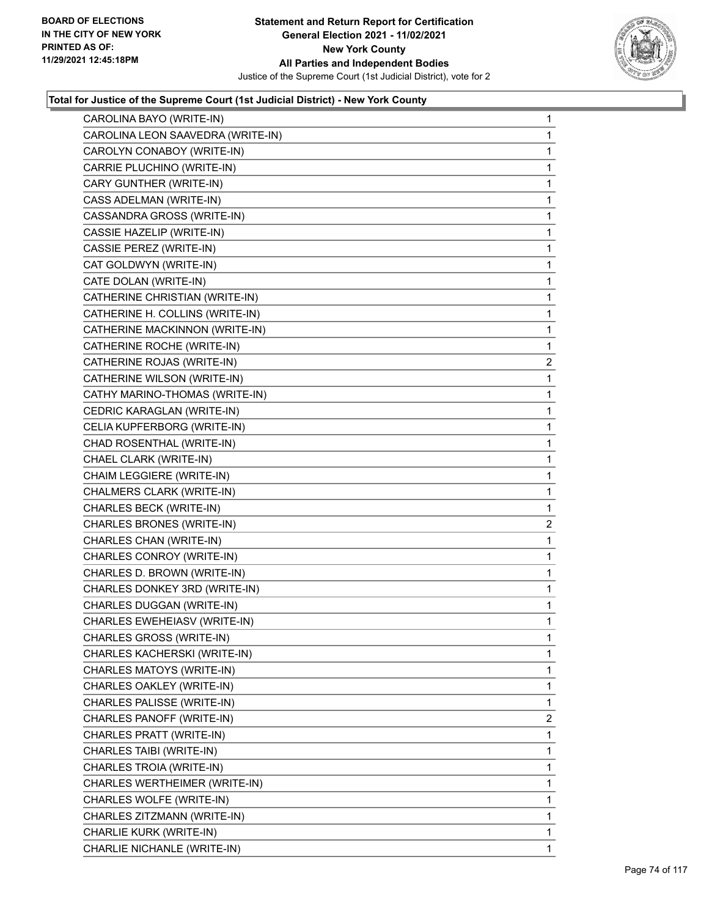**Statement and Return Report for Certification**
**General Election 2021 - 11/02/2021**
**New York County**
**All Parties and Independent Bodies**
Justice of the Supreme Court (1st Judicial District), vote for 2

BOARD OF ELECTIONS
IN THE CITY OF NEW YORK
PRINTED AS OF:
11/29/2021 12:45:18PM

### Total for Justice of the Supreme Court (1st Judicial District) - New York County

| | |
|---|---|
| CAROLINA BAYO (WRITE-IN) | 1 |
| CAROLINA LEON SAAVEDRA (WRITE-IN) | 1 |
| CAROLYN CONABOY (WRITE-IN) | 1 |
| CARRIE PLUCHINO (WRITE-IN) | 1 |
| CARY GUNTHER (WRITE-IN) | 1 |
| CASS ADELMAN (WRITE-IN) | 1 |
| CASSANDRA GROSS (WRITE-IN) | 1 |
| CASSIE HAZELIP (WRITE-IN) | 1 |
| CASSIE PEREZ (WRITE-IN) | 1 |
| CAT GOLDWYN (WRITE-IN) | 1 |
| CATE DOLAN (WRITE-IN) | 1 |
| CATHERINE CHRISTIAN (WRITE-IN) | 1 |
| CATHERINE H. COLLINS (WRITE-IN) | 1 |
| CATHERINE MACKINNON (WRITE-IN) | 1 |
| CATHERINE ROCHE (WRITE-IN) | 1 |
| CATHERINE ROJAS (WRITE-IN) | 2 |
| CATHERINE WILSON (WRITE-IN) | 1 |
| CATHY MARINO-THOMAS (WRITE-IN) | 1 |
| CEDRIC KARAGLAN (WRITE-IN) | 1 |
| CELIA KUPFERBORG (WRITE-IN) | 1 |
| CHAD ROSENTHAL (WRITE-IN) | 1 |
| CHAEL CLARK (WRITE-IN) | 1 |
| CHAIM LEGGIERE (WRITE-IN) | 1 |
| CHALMERS CLARK (WRITE-IN) | 1 |
| CHARLES BECK (WRITE-IN) | 1 |
| CHARLES BRONES (WRITE-IN) | 2 |
| CHARLES CHAN (WRITE-IN) | 1 |
| CHARLES CONROY (WRITE-IN) | 1 |
| CHARLES D. BROWN (WRITE-IN) | 1 |
| CHARLES DONKEY 3RD (WRITE-IN) | 1 |
| CHARLES DUGGAN (WRITE-IN) | 1 |
| CHARLES EWEHEIASV (WRITE-IN) | 1 |
| CHARLES GROSS (WRITE-IN) | 1 |
| CHARLES KACHERSKI (WRITE-IN) | 1 |
| CHARLES MATOYS (WRITE-IN) | 1 |
| CHARLES OAKLEY (WRITE-IN) | 1 |
| CHARLES PALISSE (WRITE-IN) | 1 |
| CHARLES PANOFF (WRITE-IN) | 2 |
| CHARLES PRATT (WRITE-IN) | 1 |
| CHARLES TAIBI (WRITE-IN) | 1 |
| CHARLES TROIA (WRITE-IN) | 1 |
| CHARLES WERTHEIMER (WRITE-IN) | 1 |
| CHARLES WOLFE (WRITE-IN) | 1 |
| CHARLES ZITZMANN (WRITE-IN) | 1 |
| CHARLIE KURK (WRITE-IN) | 1 |
| CHARLIE NICHANLE (WRITE-IN) | 1 |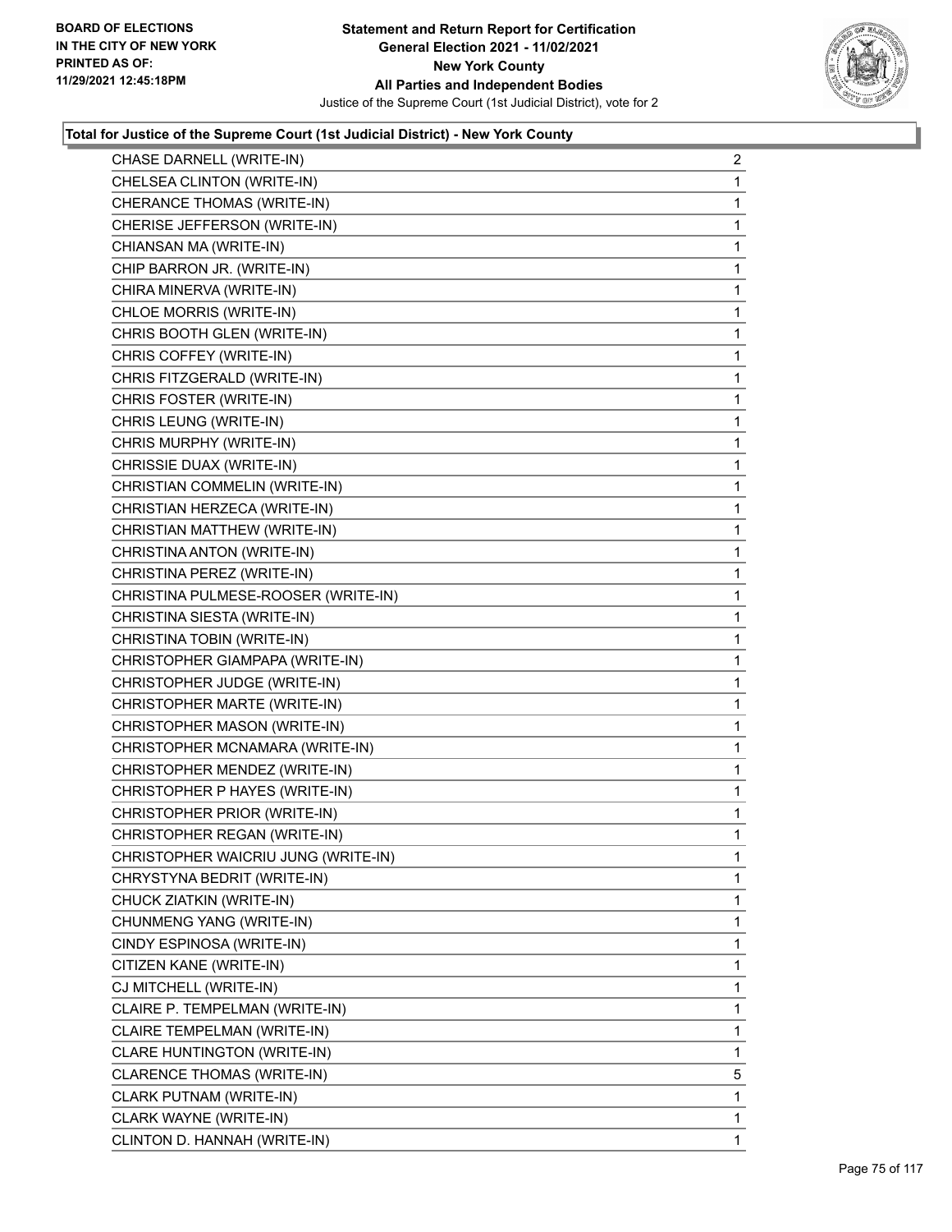**Total for Justice of the Supreme Court (1st Judicial District) - New York County**

| Candidate | Votes |
|---|---|
| CHASE DARNELL (WRITE-IN) | 2 |
| CHELSEA CLINTON (WRITE-IN) | 1 |
| CHERANCE THOMAS (WRITE-IN) | 1 |
| CHERISE JEFFERSON (WRITE-IN) | 1 |
| CHIANSAN MA (WRITE-IN) | 1 |
| CHIP BARRON JR. (WRITE-IN) | 1 |
| CHIRA MINERVA (WRITE-IN) | 1 |
| CHLOE MORRIS (WRITE-IN) | 1 |
| CHRIS BOOTH GLEN (WRITE-IN) | 1 |
| CHRIS COFFEY (WRITE-IN) | 1 |
| CHRIS FITZGERALD (WRITE-IN) | 1 |
| CHRIS FOSTER (WRITE-IN) | 1 |
| CHRIS LEUNG (WRITE-IN) | 1 |
| CHRIS MURPHY (WRITE-IN) | 1 |
| CHRISSIE DUAX (WRITE-IN) | 1 |
| CHRISTIAN COMMELIN (WRITE-IN) | 1 |
| CHRISTIAN HERZECA (WRITE-IN) | 1 |
| CHRISTIAN MATTHEW (WRITE-IN) | 1 |
| CHRISTINA ANTON (WRITE-IN) | 1 |
| CHRISTINA PEREZ (WRITE-IN) | 1 |
| CHRISTINA PULMESE-ROOSER (WRITE-IN) | 1 |
| CHRISTINA SIESTA (WRITE-IN) | 1 |
| CHRISTINA TOBIN (WRITE-IN) | 1 |
| CHRISTOPHER GIAMPAPA (WRITE-IN) | 1 |
| CHRISTOPHER JUDGE (WRITE-IN) | 1 |
| CHRISTOPHER MARTE (WRITE-IN) | 1 |
| CHRISTOPHER MASON (WRITE-IN) | 1 |
| CHRISTOPHER MCNAMARA (WRITE-IN) | 1 |
| CHRISTOPHER MENDEZ (WRITE-IN) | 1 |
| CHRISTOPHER P HAYES (WRITE-IN) | 1 |
| CHRISTOPHER PRIOR (WRITE-IN) | 1 |
| CHRISTOPHER REGAN (WRITE-IN) | 1 |
| CHRISTOPHER WAICRIU JUNG (WRITE-IN) | 1 |
| CHRYSTYNA BEDRIT (WRITE-IN) | 1 |
| CHUCK ZIATKIN (WRITE-IN) | 1 |
| CHUNMENG YANG (WRITE-IN) | 1 |
| CINDY ESPINOSA (WRITE-IN) | 1 |
| CITIZEN KANE (WRITE-IN) | 1 |
| CJ MITCHELL (WRITE-IN) | 1 |
| CLAIRE P. TEMPELMAN (WRITE-IN) | 1 |
| CLAIRE TEMPELMAN (WRITE-IN) | 1 |
| CLARE HUNTINGTON (WRITE-IN) | 1 |
| CLARENCE THOMAS (WRITE-IN) | 5 |
| CLARK PUTNAM (WRITE-IN) | 1 |
| CLARK WAYNE (WRITE-IN) | 1 |
| CLINTON D. HANNAH (WRITE-IN) | 1 |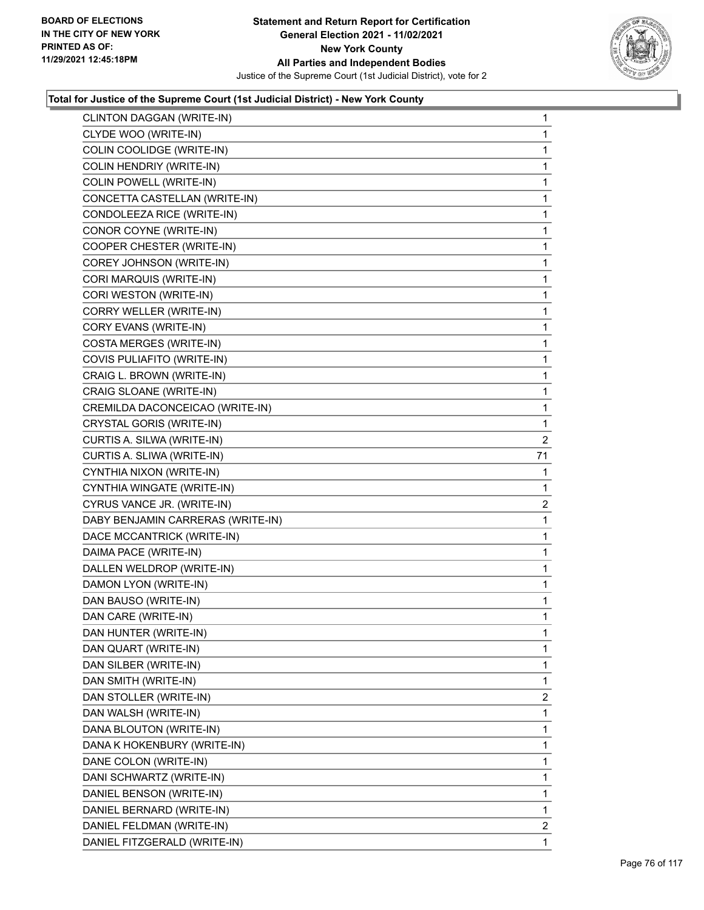**Total for Justice of the Supreme Court (1st Judicial District) - New York County**

| | |
|---|---|
| CLINTON DAGGAN (WRITE-IN) | 1 |
| CLYDE WOO (WRITE-IN) | 1 |
| COLIN COOLIDGE (WRITE-IN) | 1 |
| COLIN HENDRIY (WRITE-IN) | 1 |
| COLIN POWELL (WRITE-IN) | 1 |
| CONCETTA CASTELLAN (WRITE-IN) | 1 |
| CONDOLEEZA RICE (WRITE-IN) | 1 |
| CONOR COYNE (WRITE-IN) | 1 |
| COOPER CHESTER (WRITE-IN) | 1 |
| COREY JOHNSON (WRITE-IN) | 1 |
| CORI MARQUIS (WRITE-IN) | 1 |
| CORI WESTON (WRITE-IN) | 1 |
| CORRY WELLER (WRITE-IN) | 1 |
| CORY EVANS (WRITE-IN) | 1 |
| COSTA MERGES (WRITE-IN) | 1 |
| COVIS PULIAFITO (WRITE-IN) | 1 |
| CRAIG L. BROWN (WRITE-IN) | 1 |
| CRAIG SLOANE (WRITE-IN) | 1 |
| CREMILDA DACONCEICAO (WRITE-IN) | 1 |
| CRYSTAL GORIS (WRITE-IN) | 1 |
| CURTIS A. SILWA (WRITE-IN) | 2 |
| CURTIS A. SLIWA (WRITE-IN) | 71 |
| CYNTHIA NIXON (WRITE-IN) | 1 |
| CYNTHIA WINGATE (WRITE-IN) | 1 |
| CYRUS VANCE JR. (WRITE-IN) | 2 |
| DABY BENJAMIN CARRERAS (WRITE-IN) | 1 |
| DACE MCCANTRICK (WRITE-IN) | 1 |
| DAIMA PACE (WRITE-IN) | 1 |
| DALLEN WELDROP (WRITE-IN) | 1 |
| DAMON LYON (WRITE-IN) | 1 |
| DAN BAUSO (WRITE-IN) | 1 |
| DAN CARE (WRITE-IN) | 1 |
| DAN HUNTER (WRITE-IN) | 1 |
| DAN QUART (WRITE-IN) | 1 |
| DAN SILBER (WRITE-IN) | 1 |
| DAN SMITH (WRITE-IN) | 1 |
| DAN STOLLER (WRITE-IN) | 2 |
| DAN WALSH (WRITE-IN) | 1 |
| DANA BLOUTON (WRITE-IN) | 1 |
| DANA K HOKENBURY (WRITE-IN) | 1 |
| DANE COLON (WRITE-IN) | 1 |
| DANI SCHWARTZ (WRITE-IN) | 1 |
| DANIEL BENSON (WRITE-IN) | 1 |
| DANIEL BERNARD (WRITE-IN) | 1 |
| DANIEL FELDMAN (WRITE-IN) | 2 |
| DANIEL FITZGERALD (WRITE-IN) | 1 |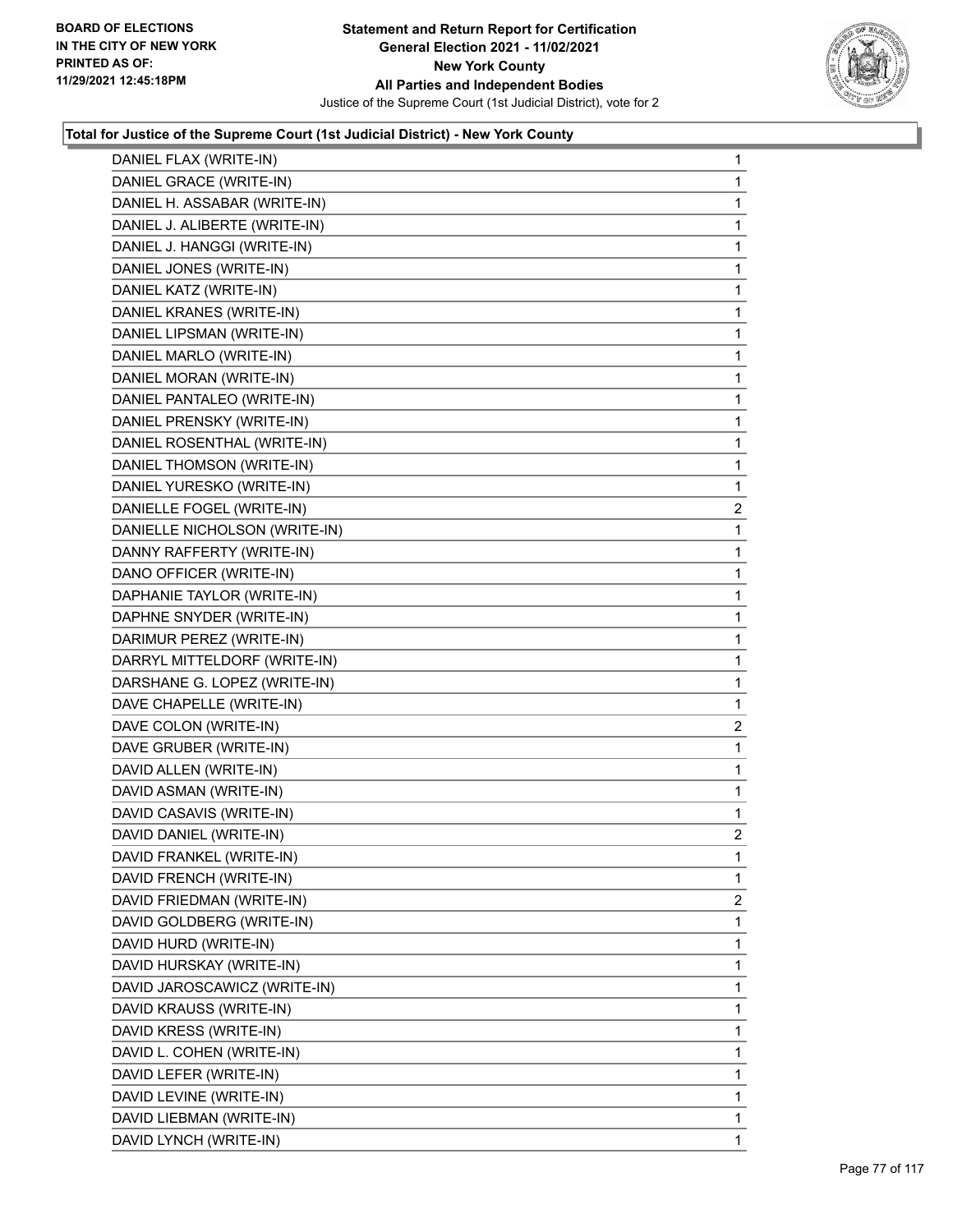### Total for Justice of the Supreme Court (1st Judicial District) - New York County

| Candidate | Votes |
|---|---|
| DANIEL FLAX (WRITE-IN) | 1 |
| DANIEL GRACE (WRITE-IN) | 1 |
| DANIEL H. ASSABAR (WRITE-IN) | 1 |
| DANIEL J. ALIBERTE (WRITE-IN) | 1 |
| DANIEL J. HANGGI (WRITE-IN) | 1 |
| DANIEL JONES (WRITE-IN) | 1 |
| DANIEL KATZ (WRITE-IN) | 1 |
| DANIEL KRANES (WRITE-IN) | 1 |
| DANIEL LIPSMAN (WRITE-IN) | 1 |
| DANIEL MARLO (WRITE-IN) | 1 |
| DANIEL MORAN (WRITE-IN) | 1 |
| DANIEL PANTALEO (WRITE-IN) | 1 |
| DANIEL PRENSKY (WRITE-IN) | 1 |
| DANIEL ROSENTHAL (WRITE-IN) | 1 |
| DANIEL THOMSON (WRITE-IN) | 1 |
| DANIEL YURESKO (WRITE-IN) | 1 |
| DANIELLE FOGEL (WRITE-IN) | 2 |
| DANIELLE NICHOLSON (WRITE-IN) | 1 |
| DANNY RAFFERTY (WRITE-IN) | 1 |
| DANO OFFICER (WRITE-IN) | 1 |
| DAPHANIE TAYLOR (WRITE-IN) | 1 |
| DAPHNE SNYDER (WRITE-IN) | 1 |
| DARIMUR PEREZ (WRITE-IN) | 1 |
| DARRYL MITTELDORF (WRITE-IN) | 1 |
| DARSHANE G. LOPEZ (WRITE-IN) | 1 |
| DAVE CHAPELLE (WRITE-IN) | 1 |
| DAVE COLON (WRITE-IN) | 2 |
| DAVE GRUBER (WRITE-IN) | 1 |
| DAVID ALLEN (WRITE-IN) | 1 |
| DAVID ASMAN (WRITE-IN) | 1 |
| DAVID CASAVIS (WRITE-IN) | 1 |
| DAVID DANIEL (WRITE-IN) | 2 |
| DAVID FRANKEL (WRITE-IN) | 1 |
| DAVID FRENCH (WRITE-IN) | 1 |
| DAVID FRIEDMAN (WRITE-IN) | 2 |
| DAVID GOLDBERG (WRITE-IN) | 1 |
| DAVID HURD (WRITE-IN) | 1 |
| DAVID HURSKAY (WRITE-IN) | 1 |
| DAVID JAROSCAWICZ (WRITE-IN) | 1 |
| DAVID KRAUSS (WRITE-IN) | 1 |
| DAVID KRESS (WRITE-IN) | 1 |
| DAVID L. COHEN (WRITE-IN) | 1 |
| DAVID LEFER (WRITE-IN) | 1 |
| DAVID LEVINE (WRITE-IN) | 1 |
| DAVID LIEBMAN (WRITE-IN) | 1 |
| DAVID LYNCH (WRITE-IN) | 1 |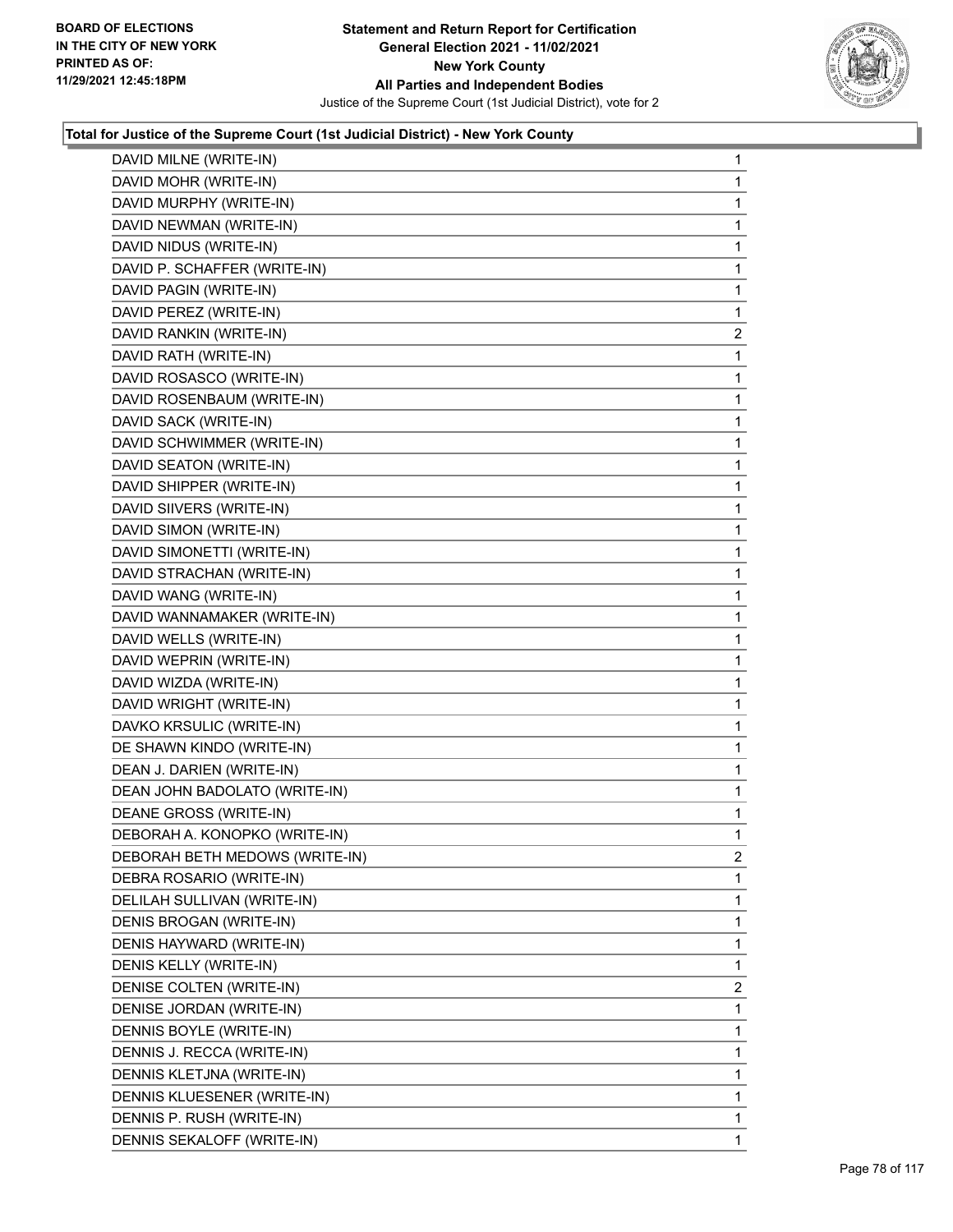**Statement and Return Report for Certification**
**General Election 2021 - 11/02/2021**
**New York County**
**All Parties and Independent Bodies**
Justice of the Supreme Court (1st Judicial District), vote for 2

BOARD OF ELECTIONS IN THE CITY OF NEW YORK PRINTED AS OF: 11/29/2021 12:45:18PM

### Total for Justice of the Supreme Court (1st Judicial District) - New York County

| Candidate | Votes |
|---|---|
| DAVID MILNE (WRITE-IN) | 1 |
| DAVID MOHR (WRITE-IN) | 1 |
| DAVID MURPHY (WRITE-IN) | 1 |
| DAVID NEWMAN (WRITE-IN) | 1 |
| DAVID NIDUS (WRITE-IN) | 1 |
| DAVID P. SCHAFFER (WRITE-IN) | 1 |
| DAVID PAGIN (WRITE-IN) | 1 |
| DAVID PEREZ (WRITE-IN) | 1 |
| DAVID RANKIN (WRITE-IN) | 2 |
| DAVID RATH (WRITE-IN) | 1 |
| DAVID ROSASCO (WRITE-IN) | 1 |
| DAVID ROSENBAUM (WRITE-IN) | 1 |
| DAVID SACK (WRITE-IN) | 1 |
| DAVID SCHWIMMER (WRITE-IN) | 1 |
| DAVID SEATON (WRITE-IN) | 1 |
| DAVID SHIPPER (WRITE-IN) | 1 |
| DAVID SIIVERS (WRITE-IN) | 1 |
| DAVID SIMON (WRITE-IN) | 1 |
| DAVID SIMONETTI (WRITE-IN) | 1 |
| DAVID STRACHAN (WRITE-IN) | 1 |
| DAVID WANG (WRITE-IN) | 1 |
| DAVID WANNAMAKER (WRITE-IN) | 1 |
| DAVID WELLS (WRITE-IN) | 1 |
| DAVID WEPRIN (WRITE-IN) | 1 |
| DAVID WIZDA (WRITE-IN) | 1 |
| DAVID WRIGHT (WRITE-IN) | 1 |
| DAVKO KRSULIC (WRITE-IN) | 1 |
| DE SHAWN KINDO (WRITE-IN) | 1 |
| DEAN J. DARIEN (WRITE-IN) | 1 |
| DEAN JOHN BADOLATO (WRITE-IN) | 1 |
| DEANE GROSS (WRITE-IN) | 1 |
| DEBORAH A. KONOPKO (WRITE-IN) | 1 |
| DEBORAH BETH MEDOWS (WRITE-IN) | 2 |
| DEBRA ROSARIO (WRITE-IN) | 1 |
| DELILAH SULLIVAN (WRITE-IN) | 1 |
| DENIS BROGAN (WRITE-IN) | 1 |
| DENIS HAYWARD (WRITE-IN) | 1 |
| DENIS KELLY (WRITE-IN) | 1 |
| DENISE COLTEN (WRITE-IN) | 2 |
| DENISE JORDAN (WRITE-IN) | 1 |
| DENNIS BOYLE (WRITE-IN) | 1 |
| DENNIS J. RECCA (WRITE-IN) | 1 |
| DENNIS KLETJNA (WRITE-IN) | 1 |
| DENNIS KLUESENER (WRITE-IN) | 1 |
| DENNIS P. RUSH (WRITE-IN) | 1 |
| DENNIS SEKALOFF (WRITE-IN) | 1 |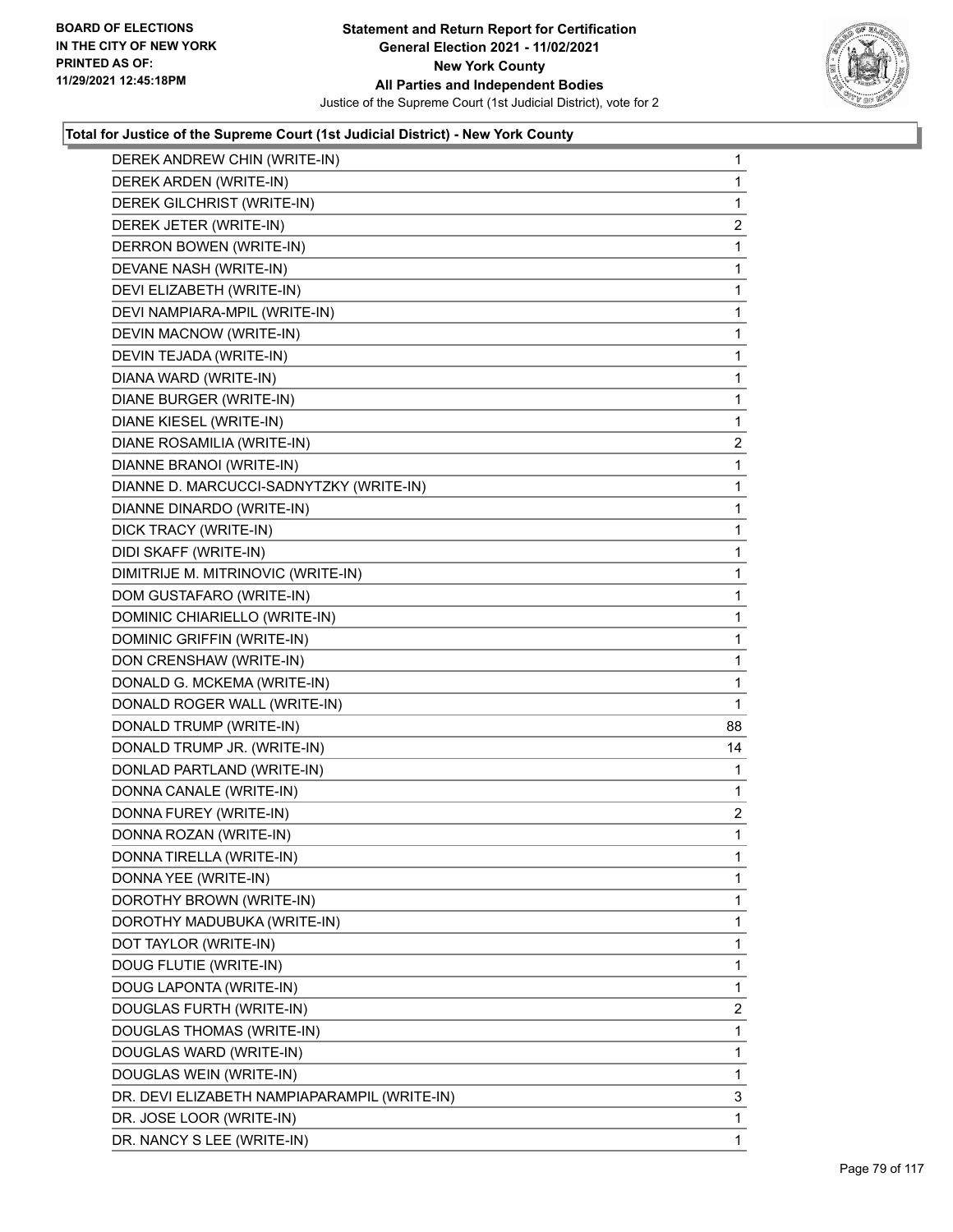**Total for Justice of the Supreme Court (1st Judicial District) - New York County**

| Candidate | Votes |
|---|---|
| DEREK ANDREW CHIN (WRITE-IN) | 1 |
| DEREK ARDEN (WRITE-IN) | 1 |
| DEREK GILCHRIST (WRITE-IN) | 1 |
| DEREK JETER (WRITE-IN) | 2 |
| DERRON BOWEN (WRITE-IN) | 1 |
| DEVANE NASH (WRITE-IN) | 1 |
| DEVI ELIZABETH (WRITE-IN) | 1 |
| DEVI NAMPIARA-MPIL (WRITE-IN) | 1 |
| DEVIN MACNOW (WRITE-IN) | 1 |
| DEVIN TEJADA (WRITE-IN) | 1 |
| DIANA WARD (WRITE-IN) | 1 |
| DIANE BURGER (WRITE-IN) | 1 |
| DIANE KIESEL (WRITE-IN) | 1 |
| DIANE ROSAMILIA (WRITE-IN) | 2 |
| DIANNE BRANOI (WRITE-IN) | 1 |
| DIANNE D. MARCUCCI-SADNYTZKY (WRITE-IN) | 1 |
| DIANNE DINARDO (WRITE-IN) | 1 |
| DICK TRACY (WRITE-IN) | 1 |
| DIDI SKAFF (WRITE-IN) | 1 |
| DIMITRIJE M. MITRINOVIC (WRITE-IN) | 1 |
| DOM GUSTAFARO (WRITE-IN) | 1 |
| DOMINIC CHIARIELLO (WRITE-IN) | 1 |
| DOMINIC GRIFFIN (WRITE-IN) | 1 |
| DON CRENSHAW (WRITE-IN) | 1 |
| DONALD G. MCKEMA (WRITE-IN) | 1 |
| DONALD ROGER WALL (WRITE-IN) | 1 |
| DONALD TRUMP (WRITE-IN) | 88 |
| DONALD TRUMP JR. (WRITE-IN) | 14 |
| DONLAD PARTLAND (WRITE-IN) | 1 |
| DONNA CANALE (WRITE-IN) | 1 |
| DONNA FUREY (WRITE-IN) | 2 |
| DONNA ROZAN (WRITE-IN) | 1 |
| DONNA TIRELLA (WRITE-IN) | 1 |
| DONNA YEE (WRITE-IN) | 1 |
| DOROTHY BROWN (WRITE-IN) | 1 |
| DOROTHY MADUBUKA (WRITE-IN) | 1 |
| DOT TAYLOR (WRITE-IN) | 1 |
| DOUG FLUTIE (WRITE-IN) | 1 |
| DOUG LAPONTA (WRITE-IN) | 1 |
| DOUGLAS FURTH (WRITE-IN) | 2 |
| DOUGLAS THOMAS (WRITE-IN) | 1 |
| DOUGLAS WARD (WRITE-IN) | 1 |
| DOUGLAS WEIN (WRITE-IN) | 1 |
| DR. DEVI ELIZABETH NAMPIAPARAMPIL (WRITE-IN) | 3 |
| DR. JOSE LOOR (WRITE-IN) | 1 |
| DR. NANCY S LEE (WRITE-IN) | 1 |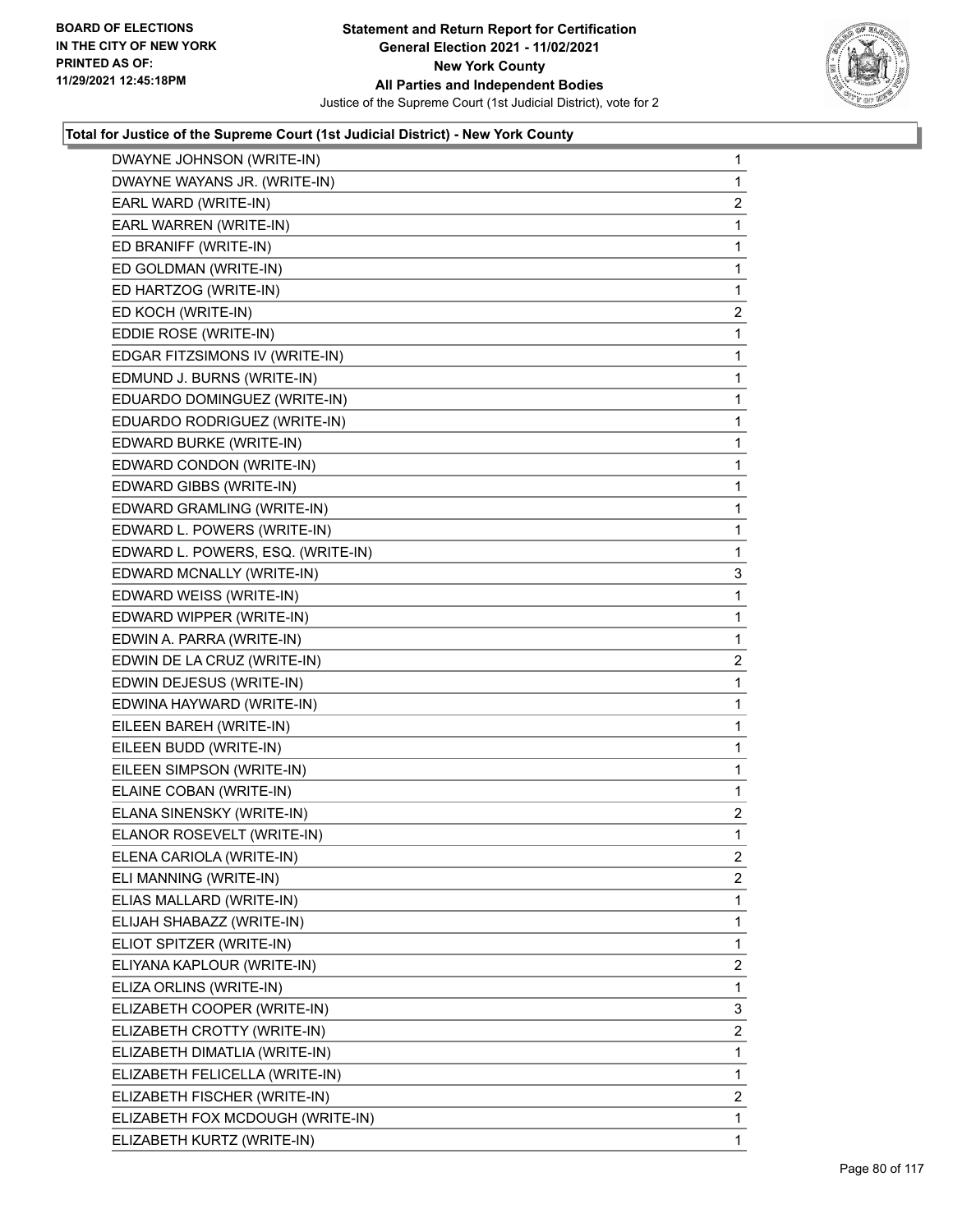**Total for Justice of the Supreme Court (1st Judicial District) - New York County**

| Candidate | Votes |
|---|---|
| DWAYNE JOHNSON (WRITE-IN) | 1 |
| DWAYNE WAYANS JR. (WRITE-IN) | 1 |
| EARL WARD (WRITE-IN) | 2 |
| EARL WARREN (WRITE-IN) | 1 |
| ED BRANIFF (WRITE-IN) | 1 |
| ED GOLDMAN (WRITE-IN) | 1 |
| ED HARTZOG (WRITE-IN) | 1 |
| ED KOCH (WRITE-IN) | 2 |
| EDDIE ROSE (WRITE-IN) | 1 |
| EDGAR FITZSIMONS IV (WRITE-IN) | 1 |
| EDMUND J. BURNS (WRITE-IN) | 1 |
| EDUARDO DOMINGUEZ (WRITE-IN) | 1 |
| EDUARDO RODRIGUEZ (WRITE-IN) | 1 |
| EDWARD BURKE (WRITE-IN) | 1 |
| EDWARD CONDON (WRITE-IN) | 1 |
| EDWARD GIBBS (WRITE-IN) | 1 |
| EDWARD GRAMLING (WRITE-IN) | 1 |
| EDWARD L. POWERS (WRITE-IN) | 1 |
| EDWARD L. POWERS, ESQ. (WRITE-IN) | 1 |
| EDWARD MCNALLY (WRITE-IN) | 3 |
| EDWARD WEISS (WRITE-IN) | 1 |
| EDWARD WIPPER (WRITE-IN) | 1 |
| EDWIN A. PARRA (WRITE-IN) | 1 |
| EDWIN DE LA CRUZ (WRITE-IN) | 2 |
| EDWIN DEJESUS (WRITE-IN) | 1 |
| EDWINA HAYWARD (WRITE-IN) | 1 |
| EILEEN BAREH (WRITE-IN) | 1 |
| EILEEN BUDD (WRITE-IN) | 1 |
| EILEEN SIMPSON (WRITE-IN) | 1 |
| ELAINE COBAN (WRITE-IN) | 1 |
| ELANA SINENSKY (WRITE-IN) | 2 |
| ELANOR ROSEVELT (WRITE-IN) | 1 |
| ELENA CARIOLA (WRITE-IN) | 2 |
| ELI MANNING (WRITE-IN) | 2 |
| ELIAS MALLARD (WRITE-IN) | 1 |
| ELIJAH SHABAZZ (WRITE-IN) | 1 |
| ELIOT SPITZER (WRITE-IN) | 1 |
| ELIYANA KAPLOUR (WRITE-IN) | 2 |
| ELIZA ORLINS (WRITE-IN) | 1 |
| ELIZABETH COOPER (WRITE-IN) | 3 |
| ELIZABETH CROTTY (WRITE-IN) | 2 |
| ELIZABETH DIMATLIA (WRITE-IN) | 1 |
| ELIZABETH FELICELLA (WRITE-IN) | 1 |
| ELIZABETH FISCHER (WRITE-IN) | 2 |
| ELIZABETH FOX MCDOUGH (WRITE-IN) | 1 |
| ELIZABETH KURTZ (WRITE-IN) | 1 |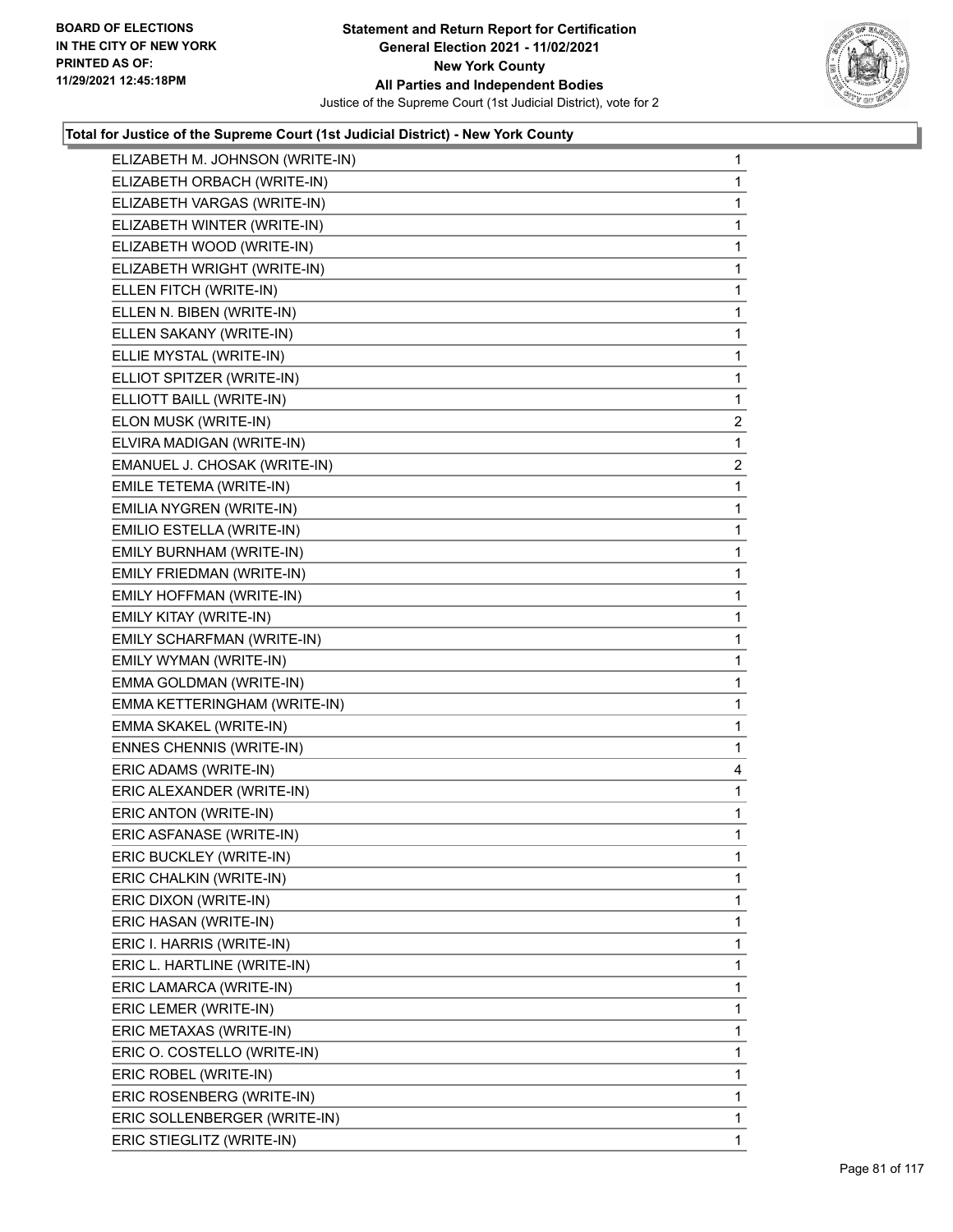## Total for Justice of the Supreme Court (1st Judicial District) - New York County

| Candidate | Votes |
|---|---|
| ELIZABETH M. JOHNSON (WRITE-IN) | 1 |
| ELIZABETH ORBACH (WRITE-IN) | 1 |
| ELIZABETH VARGAS (WRITE-IN) | 1 |
| ELIZABETH WINTER (WRITE-IN) | 1 |
| ELIZABETH WOOD (WRITE-IN) | 1 |
| ELIZABETH WRIGHT (WRITE-IN) | 1 |
| ELLEN FITCH (WRITE-IN) | 1 |
| ELLEN N. BIBEN (WRITE-IN) | 1 |
| ELLEN SAKANY (WRITE-IN) | 1 |
| ELLIE MYSTAL (WRITE-IN) | 1 |
| ELLIOT SPITZER (WRITE-IN) | 1 |
| ELLIOTT BAILL (WRITE-IN) | 1 |
| ELON MUSK (WRITE-IN) | 2 |
| ELVIRA MADIGAN (WRITE-IN) | 1 |
| EMANUEL J. CHOSAK (WRITE-IN) | 2 |
| EMILE TETEMA (WRITE-IN) | 1 |
| EMILIA NYGREN (WRITE-IN) | 1 |
| EMILIO ESTELLA (WRITE-IN) | 1 |
| EMILY BURNHAM (WRITE-IN) | 1 |
| EMILY FRIEDMAN (WRITE-IN) | 1 |
| EMILY HOFFMAN (WRITE-IN) | 1 |
| EMILY KITAY (WRITE-IN) | 1 |
| EMILY SCHARFMAN (WRITE-IN) | 1 |
| EMILY WYMAN (WRITE-IN) | 1 |
| EMMA GOLDMAN (WRITE-IN) | 1 |
| EMMA KETTERINGHAM (WRITE-IN) | 1 |
| EMMA SKAKEL (WRITE-IN) | 1 |
| ENNES CHENNIS (WRITE-IN) | 1 |
| ERIC ADAMS (WRITE-IN) | 4 |
| ERIC ALEXANDER (WRITE-IN) | 1 |
| ERIC ANTON (WRITE-IN) | 1 |
| ERIC ASFANASE (WRITE-IN) | 1 |
| ERIC BUCKLEY (WRITE-IN) | 1 |
| ERIC CHALKIN (WRITE-IN) | 1 |
| ERIC DIXON (WRITE-IN) | 1 |
| ERIC HASAN (WRITE-IN) | 1 |
| ERIC I. HARRIS (WRITE-IN) | 1 |
| ERIC L. HARTLINE (WRITE-IN) | 1 |
| ERIC LAMARCA (WRITE-IN) | 1 |
| ERIC LEMER (WRITE-IN) | 1 |
| ERIC METAXAS (WRITE-IN) | 1 |
| ERIC O. COSTELLO (WRITE-IN) | 1 |
| ERIC ROBEL (WRITE-IN) | 1 |
| ERIC ROSENBERG (WRITE-IN) | 1 |
| ERIC SOLLENBERGER (WRITE-IN) | 1 |
| ERIC STIEGLITZ (WRITE-IN) | 1 |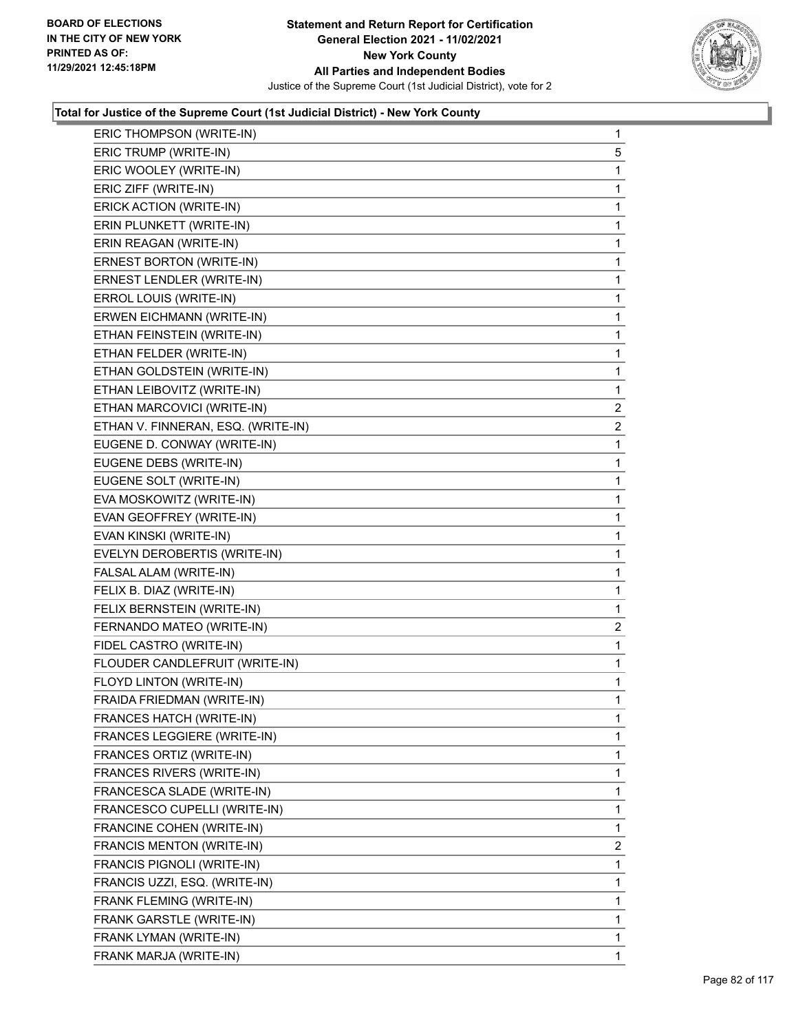**Total for Justice of the Supreme Court (1st Judicial District) - New York County**

| | |
|---|---|
| ERIC THOMPSON (WRITE-IN) | 1 |
| ERIC TRUMP (WRITE-IN) | 5 |
| ERIC WOOLEY (WRITE-IN) | 1 |
| ERIC ZIFF (WRITE-IN) | 1 |
| ERICK ACTION (WRITE-IN) | 1 |
| ERIN PLUNKETT (WRITE-IN) | 1 |
| ERIN REAGAN (WRITE-IN) | 1 |
| ERNEST BORTON (WRITE-IN) | 1 |
| ERNEST LENDLER (WRITE-IN) | 1 |
| ERROL LOUIS (WRITE-IN) | 1 |
| ERWEN EICHMANN (WRITE-IN) | 1 |
| ETHAN FEINSTEIN (WRITE-IN) | 1 |
| ETHAN FELDER (WRITE-IN) | 1 |
| ETHAN GOLDSTEIN (WRITE-IN) | 1 |
| ETHAN LEIBOVITZ (WRITE-IN) | 1 |
| ETHAN MARCOVICI (WRITE-IN) | 2 |
| ETHAN V. FINNERAN, ESQ. (WRITE-IN) | 2 |
| EUGENE D. CONWAY (WRITE-IN) | 1 |
| EUGENE DEBS (WRITE-IN) | 1 |
| EUGENE SOLT (WRITE-IN) | 1 |
| EVA MOSKOWITZ (WRITE-IN) | 1 |
| EVAN GEOFFREY (WRITE-IN) | 1 |
| EVAN KINSKI (WRITE-IN) | 1 |
| EVELYN DEROBERTIS (WRITE-IN) | 1 |
| FALSAL ALAM (WRITE-IN) | 1 |
| FELIX B. DIAZ (WRITE-IN) | 1 |
| FELIX BERNSTEIN (WRITE-IN) | 1 |
| FERNANDO MATEO (WRITE-IN) | 2 |
| FIDEL CASTRO (WRITE-IN) | 1 |
| FLOUDER CANDLEFRUIT (WRITE-IN) | 1 |
| FLOYD LINTON (WRITE-IN) | 1 |
| FRAIDA FRIEDMAN (WRITE-IN) | 1 |
| FRANCES HATCH (WRITE-IN) | 1 |
| FRANCES LEGGIERE (WRITE-IN) | 1 |
| FRANCES ORTIZ (WRITE-IN) | 1 |
| FRANCES RIVERS (WRITE-IN) | 1 |
| FRANCESCA SLADE (WRITE-IN) | 1 |
| FRANCESCO CUPELLI (WRITE-IN) | 1 |
| FRANCINE COHEN (WRITE-IN) | 1 |
| FRANCIS MENTON (WRITE-IN) | 2 |
| FRANCIS PIGNOLI (WRITE-IN) | 1 |
| FRANCIS UZZI, ESQ. (WRITE-IN) | 1 |
| FRANK FLEMING (WRITE-IN) | 1 |
| FRANK GARSTLE (WRITE-IN) | 1 |
| FRANK LYMAN (WRITE-IN) | 1 |
| FRANK MARJA (WRITE-IN) | 1 |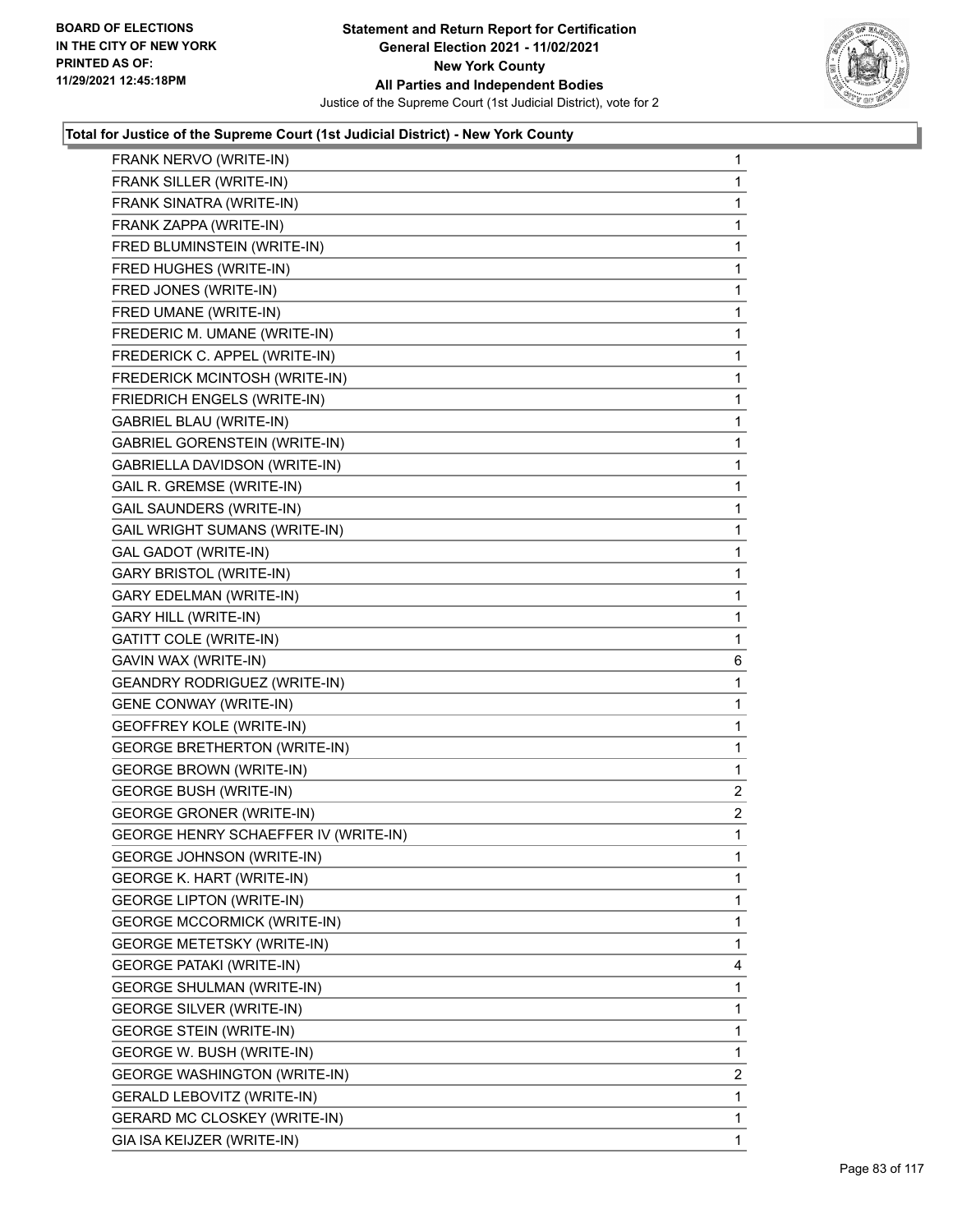**Total for Justice of the Supreme Court (1st Judicial District) - New York County**

| Candidate | Votes |
|---|---|
| FRANK NERVO (WRITE-IN) | 1 |
| FRANK SILLER (WRITE-IN) | 1 |
| FRANK SINATRA (WRITE-IN) | 1 |
| FRANK ZAPPA (WRITE-IN) | 1 |
| FRED BLUMINSTEIN (WRITE-IN) | 1 |
| FRED HUGHES (WRITE-IN) | 1 |
| FRED JONES (WRITE-IN) | 1 |
| FRED UMANE (WRITE-IN) | 1 |
| FREDERIC M. UMANE (WRITE-IN) | 1 |
| FREDERICK C. APPEL (WRITE-IN) | 1 |
| FREDERICK MCINTOSH (WRITE-IN) | 1 |
| FRIEDRICH ENGELS (WRITE-IN) | 1 |
| GABRIEL BLAU (WRITE-IN) | 1 |
| GABRIEL GORENSTEIN (WRITE-IN) | 1 |
| GABRIELLA DAVIDSON (WRITE-IN) | 1 |
| GAIL R. GREMSE (WRITE-IN) | 1 |
| GAIL SAUNDERS (WRITE-IN) | 1 |
| GAIL WRIGHT SUMANS (WRITE-IN) | 1 |
| GAL GADOT (WRITE-IN) | 1 |
| GARY BRISTOL (WRITE-IN) | 1 |
| GARY EDELMAN (WRITE-IN) | 1 |
| GARY HILL (WRITE-IN) | 1 |
| GATITT COLE (WRITE-IN) | 1 |
| GAVIN WAX (WRITE-IN) | 6 |
| GEANDRY RODRIGUEZ (WRITE-IN) | 1 |
| GENE CONWAY (WRITE-IN) | 1 |
| GEOFFREY KOLE (WRITE-IN) | 1 |
| GEORGE BRETHERTON (WRITE-IN) | 1 |
| GEORGE BROWN (WRITE-IN) | 1 |
| GEORGE BUSH (WRITE-IN) | 2 |
| GEORGE GRONER (WRITE-IN) | 2 |
| GEORGE HENRY SCHAEFFER IV (WRITE-IN) | 1 |
| GEORGE JOHNSON (WRITE-IN) | 1 |
| GEORGE K. HART (WRITE-IN) | 1 |
| GEORGE LIPTON (WRITE-IN) | 1 |
| GEORGE MCCORMICK (WRITE-IN) | 1 |
| GEORGE METETSKY (WRITE-IN) | 1 |
| GEORGE PATAKI (WRITE-IN) | 4 |
| GEORGE SHULMAN (WRITE-IN) | 1 |
| GEORGE SILVER (WRITE-IN) | 1 |
| GEORGE STEIN (WRITE-IN) | 1 |
| GEORGE W. BUSH (WRITE-IN) | 1 |
| GEORGE WASHINGTON (WRITE-IN) | 2 |
| GERALD LEBOVITZ (WRITE-IN) | 1 |
| GERARD MC CLOSKEY (WRITE-IN) | 1 |
| GIA ISA KEIJZER (WRITE-IN) | 1 |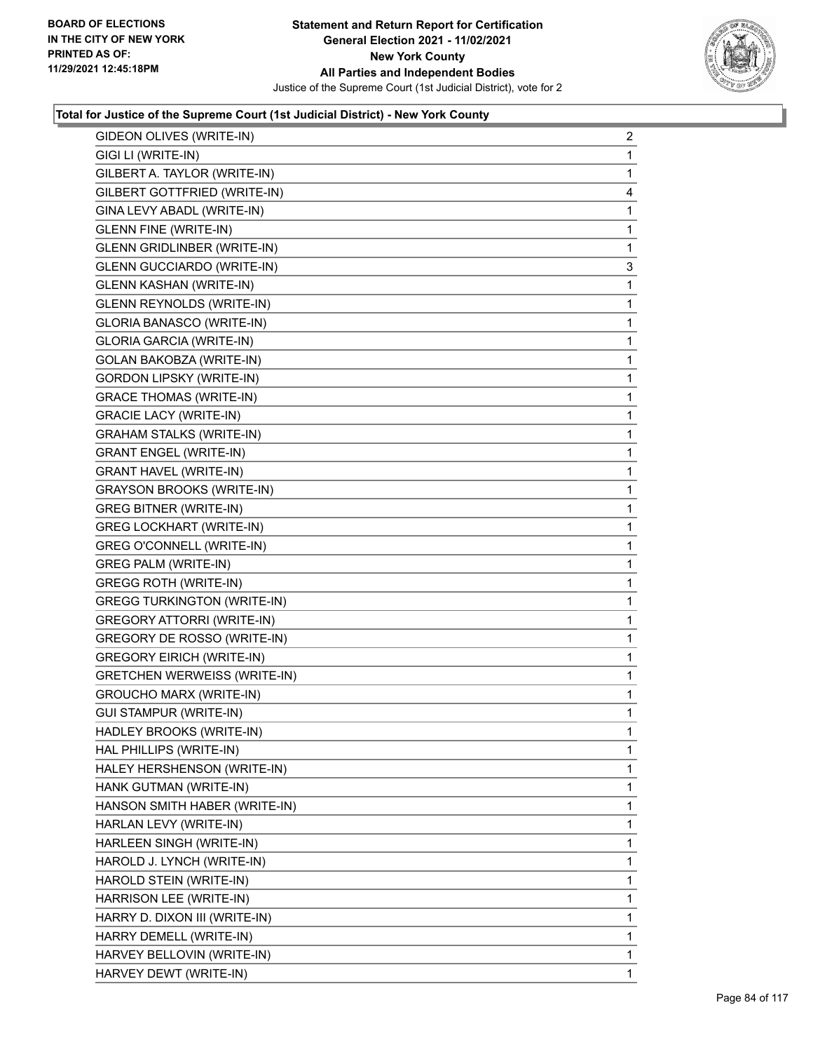### Total for Justice of the Supreme Court (1st Judicial District) - New York County

| Candidate | Votes |
|---|---|
| GIDEON OLIVES (WRITE-IN) | 2 |
| GIGI LI (WRITE-IN) | 1 |
| GILBERT A. TAYLOR (WRITE-IN) | 1 |
| GILBERT GOTTFRIED (WRITE-IN) | 4 |
| GINA LEVY ABADL (WRITE-IN) | 1 |
| GLENN FINE (WRITE-IN) | 1 |
| GLENN GRIDLINBER (WRITE-IN) | 1 |
| GLENN GUCCIARDO (WRITE-IN) | 3 |
| GLENN KASHAN (WRITE-IN) | 1 |
| GLENN REYNOLDS (WRITE-IN) | 1 |
| GLORIA BANASCO (WRITE-IN) | 1 |
| GLORIA GARCIA (WRITE-IN) | 1 |
| GOLAN BAKOBZA (WRITE-IN) | 1 |
| GORDON LIPSKY (WRITE-IN) | 1 |
| GRACE THOMAS (WRITE-IN) | 1 |
| GRACIE LACY (WRITE-IN) | 1 |
| GRAHAM STALKS (WRITE-IN) | 1 |
| GRANT ENGEL (WRITE-IN) | 1 |
| GRANT HAVEL (WRITE-IN) | 1 |
| GRAYSON BROOKS (WRITE-IN) | 1 |
| GREG BITNER (WRITE-IN) | 1 |
| GREG LOCKHART (WRITE-IN) | 1 |
| GREG O'CONNELL (WRITE-IN) | 1 |
| GREG PALM (WRITE-IN) | 1 |
| GREGG ROTH (WRITE-IN) | 1 |
| GREGG TURKINGTON (WRITE-IN) | 1 |
| GREGORY ATTORRI (WRITE-IN) | 1 |
| GREGORY DE ROSSO (WRITE-IN) | 1 |
| GREGORY EIRICH (WRITE-IN) | 1 |
| GRETCHEN WERWEISS (WRITE-IN) | 1 |
| GROUCHO MARX (WRITE-IN) | 1 |
| GUI STAMPUR (WRITE-IN) | 1 |
| HADLEY BROOKS (WRITE-IN) | 1 |
| HAL PHILLIPS (WRITE-IN) | 1 |
| HALEY HERSHENSON (WRITE-IN) | 1 |
| HANK GUTMAN (WRITE-IN) | 1 |
| HANSON SMITH HABER (WRITE-IN) | 1 |
| HARLAN LEVY (WRITE-IN) | 1 |
| HARLEEN SINGH (WRITE-IN) | 1 |
| HAROLD J. LYNCH (WRITE-IN) | 1 |
| HAROLD STEIN (WRITE-IN) | 1 |
| HARRISON LEE (WRITE-IN) | 1 |
| HARRY D. DIXON III (WRITE-IN) | 1 |
| HARRY DEMELL (WRITE-IN) | 1 |
| HARVEY BELLOVIN (WRITE-IN) | 1 |
| HARVEY DEWT (WRITE-IN) | 1 |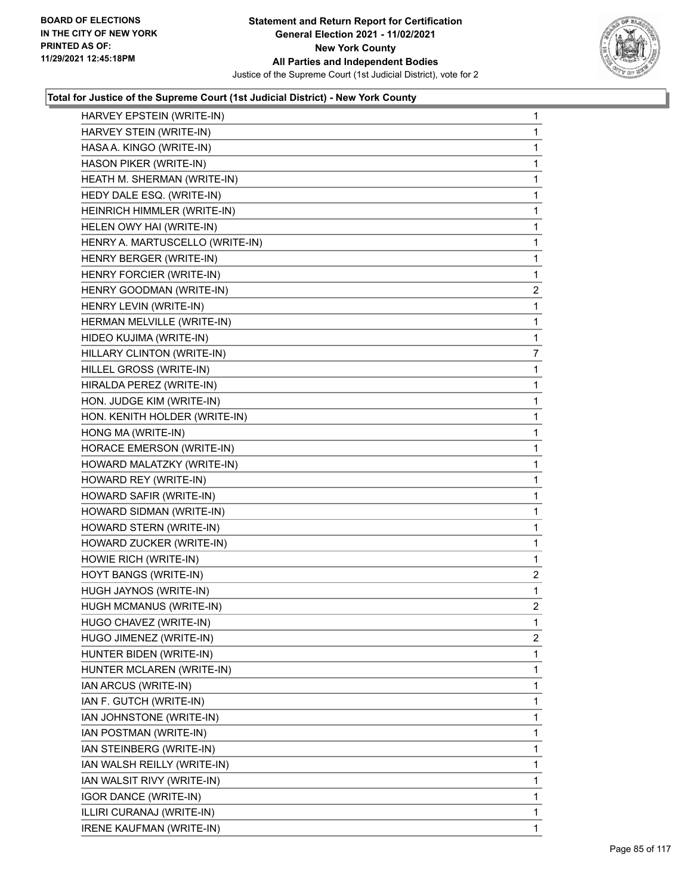**Total for Justice of the Supreme Court (1st Judicial District) - New York County**

| Candidate | Votes |
|---|---|
| HARVEY EPSTEIN (WRITE-IN) | 1 |
| HARVEY STEIN (WRITE-IN) | 1 |
| HASA A. KINGO (WRITE-IN) | 1 |
| HASON PIKER (WRITE-IN) | 1 |
| HEATH M. SHERMAN (WRITE-IN) | 1 |
| HEDY DALE ESQ. (WRITE-IN) | 1 |
| HEINRICH HIMMLER (WRITE-IN) | 1 |
| HELEN OWY HAI (WRITE-IN) | 1 |
| HENRY A. MARTUSCELLO (WRITE-IN) | 1 |
| HENRY BERGER (WRITE-IN) | 1 |
| HENRY FORCIER (WRITE-IN) | 1 |
| HENRY GOODMAN (WRITE-IN) | 2 |
| HENRY LEVIN (WRITE-IN) | 1 |
| HERMAN MELVILLE (WRITE-IN) | 1 |
| HIDEO KUJIMA (WRITE-IN) | 1 |
| HILLARY CLINTON (WRITE-IN) | 7 |
| HILLEL GROSS (WRITE-IN) | 1 |
| HIRALDA PEREZ (WRITE-IN) | 1 |
| HON. JUDGE KIM (WRITE-IN) | 1 |
| HON. KENITH HOLDER (WRITE-IN) | 1 |
| HONG MA (WRITE-IN) | 1 |
| HORACE EMERSON (WRITE-IN) | 1 |
| HOWARD MALATZKY (WRITE-IN) | 1 |
| HOWARD REY (WRITE-IN) | 1 |
| HOWARD SAFIR (WRITE-IN) | 1 |
| HOWARD SIDMAN (WRITE-IN) | 1 |
| HOWARD STERN (WRITE-IN) | 1 |
| HOWARD ZUCKER (WRITE-IN) | 1 |
| HOWIE RICH (WRITE-IN) | 1 |
| HOYT BANGS (WRITE-IN) | 2 |
| HUGH JAYNOS (WRITE-IN) | 1 |
| HUGH MCMANUS (WRITE-IN) | 2 |
| HUGO CHAVEZ (WRITE-IN) | 1 |
| HUGO JIMENEZ (WRITE-IN) | 2 |
| HUNTER BIDEN (WRITE-IN) | 1 |
| HUNTER MCLAREN (WRITE-IN) | 1 |
| IAN ARCUS (WRITE-IN) | 1 |
| IAN F. GUTCH (WRITE-IN) | 1 |
| IAN JOHNSTONE (WRITE-IN) | 1 |
| IAN POSTMAN (WRITE-IN) | 1 |
| IAN STEINBERG (WRITE-IN) | 1 |
| IAN WALSH REILLY (WRITE-IN) | 1 |
| IAN WALSIT RIVY (WRITE-IN) | 1 |
| IGOR DANCE (WRITE-IN) | 1 |
| ILLIRI CURANAJ (WRITE-IN) | 1 |
| IRENE KAUFMAN (WRITE-IN) | 1 |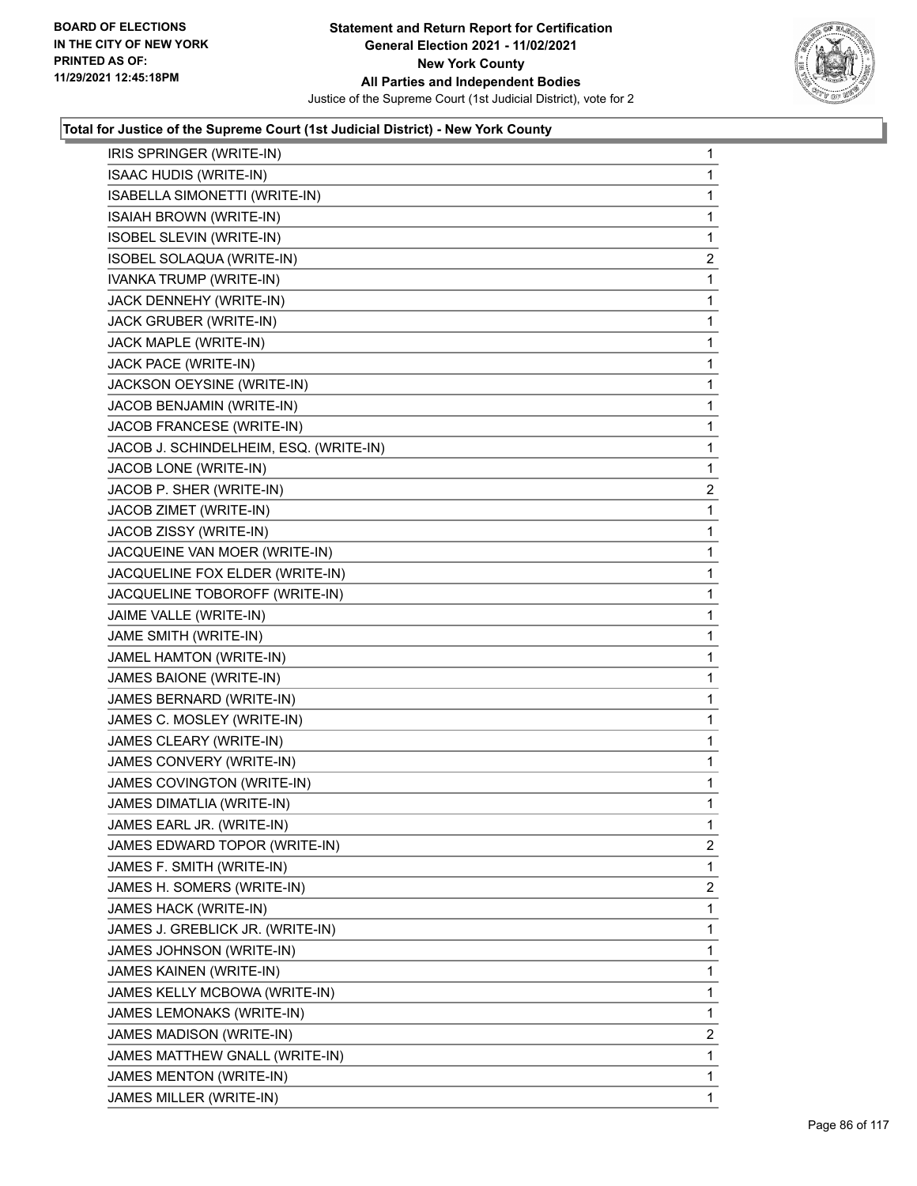**BOARD OF ELECTIONS IN THE CITY OF NEW YORK PRINTED AS OF: 11/29/2021 12:45:18PM**

**Statement and Return Report for Certification General Election 2021 - 11/02/2021 New York County All Parties and Independent Bodies**

Justice of the Supreme Court (1st Judicial District), vote for 2

### Total for Justice of the Supreme Court (1st Judicial District) - New York County

| Candidate | Votes |
|---|---|
| IRIS SPRINGER (WRITE-IN) | 1 |
| ISAAC HUDIS (WRITE-IN) | 1 |
| ISABELLA SIMONETTI (WRITE-IN) | 1 |
| ISAIAH BROWN (WRITE-IN) | 1 |
| ISOBEL SLEVIN (WRITE-IN) | 1 |
| ISOBEL SOLAQUA (WRITE-IN) | 2 |
| IVANKA TRUMP (WRITE-IN) | 1 |
| JACK DENNEHY (WRITE-IN) | 1 |
| JACK GRUBER (WRITE-IN) | 1 |
| JACK MAPLE (WRITE-IN) | 1 |
| JACK PACE (WRITE-IN) | 1 |
| JACKSON OEYSINE (WRITE-IN) | 1 |
| JACOB BENJAMIN (WRITE-IN) | 1 |
| JACOB FRANCESE (WRITE-IN) | 1 |
| JACOB J. SCHINDELHEIM, ESQ. (WRITE-IN) | 1 |
| JACOB LONE (WRITE-IN) | 1 |
| JACOB P. SHER (WRITE-IN) | 2 |
| JACOB ZIMET (WRITE-IN) | 1 |
| JACOB ZISSY (WRITE-IN) | 1 |
| JACQUEINE VAN MOER (WRITE-IN) | 1 |
| JACQUELINE FOX ELDER (WRITE-IN) | 1 |
| JACQUELINE TOBOROFF (WRITE-IN) | 1 |
| JAIME VALLE (WRITE-IN) | 1 |
| JAME SMITH (WRITE-IN) | 1 |
| JAMEL HAMTON (WRITE-IN) | 1 |
| JAMES BAIONE (WRITE-IN) | 1 |
| JAMES BERNARD (WRITE-IN) | 1 |
| JAMES C. MOSLEY (WRITE-IN) | 1 |
| JAMES CLEARY (WRITE-IN) | 1 |
| JAMES CONVERY (WRITE-IN) | 1 |
| JAMES COVINGTON (WRITE-IN) | 1 |
| JAMES DIMATLIA (WRITE-IN) | 1 |
| JAMES EARL JR. (WRITE-IN) | 1 |
| JAMES EDWARD TOPOR (WRITE-IN) | 2 |
| JAMES F. SMITH (WRITE-IN) | 1 |
| JAMES H. SOMERS (WRITE-IN) | 2 |
| JAMES HACK (WRITE-IN) | 1 |
| JAMES J. GREBLICK JR. (WRITE-IN) | 1 |
| JAMES JOHNSON (WRITE-IN) | 1 |
| JAMES KAINEN (WRITE-IN) | 1 |
| JAMES KELLY MCBOWA (WRITE-IN) | 1 |
| JAMES LEMONAKS (WRITE-IN) | 1 |
| JAMES MADISON (WRITE-IN) | 2 |
| JAMES MATTHEW GNALL (WRITE-IN) | 1 |
| JAMES MENTON (WRITE-IN) | 1 |
| JAMES MILLER (WRITE-IN) | 1 |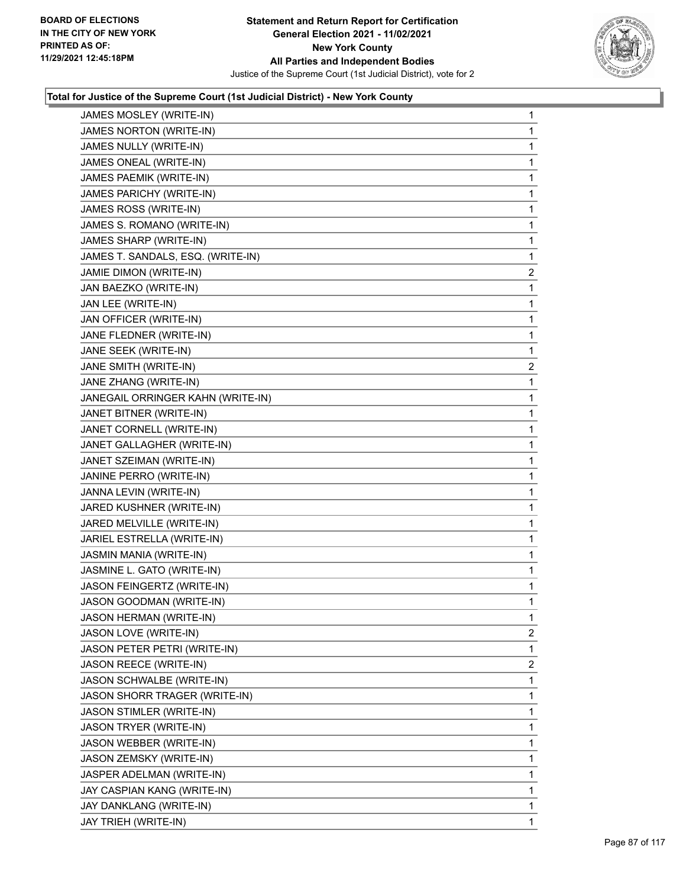### Total for Justice of the Supreme Court (1st Judicial District) - New York County

| Candidate | Votes |
|---|---|
| JAMES MOSLEY (WRITE-IN) | 1 |
| JAMES NORTON (WRITE-IN) | 1 |
| JAMES NULLY (WRITE-IN) | 1 |
| JAMES ONEAL (WRITE-IN) | 1 |
| JAMES PAEMIK (WRITE-IN) | 1 |
| JAMES PARICHY (WRITE-IN) | 1 |
| JAMES ROSS (WRITE-IN) | 1 |
| JAMES S. ROMANO (WRITE-IN) | 1 |
| JAMES SHARP (WRITE-IN) | 1 |
| JAMES T. SANDALS, ESQ. (WRITE-IN) | 1 |
| JAMIE DIMON (WRITE-IN) | 2 |
| JAN BAEZKO (WRITE-IN) | 1 |
| JAN LEE (WRITE-IN) | 1 |
| JAN OFFICER (WRITE-IN) | 1 |
| JANE FLEDNER (WRITE-IN) | 1 |
| JANE SEEK (WRITE-IN) | 1 |
| JANE SMITH (WRITE-IN) | 2 |
| JANE ZHANG (WRITE-IN) | 1 |
| JANEGAIL ORRINGER KAHN (WRITE-IN) | 1 |
| JANET BITNER (WRITE-IN) | 1 |
| JANET CORNELL (WRITE-IN) | 1 |
| JANET GALLAGHER (WRITE-IN) | 1 |
| JANET SZEIMAN (WRITE-IN) | 1 |
| JANINE PERRO (WRITE-IN) | 1 |
| JANNA LEVIN (WRITE-IN) | 1 |
| JARED KUSHNER (WRITE-IN) | 1 |
| JARED MELVILLE (WRITE-IN) | 1 |
| JARIEL ESTRELLA (WRITE-IN) | 1 |
| JASMIN MANIA (WRITE-IN) | 1 |
| JASMINE L. GATO (WRITE-IN) | 1 |
| JASON FEINGERTZ (WRITE-IN) | 1 |
| JASON GOODMAN (WRITE-IN) | 1 |
| JASON HERMAN (WRITE-IN) | 1 |
| JASON LOVE (WRITE-IN) | 2 |
| JASON PETER PETRI (WRITE-IN) | 1 |
| JASON REECE (WRITE-IN) | 2 |
| JASON SCHWALBE (WRITE-IN) | 1 |
| JASON SHORR TRAGER (WRITE-IN) | 1 |
| JASON STIMLER (WRITE-IN) | 1 |
| JASON TRYER (WRITE-IN) | 1 |
| JASON WEBBER (WRITE-IN) | 1 |
| JASON ZEMSKY (WRITE-IN) | 1 |
| JASPER ADELMAN (WRITE-IN) | 1 |
| JAY CASPIAN KANG (WRITE-IN) | 1 |
| JAY DANKLANG (WRITE-IN) | 1 |
| JAY TRIEH (WRITE-IN) | 1 |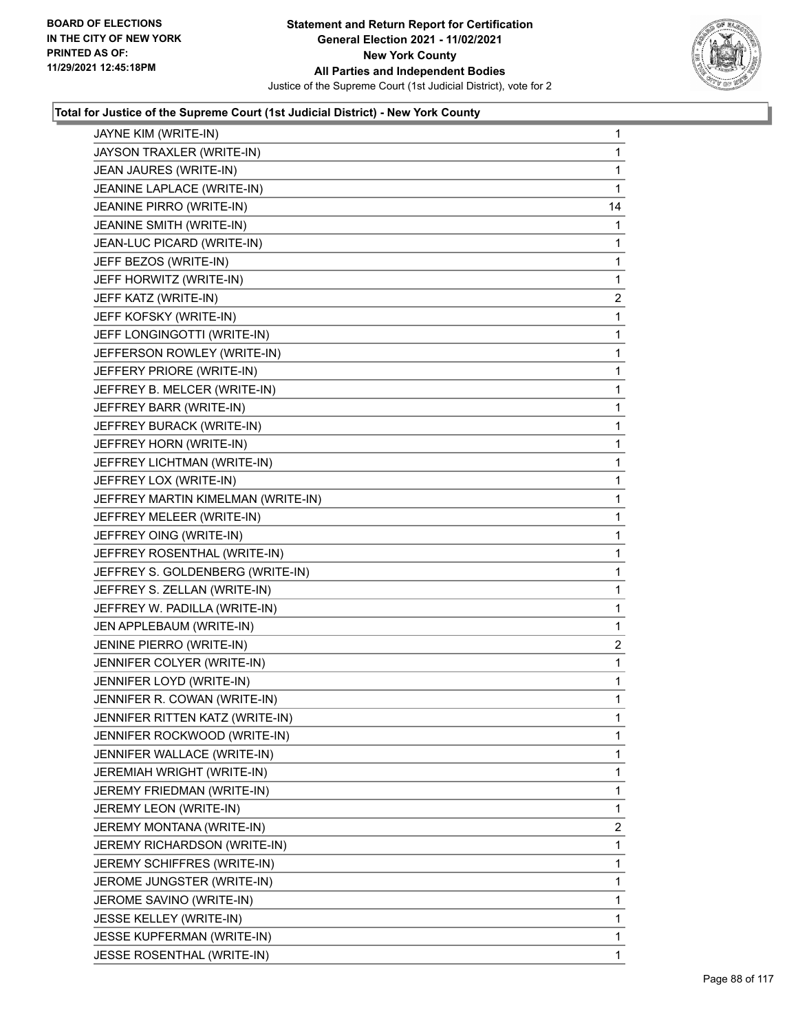**Total for Justice of the Supreme Court (1st Judicial District) - New York County**

| Candidate | Votes |
|---|---|
| JAYNE KIM (WRITE-IN) | 1 |
| JAYSON TRAXLER (WRITE-IN) | 1 |
| JEAN JAURES (WRITE-IN) | 1 |
| JEANINE LAPLACE (WRITE-IN) | 1 |
| JEANINE PIRRO (WRITE-IN) | 14 |
| JEANINE SMITH (WRITE-IN) | 1 |
| JEAN-LUC PICARD (WRITE-IN) | 1 |
| JEFF BEZOS (WRITE-IN) | 1 |
| JEFF HORWITZ (WRITE-IN) | 1 |
| JEFF KATZ (WRITE-IN) | 2 |
| JEFF KOFSKY (WRITE-IN) | 1 |
| JEFF LONGINGOTTI (WRITE-IN) | 1 |
| JEFFERSON ROWLEY (WRITE-IN) | 1 |
| JEFFERY PRIORE (WRITE-IN) | 1 |
| JEFFREY B. MELCER (WRITE-IN) | 1 |
| JEFFREY BARR (WRITE-IN) | 1 |
| JEFFREY BURACK (WRITE-IN) | 1 |
| JEFFREY HORN (WRITE-IN) | 1 |
| JEFFREY LICHTMAN (WRITE-IN) | 1 |
| JEFFREY LOX (WRITE-IN) | 1 |
| JEFFREY MARTIN KIMELMAN (WRITE-IN) | 1 |
| JEFFREY MELEER (WRITE-IN) | 1 |
| JEFFREY OING (WRITE-IN) | 1 |
| JEFFREY ROSENTHAL (WRITE-IN) | 1 |
| JEFFREY S. GOLDENBERG (WRITE-IN) | 1 |
| JEFFREY S. ZELLAN (WRITE-IN) | 1 |
| JEFFREY W. PADILLA (WRITE-IN) | 1 |
| JEN APPLEBAUM (WRITE-IN) | 1 |
| JENINE PIERRO (WRITE-IN) | 2 |
| JENNIFER COLYER (WRITE-IN) | 1 |
| JENNIFER LOYD (WRITE-IN) | 1 |
| JENNIFER R. COWAN (WRITE-IN) | 1 |
| JENNIFER RITTEN KATZ (WRITE-IN) | 1 |
| JENNIFER ROCKWOOD (WRITE-IN) | 1 |
| JENNIFER WALLACE (WRITE-IN) | 1 |
| JEREMIAH WRIGHT (WRITE-IN) | 1 |
| JEREMY FRIEDMAN (WRITE-IN) | 1 |
| JEREMY LEON (WRITE-IN) | 1 |
| JEREMY MONTANA (WRITE-IN) | 2 |
| JEREMY RICHARDSON (WRITE-IN) | 1 |
| JEREMY SCHIFFRES (WRITE-IN) | 1 |
| JEROME JUNGSTER (WRITE-IN) | 1 |
| JEROME SAVINO (WRITE-IN) | 1 |
| JESSE KELLEY (WRITE-IN) | 1 |
| JESSE KUPFERMAN (WRITE-IN) | 1 |
| JESSE ROSENTHAL (WRITE-IN) | 1 |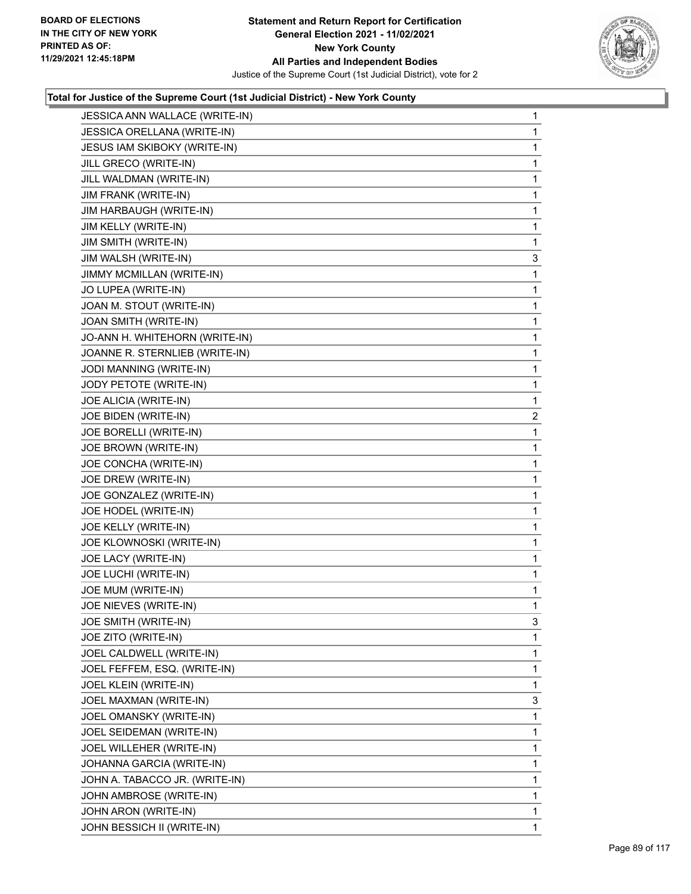**Total for Justice of the Supreme Court (1st Judicial District) - New York County**

| Candidate | Votes |
|---|---|
| JESSICA ANN WALLACE (WRITE-IN) | 1 |
| JESSICA ORELLANA (WRITE-IN) | 1 |
| JESUS IAM SKIBOKY (WRITE-IN) | 1 |
| JILL GRECO (WRITE-IN) | 1 |
| JILL WALDMAN (WRITE-IN) | 1 |
| JIM FRANK (WRITE-IN) | 1 |
| JIM HARBAUGH (WRITE-IN) | 1 |
| JIM KELLY (WRITE-IN) | 1 |
| JIM SMITH (WRITE-IN) | 1 |
| JIM WALSH (WRITE-IN) | 3 |
| JIMMY MCMILLAN (WRITE-IN) | 1 |
| JO LUPEA (WRITE-IN) | 1 |
| JOAN M. STOUT (WRITE-IN) | 1 |
| JOAN SMITH (WRITE-IN) | 1 |
| JO-ANN H. WHITEHORN (WRITE-IN) | 1 |
| JOANNE R. STERNLIEB (WRITE-IN) | 1 |
| JODI MANNING (WRITE-IN) | 1 |
| JODY PETOTE (WRITE-IN) | 1 |
| JOE ALICIA (WRITE-IN) | 1 |
| JOE BIDEN (WRITE-IN) | 2 |
| JOE BORELLI (WRITE-IN) | 1 |
| JOE BROWN (WRITE-IN) | 1 |
| JOE CONCHA (WRITE-IN) | 1 |
| JOE DREW (WRITE-IN) | 1 |
| JOE GONZALEZ (WRITE-IN) | 1 |
| JOE HODEL (WRITE-IN) | 1 |
| JOE KELLY (WRITE-IN) | 1 |
| JOE KLOWNOSKI (WRITE-IN) | 1 |
| JOE LACY (WRITE-IN) | 1 |
| JOE LUCHI (WRITE-IN) | 1 |
| JOE MUM (WRITE-IN) | 1 |
| JOE NIEVES (WRITE-IN) | 1 |
| JOE SMITH (WRITE-IN) | 3 |
| JOE ZITO (WRITE-IN) | 1 |
| JOEL CALDWELL (WRITE-IN) | 1 |
| JOEL FEFFEM, ESQ. (WRITE-IN) | 1 |
| JOEL KLEIN (WRITE-IN) | 1 |
| JOEL MAXMAN (WRITE-IN) | 3 |
| JOEL OMANSKY (WRITE-IN) | 1 |
| JOEL SEIDEMAN (WRITE-IN) | 1 |
| JOEL WILLEHER (WRITE-IN) | 1 |
| JOHANNA GARCIA (WRITE-IN) | 1 |
| JOHN A. TABACCO JR. (WRITE-IN) | 1 |
| JOHN AMBROSE (WRITE-IN) | 1 |
| JOHN ARON (WRITE-IN) | 1 |
| JOHN BESSICH II (WRITE-IN) | 1 |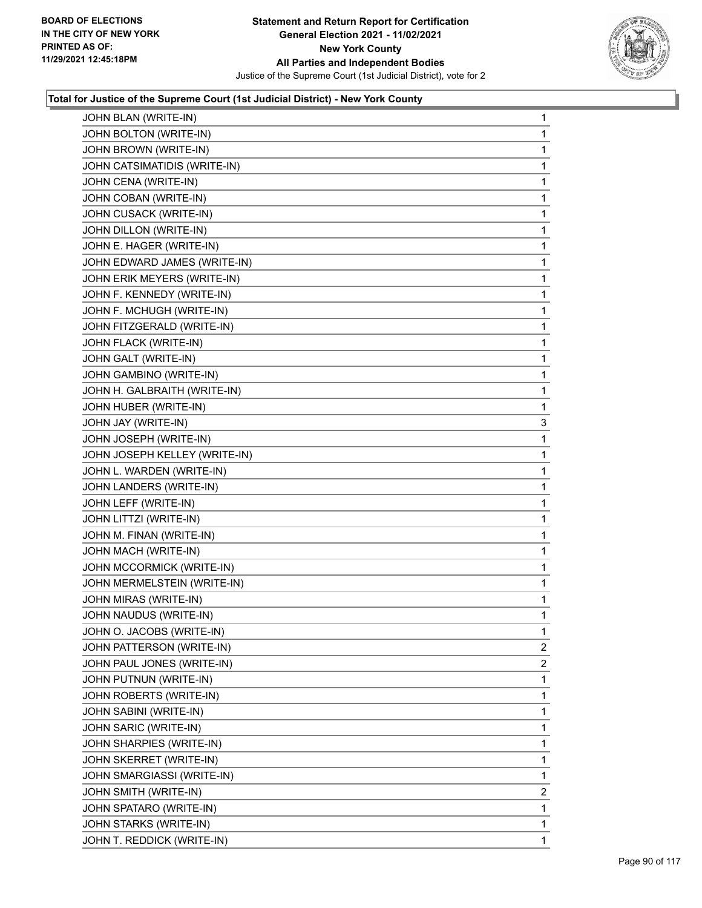**Total for Justice of the Supreme Court (1st Judicial District) - New York County**

| Candidate | Votes |
|---|---|
| JOHN BLAN (WRITE-IN) | 1 |
| JOHN BOLTON (WRITE-IN) | 1 |
| JOHN BROWN (WRITE-IN) | 1 |
| JOHN CATSIMATIDIS (WRITE-IN) | 1 |
| JOHN CENA (WRITE-IN) | 1 |
| JOHN COBAN (WRITE-IN) | 1 |
| JOHN CUSACK (WRITE-IN) | 1 |
| JOHN DILLON (WRITE-IN) | 1 |
| JOHN E. HAGER (WRITE-IN) | 1 |
| JOHN EDWARD JAMES (WRITE-IN) | 1 |
| JOHN ERIK MEYERS (WRITE-IN) | 1 |
| JOHN F. KENNEDY (WRITE-IN) | 1 |
| JOHN F. MCHUGH (WRITE-IN) | 1 |
| JOHN FITZGERALD (WRITE-IN) | 1 |
| JOHN FLACK (WRITE-IN) | 1 |
| JOHN GALT (WRITE-IN) | 1 |
| JOHN GAMBINO (WRITE-IN) | 1 |
| JOHN H. GALBRAITH (WRITE-IN) | 1 |
| JOHN HUBER (WRITE-IN) | 1 |
| JOHN JAY (WRITE-IN) | 3 |
| JOHN JOSEPH (WRITE-IN) | 1 |
| JOHN JOSEPH KELLEY (WRITE-IN) | 1 |
| JOHN L. WARDEN (WRITE-IN) | 1 |
| JOHN LANDERS (WRITE-IN) | 1 |
| JOHN LEFF (WRITE-IN) | 1 |
| JOHN LITTZI (WRITE-IN) | 1 |
| JOHN M. FINAN (WRITE-IN) | 1 |
| JOHN MACH (WRITE-IN) | 1 |
| JOHN MCCORMICK (WRITE-IN) | 1 |
| JOHN MERMELSTEIN (WRITE-IN) | 1 |
| JOHN MIRAS (WRITE-IN) | 1 |
| JOHN NAUDUS (WRITE-IN) | 1 |
| JOHN O. JACOBS (WRITE-IN) | 1 |
| JOHN PATTERSON (WRITE-IN) | 2 |
| JOHN PAUL JONES (WRITE-IN) | 2 |
| JOHN PUTNUN (WRITE-IN) | 1 |
| JOHN ROBERTS (WRITE-IN) | 1 |
| JOHN SABINI (WRITE-IN) | 1 |
| JOHN SARIC (WRITE-IN) | 1 |
| JOHN SHARPIES (WRITE-IN) | 1 |
| JOHN SKERRET (WRITE-IN) | 1 |
| JOHN SMARGIASSI (WRITE-IN) | 1 |
| JOHN SMITH (WRITE-IN) | 2 |
| JOHN SPATARO (WRITE-IN) | 1 |
| JOHN STARKS (WRITE-IN) | 1 |
| JOHN T. REDDICK (WRITE-IN) | 1 |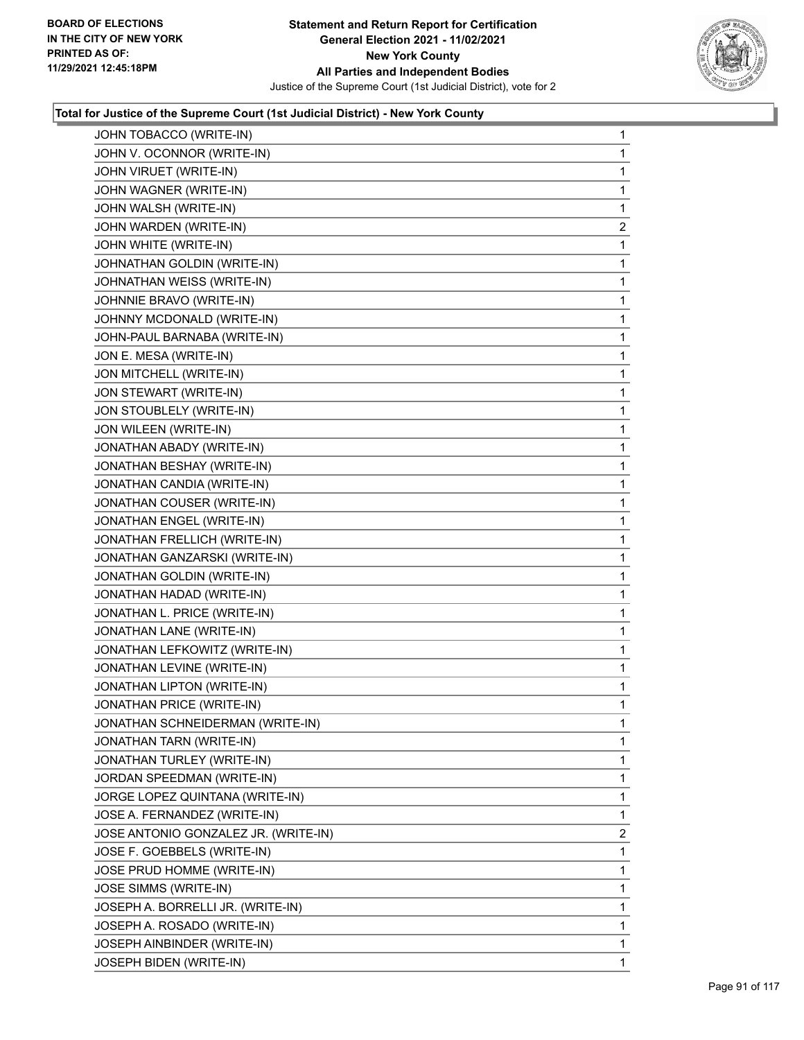### Total for Justice of the Supreme Court (1st Judicial District) - New York County

| | |
|---|---|
| JOHN TOBACCO (WRITE-IN) | 1 |
| JOHN V. OCONNOR (WRITE-IN) | 1 |
| JOHN VIRUET (WRITE-IN) | 1 |
| JOHN WAGNER (WRITE-IN) | 1 |
| JOHN WALSH (WRITE-IN) | 1 |
| JOHN WARDEN (WRITE-IN) | 2 |
| JOHN WHITE (WRITE-IN) | 1 |
| JOHNATHAN GOLDIN (WRITE-IN) | 1 |
| JOHNATHAN WEISS (WRITE-IN) | 1 |
| JOHNNIE BRAVO (WRITE-IN) | 1 |
| JOHNNY MCDONALD (WRITE-IN) | 1 |
| JOHN-PAUL BARNABA (WRITE-IN) | 1 |
| JON E. MESA (WRITE-IN) | 1 |
| JON MITCHELL (WRITE-IN) | 1 |
| JON STEWART (WRITE-IN) | 1 |
| JON STOUBLELY (WRITE-IN) | 1 |
| JON WILEEN (WRITE-IN) | 1 |
| JONATHAN ABADY (WRITE-IN) | 1 |
| JONATHAN BESHAY (WRITE-IN) | 1 |
| JONATHAN CANDIA (WRITE-IN) | 1 |
| JONATHAN COUSER (WRITE-IN) | 1 |
| JONATHAN ENGEL (WRITE-IN) | 1 |
| JONATHAN FRELLICH (WRITE-IN) | 1 |
| JONATHAN GANZARSKI (WRITE-IN) | 1 |
| JONATHAN GOLDIN (WRITE-IN) | 1 |
| JONATHAN HADAD (WRITE-IN) | 1 |
| JONATHAN L. PRICE (WRITE-IN) | 1 |
| JONATHAN LANE (WRITE-IN) | 1 |
| JONATHAN LEFKOWITZ (WRITE-IN) | 1 |
| JONATHAN LEVINE (WRITE-IN) | 1 |
| JONATHAN LIPTON (WRITE-IN) | 1 |
| JONATHAN PRICE (WRITE-IN) | 1 |
| JONATHAN SCHNEIDERMAN (WRITE-IN) | 1 |
| JONATHAN TARN (WRITE-IN) | 1 |
| JONATHAN TURLEY (WRITE-IN) | 1 |
| JORDAN SPEEDMAN (WRITE-IN) | 1 |
| JORGE LOPEZ QUINTANA (WRITE-IN) | 1 |
| JOSE A. FERNANDEZ (WRITE-IN) | 1 |
| JOSE ANTONIO GONZALEZ JR. (WRITE-IN) | 2 |
| JOSE F. GOEBBELS (WRITE-IN) | 1 |
| JOSE PRUD HOMME (WRITE-IN) | 1 |
| JOSE SIMMS (WRITE-IN) | 1 |
| JOSEPH A. BORRELLI JR. (WRITE-IN) | 1 |
| JOSEPH A. ROSADO (WRITE-IN) | 1 |
| JOSEPH AINBINDER (WRITE-IN) | 1 |
| JOSEPH BIDEN (WRITE-IN) | 1 |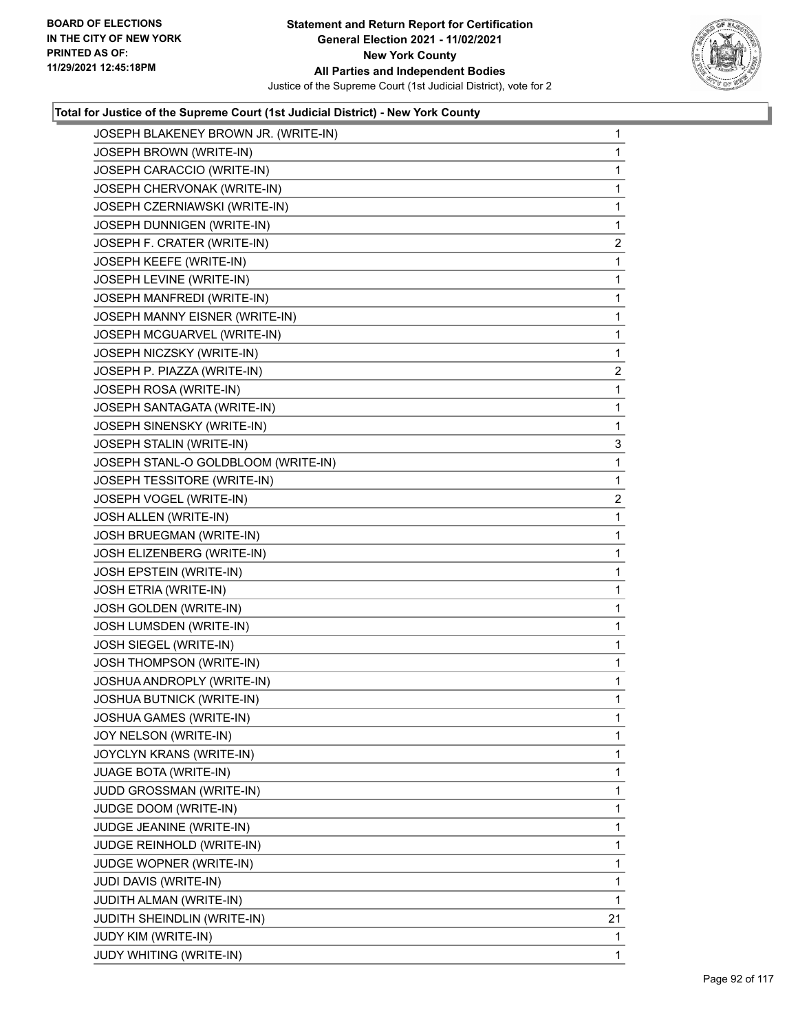**Total for Justice of the Supreme Court (1st Judicial District) - New York County**

| Candidate | Votes |
|---|---|
| JOSEPH BLAKENEY BROWN JR. (WRITE-IN) | 1 |
| JOSEPH BROWN (WRITE-IN) | 1 |
| JOSEPH CARACCIO (WRITE-IN) | 1 |
| JOSEPH CHERVONAK (WRITE-IN) | 1 |
| JOSEPH CZERNIAWSKI (WRITE-IN) | 1 |
| JOSEPH DUNNIGEN (WRITE-IN) | 1 |
| JOSEPH F. CRATER (WRITE-IN) | 2 |
| JOSEPH KEEFE (WRITE-IN) | 1 |
| JOSEPH LEVINE (WRITE-IN) | 1 |
| JOSEPH MANFREDI (WRITE-IN) | 1 |
| JOSEPH MANNY EISNER (WRITE-IN) | 1 |
| JOSEPH MCGUARVEL (WRITE-IN) | 1 |
| JOSEPH NICZSKY (WRITE-IN) | 1 |
| JOSEPH P. PIAZZA (WRITE-IN) | 2 |
| JOSEPH ROSA (WRITE-IN) | 1 |
| JOSEPH SANTAGATA (WRITE-IN) | 1 |
| JOSEPH SINENSKY (WRITE-IN) | 1 |
| JOSEPH STALIN (WRITE-IN) | 3 |
| JOSEPH STANL-O GOLDBLOOM (WRITE-IN) | 1 |
| JOSEPH TESSITORE (WRITE-IN) | 1 |
| JOSEPH VOGEL (WRITE-IN) | 2 |
| JOSH ALLEN (WRITE-IN) | 1 |
| JOSH BRUEGMAN (WRITE-IN) | 1 |
| JOSH ELIZENBERG (WRITE-IN) | 1 |
| JOSH EPSTEIN (WRITE-IN) | 1 |
| JOSH ETRIA (WRITE-IN) | 1 |
| JOSH GOLDEN (WRITE-IN) | 1 |
| JOSH LUMSDEN (WRITE-IN) | 1 |
| JOSH SIEGEL (WRITE-IN) | 1 |
| JOSH THOMPSON (WRITE-IN) | 1 |
| JOSHUA ANDROPLY (WRITE-IN) | 1 |
| JOSHUA BUTNICK (WRITE-IN) | 1 |
| JOSHUA GAMES (WRITE-IN) | 1 |
| JOY NELSON (WRITE-IN) | 1 |
| JOYCLYN KRANS (WRITE-IN) | 1 |
| JUAGE BOTA (WRITE-IN) | 1 |
| JUDD GROSSMAN (WRITE-IN) | 1 |
| JUDGE DOOM (WRITE-IN) | 1 |
| JUDGE JEANINE (WRITE-IN) | 1 |
| JUDGE REINHOLD (WRITE-IN) | 1 |
| JUDGE WOPNER (WRITE-IN) | 1 |
| JUDI DAVIS (WRITE-IN) | 1 |
| JUDITH ALMAN (WRITE-IN) | 1 |
| JUDITH SHEINDLIN (WRITE-IN) | 21 |
| JUDY KIM (WRITE-IN) | 1 |
| JUDY WHITING (WRITE-IN) | 1 |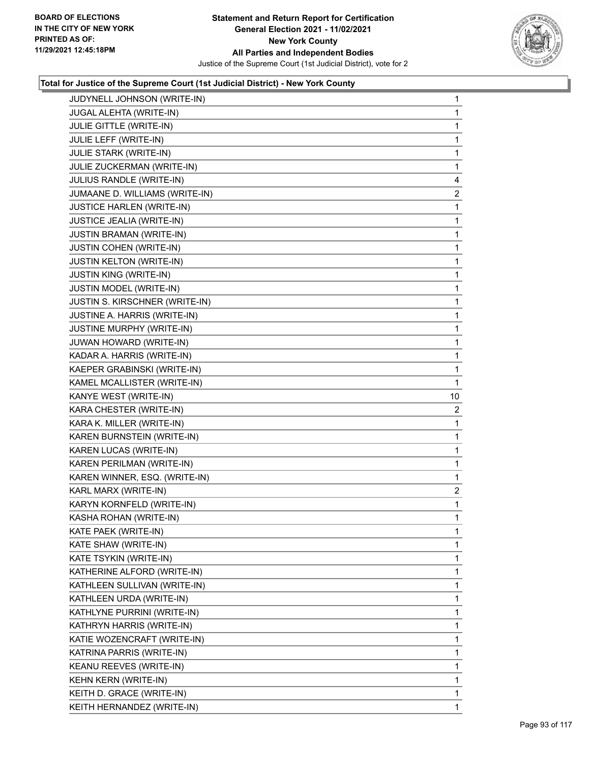### Total for Justice of the Supreme Court (1st Judicial District) - New York County

| Candidate | Votes |
|---|---|
| JUDYNELL JOHNSON (WRITE-IN) | 1 |
| JUGAL ALEHTA (WRITE-IN) | 1 |
| JULIE GITTLE (WRITE-IN) | 1 |
| JULIE LEFF (WRITE-IN) | 1 |
| JULIE STARK (WRITE-IN) | 1 |
| JULIE ZUCKERMAN (WRITE-IN) | 1 |
| JULIUS RANDLE (WRITE-IN) | 4 |
| JUMAANE D. WILLIAMS (WRITE-IN) | 2 |
| JUSTICE HARLEN (WRITE-IN) | 1 |
| JUSTICE JEALIA (WRITE-IN) | 1 |
| JUSTIN BRAMAN (WRITE-IN) | 1 |
| JUSTIN COHEN (WRITE-IN) | 1 |
| JUSTIN KELTON (WRITE-IN) | 1 |
| JUSTIN KING (WRITE-IN) | 1 |
| JUSTIN MODEL (WRITE-IN) | 1 |
| JUSTIN S. KIRSCHNER (WRITE-IN) | 1 |
| JUSTINE A. HARRIS (WRITE-IN) | 1 |
| JUSTINE MURPHY (WRITE-IN) | 1 |
| JUWAN HOWARD (WRITE-IN) | 1 |
| KADAR A. HARRIS (WRITE-IN) | 1 |
| KAEPER GRABINSKI (WRITE-IN) | 1 |
| KAMEL MCALLISTER (WRITE-IN) | 1 |
| KANYE WEST (WRITE-IN) | 10 |
| KARA CHESTER (WRITE-IN) | 2 |
| KARA K. MILLER (WRITE-IN) | 1 |
| KAREN BURNSTEIN (WRITE-IN) | 1 |
| KAREN LUCAS (WRITE-IN) | 1 |
| KAREN PERILMAN (WRITE-IN) | 1 |
| KAREN WINNER, ESQ. (WRITE-IN) | 1 |
| KARL MARX (WRITE-IN) | 2 |
| KARYN KORNFELD (WRITE-IN) | 1 |
| KASHA ROHAN (WRITE-IN) | 1 |
| KATE PAEK (WRITE-IN) | 1 |
| KATE SHAW (WRITE-IN) | 1 |
| KATE TSYKIN (WRITE-IN) | 1 |
| KATHERINE ALFORD (WRITE-IN) | 1 |
| KATHLEEN SULLIVAN (WRITE-IN) | 1 |
| KATHLEEN URDA (WRITE-IN) | 1 |
| KATHLYNE PURRINI (WRITE-IN) | 1 |
| KATHRYN HARRIS (WRITE-IN) | 1 |
| KATIE WOZENCRAFT (WRITE-IN) | 1 |
| KATRINA PARRIS (WRITE-IN) | 1 |
| KEANU REEVES (WRITE-IN) | 1 |
| KEHN KERN (WRITE-IN) | 1 |
| KEITH D. GRACE (WRITE-IN) | 1 |
| KEITH HERNANDEZ (WRITE-IN) | 1 |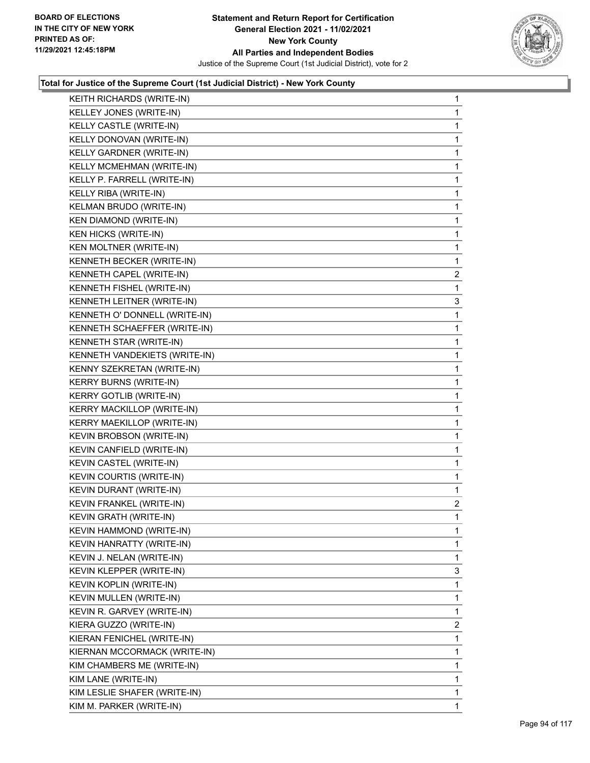**Statement and Return Report for Certification**
**General Election 2021 - 11/02/2021**
**New York County**
**All Parties and Independent Bodies**
Justice of the Supreme Court (1st Judicial District), vote for 2

BOARD OF ELECTIONS
IN THE CITY OF NEW YORK
PRINTED AS OF:
11/29/2021 12:45:18PM

### Total for Justice of the Supreme Court (1st Judicial District) - New York County

| Candidate | Votes |
|---|---|
| KEITH RICHARDS (WRITE-IN) | 1 |
| KELLEY JONES (WRITE-IN) | 1 |
| KELLY CASTLE (WRITE-IN) | 1 |
| KELLY DONOVAN (WRITE-IN) | 1 |
| KELLY GARDNER (WRITE-IN) | 1 |
| KELLY MCMEHMAN (WRITE-IN) | 1 |
| KELLY P. FARRELL (WRITE-IN) | 1 |
| KELLY RIBA (WRITE-IN) | 1 |
| KELMAN BRUDO (WRITE-IN) | 1 |
| KEN DIAMOND (WRITE-IN) | 1 |
| KEN HICKS (WRITE-IN) | 1 |
| KEN MOLTNER (WRITE-IN) | 1 |
| KENNETH BECKER (WRITE-IN) | 1 |
| KENNETH CAPEL (WRITE-IN) | 2 |
| KENNETH FISHEL (WRITE-IN) | 1 |
| KENNETH LEITNER (WRITE-IN) | 3 |
| KENNETH O' DONNELL (WRITE-IN) | 1 |
| KENNETH SCHAEFFER (WRITE-IN) | 1 |
| KENNETH STAR (WRITE-IN) | 1 |
| KENNETH VANDEKIETS (WRITE-IN) | 1 |
| KENNY SZEKRETAN (WRITE-IN) | 1 |
| KERRY BURNS (WRITE-IN) | 1 |
| KERRY GOTLIB (WRITE-IN) | 1 |
| KERRY MACKILLOP (WRITE-IN) | 1 |
| KERRY MAEKILLOP (WRITE-IN) | 1 |
| KEVIN BROBSON (WRITE-IN) | 1 |
| KEVIN CANFIELD (WRITE-IN) | 1 |
| KEVIN CASTEL (WRITE-IN) | 1 |
| KEVIN COURTIS (WRITE-IN) | 1 |
| KEVIN DURANT (WRITE-IN) | 1 |
| KEVIN FRANKEL (WRITE-IN) | 2 |
| KEVIN GRATH (WRITE-IN) | 1 |
| KEVIN HAMMOND (WRITE-IN) | 1 |
| KEVIN HANRATTY (WRITE-IN) | 1 |
| KEVIN J. NELAN (WRITE-IN) | 1 |
| KEVIN KLEPPER (WRITE-IN) | 3 |
| KEVIN KOPLIN (WRITE-IN) | 1 |
| KEVIN MULLEN (WRITE-IN) | 1 |
| KEVIN R. GARVEY (WRITE-IN) | 1 |
| KIERA GUZZO (WRITE-IN) | 2 |
| KIERAN FENICHEL (WRITE-IN) | 1 |
| KIERNAN MCCORMACK (WRITE-IN) | 1 |
| KIM CHAMBERS ME (WRITE-IN) | 1 |
| KIM LANE (WRITE-IN) | 1 |
| KIM LESLIE SHAFER (WRITE-IN) | 1 |
| KIM M. PARKER (WRITE-IN) | 1 |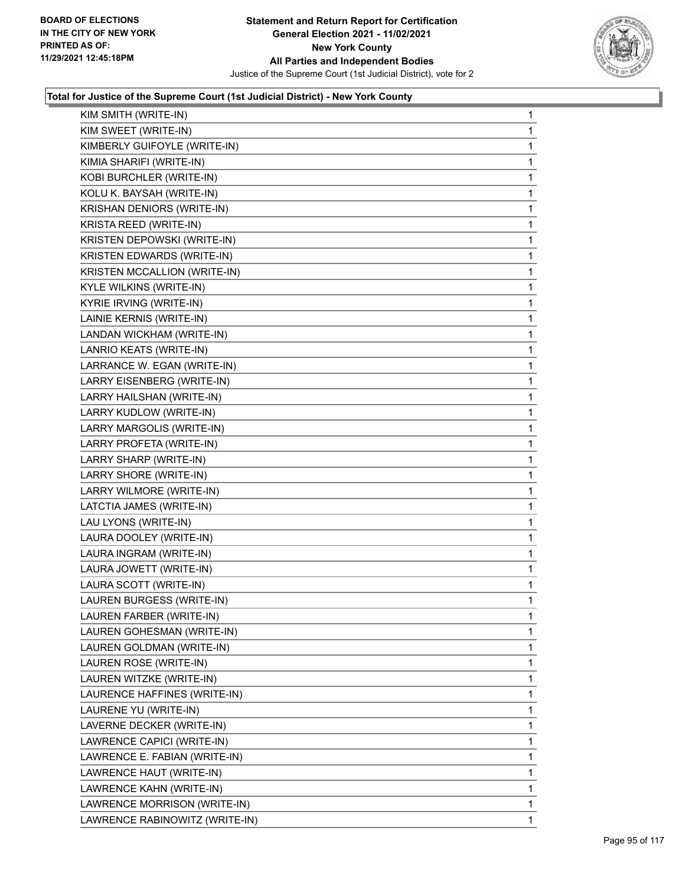### Total for Justice of the Supreme Court (1st Judicial District) - New York County

| Candidate | Votes |
|---|---|
| KIM SMITH (WRITE-IN) | 1 |
| KIM SWEET (WRITE-IN) | 1 |
| KIMBERLY GUIFOYLE (WRITE-IN) | 1 |
| KIMIA SHARIFI (WRITE-IN) | 1 |
| KOBI BURCHLER (WRITE-IN) | 1 |
| KOLU K. BAYSAH (WRITE-IN) | 1 |
| KRISHAN DENIORS (WRITE-IN) | 1 |
| KRISTA REED (WRITE-IN) | 1 |
| KRISTEN DEPOWSKI (WRITE-IN) | 1 |
| KRISTEN EDWARDS (WRITE-IN) | 1 |
| KRISTEN MCCALLION (WRITE-IN) | 1 |
| KYLE WILKINS (WRITE-IN) | 1 |
| KYRIE IRVING (WRITE-IN) | 1 |
| LAINIE KERNIS (WRITE-IN) | 1 |
| LANDAN WICKHAM (WRITE-IN) | 1 |
| LANRIO KEATS (WRITE-IN) | 1 |
| LARRANCE W. EGAN (WRITE-IN) | 1 |
| LARRY EISENBERG (WRITE-IN) | 1 |
| LARRY HAILSHAN (WRITE-IN) | 1 |
| LARRY KUDLOW (WRITE-IN) | 1 |
| LARRY MARGOLIS (WRITE-IN) | 1 |
| LARRY PROFETA (WRITE-IN) | 1 |
| LARRY SHARP (WRITE-IN) | 1 |
| LARRY SHORE (WRITE-IN) | 1 |
| LARRY WILMORE (WRITE-IN) | 1 |
| LATCTIA JAMES (WRITE-IN) | 1 |
| LAU LYONS (WRITE-IN) | 1 |
| LAURA DOOLEY (WRITE-IN) | 1 |
| LAURA INGRAM (WRITE-IN) | 1 |
| LAURA JOWETT (WRITE-IN) | 1 |
| LAURA SCOTT (WRITE-IN) | 1 |
| LAUREN BURGESS (WRITE-IN) | 1 |
| LAUREN FARBER (WRITE-IN) | 1 |
| LAUREN GOHESMAN (WRITE-IN) | 1 |
| LAUREN GOLDMAN (WRITE-IN) | 1 |
| LAUREN ROSE (WRITE-IN) | 1 |
| LAUREN WITZKE (WRITE-IN) | 1 |
| LAURENCE HAFFINES (WRITE-IN) | 1 |
| LAURENE YU (WRITE-IN) | 1 |
| LAVERNE DECKER (WRITE-IN) | 1 |
| LAWRENCE CAPICI (WRITE-IN) | 1 |
| LAWRENCE E. FABIAN (WRITE-IN) | 1 |
| LAWRENCE HAUT (WRITE-IN) | 1 |
| LAWRENCE KAHN (WRITE-IN) | 1 |
| LAWRENCE MORRISON (WRITE-IN) | 1 |
| LAWRENCE RABINOWITZ (WRITE-IN) | 1 |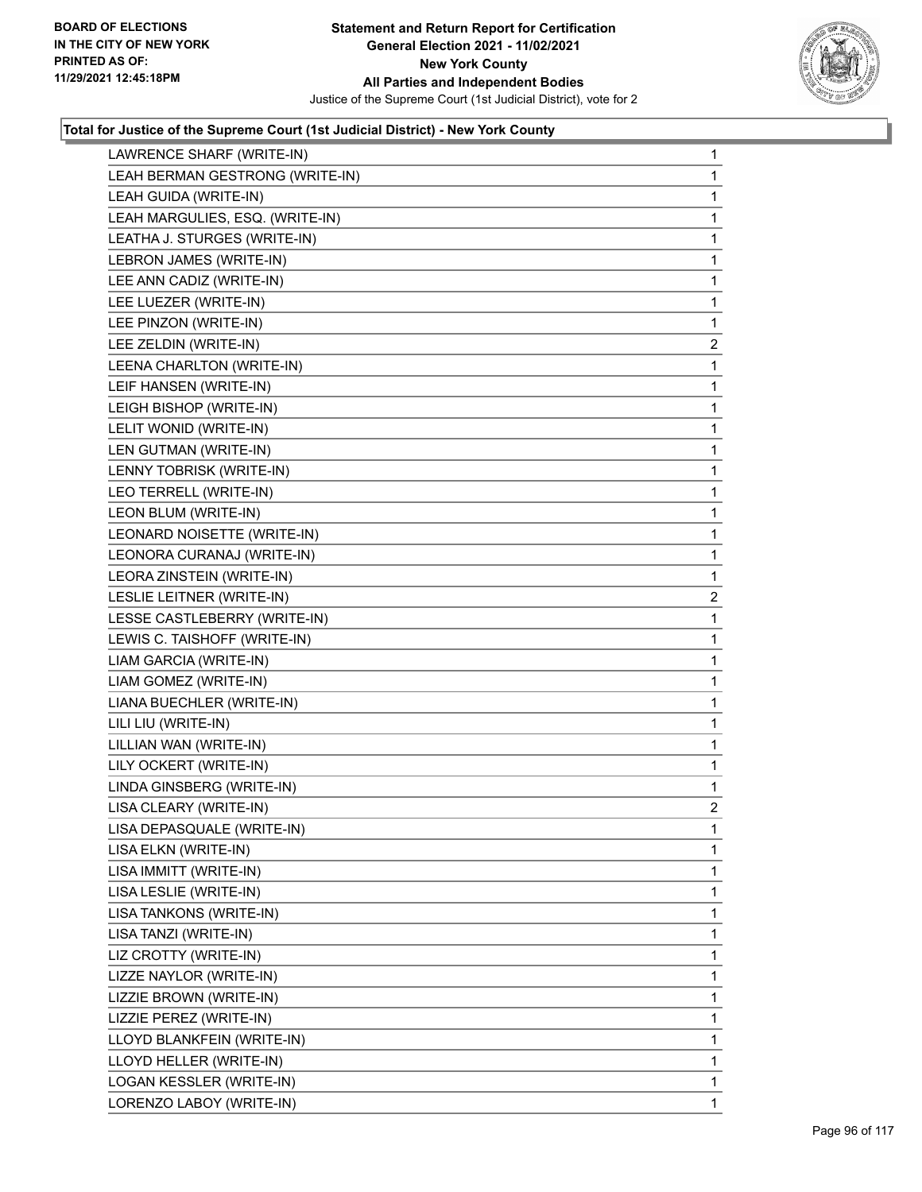**Total for Justice of the Supreme Court (1st Judicial District) - New York County**

| | |
|---|---|
| LAWRENCE SHARF (WRITE-IN) | 1 |
| LEAH BERMAN GESTRONG (WRITE-IN) | 1 |
| LEAH GUIDA (WRITE-IN) | 1 |
| LEAH MARGULIES, ESQ. (WRITE-IN) | 1 |
| LEATHA J. STURGES (WRITE-IN) | 1 |
| LEBRON JAMES (WRITE-IN) | 1 |
| LEE ANN CADIZ (WRITE-IN) | 1 |
| LEE LUEZER (WRITE-IN) | 1 |
| LEE PINZON (WRITE-IN) | 1 |
| LEE ZELDIN (WRITE-IN) | 2 |
| LEENA CHARLTON (WRITE-IN) | 1 |
| LEIF HANSEN (WRITE-IN) | 1 |
| LEIGH BISHOP (WRITE-IN) | 1 |
| LELIT WONID (WRITE-IN) | 1 |
| LEN GUTMAN (WRITE-IN) | 1 |
| LENNY TOBRISK (WRITE-IN) | 1 |
| LEO TERRELL (WRITE-IN) | 1 |
| LEON BLUM (WRITE-IN) | 1 |
| LEONARD NOISETTE (WRITE-IN) | 1 |
| LEONORA CURANAJ (WRITE-IN) | 1 |
| LEORA ZINSTEIN (WRITE-IN) | 1 |
| LESLIE LEITNER (WRITE-IN) | 2 |
| LESSE CASTLEBERRY (WRITE-IN) | 1 |
| LEWIS C. TAISHOFF (WRITE-IN) | 1 |
| LIAM GARCIA (WRITE-IN) | 1 |
| LIAM GOMEZ (WRITE-IN) | 1 |
| LIANA BUECHLER (WRITE-IN) | 1 |
| LILI LIU (WRITE-IN) | 1 |
| LILLIAN WAN (WRITE-IN) | 1 |
| LILY OCKERT (WRITE-IN) | 1 |
| LINDA GINSBERG (WRITE-IN) | 1 |
| LISA CLEARY (WRITE-IN) | 2 |
| LISA DEPASQUALE (WRITE-IN) | 1 |
| LISA ELKN (WRITE-IN) | 1 |
| LISA IMMITT (WRITE-IN) | 1 |
| LISA LESLIE (WRITE-IN) | 1 |
| LISA TANKONS (WRITE-IN) | 1 |
| LISA TANZI (WRITE-IN) | 1 |
| LIZ CROTTY (WRITE-IN) | 1 |
| LIZZE NAYLOR (WRITE-IN) | 1 |
| LIZZIE BROWN (WRITE-IN) | 1 |
| LIZZIE PEREZ (WRITE-IN) | 1 |
| LLOYD BLANKFEIN (WRITE-IN) | 1 |
| LLOYD HELLER (WRITE-IN) | 1 |
| LOGAN KESSLER (WRITE-IN) | 1 |
| LORENZO LABOY (WRITE-IN) | 1 |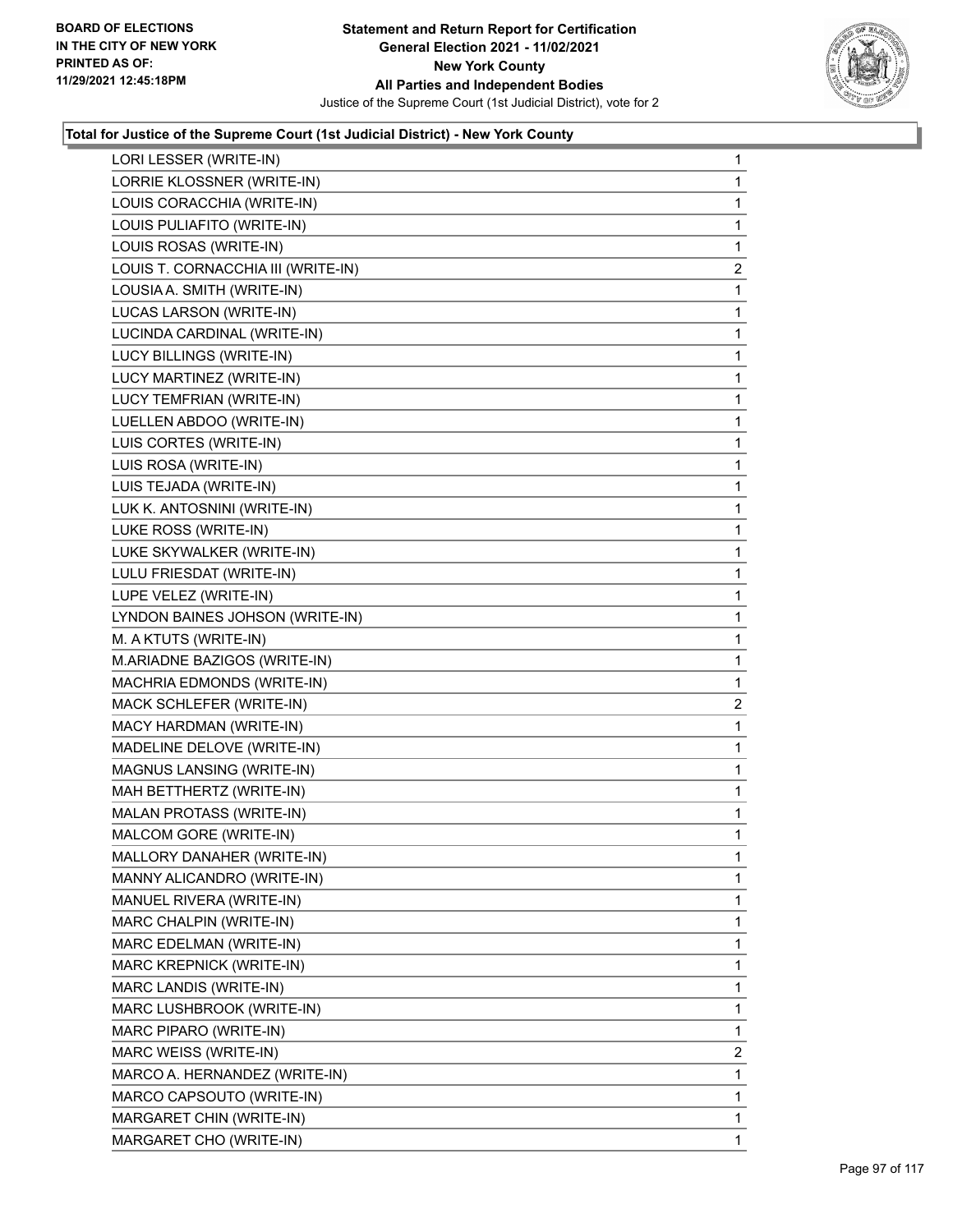### Total for Justice of the Supreme Court (1st Judicial District) - New York County

| | |
|---|---|
| LORI LESSER (WRITE-IN) | 1 |
| LORRIE KLOSSNER (WRITE-IN) | 1 |
| LOUIS CORACCHIA (WRITE-IN) | 1 |
| LOUIS PULIAFITO (WRITE-IN) | 1 |
| LOUIS ROSAS (WRITE-IN) | 1 |
| LOUIS T. CORNACCHIA III (WRITE-IN) | 2 |
| LOUSIA A. SMITH (WRITE-IN) | 1 |
| LUCAS LARSON (WRITE-IN) | 1 |
| LUCINDA CARDINAL (WRITE-IN) | 1 |
| LUCY BILLINGS (WRITE-IN) | 1 |
| LUCY MARTINEZ (WRITE-IN) | 1 |
| LUCY TEMFRIAN (WRITE-IN) | 1 |
| LUELLEN ABDOO (WRITE-IN) | 1 |
| LUIS CORTES (WRITE-IN) | 1 |
| LUIS ROSA (WRITE-IN) | 1 |
| LUIS TEJADA (WRITE-IN) | 1 |
| LUK K. ANTOSNINI (WRITE-IN) | 1 |
| LUKE ROSS (WRITE-IN) | 1 |
| LUKE SKYWALKER (WRITE-IN) | 1 |
| LULU FRIESDAT (WRITE-IN) | 1 |
| LUPE VELEZ (WRITE-IN) | 1 |
| LYNDON BAINES JOHSON (WRITE-IN) | 1 |
| M. A KTUTS (WRITE-IN) | 1 |
| M.ARIADNE BAZIGOS (WRITE-IN) | 1 |
| MACHRIA EDMONDS (WRITE-IN) | 1 |
| MACK SCHLEFER (WRITE-IN) | 2 |
| MACY HARDMAN (WRITE-IN) | 1 |
| MADELINE DELOVE (WRITE-IN) | 1 |
| MAGNUS LANSING (WRITE-IN) | 1 |
| MAH BETTHERTZ (WRITE-IN) | 1 |
| MALAN PROTASS (WRITE-IN) | 1 |
| MALCOM GORE (WRITE-IN) | 1 |
| MALLORY DANAHER (WRITE-IN) | 1 |
| MANNY ALICANDRO (WRITE-IN) | 1 |
| MANUEL RIVERA (WRITE-IN) | 1 |
| MARC CHALPIN (WRITE-IN) | 1 |
| MARC EDELMAN (WRITE-IN) | 1 |
| MARC KREPNICK (WRITE-IN) | 1 |
| MARC LANDIS (WRITE-IN) | 1 |
| MARC LUSHBROOK (WRITE-IN) | 1 |
| MARC PIPARO (WRITE-IN) | 1 |
| MARC WEISS (WRITE-IN) | 2 |
| MARCO A. HERNANDEZ (WRITE-IN) | 1 |
| MARCO CAPSOUTO (WRITE-IN) | 1 |
| MARGARET CHIN (WRITE-IN) | 1 |
| MARGARET CHO (WRITE-IN) | 1 |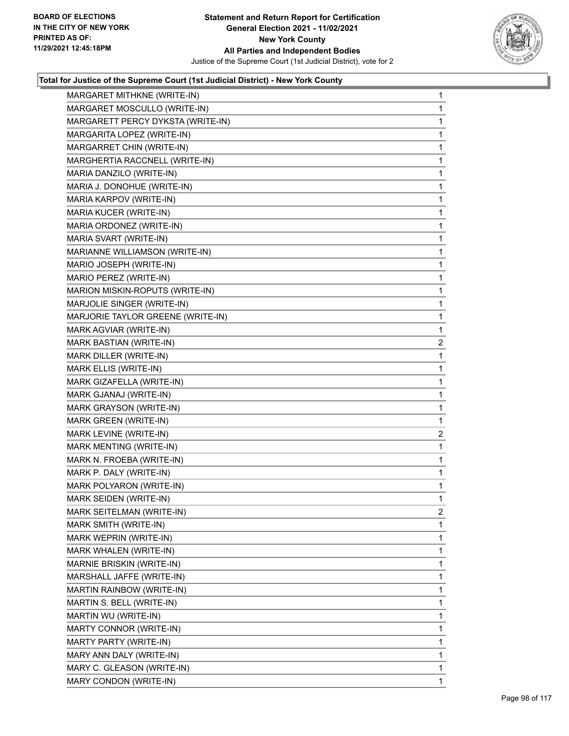**Total for Justice of the Supreme Court (1st Judicial District) - New York County**

| Candidate | Votes |
|---|---|
| MARGARET MITHKNE (WRITE-IN) | 1 |
| MARGARET MOSCULLO (WRITE-IN) | 1 |
| MARGARETT PERCY DYKSTA (WRITE-IN) | 1 |
| MARGARITA LOPEZ (WRITE-IN) | 1 |
| MARGARRET CHIN (WRITE-IN) | 1 |
| MARGHERTIA RACCNELL (WRITE-IN) | 1 |
| MARIA DANZILO (WRITE-IN) | 1 |
| MARIA J. DONOHUE (WRITE-IN) | 1 |
| MARIA KARPOV (WRITE-IN) | 1 |
| MARIA KUCER (WRITE-IN) | 1 |
| MARIA ORDONEZ (WRITE-IN) | 1 |
| MARIA SVART (WRITE-IN) | 1 |
| MARIANNE WILLIAMSON (WRITE-IN) | 1 |
| MARIO JOSEPH (WRITE-IN) | 1 |
| MARIO PEREZ (WRITE-IN) | 1 |
| MARION MISKIN-ROPUTS (WRITE-IN) | 1 |
| MARJOLIE SINGER (WRITE-IN) | 1 |
| MARJORIE TAYLOR GREENE (WRITE-IN) | 1 |
| MARK AGVIAR (WRITE-IN) | 1 |
| MARK BASTIAN (WRITE-IN) | 2 |
| MARK DILLER (WRITE-IN) | 1 |
| MARK ELLIS (WRITE-IN) | 1 |
| MARK GIZAFELLA (WRITE-IN) | 1 |
| MARK GJANAJ (WRITE-IN) | 1 |
| MARK GRAYSON (WRITE-IN) | 1 |
| MARK GREEN (WRITE-IN) | 1 |
| MARK LEVINE (WRITE-IN) | 2 |
| MARK MENTING (WRITE-IN) | 1 |
| MARK N. FROEBA (WRITE-IN) | 1 |
| MARK P. DALY (WRITE-IN) | 1 |
| MARK POLYARON (WRITE-IN) | 1 |
| MARK SEIDEN (WRITE-IN) | 1 |
| MARK SEITELMAN (WRITE-IN) | 2 |
| MARK SMITH (WRITE-IN) | 1 |
| MARK WEPRIN (WRITE-IN) | 1 |
| MARK WHALEN (WRITE-IN) | 1 |
| MARNIE BRISKIN (WRITE-IN) | 1 |
| MARSHALL JAFFE (WRITE-IN) | 1 |
| MARTIN RAINBOW (WRITE-IN) | 1 |
| MARTIN S. BELL (WRITE-IN) | 1 |
| MARTIN WU (WRITE-IN) | 1 |
| MARTY CONNOR (WRITE-IN) | 1 |
| MARTY PARTY (WRITE-IN) | 1 |
| MARY ANN DALY (WRITE-IN) | 1 |
| MARY C. GLEASON (WRITE-IN) | 1 |
| MARY CONDON (WRITE-IN) | 1 |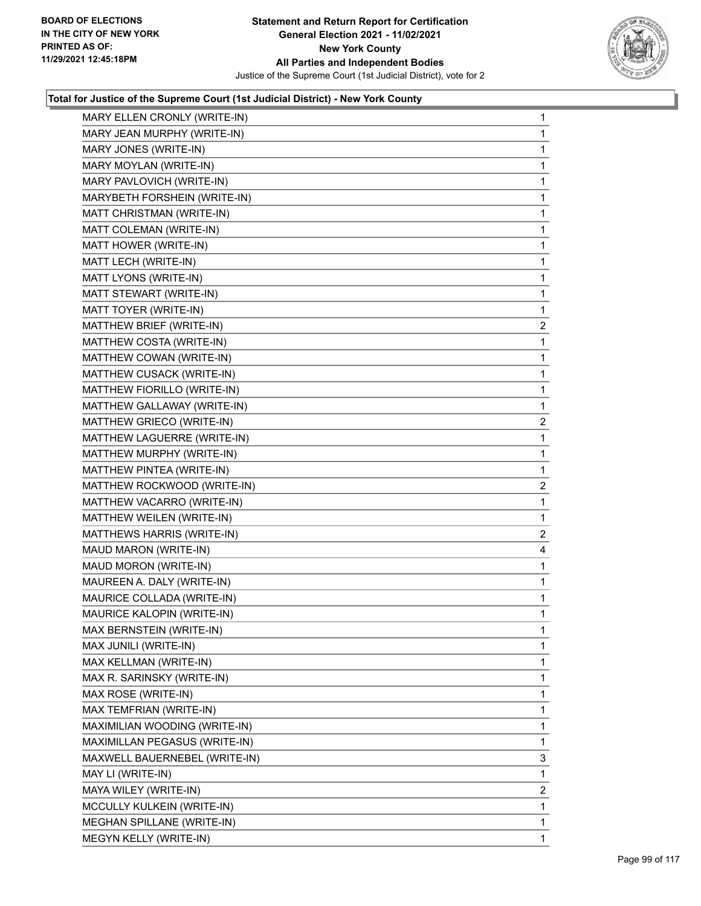BOARD OF ELECTIONS
IN THE CITY OF NEW YORK
PRINTED AS OF:
11/29/2021 12:45:18PM

**Statement and Return Report for Certification**
**General Election 2021 - 11/02/2021**
**New York County**
**All Parties and Independent Bodies**
Justice of the Supreme Court (1st Judicial District), vote for 2

### Total for Justice of the Supreme Court (1st Judicial District) - New York County

| Candidate | Votes |
|---|---|
| MARY ELLEN CRONLY (WRITE-IN) | 1 |
| MARY JEAN MURPHY (WRITE-IN) | 1 |
| MARY JONES (WRITE-IN) | 1 |
| MARY MOYLAN (WRITE-IN) | 1 |
| MARY PAVLOVICH (WRITE-IN) | 1 |
| MARYBETH FORSHEIN (WRITE-IN) | 1 |
| MATT CHRISTMAN (WRITE-IN) | 1 |
| MATT COLEMAN (WRITE-IN) | 1 |
| MATT HOWER (WRITE-IN) | 1 |
| MATT LECH (WRITE-IN) | 1 |
| MATT LYONS (WRITE-IN) | 1 |
| MATT STEWART (WRITE-IN) | 1 |
| MATT TOYER (WRITE-IN) | 1 |
| MATTHEW BRIEF (WRITE-IN) | 2 |
| MATTHEW COSTA (WRITE-IN) | 1 |
| MATTHEW COWAN (WRITE-IN) | 1 |
| MATTHEW CUSACK (WRITE-IN) | 1 |
| MATTHEW FIORILLO (WRITE-IN) | 1 |
| MATTHEW GALLAWAY (WRITE-IN) | 1 |
| MATTHEW GRIECO (WRITE-IN) | 2 |
| MATTHEW LAGUERRE (WRITE-IN) | 1 |
| MATTHEW MURPHY (WRITE-IN) | 1 |
| MATTHEW PINTEA (WRITE-IN) | 1 |
| MATTHEW ROCKWOOD (WRITE-IN) | 2 |
| MATTHEW VACARRO (WRITE-IN) | 1 |
| MATTHEW WEILEN (WRITE-IN) | 1 |
| MATTHEWS HARRIS (WRITE-IN) | 2 |
| MAUD MARON (WRITE-IN) | 4 |
| MAUD MORON (WRITE-IN) | 1 |
| MAUREEN A. DALY (WRITE-IN) | 1 |
| MAURICE COLLADA (WRITE-IN) | 1 |
| MAURICE KALOPIN (WRITE-IN) | 1 |
| MAX BERNSTEIN (WRITE-IN) | 1 |
| MAX JUNILI (WRITE-IN) | 1 |
| MAX KELLMAN (WRITE-IN) | 1 |
| MAX R. SARINSKY (WRITE-IN) | 1 |
| MAX ROSE (WRITE-IN) | 1 |
| MAX TEMFRIAN (WRITE-IN) | 1 |
| MAXIMILIAN WOODING (WRITE-IN) | 1 |
| MAXIMILLAN PEGASUS (WRITE-IN) | 1 |
| MAXWELL BAUERNEBEL (WRITE-IN) | 3 |
| MAY LI (WRITE-IN) | 1 |
| MAYA WILEY (WRITE-IN) | 2 |
| MCCULLY KULKEIN (WRITE-IN) | 1 |
| MEGHAN SPILLANE (WRITE-IN) | 1 |
| MEGYN KELLY (WRITE-IN) | 1 |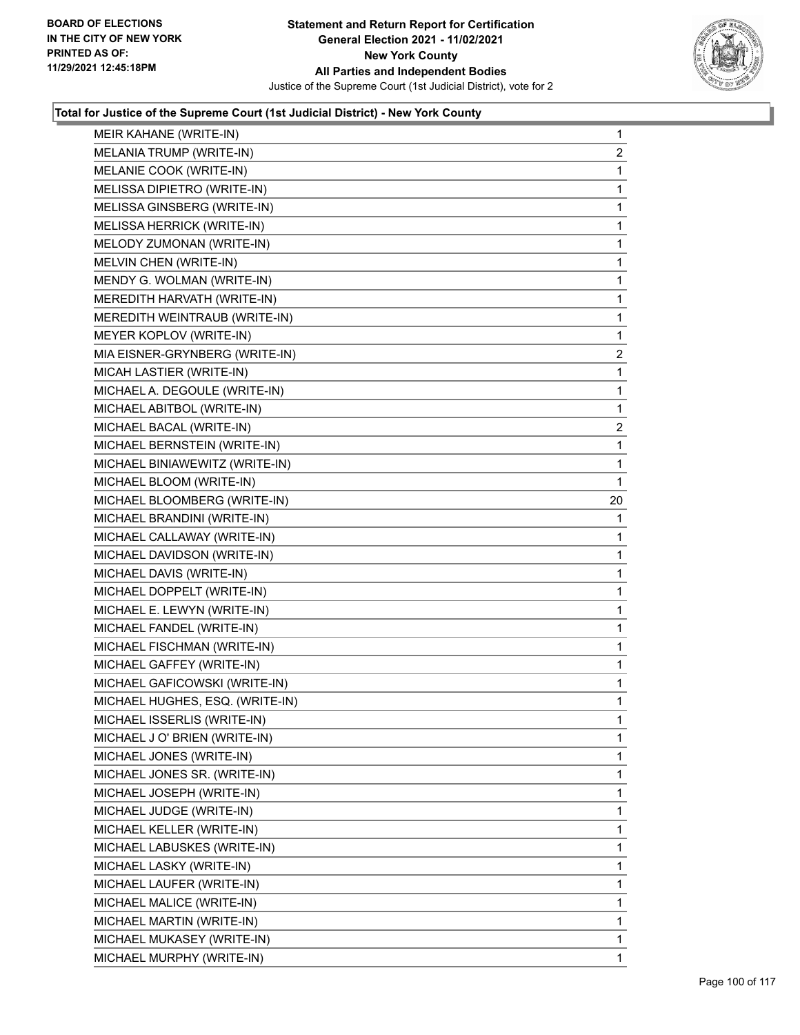**Total for Justice of the Supreme Court (1st Judicial District) - New York County**

| Candidate | Votes |
|---|---|
| MEIR KAHANE (WRITE-IN) | 1 |
| MELANIA TRUMP (WRITE-IN) | 2 |
| MELANIE COOK (WRITE-IN) | 1 |
| MELISSA DIPIETRO (WRITE-IN) | 1 |
| MELISSA GINSBERG (WRITE-IN) | 1 |
| MELISSA HERRICK (WRITE-IN) | 1 |
| MELODY ZUMONAN (WRITE-IN) | 1 |
| MELVIN CHEN (WRITE-IN) | 1 |
| MENDY G. WOLMAN (WRITE-IN) | 1 |
| MEREDITH HARVATH (WRITE-IN) | 1 |
| MEREDITH WEINTRAUB (WRITE-IN) | 1 |
| MEYER KOPLOV (WRITE-IN) | 1 |
| MIA EISNER-GRYNBERG (WRITE-IN) | 2 |
| MICAH LASTIER (WRITE-IN) | 1 |
| MICHAEL A. DEGOULE (WRITE-IN) | 1 |
| MICHAEL ABITBOL (WRITE-IN) | 1 |
| MICHAEL BACAL (WRITE-IN) | 2 |
| MICHAEL BERNSTEIN (WRITE-IN) | 1 |
| MICHAEL BINIAWEWITZ (WRITE-IN) | 1 |
| MICHAEL BLOOM (WRITE-IN) | 1 |
| MICHAEL BLOOMBERG (WRITE-IN) | 20 |
| MICHAEL BRANDINI (WRITE-IN) | 1 |
| MICHAEL CALLAWAY (WRITE-IN) | 1 |
| MICHAEL DAVIDSON (WRITE-IN) | 1 |
| MICHAEL DAVIS (WRITE-IN) | 1 |
| MICHAEL DOPPELT (WRITE-IN) | 1 |
| MICHAEL E. LEWYN (WRITE-IN) | 1 |
| MICHAEL FANDEL (WRITE-IN) | 1 |
| MICHAEL FISCHMAN (WRITE-IN) | 1 |
| MICHAEL GAFFEY (WRITE-IN) | 1 |
| MICHAEL GAFICOWSKI (WRITE-IN) | 1 |
| MICHAEL HUGHES, ESQ. (WRITE-IN) | 1 |
| MICHAEL ISSERLIS (WRITE-IN) | 1 |
| MICHAEL J O' BRIEN (WRITE-IN) | 1 |
| MICHAEL JONES (WRITE-IN) | 1 |
| MICHAEL JONES SR. (WRITE-IN) | 1 |
| MICHAEL JOSEPH (WRITE-IN) | 1 |
| MICHAEL JUDGE (WRITE-IN) | 1 |
| MICHAEL KELLER (WRITE-IN) | 1 |
| MICHAEL LABUSKES (WRITE-IN) | 1 |
| MICHAEL LASKY (WRITE-IN) | 1 |
| MICHAEL LAUFER (WRITE-IN) | 1 |
| MICHAEL MALICE (WRITE-IN) | 1 |
| MICHAEL MARTIN (WRITE-IN) | 1 |
| MICHAEL MUKASEY (WRITE-IN) | 1 |
| MICHAEL MURPHY (WRITE-IN) | 1 |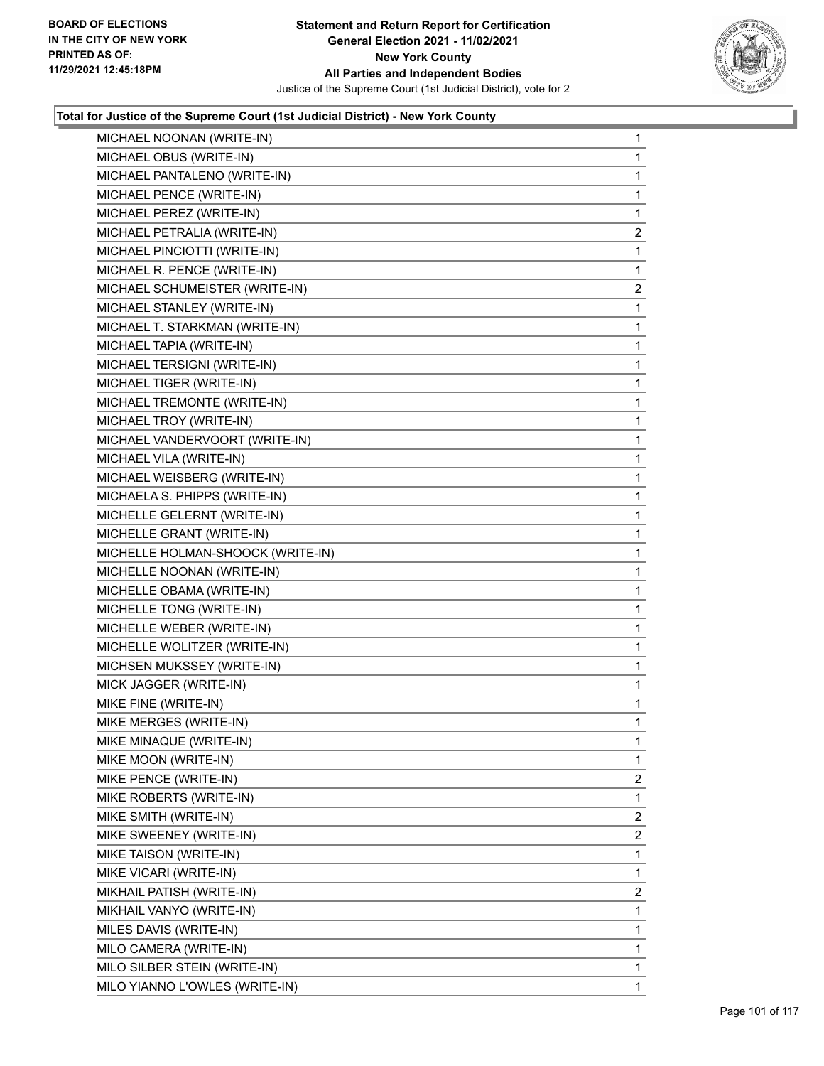### Total for Justice of the Supreme Court (1st Judicial District) - New York County

| Candidate | Votes |
|---|---|
| MICHAEL NOONAN (WRITE-IN) | 1 |
| MICHAEL OBUS (WRITE-IN) | 1 |
| MICHAEL PANTALENO (WRITE-IN) | 1 |
| MICHAEL PENCE (WRITE-IN) | 1 |
| MICHAEL PEREZ (WRITE-IN) | 1 |
| MICHAEL PETRALIA (WRITE-IN) | 2 |
| MICHAEL PINCIOTTI (WRITE-IN) | 1 |
| MICHAEL R. PENCE (WRITE-IN) | 1 |
| MICHAEL SCHUMEISTER (WRITE-IN) | 2 |
| MICHAEL STANLEY (WRITE-IN) | 1 |
| MICHAEL T. STARKMAN (WRITE-IN) | 1 |
| MICHAEL TAPIA (WRITE-IN) | 1 |
| MICHAEL TERSIGNI (WRITE-IN) | 1 |
| MICHAEL TIGER (WRITE-IN) | 1 |
| MICHAEL TREMONTE (WRITE-IN) | 1 |
| MICHAEL TROY (WRITE-IN) | 1 |
| MICHAEL VANDERVOORT (WRITE-IN) | 1 |
| MICHAEL VILA (WRITE-IN) | 1 |
| MICHAEL WEISBERG (WRITE-IN) | 1 |
| MICHAELA S. PHIPPS (WRITE-IN) | 1 |
| MICHELLE GELERNT (WRITE-IN) | 1 |
| MICHELLE GRANT (WRITE-IN) | 1 |
| MICHELLE HOLMAN-SHOOCK (WRITE-IN) | 1 |
| MICHELLE NOONAN (WRITE-IN) | 1 |
| MICHELLE OBAMA (WRITE-IN) | 1 |
| MICHELLE TONG (WRITE-IN) | 1 |
| MICHELLE WEBER (WRITE-IN) | 1 |
| MICHELLE WOLITZER (WRITE-IN) | 1 |
| MICHSEN MUKSSEY (WRITE-IN) | 1 |
| MICK JAGGER (WRITE-IN) | 1 |
| MIKE FINE (WRITE-IN) | 1 |
| MIKE MERGES (WRITE-IN) | 1 |
| MIKE MINAQUE (WRITE-IN) | 1 |
| MIKE MOON (WRITE-IN) | 1 |
| MIKE PENCE (WRITE-IN) | 2 |
| MIKE ROBERTS (WRITE-IN) | 1 |
| MIKE SMITH (WRITE-IN) | 2 |
| MIKE SWEENEY (WRITE-IN) | 2 |
| MIKE TAISON (WRITE-IN) | 1 |
| MIKE VICARI (WRITE-IN) | 1 |
| MIKHAIL PATISH (WRITE-IN) | 2 |
| MIKHAIL VANYO (WRITE-IN) | 1 |
| MILES DAVIS (WRITE-IN) | 1 |
| MILO CAMERA (WRITE-IN) | 1 |
| MILO SILBER STEIN (WRITE-IN) | 1 |
| MILO YIANNO L'OWLES (WRITE-IN) | 1 |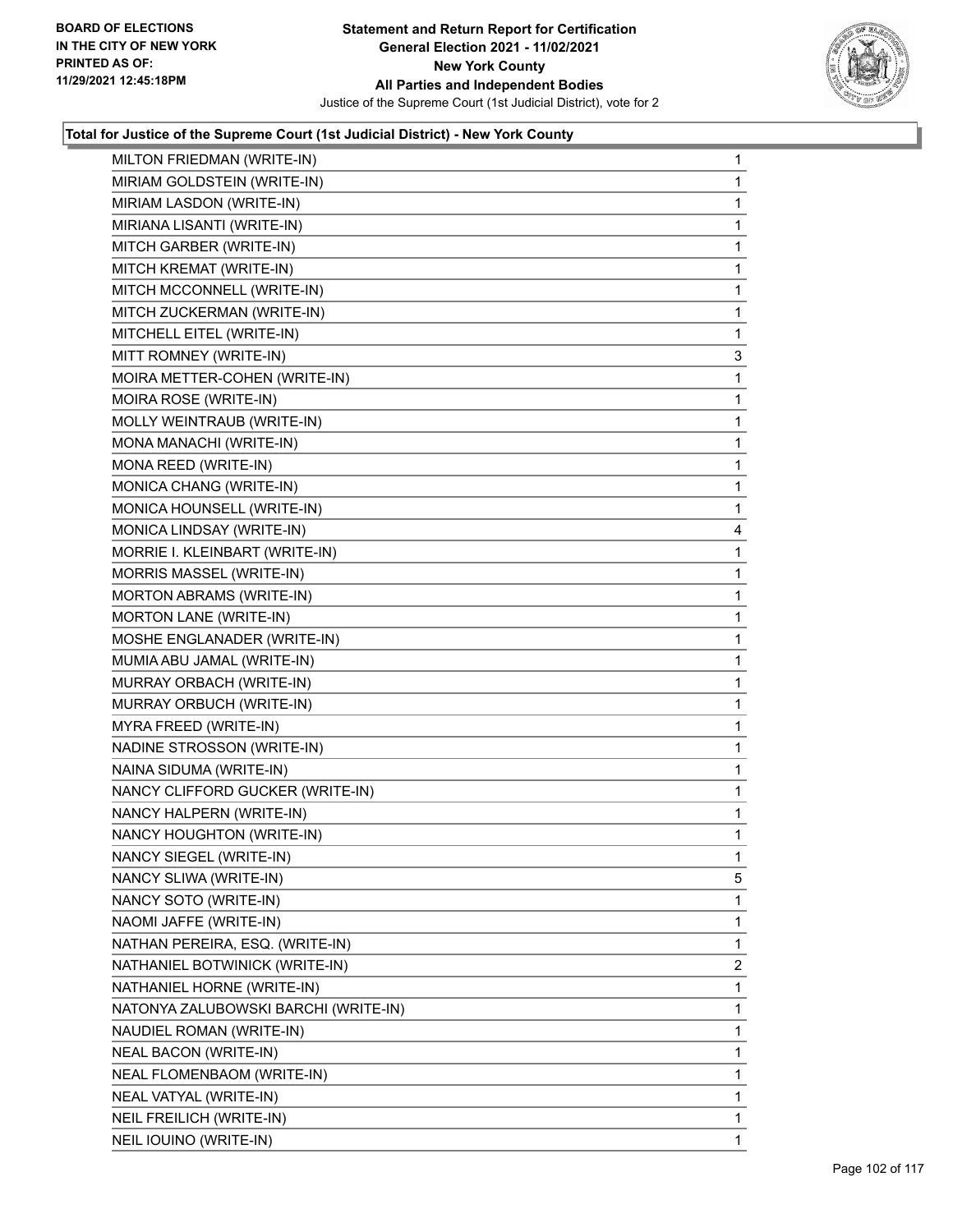**Statement and Return Report for Certification**
**General Election 2021 - 11/02/2021**
**New York County**
**All Parties and Independent Bodies**
Justice of the Supreme Court (1st Judicial District), vote for 2

BOARD OF ELECTIONS
IN THE CITY OF NEW YORK
PRINTED AS OF:
11/29/2021 12:45:18PM

### Total for Justice of the Supreme Court (1st Judicial District) - New York County

| | |
|---|---|
| MILTON FRIEDMAN (WRITE-IN) | 1 |
| MIRIAM GOLDSTEIN (WRITE-IN) | 1 |
| MIRIAM LASDON (WRITE-IN) | 1 |
| MIRIANA LISANTI (WRITE-IN) | 1 |
| MITCH GARBER (WRITE-IN) | 1 |
| MITCH KREMAT (WRITE-IN) | 1 |
| MITCH MCCONNELL (WRITE-IN) | 1 |
| MITCH ZUCKERMAN (WRITE-IN) | 1 |
| MITCHELL EITEL (WRITE-IN) | 1 |
| MITT ROMNEY (WRITE-IN) | 3 |
| MOIRA METTER-COHEN (WRITE-IN) | 1 |
| MOIRA ROSE (WRITE-IN) | 1 |
| MOLLY WEINTRAUB (WRITE-IN) | 1 |
| MONA MANACHI (WRITE-IN) | 1 |
| MONA REED (WRITE-IN) | 1 |
| MONICA CHANG (WRITE-IN) | 1 |
| MONICA HOUNSELL (WRITE-IN) | 1 |
| MONICA LINDSAY (WRITE-IN) | 4 |
| MORRIE I. KLEINBART (WRITE-IN) | 1 |
| MORRIS MASSEL (WRITE-IN) | 1 |
| MORTON ABRAMS (WRITE-IN) | 1 |
| MORTON LANE (WRITE-IN) | 1 |
| MOSHE ENGLANADER (WRITE-IN) | 1 |
| MUMIA ABU JAMAL (WRITE-IN) | 1 |
| MURRAY ORBACH (WRITE-IN) | 1 |
| MURRAY ORBUCH (WRITE-IN) | 1 |
| MYRA FREED (WRITE-IN) | 1 |
| NADINE STROSSON (WRITE-IN) | 1 |
| NAINA SIDUMA (WRITE-IN) | 1 |
| NANCY CLIFFORD GUCKER (WRITE-IN) | 1 |
| NANCY HALPERN (WRITE-IN) | 1 |
| NANCY HOUGHTON (WRITE-IN) | 1 |
| NANCY SIEGEL (WRITE-IN) | 1 |
| NANCY SLIWA (WRITE-IN) | 5 |
| NANCY SOTO (WRITE-IN) | 1 |
| NAOMI JAFFE (WRITE-IN) | 1 |
| NATHAN PEREIRA, ESQ. (WRITE-IN) | 1 |
| NATHANIEL BOTWINICK (WRITE-IN) | 2 |
| NATHANIEL HORNE (WRITE-IN) | 1 |
| NATONYA ZALUBOWSKI BARCHI (WRITE-IN) | 1 |
| NAUDIEL ROMAN (WRITE-IN) | 1 |
| NEAL BACON (WRITE-IN) | 1 |
| NEAL FLOMENBAOM (WRITE-IN) | 1 |
| NEAL VATYAL (WRITE-IN) | 1 |
| NEIL FREILICH (WRITE-IN) | 1 |
| NEIL IOUINO (WRITE-IN) | 1 |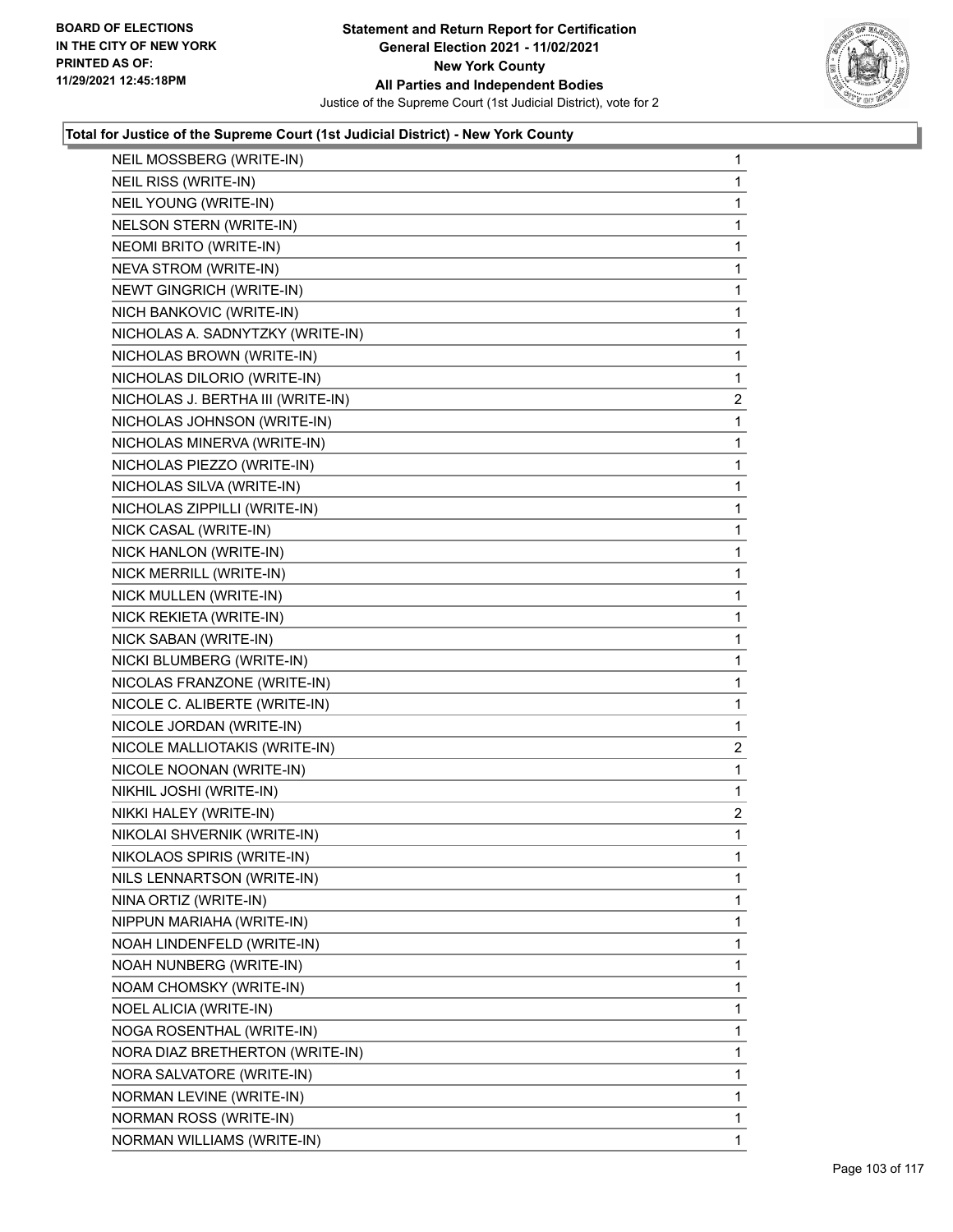**Total for Justice of the Supreme Court (1st Judicial District) - New York County**

| Candidate | Votes |
|---|---|
| NEIL MOSSBERG (WRITE-IN) | 1 |
| NEIL RISS (WRITE-IN) | 1 |
| NEIL YOUNG (WRITE-IN) | 1 |
| NELSON STERN (WRITE-IN) | 1 |
| NEOMI BRITO (WRITE-IN) | 1 |
| NEVA STROM (WRITE-IN) | 1 |
| NEWT GINGRICH (WRITE-IN) | 1 |
| NICH BANKOVIC (WRITE-IN) | 1 |
| NICHOLAS A. SADNYTZKY (WRITE-IN) | 1 |
| NICHOLAS BROWN (WRITE-IN) | 1 |
| NICHOLAS DILORIO (WRITE-IN) | 1 |
| NICHOLAS J. BERTHA III (WRITE-IN) | 2 |
| NICHOLAS JOHNSON (WRITE-IN) | 1 |
| NICHOLAS MINERVA (WRITE-IN) | 1 |
| NICHOLAS PIEZZO (WRITE-IN) | 1 |
| NICHOLAS SILVA (WRITE-IN) | 1 |
| NICHOLAS ZIPPILLI (WRITE-IN) | 1 |
| NICK CASAL (WRITE-IN) | 1 |
| NICK HANLON (WRITE-IN) | 1 |
| NICK MERRILL (WRITE-IN) | 1 |
| NICK MULLEN (WRITE-IN) | 1 |
| NICK REKIETA (WRITE-IN) | 1 |
| NICK SABAN (WRITE-IN) | 1 |
| NICKI BLUMBERG (WRITE-IN) | 1 |
| NICOLAS FRANZONE (WRITE-IN) | 1 |
| NICOLE C. ALIBERTE (WRITE-IN) | 1 |
| NICOLE JORDAN (WRITE-IN) | 1 |
| NICOLE MALLIOTAKIS (WRITE-IN) | 2 |
| NICOLE NOONAN (WRITE-IN) | 1 |
| NIKHIL JOSHI (WRITE-IN) | 1 |
| NIKKI HALEY (WRITE-IN) | 2 |
| NIKOLAI SHVERNIK (WRITE-IN) | 1 |
| NIKOLAOS SPIRIS (WRITE-IN) | 1 |
| NILS LENNARTSON (WRITE-IN) | 1 |
| NINA ORTIZ (WRITE-IN) | 1 |
| NIPPUN MARIAHA (WRITE-IN) | 1 |
| NOAH LINDENFELD (WRITE-IN) | 1 |
| NOAH NUNBERG (WRITE-IN) | 1 |
| NOAM CHOMSKY (WRITE-IN) | 1 |
| NOEL ALICIA (WRITE-IN) | 1 |
| NOGA ROSENTHAL (WRITE-IN) | 1 |
| NORA DIAZ BRETHERTON (WRITE-IN) | 1 |
| NORA SALVATORE (WRITE-IN) | 1 |
| NORMAN LEVINE (WRITE-IN) | 1 |
| NORMAN ROSS (WRITE-IN) | 1 |
| NORMAN WILLIAMS (WRITE-IN) | 1 |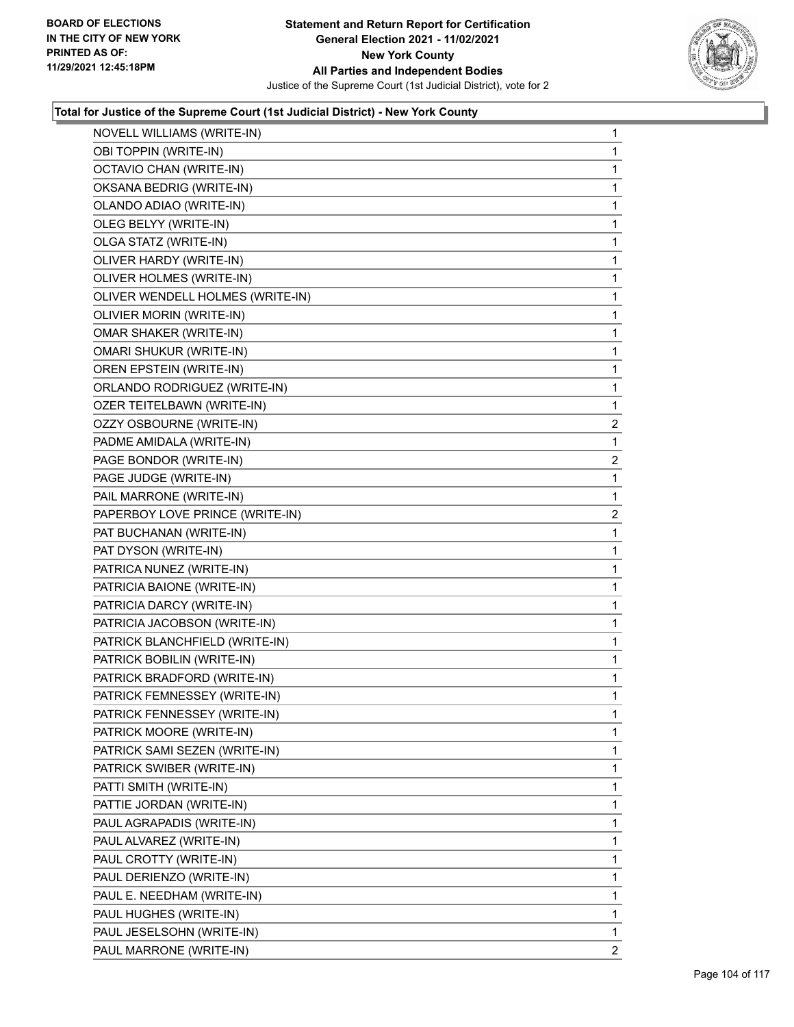**Total for Justice of the Supreme Court (1st Judicial District) - New York County**

| Candidate | Votes |
|---|---|
| NOVELL WILLIAMS (WRITE-IN) | 1 |
| OBI TOPPIN (WRITE-IN) | 1 |
| OCTAVIO CHAN (WRITE-IN) | 1 |
| OKSANA BEDRIG (WRITE-IN) | 1 |
| OLANDO ADIAO (WRITE-IN) | 1 |
| OLEG BELYY (WRITE-IN) | 1 |
| OLGA STATZ (WRITE-IN) | 1 |
| OLIVER HARDY (WRITE-IN) | 1 |
| OLIVER HOLMES (WRITE-IN) | 1 |
| OLIVER WENDELL HOLMES (WRITE-IN) | 1 |
| OLIVIER MORIN (WRITE-IN) | 1 |
| OMAR SHAKER (WRITE-IN) | 1 |
| OMARI SHUKUR (WRITE-IN) | 1 |
| OREN EPSTEIN (WRITE-IN) | 1 |
| ORLANDO RODRIGUEZ (WRITE-IN) | 1 |
| OZER TEITELBAWN (WRITE-IN) | 1 |
| OZZY OSBOURNE (WRITE-IN) | 2 |
| PADME AMIDALA (WRITE-IN) | 1 |
| PAGE BONDOR (WRITE-IN) | 2 |
| PAGE JUDGE (WRITE-IN) | 1 |
| PAIL MARRONE (WRITE-IN) | 1 |
| PAPERBOY LOVE PRINCE (WRITE-IN) | 2 |
| PAT BUCHANAN (WRITE-IN) | 1 |
| PAT DYSON (WRITE-IN) | 1 |
| PATRICA NUNEZ (WRITE-IN) | 1 |
| PATRICIA BAIONE (WRITE-IN) | 1 |
| PATRICIA DARCY (WRITE-IN) | 1 |
| PATRICIA JACOBSON (WRITE-IN) | 1 |
| PATRICK BLANCHFIELD (WRITE-IN) | 1 |
| PATRICK BOBILIN (WRITE-IN) | 1 |
| PATRICK BRADFORD (WRITE-IN) | 1 |
| PATRICK FEMNESSEY (WRITE-IN) | 1 |
| PATRICK FENNESSEY (WRITE-IN) | 1 |
| PATRICK MOORE (WRITE-IN) | 1 |
| PATRICK SAMI SEZEN (WRITE-IN) | 1 |
| PATRICK SWIBER (WRITE-IN) | 1 |
| PATTI SMITH (WRITE-IN) | 1 |
| PATTIE JORDAN (WRITE-IN) | 1 |
| PAUL AGRAPADIS (WRITE-IN) | 1 |
| PAUL ALVAREZ (WRITE-IN) | 1 |
| PAUL CROTTY (WRITE-IN) | 1 |
| PAUL DERIENZO (WRITE-IN) | 1 |
| PAUL E. NEEDHAM (WRITE-IN) | 1 |
| PAUL HUGHES (WRITE-IN) | 1 |
| PAUL JESELSOHN (WRITE-IN) | 1 |
| PAUL MARRONE (WRITE-IN) | 2 |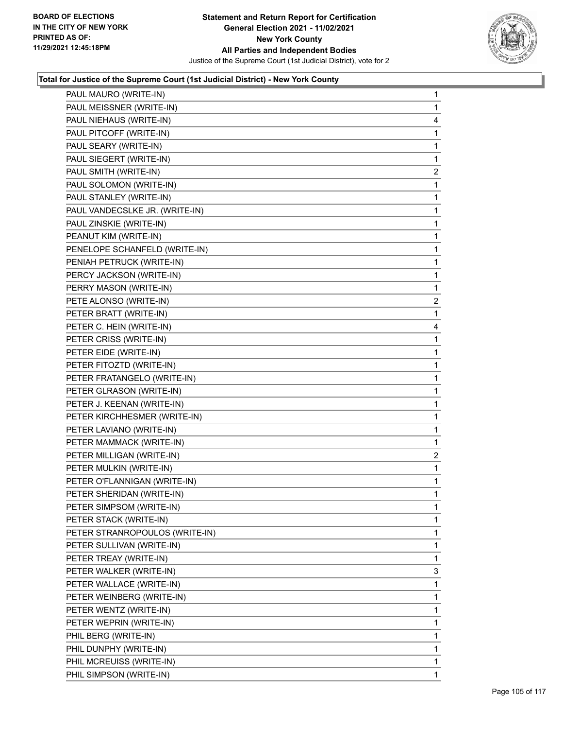**Total for Justice of the Supreme Court (1st Judicial District) - New York County**

| | |
|---|---|
| PAUL MAURO (WRITE-IN) | 1 |
| PAUL MEISSNER (WRITE-IN) | 1 |
| PAUL NIEHAUS (WRITE-IN) | 4 |
| PAUL PITCOFF (WRITE-IN) | 1 |
| PAUL SEARY (WRITE-IN) | 1 |
| PAUL SIEGERT (WRITE-IN) | 1 |
| PAUL SMITH (WRITE-IN) | 2 |
| PAUL SOLOMON (WRITE-IN) | 1 |
| PAUL STANLEY (WRITE-IN) | 1 |
| PAUL VANDECSLKE JR. (WRITE-IN) | 1 |
| PAUL ZINSKIE (WRITE-IN) | 1 |
| PEANUT KIM (WRITE-IN) | 1 |
| PENELOPE SCHANFELD (WRITE-IN) | 1 |
| PENIAH PETRUCK (WRITE-IN) | 1 |
| PERCY JACKSON (WRITE-IN) | 1 |
| PERRY MASON (WRITE-IN) | 1 |
| PETE ALONSO (WRITE-IN) | 2 |
| PETER BRATT (WRITE-IN) | 1 |
| PETER C. HEIN (WRITE-IN) | 4 |
| PETER CRISS (WRITE-IN) | 1 |
| PETER EIDE (WRITE-IN) | 1 |
| PETER FITOZTD (WRITE-IN) | 1 |
| PETER FRATANGELO (WRITE-IN) | 1 |
| PETER GLRASON (WRITE-IN) | 1 |
| PETER J. KEENAN (WRITE-IN) | 1 |
| PETER KIRCHHESMER (WRITE-IN) | 1 |
| PETER LAVIANO (WRITE-IN) | 1 |
| PETER MAMMACK (WRITE-IN) | 1 |
| PETER MILLIGAN (WRITE-IN) | 2 |
| PETER MULKIN (WRITE-IN) | 1 |
| PETER O'FLANNIGAN (WRITE-IN) | 1 |
| PETER SHERIDAN (WRITE-IN) | 1 |
| PETER SIMPSOM (WRITE-IN) | 1 |
| PETER STACK (WRITE-IN) | 1 |
| PETER STRANROPOULOS (WRITE-IN) | 1 |
| PETER SULLIVAN (WRITE-IN) | 1 |
| PETER TREAY (WRITE-IN) | 1 |
| PETER WALKER (WRITE-IN) | 3 |
| PETER WALLACE (WRITE-IN) | 1 |
| PETER WEINBERG (WRITE-IN) | 1 |
| PETER WENTZ (WRITE-IN) | 1 |
| PETER WEPRIN (WRITE-IN) | 1 |
| PHIL BERG (WRITE-IN) | 1 |
| PHIL DUNPHY (WRITE-IN) | 1 |
| PHIL MCREUISS (WRITE-IN) | 1 |
| PHIL SIMPSON (WRITE-IN) | 1 |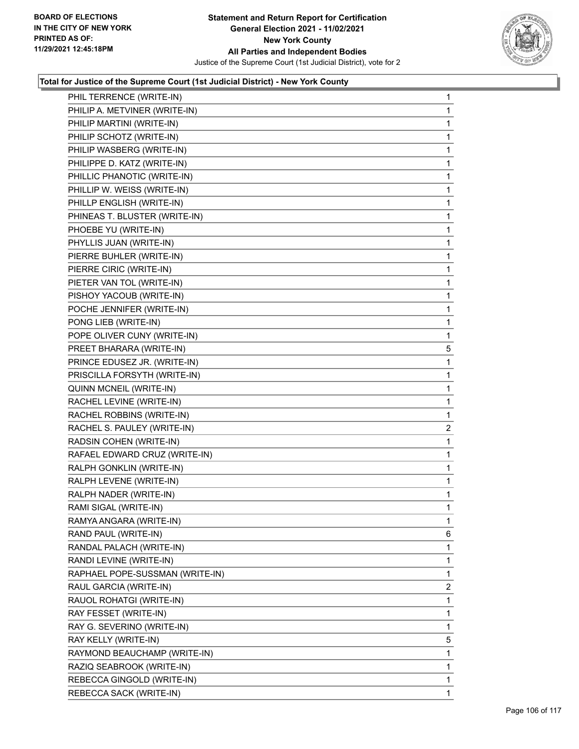**Total for Justice of the Supreme Court (1st Judicial District) - New York County**

| | |
|---|---|
| PHIL TERRENCE (WRITE-IN) | 1 |
| PHILIP A. METVINER (WRITE-IN) | 1 |
| PHILIP MARTINI (WRITE-IN) | 1 |
| PHILIP SCHOTZ (WRITE-IN) | 1 |
| PHILIP WASBERG (WRITE-IN) | 1 |
| PHILIPPE D. KATZ (WRITE-IN) | 1 |
| PHILLIC PHANOTIC (WRITE-IN) | 1 |
| PHILLIP W. WEISS (WRITE-IN) | 1 |
| PHILLP ENGLISH (WRITE-IN) | 1 |
| PHINEAS T. BLUSTER (WRITE-IN) | 1 |
| PHOEBE YU (WRITE-IN) | 1 |
| PHYLLIS JUAN (WRITE-IN) | 1 |
| PIERRE BUHLER (WRITE-IN) | 1 |
| PIERRE CIRIC (WRITE-IN) | 1 |
| PIETER VAN TOL (WRITE-IN) | 1 |
| PISHOY YACOUB (WRITE-IN) | 1 |
| POCHE JENNIFER (WRITE-IN) | 1 |
| PONG LIEB (WRITE-IN) | 1 |
| POPE OLIVER CUNY (WRITE-IN) | 1 |
| PREET BHARARA (WRITE-IN) | 5 |
| PRINCE EDUSEZ JR. (WRITE-IN) | 1 |
| PRISCILLA FORSYTH (WRITE-IN) | 1 |
| QUINN MCNEIL (WRITE-IN) | 1 |
| RACHEL LEVINE (WRITE-IN) | 1 |
| RACHEL ROBBINS (WRITE-IN) | 1 |
| RACHEL S. PAULEY (WRITE-IN) | 2 |
| RADSIN COHEN (WRITE-IN) | 1 |
| RAFAEL EDWARD CRUZ (WRITE-IN) | 1 |
| RALPH GONKLIN (WRITE-IN) | 1 |
| RALPH LEVENE (WRITE-IN) | 1 |
| RALPH NADER (WRITE-IN) | 1 |
| RAMI SIGAL (WRITE-IN) | 1 |
| RAMYA ANGARA (WRITE-IN) | 1 |
| RAND PAUL (WRITE-IN) | 6 |
| RANDAL PALACH (WRITE-IN) | 1 |
| RANDI LEVINE (WRITE-IN) | 1 |
| RAPHAEL POPE-SUSSMAN (WRITE-IN) | 1 |
| RAUL GARCIA (WRITE-IN) | 2 |
| RAUOL ROHATGI (WRITE-IN) | 1 |
| RAY FESSET (WRITE-IN) | 1 |
| RAY G. SEVERINO (WRITE-IN) | 1 |
| RAY KELLY (WRITE-IN) | 5 |
| RAYMOND BEAUCHAMP (WRITE-IN) | 1 |
| RAZIQ SEABROOK (WRITE-IN) | 1 |
| REBECCA GINGOLD (WRITE-IN) | 1 |
| REBECCA SACK (WRITE-IN) | 1 |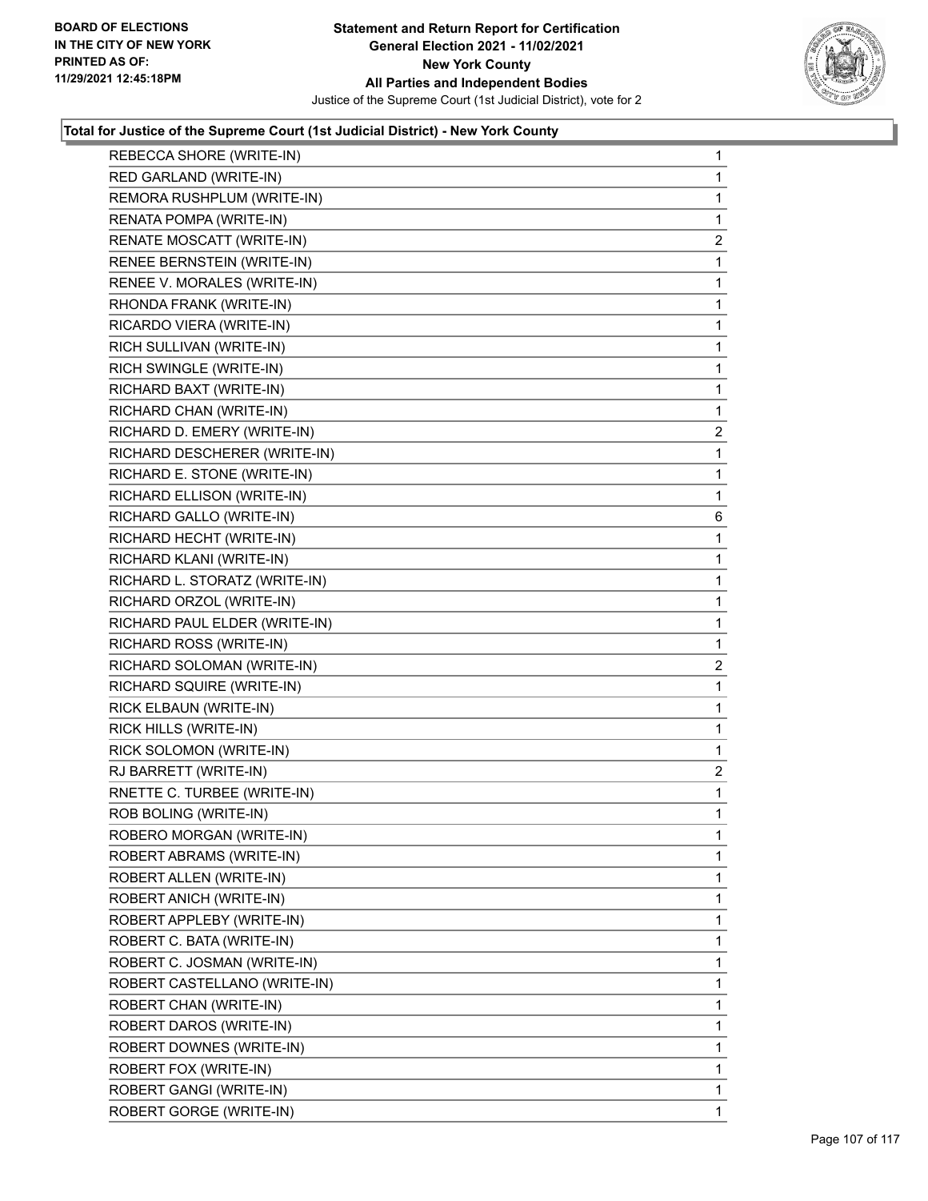**Statement and Return Report for Certification**
**General Election 2021 - 11/02/2021**
**New York County**
**All Parties and Independent Bodies**
Justice of the Supreme Court (1st Judicial District), vote for 2

BOARD OF ELECTIONS
IN THE CITY OF NEW YORK
PRINTED AS OF:
11/29/2021 12:45:18PM

### Total for Justice of the Supreme Court (1st Judicial District) - New York County

| | |
|---|---|
| REBECCA SHORE (WRITE-IN) | 1 |
| RED GARLAND (WRITE-IN) | 1 |
| REMORA RUSHPLUM (WRITE-IN) | 1 |
| RENATA POMPA (WRITE-IN) | 1 |
| RENATE MOSCATT (WRITE-IN) | 2 |
| RENEE BERNSTEIN (WRITE-IN) | 1 |
| RENEE V. MORALES (WRITE-IN) | 1 |
| RHONDA FRANK (WRITE-IN) | 1 |
| RICARDO VIERA (WRITE-IN) | 1 |
| RICH SULLIVAN (WRITE-IN) | 1 |
| RICH SWINGLE (WRITE-IN) | 1 |
| RICHARD BAXT (WRITE-IN) | 1 |
| RICHARD CHAN (WRITE-IN) | 1 |
| RICHARD D. EMERY (WRITE-IN) | 2 |
| RICHARD DESCHERER (WRITE-IN) | 1 |
| RICHARD E. STONE (WRITE-IN) | 1 |
| RICHARD ELLISON (WRITE-IN) | 1 |
| RICHARD GALLO (WRITE-IN) | 6 |
| RICHARD HECHT (WRITE-IN) | 1 |
| RICHARD KLANI (WRITE-IN) | 1 |
| RICHARD L. STORATZ (WRITE-IN) | 1 |
| RICHARD ORZOL (WRITE-IN) | 1 |
| RICHARD PAUL ELDER (WRITE-IN) | 1 |
| RICHARD ROSS (WRITE-IN) | 1 |
| RICHARD SOLOMAN (WRITE-IN) | 2 |
| RICHARD SQUIRE (WRITE-IN) | 1 |
| RICK ELBAUN (WRITE-IN) | 1 |
| RICK HILLS (WRITE-IN) | 1 |
| RICK SOLOMON (WRITE-IN) | 1 |
| RJ BARRETT (WRITE-IN) | 2 |
| RNETTE C. TURBEE (WRITE-IN) | 1 |
| ROB BOLING (WRITE-IN) | 1 |
| ROBERO MORGAN (WRITE-IN) | 1 |
| ROBERT ABRAMS (WRITE-IN) | 1 |
| ROBERT ALLEN (WRITE-IN) | 1 |
| ROBERT ANICH (WRITE-IN) | 1 |
| ROBERT APPLEBY (WRITE-IN) | 1 |
| ROBERT C. BATA (WRITE-IN) | 1 |
| ROBERT C. JOSMAN (WRITE-IN) | 1 |
| ROBERT CASTELLANO (WRITE-IN) | 1 |
| ROBERT CHAN (WRITE-IN) | 1 |
| ROBERT DAROS (WRITE-IN) | 1 |
| ROBERT DOWNES (WRITE-IN) | 1 |
| ROBERT FOX (WRITE-IN) | 1 |
| ROBERT GANGI (WRITE-IN) | 1 |
| ROBERT GORGE (WRITE-IN) | 1 |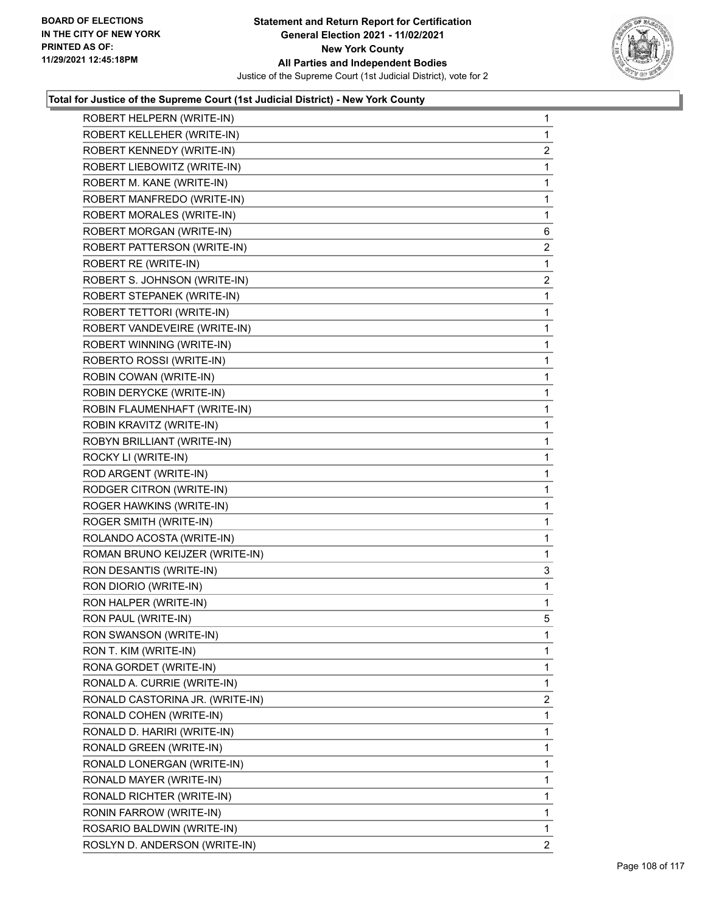**Total for Justice of the Supreme Court (1st Judicial District) - New York County**

| Candidate | Votes |
|---|---|
| ROBERT HELPERN (WRITE-IN) | 1 |
| ROBERT KELLEHER (WRITE-IN) | 1 |
| ROBERT KENNEDY (WRITE-IN) | 2 |
| ROBERT LIEBOWITZ (WRITE-IN) | 1 |
| ROBERT M. KANE (WRITE-IN) | 1 |
| ROBERT MANFREDO (WRITE-IN) | 1 |
| ROBERT MORALES (WRITE-IN) | 1 |
| ROBERT MORGAN (WRITE-IN) | 6 |
| ROBERT PATTERSON (WRITE-IN) | 2 |
| ROBERT RE (WRITE-IN) | 1 |
| ROBERT S. JOHNSON (WRITE-IN) | 2 |
| ROBERT STEPANEK (WRITE-IN) | 1 |
| ROBERT TETTORI (WRITE-IN) | 1 |
| ROBERT VANDEVEIRE (WRITE-IN) | 1 |
| ROBERT WINNING (WRITE-IN) | 1 |
| ROBERTO ROSSI (WRITE-IN) | 1 |
| ROBIN COWAN (WRITE-IN) | 1 |
| ROBIN DERYCKE (WRITE-IN) | 1 |
| ROBIN FLAUMENHAFT (WRITE-IN) | 1 |
| ROBIN KRAVITZ (WRITE-IN) | 1 |
| ROBYN BRILLIANT (WRITE-IN) | 1 |
| ROCKY LI (WRITE-IN) | 1 |
| ROD ARGENT (WRITE-IN) | 1 |
| RODGER CITRON (WRITE-IN) | 1 |
| ROGER HAWKINS (WRITE-IN) | 1 |
| ROGER SMITH (WRITE-IN) | 1 |
| ROLANDO ACOSTA (WRITE-IN) | 1 |
| ROMAN BRUNO KEIJZER (WRITE-IN) | 1 |
| RON DESANTIS (WRITE-IN) | 3 |
| RON DIORIO (WRITE-IN) | 1 |
| RON HALPER (WRITE-IN) | 1 |
| RON PAUL (WRITE-IN) | 5 |
| RON SWANSON (WRITE-IN) | 1 |
| RON T. KIM (WRITE-IN) | 1 |
| RONA GORDET (WRITE-IN) | 1 |
| RONALD A. CURRIE (WRITE-IN) | 1 |
| RONALD CASTORINA JR. (WRITE-IN) | 2 |
| RONALD COHEN (WRITE-IN) | 1 |
| RONALD D. HARIRI (WRITE-IN) | 1 |
| RONALD GREEN (WRITE-IN) | 1 |
| RONALD LONERGAN (WRITE-IN) | 1 |
| RONALD MAYER (WRITE-IN) | 1 |
| RONALD RICHTER (WRITE-IN) | 1 |
| RONIN FARROW (WRITE-IN) | 1 |
| ROSARIO BALDWIN (WRITE-IN) | 1 |
| ROSLYN D. ANDERSON (WRITE-IN) | 2 |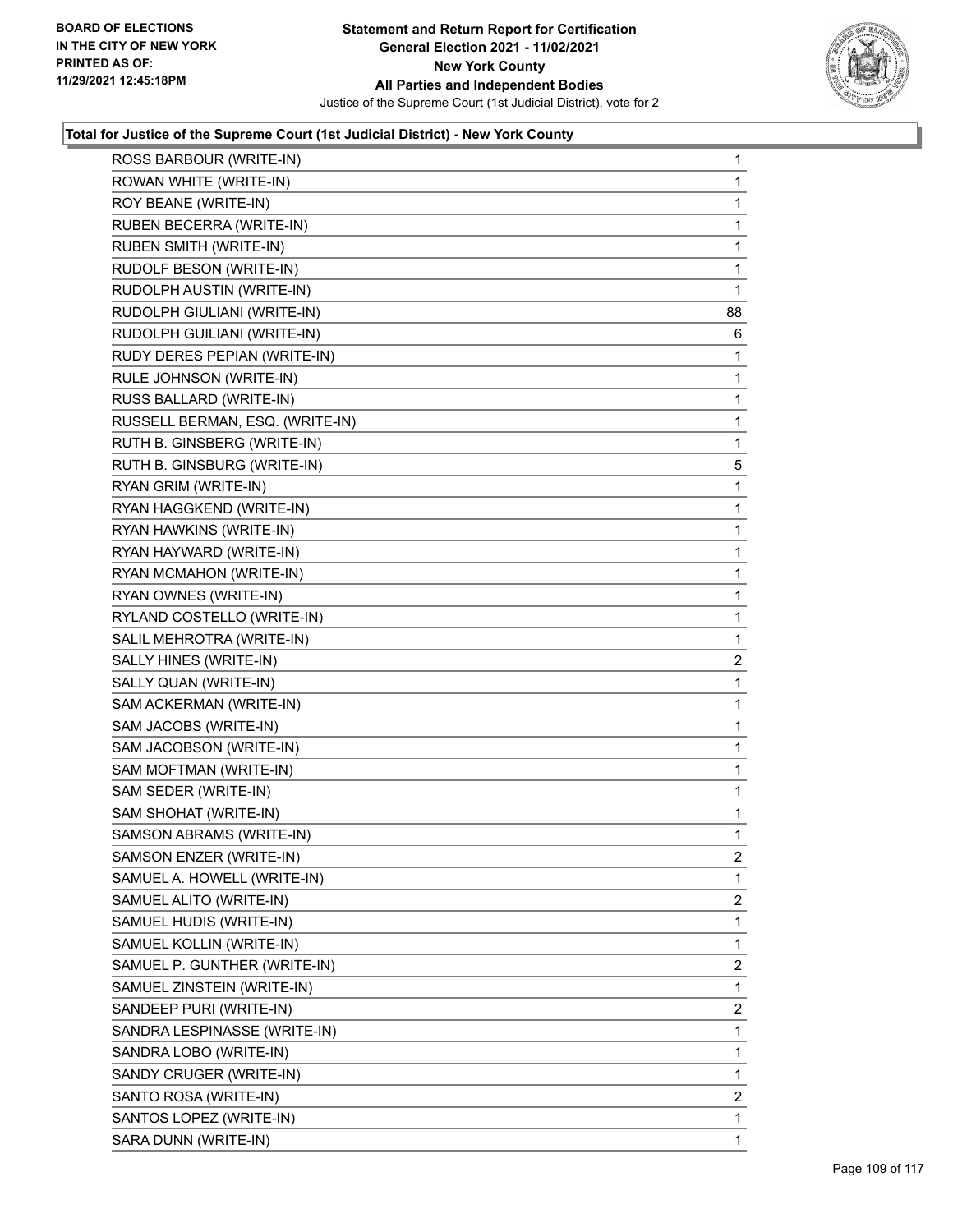**BOARD OF ELECTIONS IN THE CITY OF NEW YORK PRINTED AS OF: 11/29/2021 12:45:18PM**

**Statement and Return Report for Certification General Election 2021 - 11/02/2021 New York County All Parties and Independent Bodies**

Justice of the Supreme Court (1st Judicial District), vote for 2

### Total for Justice of the Supreme Court (1st Judicial District) - New York County

| | |
|---|---|
| ROSS BARBOUR (WRITE-IN) | 1 |
| ROWAN WHITE (WRITE-IN) | 1 |
| ROY BEANE (WRITE-IN) | 1 |
| RUBEN BECERRA (WRITE-IN) | 1 |
| RUBEN SMITH (WRITE-IN) | 1 |
| RUDOLF BESON (WRITE-IN) | 1 |
| RUDOLPH AUSTIN (WRITE-IN) | 1 |
| RUDOLPH GIULIANI (WRITE-IN) | 88 |
| RUDOLPH GUILIANI (WRITE-IN) | 6 |
| RUDY DERES PEPIAN (WRITE-IN) | 1 |
| RULE JOHNSON (WRITE-IN) | 1 |
| RUSS BALLARD (WRITE-IN) | 1 |
| RUSSELL BERMAN, ESQ. (WRITE-IN) | 1 |
| RUTH B. GINSBERG (WRITE-IN) | 1 |
| RUTH B. GINSBURG (WRITE-IN) | 5 |
| RYAN GRIM (WRITE-IN) | 1 |
| RYAN HAGGKEND (WRITE-IN) | 1 |
| RYAN HAWKINS (WRITE-IN) | 1 |
| RYAN HAYWARD (WRITE-IN) | 1 |
| RYAN MCMAHON (WRITE-IN) | 1 |
| RYAN OWNES (WRITE-IN) | 1 |
| RYLAND COSTELLO (WRITE-IN) | 1 |
| SALIL MEHROTRA (WRITE-IN) | 1 |
| SALLY HINES (WRITE-IN) | 2 |
| SALLY QUAN (WRITE-IN) | 1 |
| SAM ACKERMAN (WRITE-IN) | 1 |
| SAM JACOBS (WRITE-IN) | 1 |
| SAM JACOBSON (WRITE-IN) | 1 |
| SAM MOFTMAN (WRITE-IN) | 1 |
| SAM SEDER (WRITE-IN) | 1 |
| SAM SHOHAT (WRITE-IN) | 1 |
| SAMSON ABRAMS (WRITE-IN) | 1 |
| SAMSON ENZER (WRITE-IN) | 2 |
| SAMUEL A. HOWELL (WRITE-IN) | 1 |
| SAMUEL ALITO (WRITE-IN) | 2 |
| SAMUEL HUDIS (WRITE-IN) | 1 |
| SAMUEL KOLLIN (WRITE-IN) | 1 |
| SAMUEL P. GUNTHER (WRITE-IN) | 2 |
| SAMUEL ZINSTEIN (WRITE-IN) | 1 |
| SANDEEP PURI (WRITE-IN) | 2 |
| SANDRA LESPINASSE (WRITE-IN) | 1 |
| SANDRA LOBO (WRITE-IN) | 1 |
| SANDY CRUGER (WRITE-IN) | 1 |
| SANTO ROSA (WRITE-IN) | 2 |
| SANTOS LOPEZ (WRITE-IN) | 1 |
| SARA DUNN (WRITE-IN) | 1 |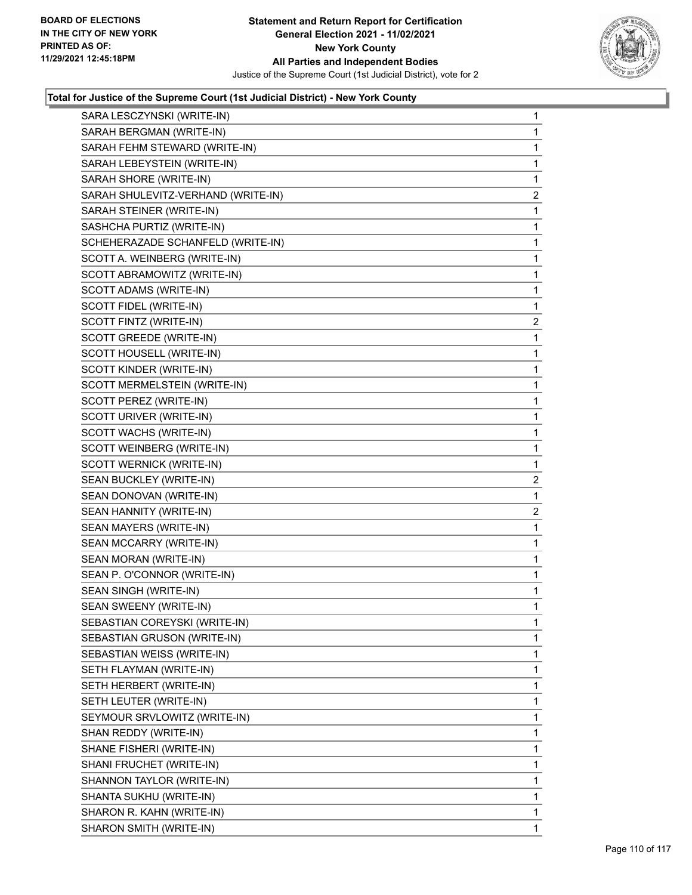**Total for Justice of the Supreme Court (1st Judicial District) - New York County**

| Candidate | Votes |
|---|---|
| SARA LESCZYNSKI (WRITE-IN) | 1 |
| SARAH BERGMAN (WRITE-IN) | 1 |
| SARAH FEHM STEWARD (WRITE-IN) | 1 |
| SARAH LEBEYSTEIN (WRITE-IN) | 1 |
| SARAH SHORE (WRITE-IN) | 1 |
| SARAH SHULEVITZ-VERHAND (WRITE-IN) | 2 |
| SARAH STEINER (WRITE-IN) | 1 |
| SASHCHA PURTIZ (WRITE-IN) | 1 |
| SCHEHERAZADE SCHANFELD (WRITE-IN) | 1 |
| SCOTT A. WEINBERG (WRITE-IN) | 1 |
| SCOTT ABRAMOWITZ (WRITE-IN) | 1 |
| SCOTT ADAMS (WRITE-IN) | 1 |
| SCOTT FIDEL (WRITE-IN) | 1 |
| SCOTT FINTZ (WRITE-IN) | 2 |
| SCOTT GREEDE (WRITE-IN) | 1 |
| SCOTT HOUSELL (WRITE-IN) | 1 |
| SCOTT KINDER (WRITE-IN) | 1 |
| SCOTT MERMELSTEIN (WRITE-IN) | 1 |
| SCOTT PEREZ (WRITE-IN) | 1 |
| SCOTT URIVER (WRITE-IN) | 1 |
| SCOTT WACHS (WRITE-IN) | 1 |
| SCOTT WEINBERG (WRITE-IN) | 1 |
| SCOTT WERNICK (WRITE-IN) | 1 |
| SEAN BUCKLEY (WRITE-IN) | 2 |
| SEAN DONOVAN (WRITE-IN) | 1 |
| SEAN HANNITY (WRITE-IN) | 2 |
| SEAN MAYERS (WRITE-IN) | 1 |
| SEAN MCCARRY (WRITE-IN) | 1 |
| SEAN MORAN (WRITE-IN) | 1 |
| SEAN P. O'CONNOR (WRITE-IN) | 1 |
| SEAN SINGH (WRITE-IN) | 1 |
| SEAN SWEENY (WRITE-IN) | 1 |
| SEBASTIAN COREYSKI (WRITE-IN) | 1 |
| SEBASTIAN GRUSON (WRITE-IN) | 1 |
| SEBASTIAN WEISS (WRITE-IN) | 1 |
| SETH FLAYMAN (WRITE-IN) | 1 |
| SETH HERBERT (WRITE-IN) | 1 |
| SETH LEUTER (WRITE-IN) | 1 |
| SEYMOUR SRVLOWITZ (WRITE-IN) | 1 |
| SHAN REDDY (WRITE-IN) | 1 |
| SHANE FISHERI (WRITE-IN) | 1 |
| SHANI FRUCHET (WRITE-IN) | 1 |
| SHANNON TAYLOR (WRITE-IN) | 1 |
| SHANTA SUKHU (WRITE-IN) | 1 |
| SHARON R. KAHN (WRITE-IN) | 1 |
| SHARON SMITH (WRITE-IN) | 1 |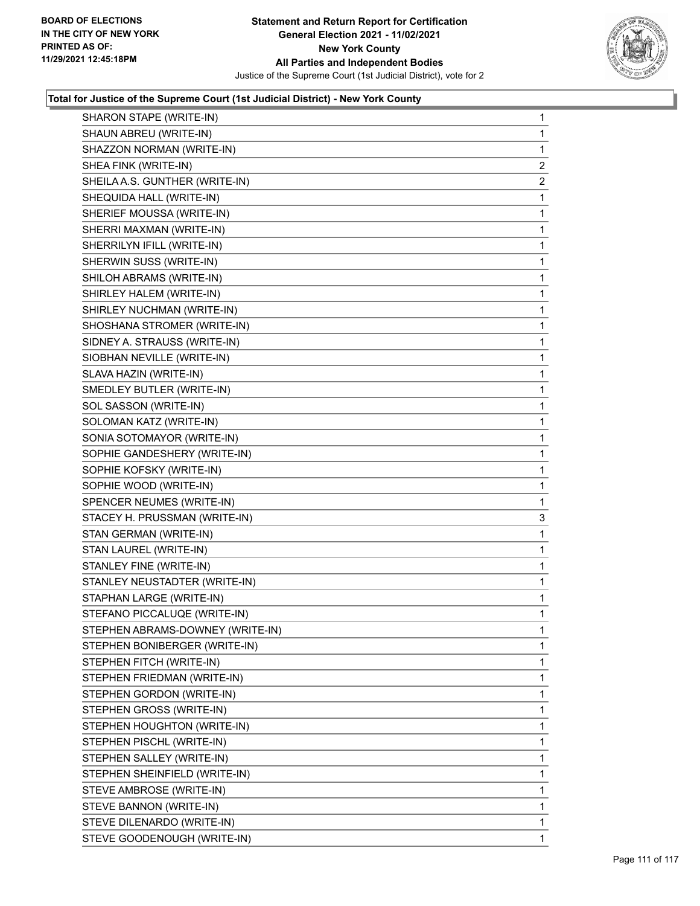**Total for Justice of the Supreme Court (1st Judicial District) - New York County**

| | |
|---|---|
| SHARON STAPE (WRITE-IN) | 1 |
| SHAUN ABREU (WRITE-IN) | 1 |
| SHAZZON NORMAN (WRITE-IN) | 1 |
| SHEA FINK (WRITE-IN) | 2 |
| SHEILA A.S. GUNTHER (WRITE-IN) | 2 |
| SHEQUIDA HALL (WRITE-IN) | 1 |
| SHERIEF MOUSSA (WRITE-IN) | 1 |
| SHERRI MAXMAN (WRITE-IN) | 1 |
| SHERRILYN IFILL (WRITE-IN) | 1 |
| SHERWIN SUSS (WRITE-IN) | 1 |
| SHILOH ABRAMS (WRITE-IN) | 1 |
| SHIRLEY HALEM (WRITE-IN) | 1 |
| SHIRLEY NUCHMAN (WRITE-IN) | 1 |
| SHOSHANA STROMER (WRITE-IN) | 1 |
| SIDNEY A. STRAUSS (WRITE-IN) | 1 |
| SIOBHAN NEVILLE (WRITE-IN) | 1 |
| SLAVA HAZIN (WRITE-IN) | 1 |
| SMEDLEY BUTLER (WRITE-IN) | 1 |
| SOL SASSON (WRITE-IN) | 1 |
| SOLOMAN KATZ (WRITE-IN) | 1 |
| SONIA SOTOMAYOR (WRITE-IN) | 1 |
| SOPHIE GANDESHERY (WRITE-IN) | 1 |
| SOPHIE KOFSKY (WRITE-IN) | 1 |
| SOPHIE WOOD (WRITE-IN) | 1 |
| SPENCER NEUMES (WRITE-IN) | 1 |
| STACEY H. PRUSSMAN (WRITE-IN) | 3 |
| STAN GERMAN (WRITE-IN) | 1 |
| STAN LAUREL (WRITE-IN) | 1 |
| STANLEY FINE (WRITE-IN) | 1 |
| STANLEY NEUSTADTER (WRITE-IN) | 1 |
| STAPHAN LARGE (WRITE-IN) | 1 |
| STEFANO PICCALUQE (WRITE-IN) | 1 |
| STEPHEN ABRAMS-DOWNEY (WRITE-IN) | 1 |
| STEPHEN BONIBERGER (WRITE-IN) | 1 |
| STEPHEN FITCH (WRITE-IN) | 1 |
| STEPHEN FRIEDMAN (WRITE-IN) | 1 |
| STEPHEN GORDON (WRITE-IN) | 1 |
| STEPHEN GROSS (WRITE-IN) | 1 |
| STEPHEN HOUGHTON (WRITE-IN) | 1 |
| STEPHEN PISCHL (WRITE-IN) | 1 |
| STEPHEN SALLEY (WRITE-IN) | 1 |
| STEPHEN SHEINFIELD (WRITE-IN) | 1 |
| STEVE AMBROSE (WRITE-IN) | 1 |
| STEVE BANNON (WRITE-IN) | 1 |
| STEVE DILENARDO (WRITE-IN) | 1 |
| STEVE GOODENOUGH (WRITE-IN) | 1 |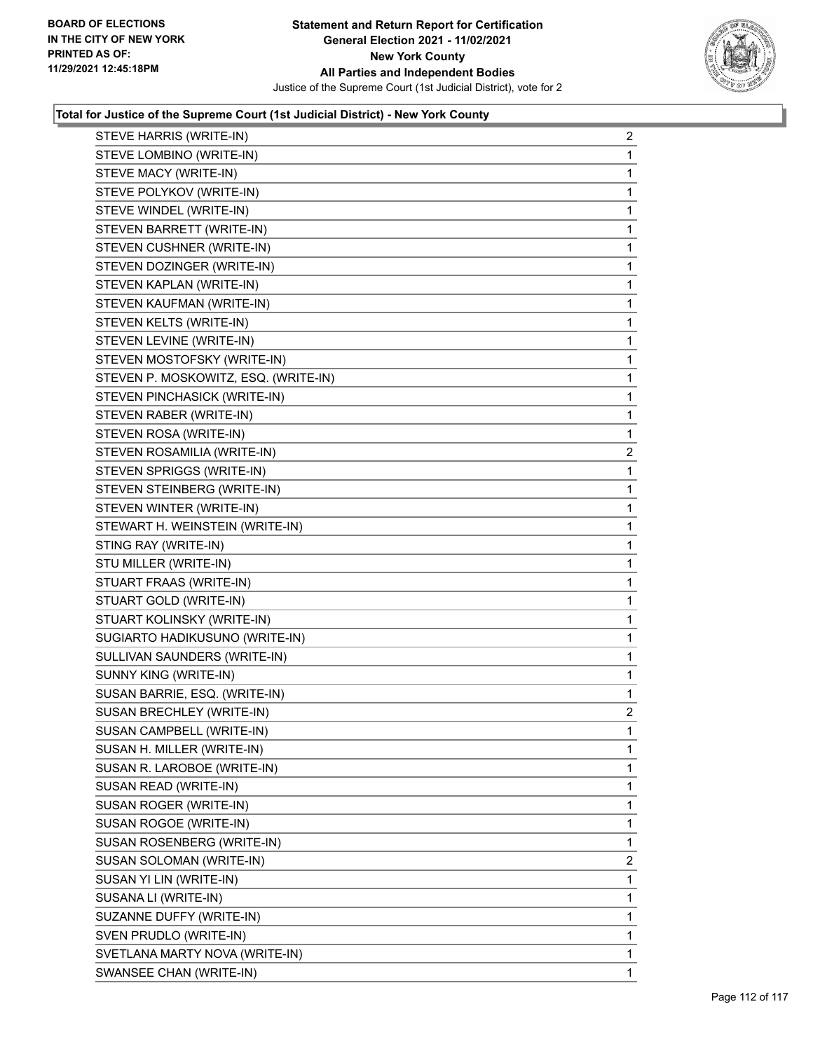**Total for Justice of the Supreme Court (1st Judicial District) - New York County**

| Candidate | Votes |
|---|---|
| STEVE HARRIS (WRITE-IN) | 2 |
| STEVE LOMBINO (WRITE-IN) | 1 |
| STEVE MACY (WRITE-IN) | 1 |
| STEVE POLYKOV (WRITE-IN) | 1 |
| STEVE WINDEL (WRITE-IN) | 1 |
| STEVEN BARRETT (WRITE-IN) | 1 |
| STEVEN CUSHNER (WRITE-IN) | 1 |
| STEVEN DOZINGER (WRITE-IN) | 1 |
| STEVEN KAPLAN (WRITE-IN) | 1 |
| STEVEN KAUFMAN (WRITE-IN) | 1 |
| STEVEN KELTS (WRITE-IN) | 1 |
| STEVEN LEVINE (WRITE-IN) | 1 |
| STEVEN MOSTOFSKY (WRITE-IN) | 1 |
| STEVEN P. MOSKOWITZ, ESQ. (WRITE-IN) | 1 |
| STEVEN PINCHASICK (WRITE-IN) | 1 |
| STEVEN RABER (WRITE-IN) | 1 |
| STEVEN ROSA (WRITE-IN) | 1 |
| STEVEN ROSAMILIA (WRITE-IN) | 2 |
| STEVEN SPRIGGS (WRITE-IN) | 1 |
| STEVEN STEINBERG (WRITE-IN) | 1 |
| STEVEN WINTER (WRITE-IN) | 1 |
| STEWART H. WEINSTEIN (WRITE-IN) | 1 |
| STING RAY (WRITE-IN) | 1 |
| STU MILLER (WRITE-IN) | 1 |
| STUART FRAAS (WRITE-IN) | 1 |
| STUART GOLD (WRITE-IN) | 1 |
| STUART KOLINSKY (WRITE-IN) | 1 |
| SUGIARTO HADIKUSUNO (WRITE-IN) | 1 |
| SULLIVAN SAUNDERS (WRITE-IN) | 1 |
| SUNNY KING (WRITE-IN) | 1 |
| SUSAN BARRIE, ESQ. (WRITE-IN) | 1 |
| SUSAN BRECHLEY (WRITE-IN) | 2 |
| SUSAN CAMPBELL (WRITE-IN) | 1 |
| SUSAN H. MILLER (WRITE-IN) | 1 |
| SUSAN R. LAROBOE (WRITE-IN) | 1 |
| SUSAN READ (WRITE-IN) | 1 |
| SUSAN ROGER (WRITE-IN) | 1 |
| SUSAN ROGOE (WRITE-IN) | 1 |
| SUSAN ROSENBERG (WRITE-IN) | 1 |
| SUSAN SOLOMAN (WRITE-IN) | 2 |
| SUSAN YI LIN (WRITE-IN) | 1 |
| SUSANA LI (WRITE-IN) | 1 |
| SUZANNE DUFFY (WRITE-IN) | 1 |
| SVEN PRUDLO (WRITE-IN) | 1 |
| SVETLANA MARTY NOVA (WRITE-IN) | 1 |
| SWANSEE CHAN (WRITE-IN) | 1 |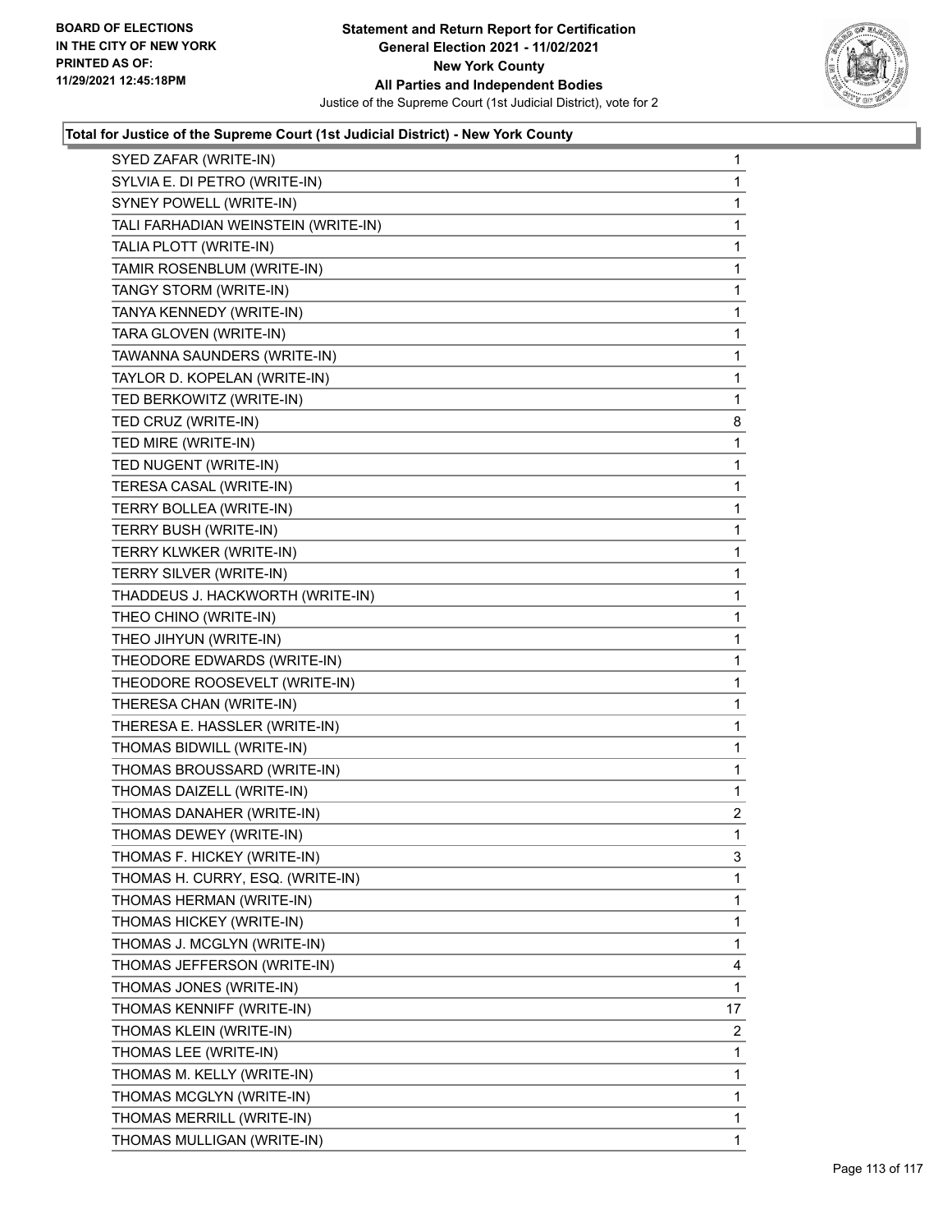**Total for Justice of the Supreme Court (1st Judicial District) - New York County**

| Candidate | Votes |
|---|---|
| SYED ZAFAR (WRITE-IN) | 1 |
| SYLVIA E. DI PETRO (WRITE-IN) | 1 |
| SYNEY POWELL (WRITE-IN) | 1 |
| TALI FARHADIAN WEINSTEIN (WRITE-IN) | 1 |
| TALIA PLOTT (WRITE-IN) | 1 |
| TAMIR ROSENBLUM (WRITE-IN) | 1 |
| TANGY STORM (WRITE-IN) | 1 |
| TANYA KENNEDY (WRITE-IN) | 1 |
| TARA GLOVEN (WRITE-IN) | 1 |
| TAWANNA SAUNDERS (WRITE-IN) | 1 |
| TAYLOR D. KOPELAN (WRITE-IN) | 1 |
| TED BERKOWITZ (WRITE-IN) | 1 |
| TED CRUZ (WRITE-IN) | 8 |
| TED MIRE (WRITE-IN) | 1 |
| TED NUGENT (WRITE-IN) | 1 |
| TERESA CASAL (WRITE-IN) | 1 |
| TERRY BOLLEA (WRITE-IN) | 1 |
| TERRY BUSH (WRITE-IN) | 1 |
| TERRY KLWKER (WRITE-IN) | 1 |
| TERRY SILVER (WRITE-IN) | 1 |
| THADDEUS J. HACKWORTH (WRITE-IN) | 1 |
| THEO CHINO (WRITE-IN) | 1 |
| THEO JIHYUN (WRITE-IN) | 1 |
| THEODORE EDWARDS (WRITE-IN) | 1 |
| THEODORE ROOSEVELT (WRITE-IN) | 1 |
| THERESA CHAN (WRITE-IN) | 1 |
| THERESA E. HASSLER (WRITE-IN) | 1 |
| THOMAS BIDWILL (WRITE-IN) | 1 |
| THOMAS BROUSSARD (WRITE-IN) | 1 |
| THOMAS DAIZELL (WRITE-IN) | 1 |
| THOMAS DANAHER (WRITE-IN) | 2 |
| THOMAS DEWEY (WRITE-IN) | 1 |
| THOMAS F. HICKEY (WRITE-IN) | 3 |
| THOMAS H. CURRY, ESQ. (WRITE-IN) | 1 |
| THOMAS HERMAN (WRITE-IN) | 1 |
| THOMAS HICKEY (WRITE-IN) | 1 |
| THOMAS J. MCGLYN (WRITE-IN) | 1 |
| THOMAS JEFFERSON (WRITE-IN) | 4 |
| THOMAS JONES (WRITE-IN) | 1 |
| THOMAS KENNIFF (WRITE-IN) | 17 |
| THOMAS KLEIN (WRITE-IN) | 2 |
| THOMAS LEE (WRITE-IN) | 1 |
| THOMAS M. KELLY (WRITE-IN) | 1 |
| THOMAS MCGLYN (WRITE-IN) | 1 |
| THOMAS MERRILL (WRITE-IN) | 1 |
| THOMAS MULLIGAN (WRITE-IN) | 1 |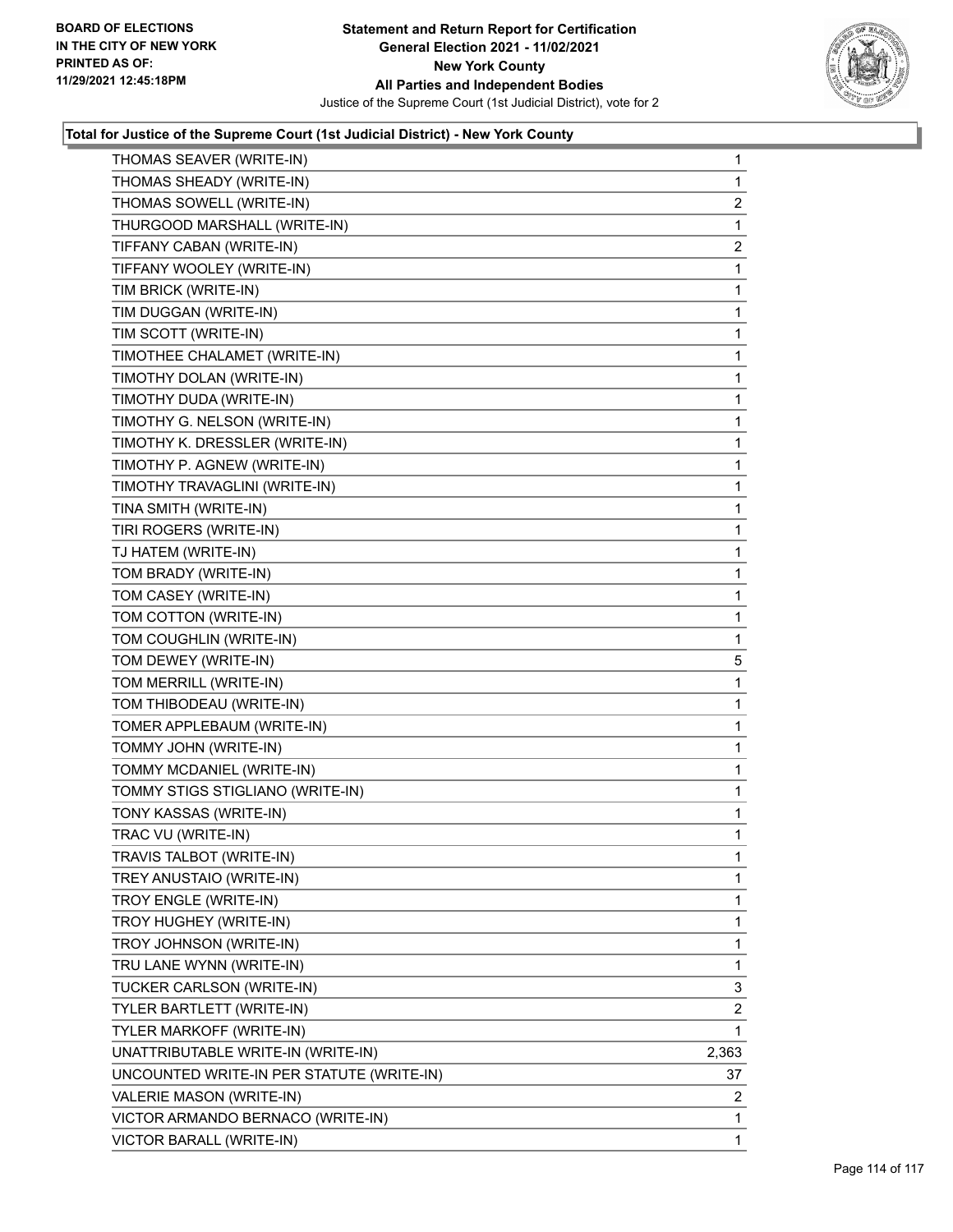**Total for Justice of the Supreme Court (1st Judicial District) - New York County**

| | |
|---|---|
| THOMAS SEAVER (WRITE-IN) | 1 |
| THOMAS SHEADY (WRITE-IN) | 1 |
| THOMAS SOWELL (WRITE-IN) | 2 |
| THURGOOD MARSHALL (WRITE-IN) | 1 |
| TIFFANY CABAN (WRITE-IN) | 2 |
| TIFFANY WOOLEY (WRITE-IN) | 1 |
| TIM BRICK (WRITE-IN) | 1 |
| TIM DUGGAN (WRITE-IN) | 1 |
| TIM SCOTT (WRITE-IN) | 1 |
| TIMOTHEE CHALAMET (WRITE-IN) | 1 |
| TIMOTHY DOLAN (WRITE-IN) | 1 |
| TIMOTHY DUDA (WRITE-IN) | 1 |
| TIMOTHY G. NELSON (WRITE-IN) | 1 |
| TIMOTHY K. DRESSLER (WRITE-IN) | 1 |
| TIMOTHY P. AGNEW (WRITE-IN) | 1 |
| TIMOTHY TRAVAGLINI (WRITE-IN) | 1 |
| TINA SMITH (WRITE-IN) | 1 |
| TIRI ROGERS (WRITE-IN) | 1 |
| TJ HATEM (WRITE-IN) | 1 |
| TOM BRADY (WRITE-IN) | 1 |
| TOM CASEY (WRITE-IN) | 1 |
| TOM COTTON (WRITE-IN) | 1 |
| TOM COUGHLIN (WRITE-IN) | 1 |
| TOM DEWEY (WRITE-IN) | 5 |
| TOM MERRILL (WRITE-IN) | 1 |
| TOM THIBODEAU (WRITE-IN) | 1 |
| TOMER APPLEBAUM (WRITE-IN) | 1 |
| TOMMY JOHN (WRITE-IN) | 1 |
| TOMMY MCDANIEL (WRITE-IN) | 1 |
| TOMMY STIGS STIGLIANO (WRITE-IN) | 1 |
| TONY KASSAS (WRITE-IN) | 1 |
| TRAC VU (WRITE-IN) | 1 |
| TRAVIS TALBOT (WRITE-IN) | 1 |
| TREY ANUSTAIO (WRITE-IN) | 1 |
| TROY ENGLE (WRITE-IN) | 1 |
| TROY HUGHEY (WRITE-IN) | 1 |
| TROY JOHNSON (WRITE-IN) | 1 |
| TRU LANE WYNN (WRITE-IN) | 1 |
| TUCKER CARLSON (WRITE-IN) | 3 |
| TYLER BARTLETT (WRITE-IN) | 2 |
| TYLER MARKOFF (WRITE-IN) | 1 |
| UNATTRIBUTABLE WRITE-IN (WRITE-IN) | 2,363 |
| UNCOUNTED WRITE-IN PER STATUTE (WRITE-IN) | 37 |
| VALERIE MASON (WRITE-IN) | 2 |
| VICTOR ARMANDO BERNACO (WRITE-IN) | 1 |
| VICTOR BARALL (WRITE-IN) | 1 |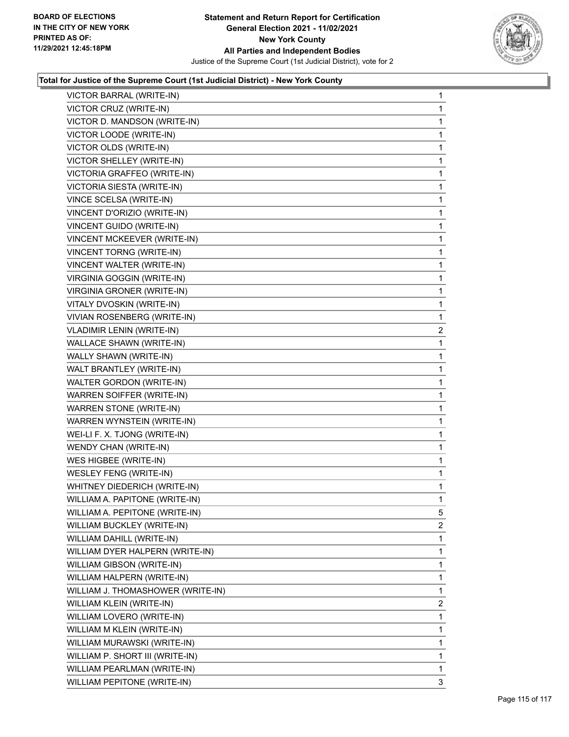### Total for Justice of the Supreme Court (1st Judicial District) - New York County

| Candidate | Votes |
|---|---|
| VICTOR BARRAL (WRITE-IN) | 1 |
| VICTOR CRUZ (WRITE-IN) | 1 |
| VICTOR D. MANDSON (WRITE-IN) | 1 |
| VICTOR LOODE (WRITE-IN) | 1 |
| VICTOR OLDS (WRITE-IN) | 1 |
| VICTOR SHELLEY (WRITE-IN) | 1 |
| VICTORIA GRAFFEO (WRITE-IN) | 1 |
| VICTORIA SIESTA (WRITE-IN) | 1 |
| VINCE SCELSA (WRITE-IN) | 1 |
| VINCENT D'ORIZIO (WRITE-IN) | 1 |
| VINCENT GUIDO (WRITE-IN) | 1 |
| VINCENT MCKEEVER (WRITE-IN) | 1 |
| VINCENT TORNG (WRITE-IN) | 1 |
| VINCENT WALTER (WRITE-IN) | 1 |
| VIRGINIA GOGGIN (WRITE-IN) | 1 |
| VIRGINIA GRONER (WRITE-IN) | 1 |
| VITALY DVOSKIN (WRITE-IN) | 1 |
| VIVIAN ROSENBERG (WRITE-IN) | 1 |
| VLADIMIR LENIN (WRITE-IN) | 2 |
| WALLACE SHAWN (WRITE-IN) | 1 |
| WALLY SHAWN (WRITE-IN) | 1 |
| WALT BRANTLEY (WRITE-IN) | 1 |
| WALTER GORDON (WRITE-IN) | 1 |
| WARREN SOIFFER (WRITE-IN) | 1 |
| WARREN STONE (WRITE-IN) | 1 |
| WARREN WYNSTEIN (WRITE-IN) | 1 |
| WEI-LI F. X. TJONG (WRITE-IN) | 1 |
| WENDY CHAN (WRITE-IN) | 1 |
| WES HIGBEE (WRITE-IN) | 1 |
| WESLEY FENG (WRITE-IN) | 1 |
| WHITNEY DIEDERICH (WRITE-IN) | 1 |
| WILLIAM A. PAPITONE (WRITE-IN) | 1 |
| WILLIAM A. PEPITONE (WRITE-IN) | 5 |
| WILLIAM BUCKLEY (WRITE-IN) | 2 |
| WILLIAM DAHILL (WRITE-IN) | 1 |
| WILLIAM DYER HALPERN (WRITE-IN) | 1 |
| WILLIAM GIBSON (WRITE-IN) | 1 |
| WILLIAM HALPERN (WRITE-IN) | 1 |
| WILLIAM J. THOMASHOWER (WRITE-IN) | 1 |
| WILLIAM KLEIN (WRITE-IN) | 2 |
| WILLIAM LOVERO (WRITE-IN) | 1 |
| WILLIAM M KLEIN (WRITE-IN) | 1 |
| WILLIAM MURAWSKI (WRITE-IN) | 1 |
| WILLIAM P. SHORT III (WRITE-IN) | 1 |
| WILLIAM PEARLMAN (WRITE-IN) | 1 |
| WILLIAM PEPITONE (WRITE-IN) | 3 |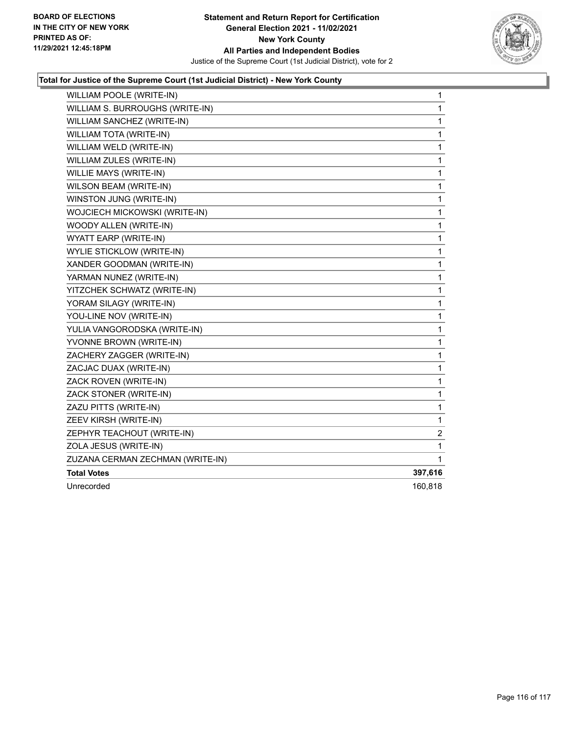**Total for Justice of the Supreme Court (1st Judicial District) - New York County**

| | |
|---|---|
| WILLIAM POOLE (WRITE-IN) | 1 |
| WILLIAM S. BURROUGHS (WRITE-IN) | 1 |
| WILLIAM SANCHEZ (WRITE-IN) | 1 |
| WILLIAM TOTA (WRITE-IN) | 1 |
| WILLIAM WELD (WRITE-IN) | 1 |
| WILLIAM ZULES (WRITE-IN) | 1 |
| WILLIE MAYS (WRITE-IN) | 1 |
| WILSON BEAM (WRITE-IN) | 1 |
| WINSTON JUNG (WRITE-IN) | 1 |
| WOJCIECH MICKOWSKI (WRITE-IN) | 1 |
| WOODY ALLEN (WRITE-IN) | 1 |
| WYATT EARP (WRITE-IN) | 1 |
| WYLIE STICKLOW (WRITE-IN) | 1 |
| XANDER GOODMAN (WRITE-IN) | 1 |
| YARMAN NUNEZ (WRITE-IN) | 1 |
| YITZCHEK SCHWATZ (WRITE-IN) | 1 |
| YORAM SILAGY (WRITE-IN) | 1 |
| YOU-LINE NOV (WRITE-IN) | 1 |
| YULIA VANGORODSKA (WRITE-IN) | 1 |
| YVONNE BROWN (WRITE-IN) | 1 |
| ZACHERY ZAGGER (WRITE-IN) | 1 |
| ZACJAC DUAX (WRITE-IN) | 1 |
| ZACK ROVEN (WRITE-IN) | 1 |
| ZACK STONER (WRITE-IN) | 1 |
| ZAZU PITTS (WRITE-IN) | 1 |
| ZEEV KIRSH (WRITE-IN) | 1 |
| ZEPHYR TEACHOUT (WRITE-IN) | 2 |
| ZOLA JESUS (WRITE-IN) | 1 |
| ZUZANA CERMAN ZECHMAN (WRITE-IN) | 1 |
| **Total Votes** | **397,616** |
| Unrecorded | 160,818 |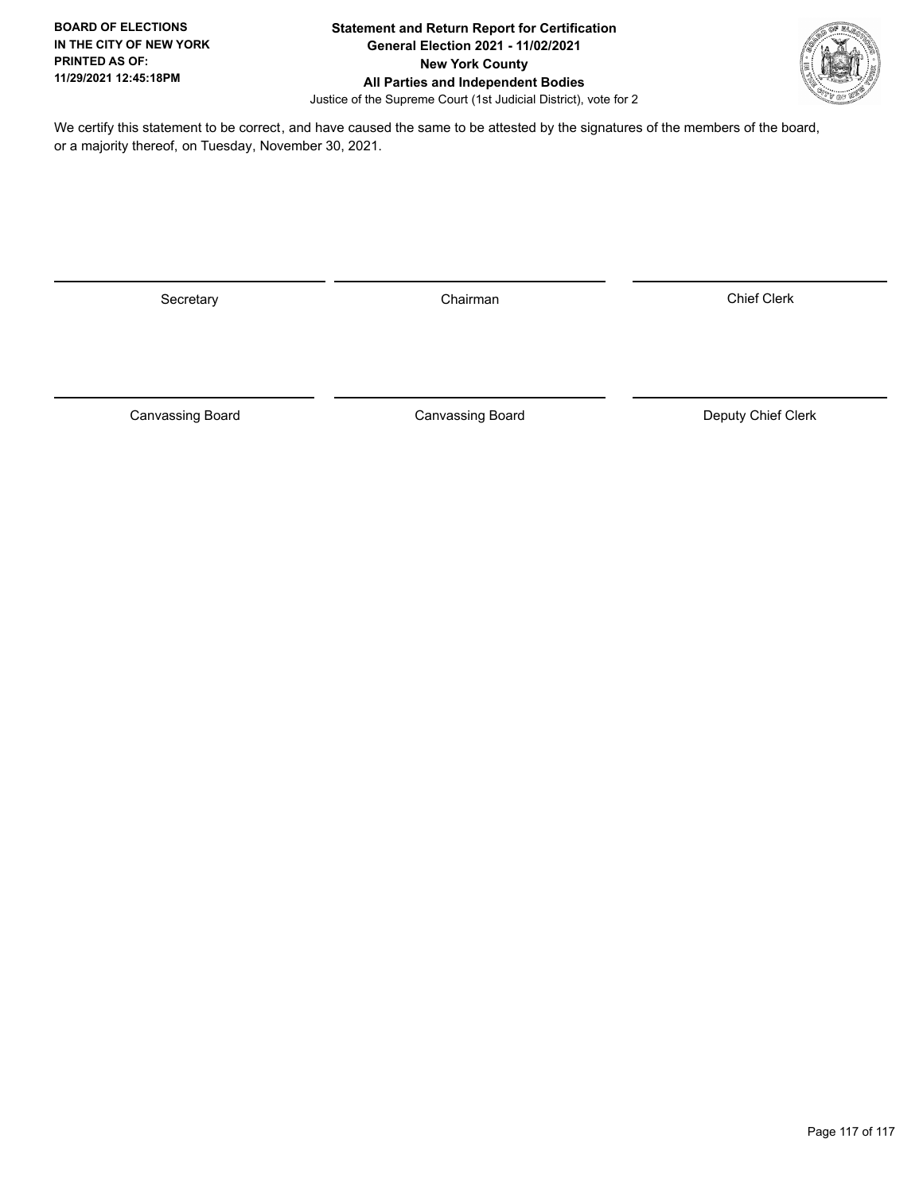**BOARD OF ELECTIONS IN THE CITY OF NEW YORK PRINTED AS OF: 11/29/2021 12:45:18PM**

**Statement and Return Report for Certification**
**General Election 2021 - 11/02/2021**
**New York County**
**All Parties and Independent Bodies**
Justice of the Supreme Court (1st Judicial District), vote for 2

We certify this statement to be correct, and have caused the same to be attested by the signatures of the members of the board, or a majority thereof, on Tuesday, November 30, 2021.

| | | |
|---|---|---|
| Secretary | Chairman | Chief Clerk |
| Canvassing Board | Canvassing Board | Deputy Chief Clerk |